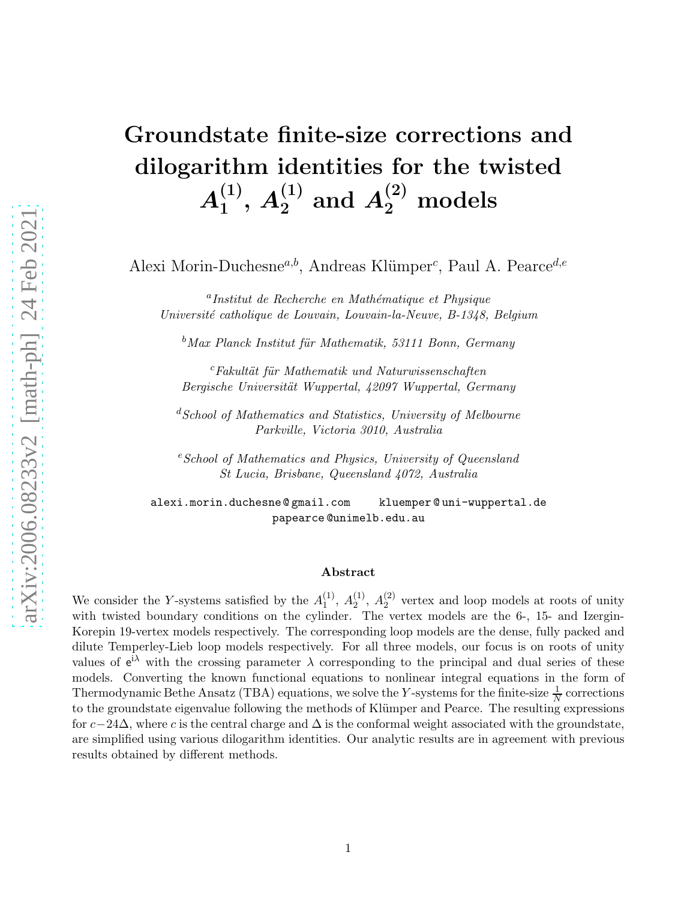# Groundstate finite-size corrections and dilogarithm identities for the twisted $A_1^{(1)}$, $A_2^{(1)}$ and $A_2^{(2)}$ models

Alexi Morin-Duchesne[a,b], Andreas Klümper[c], Paul A. Pearce[d,e]

[a] *Institut de Recherche en Mathématique et Physique Université catholique de Louvain, Louvain-la-Neuve, B-1348, Belgium*

[b] *Max Planck Institut für Mathematik, 53111 Bonn, Germany*

[c] *Fakultät für Mathematik und Naturwissenschaften Bergische Universität Wuppertal, 42097 Wuppertal, Germany*

[d] *School of Mathematics and Statistics, University of Melbourne Parkville, Victoria 3010, Australia*

[e] *School of Mathematics and Physics, University of Queensland St Lucia, Brisbane, Queensland 4072, Australia*

alexi.morin.duchesne@gmail.com    kluemper@uni-wuppertal.de
papearce@unimelb.edu.au

### Abstract

We consider the $Y$-systems satisfied by the $A_1^{(1)}$, $A_2^{(1)}$, $A_2^{(2)}$ vertex and loop models at roots of unity with twisted boundary conditions on the cylinder. The vertex models are the 6-, 15- and Izergin-Korepin 19-vertex models respectively. The corresponding loop models are the dense, fully packed and dilute Temperley-Lieb loop models respectively. For all three models, our focus is on roots of unity values of $\mathrm{e}^{\mathrm{i}\lambda}$ with the crossing parameter $\lambda$ corresponding to the principal and dual series of these models. Converting the known functional equations to nonlinear integral equations in the form of Thermodynamic Bethe Ansatz (TBA) equations, we solve the $Y$-systems for the finite-size $\frac{1}{N}$ corrections to the groundstate eigenvalue following the methods of Klümper and Pearce. The resulting expressions for $c-24\Delta$, where $c$ is the central charge and $\Delta$ is the conformal weight associated with the groundstate, are simplified using various dilogarithm identities. Our analytic results are in agreement with previous results obtained by different methods.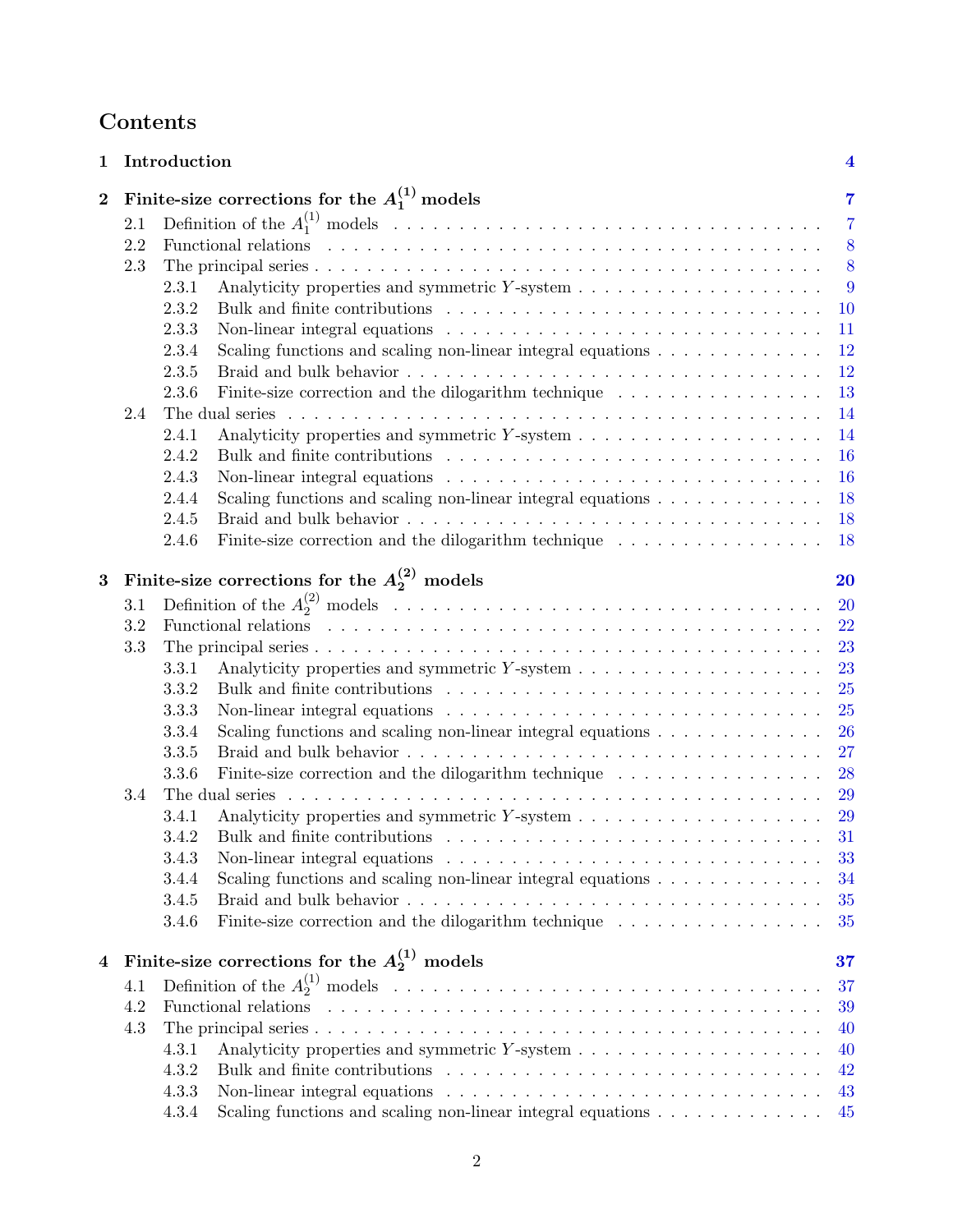# Contents

**1 Introduction** **4**

**2 Finite-size corrections for the $A_1^{(1)}$ models** **7**

- 2.1 Definition of the $A_1^{(1)}$ models . . . 7
- 2.2 Functional relations . . . 8
- 2.3 The principal series . . . 8
  - 2.3.1 Analyticity properties and symmetric $Y$-system . . . 9
  - 2.3.2 Bulk and finite contributions . . . 10
  - 2.3.3 Non-linear integral equations . . . 11
  - 2.3.4 Scaling functions and scaling non-linear integral equations . . . 12
  - 2.3.5 Braid and bulk behavior . . . 12
  - 2.3.6 Finite-size correction and the dilogarithm technique . . . 13
- 2.4 The dual series . . . 14
  - 2.4.1 Analyticity properties and symmetric $Y$-system . . . 14
  - 2.4.2 Bulk and finite contributions . . . 16
  - 2.4.3 Non-linear integral equations . . . 16
  - 2.4.4 Scaling functions and scaling non-linear integral equations . . . 18
  - 2.4.5 Braid and bulk behavior . . . 18
  - 2.4.6 Finite-size correction and the dilogarithm technique . . . 18

**3 Finite-size corrections for the $A_2^{(2)}$ models** **20**

- 3.1 Definition of the $A_2^{(2)}$ models . . . 20
- 3.2 Functional relations . . . 22
- 3.3 The principal series . . . 23
  - 3.3.1 Analyticity properties and symmetric $Y$-system . . . 23
  - 3.3.2 Bulk and finite contributions . . . 25
  - 3.3.3 Non-linear integral equations . . . 25
  - 3.3.4 Scaling functions and scaling non-linear integral equations . . . 26
  - 3.3.5 Braid and bulk behavior . . . 27
  - 3.3.6 Finite-size correction and the dilogarithm technique . . . 28
- 3.4 The dual series . . . 29
  - 3.4.1 Analyticity properties and symmetric $Y$-system . . . 29
  - 3.4.2 Bulk and finite contributions . . . 31
  - 3.4.3 Non-linear integral equations . . . 33
  - 3.4.4 Scaling functions and scaling non-linear integral equations . . . 34
  - 3.4.5 Braid and bulk behavior . . . 35
  - 3.4.6 Finite-size correction and the dilogarithm technique . . . 35

**4 Finite-size corrections for the $A_2^{(1)}$ models** **37**

- 4.1 Definition of the $A_2^{(1)}$ models . . . 37
- 4.2 Functional relations . . . 39
- 4.3 The principal series . . . 40
  - 4.3.1 Analyticity properties and symmetric $Y$-system . . . 40
  - 4.3.2 Bulk and finite contributions . . . 42
  - 4.3.3 Non-linear integral equations . . . 43
  - 4.3.4 Scaling functions and scaling non-linear integral equations . . . 45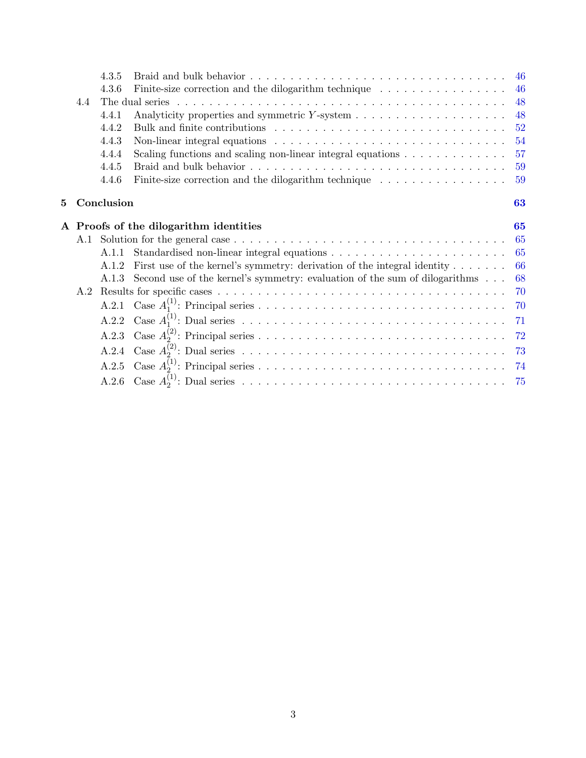- 4.3.5 Braid and bulk behavior . . . 46
- 4.3.6 Finite-size correction and the dilogarithm technique . . . 46
- 4.4 The dual series . . . 48
  - 4.4.1 Analyticity properties and symmetric $Y$-system . . . 48
  - 4.4.2 Bulk and finite contributions . . . 52
  - 4.4.3 Non-linear integral equations . . . 54
  - 4.4.4 Scaling functions and scaling non-linear integral equations . . . 57
  - 4.4.5 Braid and bulk behavior . . . 59
  - 4.4.6 Finite-size correction and the dilogarithm technique . . . 59

**5 Conclusion** **63**

**A Proofs of the dilogarithm identities** **65**

- A.1 Solution for the general case . . . 65
  - A.1.1 Standardised non-linear integral equations . . . 65
  - A.1.2 First use of the kernel's symmetry: derivation of the integral identity . . . 66
  - A.1.3 Second use of the kernel's symmetry: evaluation of the sum of dilogarithms . . . 68
- A.2 Results for specific cases . . . 70
  - A.2.1 Case $A_1^{(1)}$: Principal series . . . 70
  - A.2.2 Case $A_1^{(1)}$: Dual series . . . 71
  - A.2.3 Case $A_2^{(2)}$: Principal series . . . 72
  - A.2.4 Case $A_2^{(2)}$: Dual series . . . 73
  - A.2.5 Case $A_2^{(1)}$: Principal series . . . 74
  - A.2.6 Case $A_2^{(1)}$: Dual series . . . 75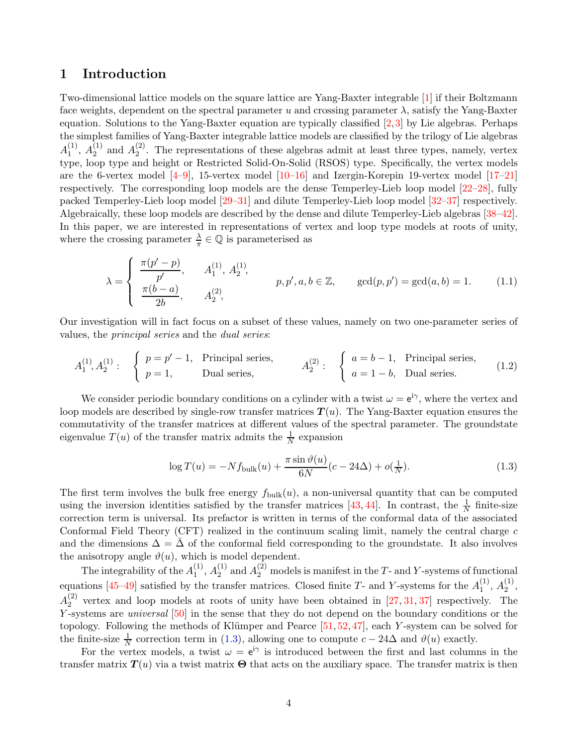# 1 Introduction

Two-dimensional lattice models on the square lattice are Yang-Baxter integrable [1] if their Boltzmann face weights, dependent on the spectral parameter $u$ and crossing parameter $\lambda$, satisfy the Yang-Baxter equation. Solutions to the Yang-Baxter equation are typically classified [2,3] by Lie algebras. Perhaps the simplest families of Yang-Baxter integrable lattice models are classified by the trilogy of Lie algebras $A_1^{(1)}$, $A_2^{(1)}$ and $A_2^{(2)}$. The representations of these algebras admit at least three types, namely, vertex type, loop type and height or Restricted Solid-On-Solid (RSOS) type. Specifically, the vertex models are the 6-vertex model [4–9], 15-vertex model [10–16] and Izergin-Korepin 19-vertex model [17–21] respectively. The corresponding loop models are the dense Temperley-Lieb loop model [22–28], fully packed Temperley-Lieb loop model [29–31] and dilute Temperley-Lieb loop model [32–37] respectively. Algebraically, these loop models are described by the dense and dilute Temperley-Lieb algebras [38–42]. In this paper, we are interested in representations of vertex and loop type models at roots of unity, where the crossing parameter $\frac{\lambda}{\pi} \in \mathbb{Q}$ is parameterised as

$$\lambda = \begin{cases} \dfrac{\pi(p'-p)}{p'}, & A_1^{(1)},\ A_2^{(1)}, \\[2mm] \dfrac{\pi(b-a)}{2b}, & A_2^{(2)}, \end{cases} \qquad p,p',a,b \in \mathbb{Z}, \qquad \gcd(p,p') = \gcd(a,b) = 1. \tag{1.1}$$

Our investigation will in fact focus on a subset of these values, namely on two one-parameter series of values, the *principal series* and the *dual series*:

$$A_1^{(1)}, A_2^{(1)}: \quad \begin{cases} p = p'-1, & \text{Principal series,} \\ p = 1, & \text{Dual series,} \end{cases} \qquad A_2^{(2)}: \quad \begin{cases} a = b-1, & \text{Principal series,} \\ a = 1-b, & \text{Dual series.} \end{cases} \tag{1.2}$$

We consider periodic boundary conditions on a cylinder with a twist $\omega = \mathsf{e}^{\mathsf{i}\gamma}$, where the vertex and loop models are described by single-row transfer matrices $\boldsymbol{T}(u)$. The Yang-Baxter equation ensures the commutativity of the transfer matrices at different values of the spectral parameter. The groundstate eigenvalue $T(u)$ of the transfer matrix admits the $\frac{1}{N}$ expansion

$$\log T(u) = -N f_{\text{bulk}}(u) + \frac{\pi \sin \vartheta(u)}{6N}(c - 24\Delta) + o(\tfrac{1}{N}). \tag{1.3}$$

The first term involves the bulk free energy $f_{\text{bulk}}(u)$, a non-universal quantity that can be computed using the inversion identities satisfied by the transfer matrices [43, 44]. In contrast, the $\frac{1}{N}$ finite-size correction term is universal. Its prefactor is written in terms of the conformal data of the associated Conformal Field Theory (CFT) realized in the continuum scaling limit, namely the central charge $c$ and the dimensions $\Delta = \bar{\Delta}$ of the conformal field corresponding to the groundstate. It also involves the anisotropy angle $\vartheta(u)$, which is model dependent.

The integrability of the $A_1^{(1)}$, $A_2^{(1)}$ and $A_2^{(2)}$ models is manifest in the $T$- and $Y$-systems of functional equations [45–49] satisfied by the transfer matrices. Closed finite $T$- and $Y$-systems for the $A_1^{(1)}$, $A_2^{(1)}$, $A_2^{(2)}$ vertex and loop models at roots of unity have been obtained in [27, 31, 37] respectively. The $Y$-systems are *universal* [50] in the sense that they do not depend on the boundary conditions or the topology. Following the methods of Klümper and Pearce [51, 52, 47], each $Y$-system can be solved for the finite-size $\frac{1}{N}$ correction term in (1.3), allowing one to compute $c - 24\Delta$ and $\vartheta(u)$ exactly.

For the vertex models, a twist $\omega = \mathsf{e}^{\mathsf{i}\gamma}$ is introduced between the first and last columns in the transfer matrix $\boldsymbol{T}(u)$ via a twist matrix $\boldsymbol{\Theta}$ that acts on the auxiliary space. The transfer matrix is then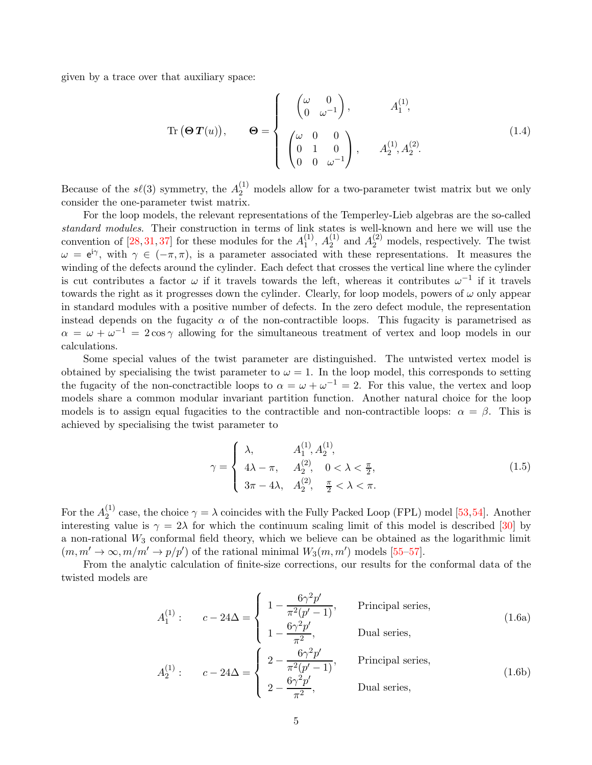given by a trace over that auxiliary space:

$$
\mathrm{Tr}\big(\boldsymbol{\Theta}\,\boldsymbol{T}(u)\big), \qquad \boldsymbol{\Theta} = \begin{cases} \begin{pmatrix} \omega & 0 \\ 0 & \omega^{-1} \end{pmatrix}, & A_1^{(1)}, \\[2ex] \begin{pmatrix} \omega & 0 & 0 \\ 0 & 1 & 0 \\ 0 & 0 & \omega^{-1} \end{pmatrix}, & A_2^{(1)}, A_2^{(2)}. \end{cases} \tag{1.4}
$$

Because of the $s\ell(3)$ symmetry, the $A_2^{(1)}$ models allow for a two-parameter twist matrix but we only consider the one-parameter twist matrix.

For the loop models, the relevant representations of the Temperley-Lieb algebras are the so-called *standard modules*. Their construction in terms of link states is well-known and here we will use the convention of [28,31,37] for these modules for the $A_1^{(1)}$, $A_2^{(1)}$ and $A_2^{(2)}$ models, respectively. The twist $\omega = \mathrm{e}^{\mathrm{i}\gamma}$, with $\gamma \in (-\pi, \pi)$, is a parameter associated with these representations. It measures the winding of the defects around the cylinder. Each defect that crosses the vertical line where the cylinder is cut contributes a factor $\omega$ if it travels towards the left, whereas it contributes $\omega^{-1}$ if it travels towards the right as it progresses down the cylinder. Clearly, for loop models, powers of $\omega$ only appear in standard modules with a positive number of defects. In the zero defect module, the representation instead depends on the fugacity $\alpha$ of the non-contractible loops. This fugacity is parametrised as $\alpha = \omega + \omega^{-1} = 2\cos\gamma$ allowing for the simultaneous treatment of vertex and loop models in our calculations.

Some special values of the twist parameter are distinguished. The untwisted vertex model is obtained by specialising the twist parameter to $\omega = 1$. In the loop model, this corresponds to setting the fugacity of the non-conctractible loops to $\alpha = \omega + \omega^{-1} = 2$. For this value, the vertex and loop models share a common modular invariant partition function. Another natural choice for the loop models is to assign equal fugacities to the contractible and non-contractible loops: $\alpha = \beta$. This is achieved by specialising the twist parameter to

$$
\gamma = \begin{cases} \lambda, & A_1^{(1)}, A_2^{(1)}, \\ 4\lambda - \pi, & A_2^{(2)}, \quad 0 < \lambda < \frac{\pi}{2}, \\ 3\pi - 4\lambda, & A_2^{(2)}, \quad \frac{\pi}{2} < \lambda < \pi. \end{cases} \tag{1.5}
$$

For the $A_2^{(1)}$ case, the choice $\gamma = \lambda$ coincides with the Fully Packed Loop (FPL) model [53,54]. Another interesting value is $\gamma = 2\lambda$ for which the continuum scaling limit of this model is described [30] by a non-rational $W_3$ conformal field theory, which we believe can be obtained as the logarithmic limit $(m, m' \to \infty, m/m' \to p/p')$ of the rational minimal $W_3(m, m')$ models [55–57].

From the analytic calculation of finite-size corrections, our results for the conformal data of the twisted models are

$$
A_1^{(1)}: \qquad c - 24\Delta = \begin{cases} 1 - \dfrac{6\gamma^2 p'}{\pi^2(p'-1)}, & \text{Principal series,} \\[2ex] 1 - \dfrac{6\gamma^2 p'}{\pi^2}, & \text{Dual series,} \end{cases} \tag{1.6a}
$$

$$
A_2^{(1)}: \qquad c - 24\Delta = \begin{cases} 2 - \dfrac{6\gamma^2 p'}{\pi^2(p'-1)}, & \text{Principal series,} \\[2ex] 2 - \dfrac{6\gamma^2 p'}{\pi^2}, & \text{Dual series,} \end{cases} \tag{1.6b}
$$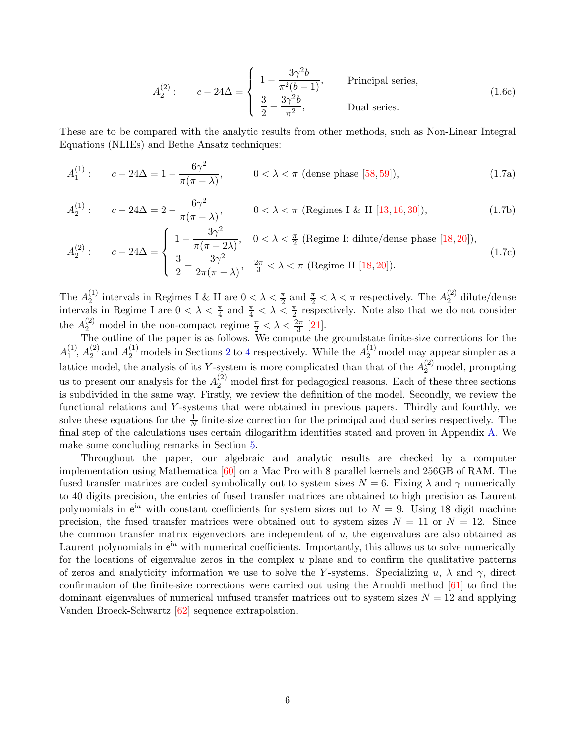$$
A_2^{(2)}: \qquad c - 24\Delta = \begin{cases} 1 - \dfrac{3\gamma^2 b}{\pi^2(b-1)}, & \text{Principal series,} \\[2mm] \dfrac{3}{2} - \dfrac{3\gamma^2 b}{\pi^2}, & \text{Dual series.} \end{cases} \tag{1.6c}
$$

These are to be compared with the analytic results from other methods, such as Non-Linear Integral Equations (NLIEs) and Bethe Ansatz techniques:

$$
A_1^{(1)}: \qquad c - 24\Delta = 1 - \frac{6\gamma^2}{\pi(\pi-\lambda)}, \qquad 0<\lambda<\pi \text{ (dense phase [58,59])}, \tag{1.7a}
$$

$$
A_2^{(1)}: \qquad c - 24\Delta = 2 - \frac{6\gamma^2}{\pi(\pi-\lambda)}, \qquad 0<\lambda<\pi \text{ (Regimes I \& II [13,16,30])}, \tag{1.7b}
$$

$$
A_2^{(2)}: \qquad c - 24\Delta = \begin{cases} 1 - \dfrac{3\gamma^2}{\pi(\pi-2\lambda)}, & 0<\lambda<\frac{\pi}{2} \text{ (Regime I: dilute/dense phase [18,20])}, \\[2mm] \dfrac{3}{2} - \dfrac{3\gamma^2}{2\pi(\pi-\lambda)}, & \frac{2\pi}{3}<\lambda<\pi \text{ (Regime II [18,20])}. \end{cases} \tag{1.7c}
$$

The $A_2^{(1)}$ intervals in Regimes I & II are $0<\lambda<\frac{\pi}{2}$ and $\frac{\pi}{2}<\lambda<\pi$ respectively. The $A_2^{(2)}$ dilute/dense intervals in Regime I are $0<\lambda<\frac{\pi}{4}$ and $\frac{\pi}{4}<\lambda<\frac{\pi}{2}$ respectively. Note also that we do not consider the $A_2^{(2)}$ model in the non-compact regime $\frac{\pi}{2}<\lambda<\frac{2\pi}{3}$ [21].

The outline of the paper is as follows. We compute the groundstate finite-size corrections for the $A_1^{(1)}$, $A_2^{(2)}$ and $A_2^{(1)}$ models in Sections 2 to 4 respectively. While the $A_2^{(1)}$ model may appear simpler as a lattice model, the analysis of its $Y$-system is more complicated than that of the $A_2^{(2)}$ model, prompting us to present our analysis for the $A_2^{(2)}$ model first for pedagogical reasons. Each of these three sections is subdivided in the same way. Firstly, we review the definition of the model. Secondly, we review the functional relations and $Y$-systems that were obtained in previous papers. Thirdly and fourthly, we solve these equations for the $\frac{1}{N}$ finite-size correction for the principal and dual series respectively. The final step of the calculations uses certain dilogarithm identities stated and proven in Appendix A. We make some concluding remarks in Section 5.

Throughout the paper, our algebraic and analytic results are checked by a computer implementation using Mathematica [60] on a Mac Pro with 8 parallel kernels and 256GB of RAM. The fused transfer matrices are coded symbolically out to system sizes $N=6$. Fixing $\lambda$ and $\gamma$ numerically to 40 digits precision, the entries of fused transfer matrices are obtained to high precision as Laurent polynomials in $e^{iu}$ with constant coefficients for system sizes out to $N=9$. Using 18 digit machine precision, the fused transfer matrices were obtained out to system sizes $N=11$ or $N=12$. Since the common transfer matrix eigenvectors are independent of $u$, the eigenvalues are also obtained as Laurent polynomials in $e^{iu}$ with numerical coefficients. Importantly, this allows us to solve numerically for the locations of eigenvalue zeros in the complex $u$ plane and to confirm the qualitative patterns of zeros and analyticity information we use to solve the $Y$-systems. Specializing $u$, $\lambda$ and $\gamma$, direct confirmation of the finite-size corrections were carried out using the Arnoldi method [61] to find the dominant eigenvalues of numerical unfused transfer matrices out to system sizes $N=12$ and applying Vanden Broeck-Schwartz [62] sequence extrapolation.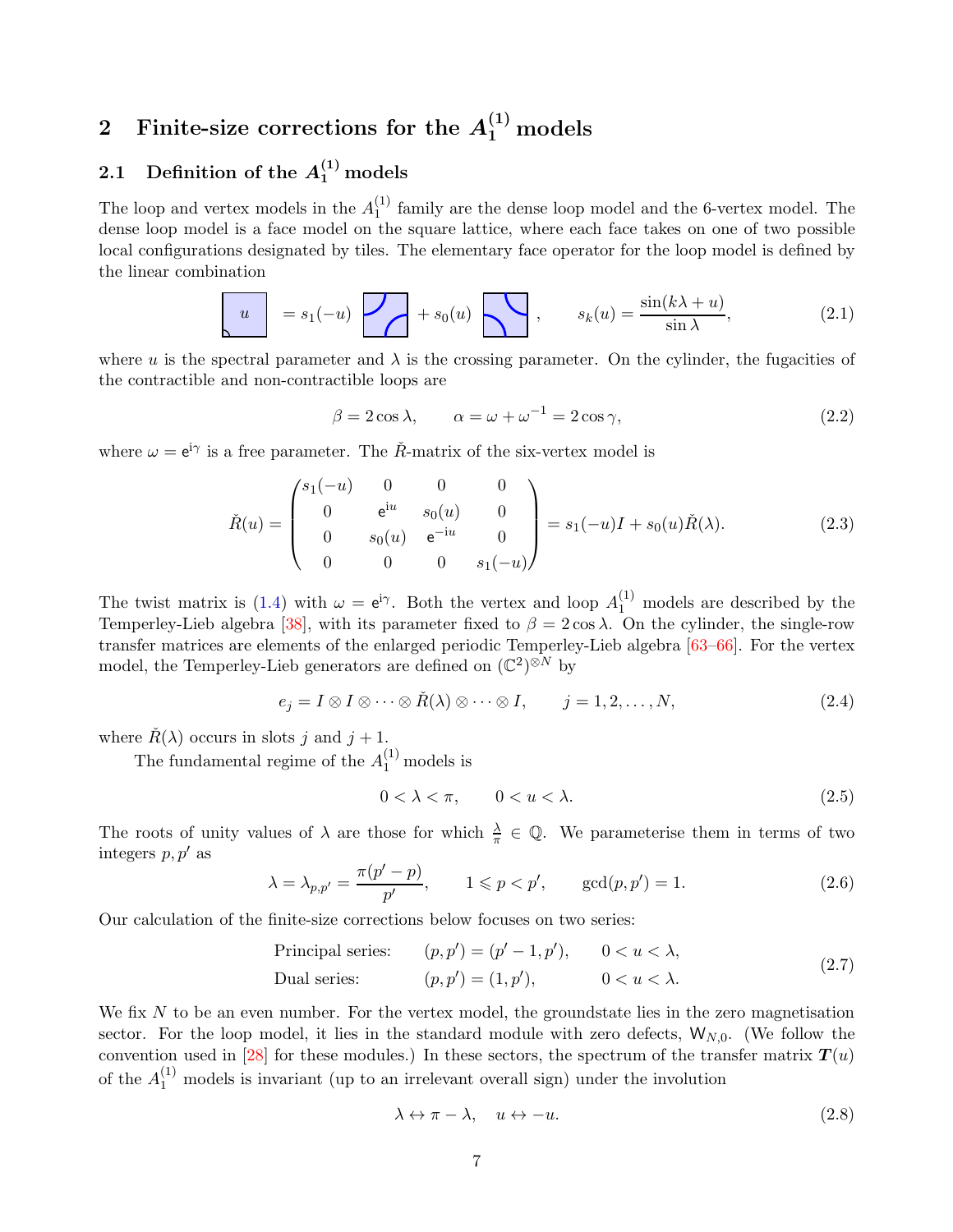## 2 Finite-size corrections for the $A_1^{(1)}$ models

### 2.1 Definition of the $A_1^{(1)}$ models

The loop and vertex models in the $A_1^{(1)}$ family are the dense loop model and the 6-vertex model. The dense loop model is a face model on the square lattice, where each face takes on one of two possible local configurations designated by tiles. The elementary face operator for the loop model is defined by the linear combination

$$\boxed{u} = s_1(-u) \; [\text{tile}] + s_0(u) \; [\text{tile}], \qquad s_k(u) = \frac{\sin(k\lambda + u)}{\sin\lambda}, \tag{2.1}$$

where $u$ is the spectral parameter and $\lambda$ is the crossing parameter. On the cylinder, the fugacities of the contractible and non-contractible loops are

$$\beta = 2\cos\lambda, \qquad \alpha = \omega + \omega^{-1} = 2\cos\gamma, \tag{2.2}$$

where $\omega = \mathrm{e}^{\mathrm{i}\gamma}$ is a free parameter. The $\check{R}$-matrix of the six-vertex model is

$$\check{R}(u) = \begin{pmatrix} s_1(-u) & 0 & 0 & 0 \\ 0 & \mathrm{e}^{\mathrm{i}u} & s_0(u) & 0 \\ 0 & s_0(u) & \mathrm{e}^{-\mathrm{i}u} & 0 \\ 0 & 0 & 0 & s_1(-u) \end{pmatrix} = s_1(-u) I + s_0(u)\check{R}(\lambda). \tag{2.3}$$

The twist matrix is (1.4) with $\omega = \mathrm{e}^{\mathrm{i}\gamma}$. Both the vertex and loop $A_1^{(1)}$ models are described by the Temperley-Lieb algebra [38], with its parameter fixed to $\beta = 2\cos\lambda$. On the cylinder, the single-row transfer matrices are elements of the enlarged periodic Temperley-Lieb algebra [63–66]. For the vertex model, the Temperley-Lieb generators are defined on $(\mathbb{C}^2)^{\otimes N}$ by

$$e_j = I \otimes I \otimes \cdots \otimes \check{R}(\lambda) \otimes \cdots \otimes I, \qquad j = 1, 2, \ldots, N, \tag{2.4}$$

where $\check{R}(\lambda)$ occurs in slots $j$ and $j+1$.

The fundamental regime of the $A_1^{(1)}$ models is

$$0 < \lambda < \pi, \qquad 0 < u < \lambda. \tag{2.5}$$

The roots of unity values of $\lambda$ are those for which $\frac{\lambda}{\pi} \in \mathbb{Q}$. We parameterise them in terms of two integers $p, p'$ as

$$\lambda = \lambda_{p,p'} = \frac{\pi(p'-p)}{p'}, \qquad 1 \leqslant p < p', \qquad \gcd(p,p') = 1. \tag{2.6}$$

Our calculation of the finite-size corrections below focuses on two series:

$$\begin{aligned} &\text{Principal series:} \qquad (p,p') = (p'-1,p'), \qquad 0 < u < \lambda, \\ &\text{Dual series:} \qquad (p,p') = (1,p'), \qquad 0 < u < \lambda. \end{aligned} \tag{2.7}$$

We fix $N$ to be an even number. For the vertex model, the groundstate lies in the zero magnetisation sector. For the loop model, it lies in the standard module with zero defects, $\mathsf{W}_{N,0}$. (We follow the convention used in [28] for these modules.) In these sectors, the spectrum of the transfer matrix $\boldsymbol{T}(u)$ of the $A_1^{(1)}$ models is invariant (up to an irrelevant overall sign) under the involution

$$\lambda \leftrightarrow \pi - \lambda, \quad u \leftrightarrow -u. \tag{2.8}$$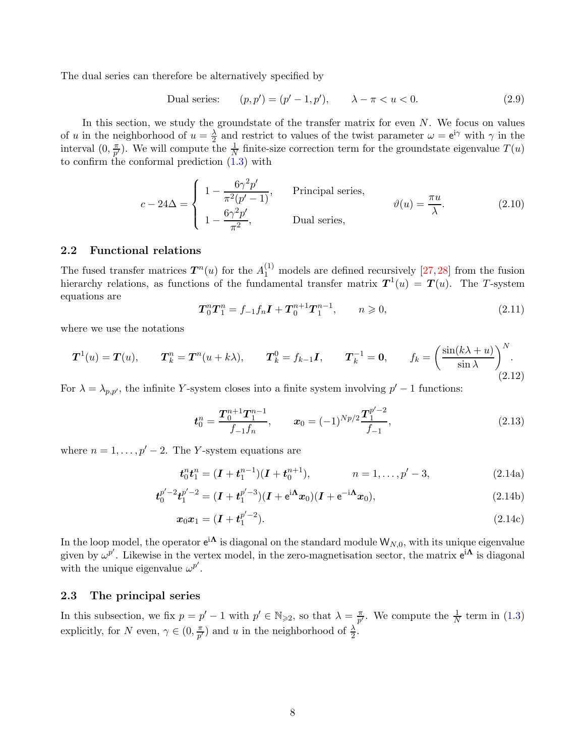The dual series can therefore be alternatively specified by

$$\text{Dual series:} \qquad (p,p') = (p'-1,p'), \qquad \lambda-\pi < u < 0. \tag{2.9}$$

In this section, we study the groundstate of the transfer matrix for even $N$. We focus on values of $u$ in the neighborhood of $u = \frac{\lambda}{2}$ and restrict to values of the twist parameter $\omega = \mathrm{e}^{\mathrm{i}\gamma}$ with $\gamma$ in the interval $(0, \frac{\pi}{p'})$. We will compute the $\frac{1}{N}$ finite-size correction term for the groundstate eigenvalue $T(u)$ to confirm the conformal prediction (1.3) with

$$c - 24\Delta = \left\{ \begin{array}{ll} 1 - \dfrac{6\gamma^2 p'}{\pi^2(p'-1)}, & \text{Principal series,} \\[2ex] 1 - \dfrac{6\gamma^2 p'}{\pi^2}, & \text{Dual series,} \end{array} \right. \qquad \vartheta(u) = \frac{\pi u}{\lambda}. \tag{2.10}$$

## 2.2 Functional relations

The fused transfer matrices $\boldsymbol{T}^n(u)$ for the $A_1^{(1)}$ models are defined recursively [27, 28] from the fusion hierarchy relations, as functions of the fundamental transfer matrix $\boldsymbol{T}^1(u) = \boldsymbol{T}(u)$. The $T$-system equations are

$$\boldsymbol{T}^n_0 \boldsymbol{T}^n_1 = f_{-1} f_n \boldsymbol{I} + \boldsymbol{T}^{n+1}_0 \boldsymbol{T}^{n-1}_1, \qquad n \geqslant 0, \tag{2.11}$$

where we use the notations

$$\boldsymbol{T}^1(u) = \boldsymbol{T}(u), \qquad \boldsymbol{T}^n_k = \boldsymbol{T}^n(u + k\lambda), \qquad \boldsymbol{T}^0_k = f_{k-1}\boldsymbol{I}, \qquad \boldsymbol{T}^{-1}_k = \boldsymbol{0}, \qquad f_k = \left(\frac{\sin(k\lambda + u)}{\sin\lambda}\right)^N. \tag{2.12}$$

For $\lambda = \lambda_{p,p'}$, the infinite $Y$-system closes into a finite system involving $p'-1$ functions:

$$\boldsymbol{t}^n_0 = \frac{\boldsymbol{T}^{n+1}_0 \boldsymbol{T}^{n-1}_1}{f_{-1} f_n}, \qquad \boldsymbol{x}_0 = (-1)^{Np/2} \frac{\boldsymbol{T}^{p'-2}_1}{f_{-1}}, \tag{2.13}$$

where $n = 1, \dots, p'-2$. The $Y$-system equations are

$$\boldsymbol{t}^n_0 \boldsymbol{t}^n_1 = (\boldsymbol{I} + \boldsymbol{t}^{n-1}_1)(\boldsymbol{I} + \boldsymbol{t}^{n+1}_0), \qquad n = 1, \dots, p'-3, \tag{2.14a}$$

$$\boldsymbol{t}^{p'-2}_0 \boldsymbol{t}^{p'-2}_1 = (\boldsymbol{I} + \boldsymbol{t}^{p'-3}_1)(\boldsymbol{I} + \mathrm{e}^{\mathrm{i}\boldsymbol{\Lambda}} \boldsymbol{x}_0)(\boldsymbol{I} + \mathrm{e}^{-\mathrm{i}\boldsymbol{\Lambda}} \boldsymbol{x}_0), \tag{2.14b}$$

$$\boldsymbol{x}_0 \boldsymbol{x}_1 = (\boldsymbol{I} + \boldsymbol{t}^{p'-2}_1). \tag{2.14c}$$

In the loop model, the operator $\mathrm{e}^{\mathrm{i}\boldsymbol{\Lambda}}$ is diagonal on the standard module $\mathsf{W}_{N,0}$, with its unique eigenvalue given by $\omega^{p'}$. Likewise in the vertex model, in the zero-magnetisation sector, the matrix $\mathrm{e}^{\mathrm{i}\boldsymbol{\Lambda}}$ is diagonal with the unique eigenvalue $\omega^{p'}$.

## 2.3 The principal series

In this subsection, we fix $p = p'-1$ with $p' \in \mathbb{N}_{\geqslant 2}$, so that $\lambda = \frac{\pi}{p'}$. We compute the $\frac{1}{N}$ term in (1.3) explicitly, for $N$ even, $\gamma \in (0, \frac{\pi}{p'})$ and $u$ in the neighborhood of $\frac{\lambda}{2}$.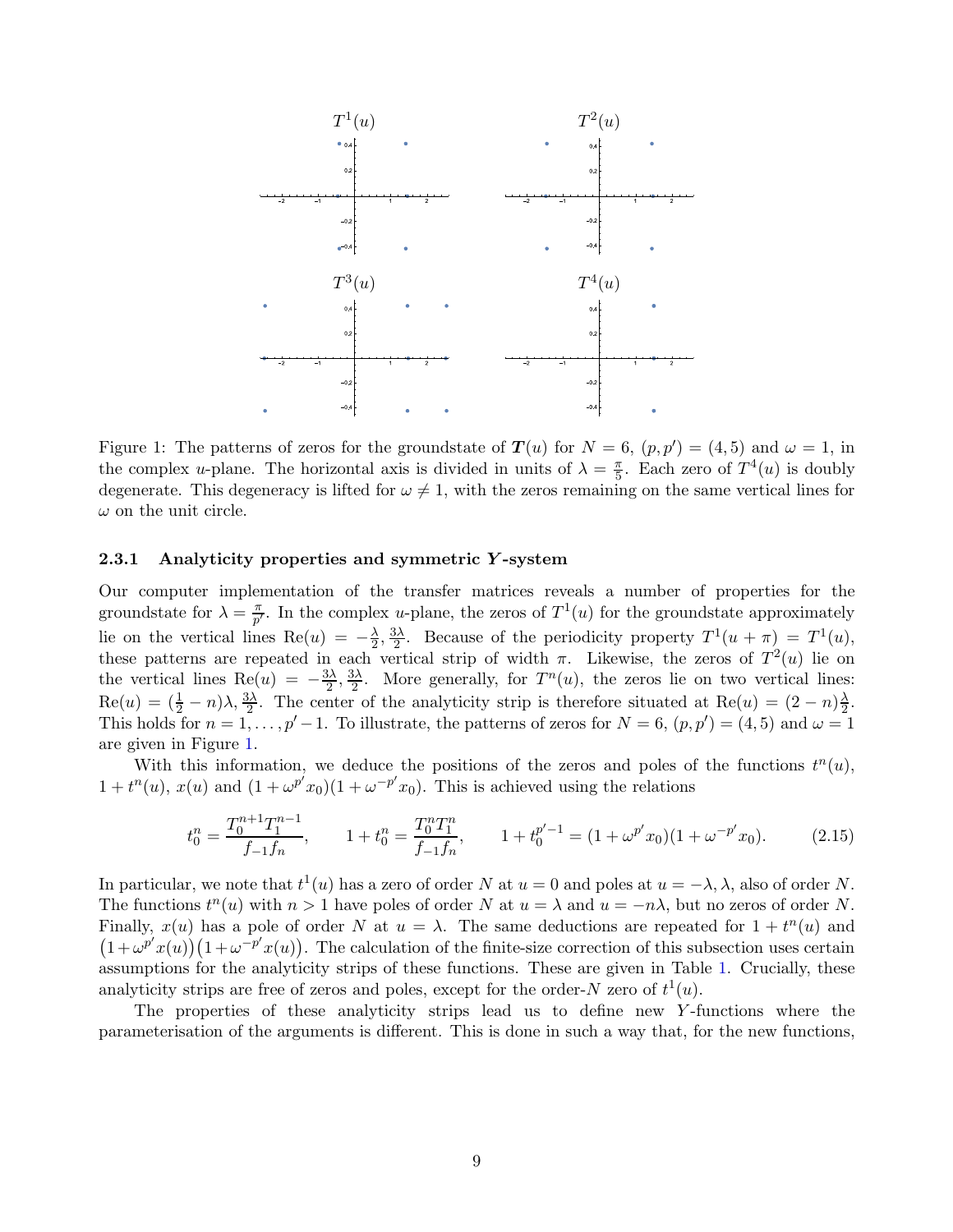Figure 1: The patterns of zeros for the groundstate of $\boldsymbol{T}(u)$ for $N = 6$, $(p,p') = (4,5)$ and $\omega = 1$, in the complex $u$-plane. The horizontal axis is divided in units of $\lambda = \frac{\pi}{5}$. Each zero of $T^4(u)$ is doubly degenerate. This degeneracy is lifted for $\omega \neq 1$, with the zeros remaining on the same vertical lines for $\omega$ on the unit circle.

### 2.3.1 Analyticity properties and symmetric $Y$-system

Our computer implementation of the transfer matrices reveals a number of properties for the groundstate for $\lambda = \frac{\pi}{p'}$. In the complex $u$-plane, the zeros of $T^1(u)$ for the groundstate approximately lie on the vertical lines $\text{Re}(u) = -\frac{\lambda}{2}, \frac{3\lambda}{2}$. Because of the periodicity property $T^1(u+\pi) = T^1(u)$, these patterns are repeated in each vertical strip of width $\pi$. Likewise, the zeros of $T^2(u)$ lie on the vertical lines $\text{Re}(u) = -\frac{3\lambda}{2}, \frac{3\lambda}{2}$. More generally, for $T^n(u)$, the zeros lie on two vertical lines: $\text{Re}(u) = (\frac{1}{2} - n)\lambda, \frac{3\lambda}{2}$. The center of the analyticity strip is therefore situated at $\text{Re}(u) = (2-n)\frac{\lambda}{2}$. This holds for $n = 1, \dots, p'-1$. To illustrate, the patterns of zeros for $N = 6$, $(p,p') = (4,5)$ and $\omega = 1$ are given in Figure 1.

With this information, we deduce the positions of the zeros and poles of the functions $t^n(u)$, $1 + t^n(u)$, $x(u)$ and $(1 + \omega^{p'} x_0)(1 + \omega^{-p'} x_0)$. This is achieved using the relations

$$t^n_0 = \frac{T^{n+1}_0 T^{n-1}_1}{f_{-1} f_n}, \qquad 1 + t^n_0 = \frac{T^n_0 T^n_1}{f_{-1} f_n}, \qquad 1 + t^{p'-1}_0 = (1 + \omega^{p'} x_0)(1 + \omega^{-p'} x_0). \tag{2.15}$$

In particular, we note that $t^1(u)$ has a zero of order $N$ at $u = 0$ and poles at $u = -\lambda, \lambda$, also of order $N$. The functions $t^n(u)$ with $n > 1$ have poles of order $N$ at $u = \lambda$ and $u = -n\lambda$, but no zeros of order $N$. Finally, $x(u)$ has a pole of order $N$ at $u = \lambda$. The same deductions are repeated for $1 + t^n(u)$ and $\big(1 + \omega^{p'} x(u)\big)\big(1 + \omega^{-p'} x(u)\big)$. The calculation of the finite-size correction of this subsection uses certain assumptions for the analyticity strips of these functions. These are given in Table 1. Crucially, these analyticity strips are free of zeros and poles, except for the order-$N$ zero of $t^1(u)$.

The properties of these analyticity strips lead us to define new $Y$-functions where the parameterisation of the arguments is different. This is done in such a way that, for the new functions,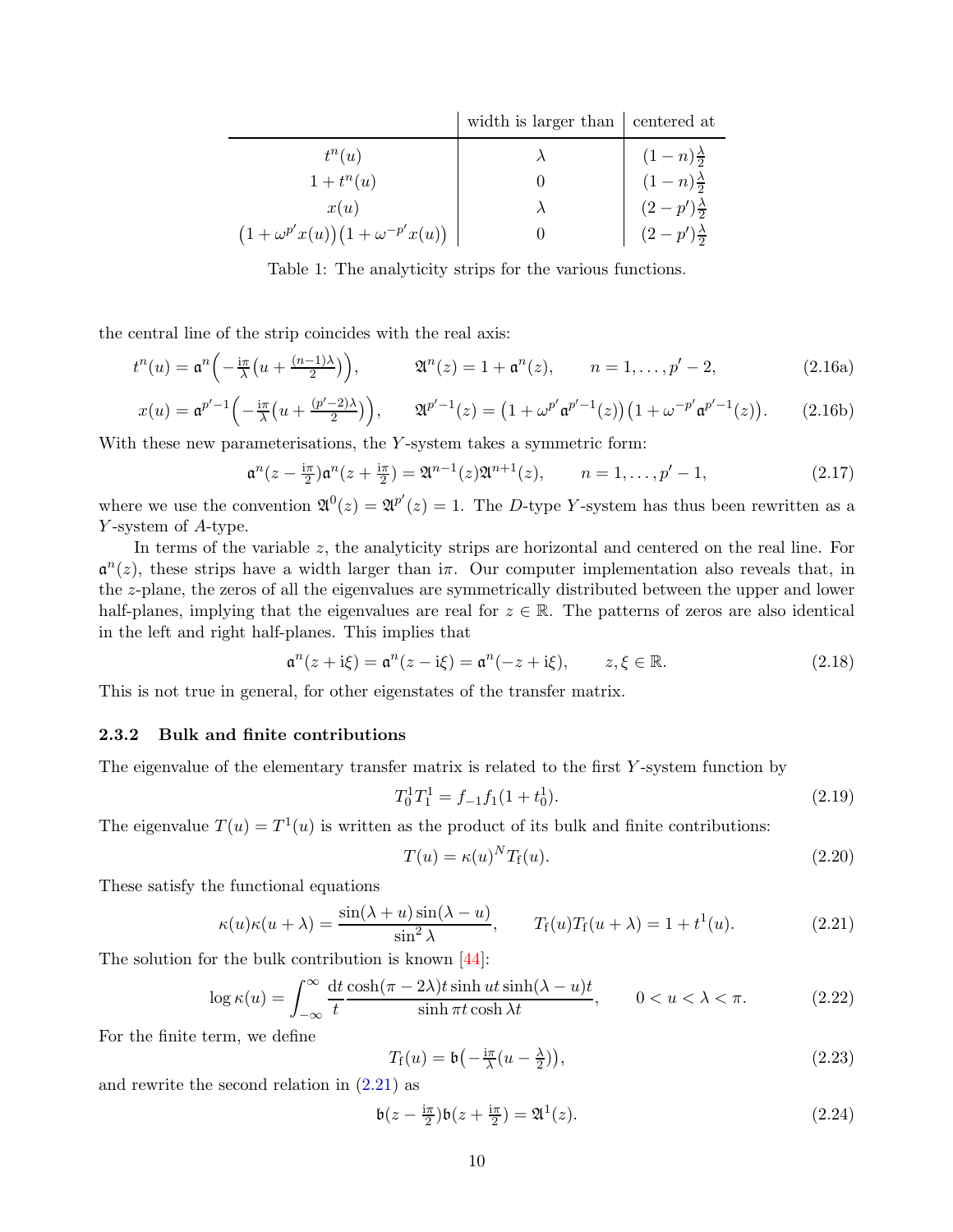| | width is larger than | centered at |
|---|---|---|
| $t^n(u)$ | $\lambda$ | $(1-n)\frac{\lambda}{2}$ |
| $1+t^n(u)$ | $0$ | $(1-n)\frac{\lambda}{2}$ |
| $x(u)$ | $\lambda$ | $(2-p')\frac{\lambda}{2}$ |
| $\big(1+\omega^{p'}x(u)\big)\big(1+\omega^{-p'}x(u)\big)$ | $0$ | $(2-p')\frac{\lambda}{2}$ |

Table 1: The analyticity strips for the various functions.

the central line of the strip coincides with the real axis:

$$t^n(u) = \mathfrak{a}^n\Big(-\tfrac{\mathrm{i}\pi}{\lambda}\big(u+\tfrac{(n-1)\lambda}{2}\big)\Big), \qquad \mathfrak{A}^n(z) = 1+\mathfrak{a}^n(z), \qquad n=1,\dots,p'-2, \tag{2.16a}$$

$$x(u) = \mathfrak{a}^{p'-1}\Big(-\tfrac{\mathrm{i}\pi}{\lambda}\big(u+\tfrac{(p'-2)\lambda}{2}\big)\Big), \qquad \mathfrak{A}^{p'-1}(z) = \big(1+\omega^{p'}\mathfrak{a}^{p'-1}(z)\big)\big(1+\omega^{-p'}\mathfrak{a}^{p'-1}(z)\big). \tag{2.16b}$$

With these new parameterisations, the $Y$-system takes a symmetric form:

$$\mathfrak{a}^n(z-\tfrac{\mathrm{i}\pi}{2})\mathfrak{a}^n(z+\tfrac{\mathrm{i}\pi}{2}) = \mathfrak{A}^{n-1}(z)\mathfrak{A}^{n+1}(z), \qquad n=1,\dots,p'-1, \tag{2.17}$$

where we use the convention $\mathfrak{A}^0(z) = \mathfrak{A}^{p'}(z) = 1$. The $D$-type $Y$-system has thus been rewritten as a $Y$-system of $A$-type.

In terms of the variable $z$, the analyticity strips are horizontal and centered on the real line. For $\mathfrak{a}^n(z)$, these strips have a width larger than $\mathrm{i}\pi$. Our computer implementation also reveals that, in the $z$-plane, the zeros of all the eigenvalues are symmetrically distributed between the upper and lower half-planes, implying that the eigenvalues are real for $z\in\mathbb{R}$. The patterns of zeros are also identical in the left and right half-planes. This implies that

$$\mathfrak{a}^n(z+\mathrm{i}\xi) = \mathfrak{a}^n(z-\mathrm{i}\xi) = \mathfrak{a}^n(-z+\mathrm{i}\xi), \qquad z,\xi\in\mathbb{R}. \tag{2.18}$$

This is not true in general, for other eigenstates of the transfer matrix.

### 2.3.2 Bulk and finite contributions

The eigenvalue of the elementary transfer matrix is related to the first $Y$-system function by

$$T^1_0 T^1_1 = f_{-1}f_1(1+t^1_0). \tag{2.19}$$

The eigenvalue $T(u) = T^1(u)$ is written as the product of its bulk and finite contributions:

$$T(u) = \kappa(u)^N T_{\mathrm{f}}(u). \tag{2.20}$$

These satisfy the functional equations

$$\kappa(u)\kappa(u+\lambda) = \frac{\sin(\lambda+u)\sin(\lambda-u)}{\sin^2\lambda}, \qquad T_{\mathrm{f}}(u)T_{\mathrm{f}}(u+\lambda) = 1+t^1(u). \tag{2.21}$$

The solution for the bulk contribution is known [44]:

$$\log\kappa(u) = \int_{-\infty}^{\infty}\frac{\mathrm{d}t}{t}\frac{\cosh(\pi-2\lambda)t\,\sinh ut\,\sinh(\lambda-u)t}{\sinh\pi t\,\cosh\lambda t}, \qquad 0<u<\lambda<\pi. \tag{2.22}$$

For the finite term, we define

$$T_{\mathrm{f}}(u) = \mathfrak{b}\big(-\tfrac{\mathrm{i}\pi}{\lambda}(u-\tfrac{\lambda}{2})\big), \tag{2.23}$$

and rewrite the second relation in (2.21) as

$$\mathfrak{b}(z-\tfrac{\mathrm{i}\pi}{2})\mathfrak{b}(z+\tfrac{\mathrm{i}\pi}{2}) = \mathfrak{A}^1(z). \tag{2.24}$$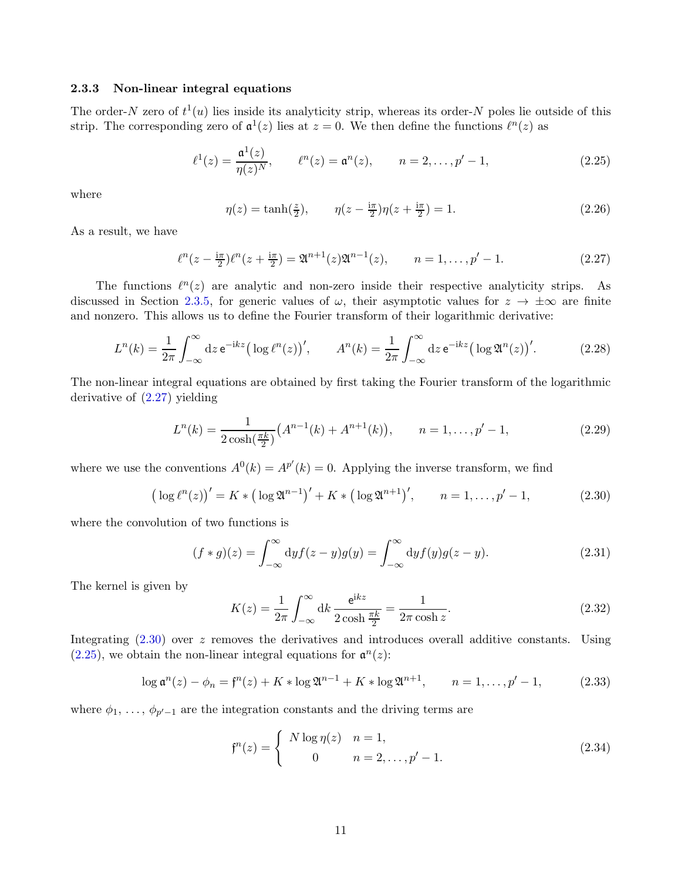### 2.3.3 Non-linear integral equations

The order-$N$ zero of $t^1(u)$ lies inside its analyticity strip, whereas its order-$N$ poles lie outside of this strip. The corresponding zero of $\mathfrak{a}^1(z)$ lies at $z=0$. We then define the functions $\ell^n(z)$ as

$$\ell^1(z) = \frac{\mathfrak{a}^1(z)}{\eta(z)^N}, \qquad \ell^n(z) = \mathfrak{a}^n(z), \qquad n = 2, \dots, p'-1, \tag{2.25}$$

where

$$\eta(z) = \tanh(\tfrac{z}{2}), \qquad \eta(z - \tfrac{\mathrm{i}\pi}{2})\eta(z + \tfrac{\mathrm{i}\pi}{2}) = 1. \tag{2.26}$$

As a result, we have

$$\ell^n(z - \tfrac{\mathrm{i}\pi}{2})\ell^n(z + \tfrac{\mathrm{i}\pi}{2}) = \mathfrak{A}^{n+1}(z)\mathfrak{A}^{n-1}(z), \qquad n = 1, \dots, p'-1. \tag{2.27}$$

The functions $\ell^n(z)$ are analytic and non-zero inside their respective analyticity strips. As discussed in Section 2.3.5, for generic values of $\omega$, their asymptotic values for $z \to \pm\infty$ are finite and nonzero. This allows us to define the Fourier transform of their logarithmic derivative:

$$L^n(k) = \frac{1}{2\pi}\int_{-\infty}^{\infty} \mathrm{d}z\, \mathrm{e}^{-\mathrm{i}kz} \big(\log \ell^n(z)\big)', \qquad A^n(k) = \frac{1}{2\pi}\int_{-\infty}^{\infty} \mathrm{d}z\, \mathrm{e}^{-\mathrm{i}kz} \big(\log \mathfrak{A}^n(z)\big)'. \tag{2.28}$$

The non-linear integral equations are obtained by first taking the Fourier transform of the logarithmic derivative of (2.27) yielding

$$L^n(k) = \frac{1}{2\cosh(\frac{\pi k}{2})}\big(A^{n-1}(k) + A^{n+1}(k)\big), \qquad n = 1, \dots, p'-1, \tag{2.29}$$

where we use the conventions $A^0(k) = A^{p'}(k) = 0$. Applying the inverse transform, we find

$$\big(\log \ell^n(z)\big)' = K * \big(\log \mathfrak{A}^{n-1}\big)' + K * \big(\log \mathfrak{A}^{n+1}\big)', \qquad n = 1, \dots, p'-1, \tag{2.30}$$

where the convolution of two functions is

$$(f * g)(z) = \int_{-\infty}^{\infty} \mathrm{d}y f(z-y)g(y) = \int_{-\infty}^{\infty} \mathrm{d}y f(y)g(z-y). \tag{2.31}$$

The kernel is given by

$$K(z) = \frac{1}{2\pi}\int_{-\infty}^{\infty} \mathrm{d}k\, \frac{\mathrm{e}^{\mathrm{i}kz}}{2\cosh\frac{\pi k}{2}} = \frac{1}{2\pi\cosh z}. \tag{2.32}$$

Integrating (2.30) over $z$ removes the derivatives and introduces overall additive constants. Using (2.25), we obtain the non-linear integral equations for $\mathfrak{a}^n(z)$:

$$\log \mathfrak{a}^n(z) - \phi_n = \mathfrak{f}^n(z) + K * \log \mathfrak{A}^{n-1} + K * \log \mathfrak{A}^{n+1}, \qquad n = 1, \dots, p'-1, \tag{2.33}$$

where $\phi_1, \dots, \phi_{p'-1}$ are the integration constants and the driving terms are

$$\mathfrak{f}^n(z) = \begin{cases} N \log \eta(z) & n = 1, \\ 0 & n = 2, \dots, p'-1. \end{cases} \tag{2.34}$$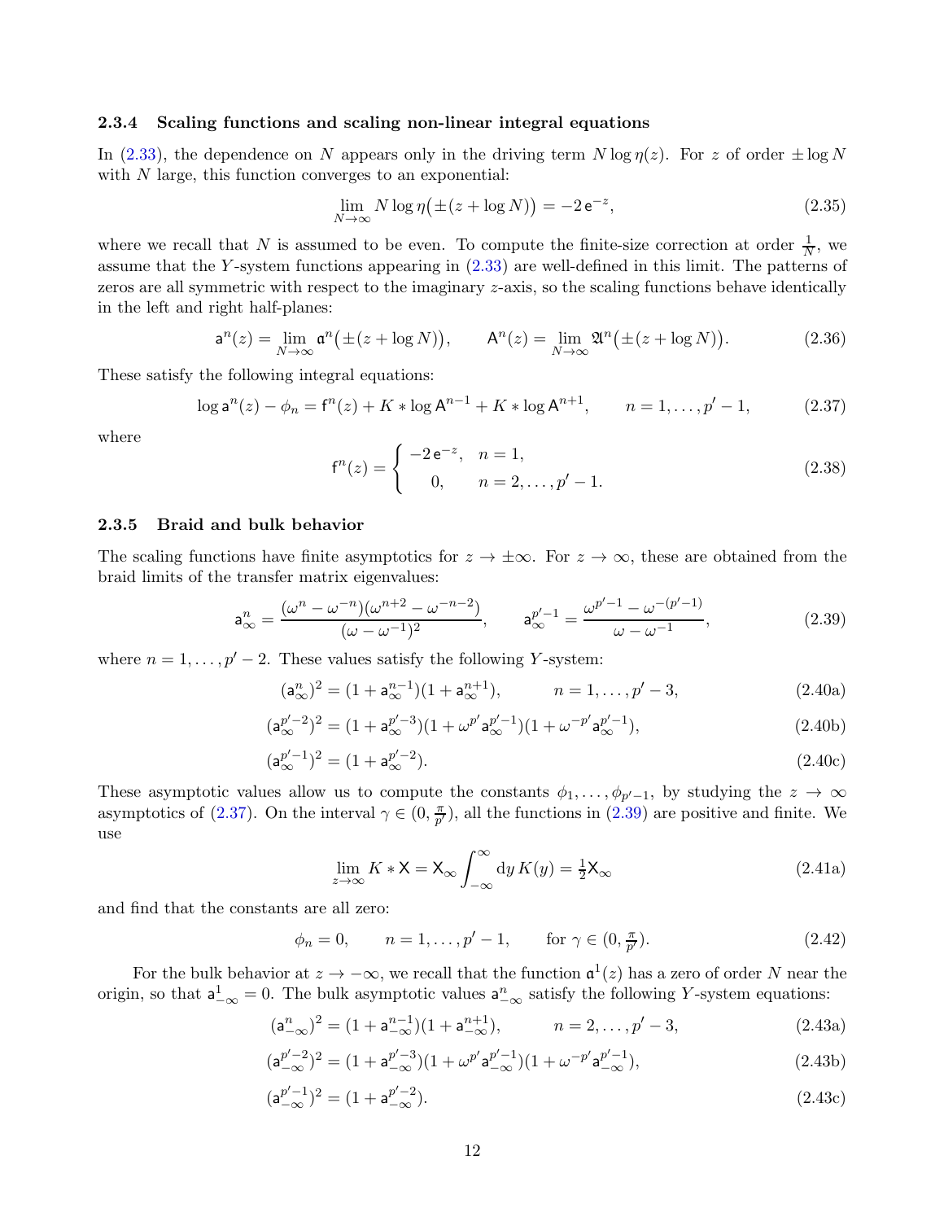### 2.3.4 Scaling functions and scaling non-linear integral equations

In (2.33), the dependence on $N$ appears only in the driving term $N \log \eta(z)$. For $z$ of order $\pm \log N$ with $N$ large, this function converges to an exponential:

$$\lim_{N\to\infty} N \log \eta\big(\pm(z + \log N)\big) = -2\,\mathsf{e}^{-z}, \tag{2.35}$$

where we recall that $N$ is assumed to be even. To compute the finite-size correction at order $\frac{1}{N}$, we assume that the $Y$-system functions appearing in (2.33) are well-defined in this limit. The patterns of zeros are all symmetric with respect to the imaginary $z$-axis, so the scaling functions behave identically in the left and right half-planes:

$$\mathsf{a}^n(z) = \lim_{N\to\infty} \mathfrak{a}^n\big(\pm(z+\log N)\big), \qquad \mathsf{A}^n(z) = \lim_{N\to\infty} \mathfrak{A}^n\big(\pm(z+\log N)\big). \tag{2.36}$$

These satisfy the following integral equations:

$$\log \mathsf{a}^n(z) - \phi_n = \mathsf{f}^n(z) + K * \log \mathsf{A}^{n-1} + K * \log \mathsf{A}^{n+1}, \qquad n = 1, \dots, p'-1, \tag{2.37}$$

where

$$\mathsf{f}^n(z) = \begin{cases} -2\,\mathsf{e}^{-z}, & n = 1, \\ \quad 0, & n = 2, \dots, p'-1. \end{cases} \tag{2.38}$$

### 2.3.5 Braid and bulk behavior

The scaling functions have finite asymptotics for $z \to \pm\infty$. For $z \to \infty$, these are obtained from the braid limits of the transfer matrix eigenvalues:

$$\mathsf{a}^n_\infty = \frac{(\omega^n - \omega^{-n})(\omega^{n+2} - \omega^{-n-2})}{(\omega - \omega^{-1})^2}, \qquad \mathsf{a}^{p'-1}_\infty = \frac{\omega^{p'-1} - \omega^{-(p'-1)}}{\omega - \omega^{-1}}, \tag{2.39}$$

where $n = 1, \dots, p'-2$. These values satisfy the following $Y$-system:

$$(\mathsf{a}^n_\infty)^2 = (1 + \mathsf{a}^{n-1}_\infty)(1 + \mathsf{a}^{n+1}_\infty), \qquad n = 1, \dots, p'-3, \tag{2.40a}$$

$$(\mathsf{a}^{p'-2}_\infty)^2 = (1 + \mathsf{a}^{p'-3}_\infty)(1 + \omega^{p'}\mathsf{a}^{p'-1}_\infty)(1 + \omega^{-p'}\mathsf{a}^{p'-1}_\infty), \tag{2.40b}$$

$$(\mathsf{a}^{p'-1}_\infty)^2 = (1 + \mathsf{a}^{p'-2}_\infty). \tag{2.40c}$$

These asymptotic values allow us to compute the constants $\phi_1, \dots, \phi_{p'-1}$, by studying the $z \to \infty$ asymptotics of (2.37). On the interval $\gamma \in (0, \frac{\pi}{p'})$, all the functions in (2.39) are positive and finite. We use

$$\lim_{z\to\infty} K * \mathsf{X} = \mathsf{X}_\infty \int_{-\infty}^{\infty} \mathrm{d}y\, K(y) = \tfrac{1}{2}\mathsf{X}_\infty \tag{2.41a}$$

and find that the constants are all zero:

$$\phi_n = 0, \qquad n = 1, \dots, p'-1, \qquad \text{for } \gamma \in (0, \tfrac{\pi}{p'}). \tag{2.42}$$

For the bulk behavior at $z \to -\infty$, we recall that the function $\mathfrak{a}^1(z)$ has a zero of order $N$ near the origin, so that $\mathsf{a}^1_{-\infty} = 0$. The bulk asymptotic values $\mathsf{a}^n_{-\infty}$ satisfy the following $Y$-system equations:

$$(\mathsf{a}^n_{-\infty})^2 = (1 + \mathsf{a}^{n-1}_{-\infty})(1 + \mathsf{a}^{n+1}_{-\infty}), \qquad n = 2, \dots, p'-3, \tag{2.43a}$$

$$(\mathsf{a}^{p'-2}_{-\infty})^2 = (1 + \mathsf{a}^{p'-3}_{-\infty})(1 + \omega^{p'}\mathsf{a}^{p'-1}_{-\infty})(1 + \omega^{-p'}\mathsf{a}^{p'-1}_{-\infty}), \tag{2.43b}$$

$$(\mathsf{a}^{p'-1}_{-\infty})^2 = (1 + \mathsf{a}^{p'-2}_{-\infty}). \tag{2.43c}$$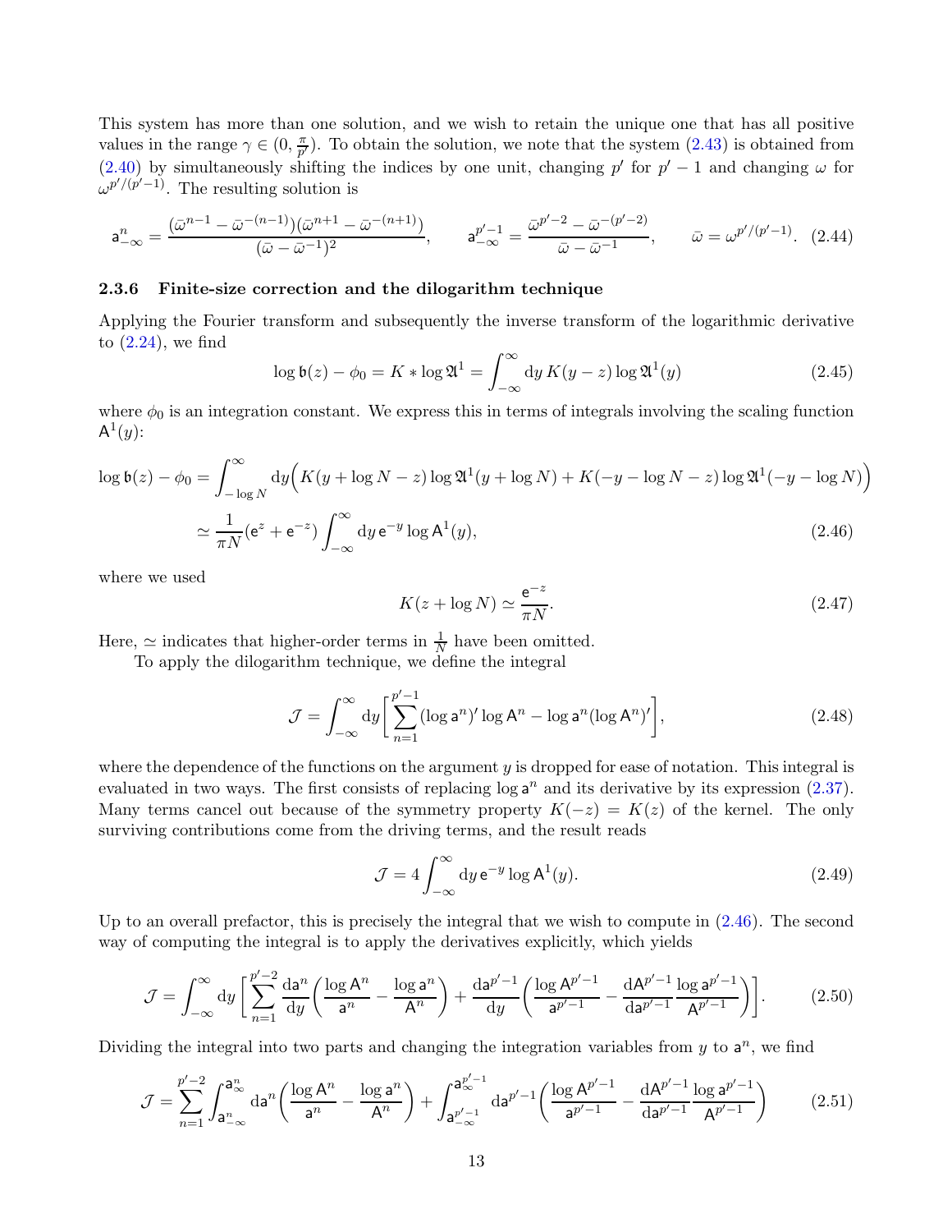This system has more than one solution, and we wish to retain the unique one that has all positive values in the range $\gamma \in (0, \frac{\pi}{p'})$. To obtain the solution, we note that the system (2.43) is obtained from (2.40) by simultaneously shifting the indices by one unit, changing $p'$ for $p'-1$ and changing $\omega$ for $\omega^{p'/(p'-1)}$. The resulting solution is

$$\mathsf{a}^n_{-\infty} = \frac{(\bar\omega^{n-1} - \bar\omega^{-(n-1)})(\bar\omega^{n+1} - \bar\omega^{-(n+1)})}{(\bar\omega - \bar\omega^{-1})^2}, \qquad \mathsf{a}^{p'-1}_{-\infty} = \frac{\bar\omega^{p'-2} - \bar\omega^{-(p'-2)}}{\bar\omega - \bar\omega^{-1}}, \qquad \bar\omega = \omega^{p'/(p'-1)}. \quad (2.44)$$

### 2.3.6 Finite-size correction and the dilogarithm technique

Applying the Fourier transform and subsequently the inverse transform of the logarithmic derivative to (2.24), we find

$$\log \mathfrak{b}(z) - \phi_0 = K * \log \mathfrak{A}^1 = \int_{-\infty}^{\infty} \mathrm{d}y\, K(y-z) \log \mathfrak{A}^1(y) \quad (2.45)$$

where $\phi_0$ is an integration constant. We express this in terms of integrals involving the scaling function $\mathsf{A}^1(y)$:

$$\begin{aligned}\log \mathfrak{b}(z) - \phi_0 &= \int_{-\log N}^{\infty} \mathrm{d}y \Big( K(y + \log N - z) \log \mathfrak{A}^1(y + \log N) + K(-y - \log N - z) \log \mathfrak{A}^1(-y - \log N)\Big) \\ &\simeq \frac{1}{\pi N}(\mathsf{e}^{z} + \mathsf{e}^{-z}) \int_{-\infty}^{\infty} \mathrm{d}y\, \mathsf{e}^{-y} \log \mathsf{A}^1(y), \end{aligned} \quad (2.46)$$

where we used

$$K(z + \log N) \simeq \frac{\mathsf{e}^{-z}}{\pi N}. \quad (2.47)$$

Here, $\simeq$ indicates that higher-order terms in $\frac{1}{N}$ have been omitted.

To apply the dilogarithm technique, we define the integral

$$\mathcal{J} = \int_{-\infty}^{\infty} \mathrm{d}y \bigg[ \sum_{n=1}^{p'-1} (\log \mathsf{a}^n)' \log \mathsf{A}^n - \log \mathsf{a}^n (\log \mathsf{A}^n)' \bigg], \quad (2.48)$$

where the dependence of the functions on the argument $y$ is dropped for ease of notation. This integral is evaluated in two ways. The first consists of replacing $\log \mathsf{a}^n$ and its derivative by its expression (2.37). Many terms cancel out because of the symmetry property $K(-z) = K(z)$ of the kernel. The only surviving contributions come from the driving terms, and the result reads

$$\mathcal{J} = 4 \int_{-\infty}^{\infty} \mathrm{d}y\, \mathsf{e}^{-y} \log \mathsf{A}^1(y). \quad (2.49)$$

Up to an overall prefactor, this is precisely the integral that we wish to compute in (2.46). The second way of computing the integral is to apply the derivatives explicitly, which yields

$$\mathcal{J} = \int_{-\infty}^{\infty} \mathrm{d}y \bigg[ \sum_{n=1}^{p'-2} \frac{\mathrm{d}\mathsf{a}^n}{\mathrm{d}y} \Big( \frac{\log \mathsf{A}^n}{\mathsf{a}^n} - \frac{\log \mathsf{a}^n}{\mathsf{A}^n} \Big) + \frac{\mathrm{d}\mathsf{a}^{p'-1}}{\mathrm{d}y} \Big( \frac{\log \mathsf{A}^{p'-1}}{\mathsf{a}^{p'-1}} - \frac{\mathrm{d}\mathsf{A}^{p'-1}}{\mathrm{d}\mathsf{a}^{p'-1}} \frac{\log \mathsf{a}^{p'-1}}{\mathsf{A}^{p'-1}} \Big) \bigg]. \quad (2.50)$$

Dividing the integral into two parts and changing the integration variables from $y$ to $\mathsf{a}^n$, we find

$$\mathcal{J} = \sum_{n=1}^{p'-2} \int_{\mathsf{a}^n_{-\infty}}^{\mathsf{a}^n_{\infty}} \mathrm{d}\mathsf{a}^n \Big( \frac{\log \mathsf{A}^n}{\mathsf{a}^n} - \frac{\log \mathsf{a}^n}{\mathsf{A}^n} \Big) + \int_{\mathsf{a}^{p'-1}_{-\infty}}^{\mathsf{a}^{p'-1}_{\infty}} \mathrm{d}\mathsf{a}^{p'-1} \Big( \frac{\log \mathsf{A}^{p'-1}}{\mathsf{a}^{p'-1}} - \frac{\mathrm{d}\mathsf{A}^{p'-1}}{\mathrm{d}\mathsf{a}^{p'-1}} \frac{\log \mathsf{a}^{p'-1}}{\mathsf{A}^{p'-1}} \Big) \quad (2.51)$$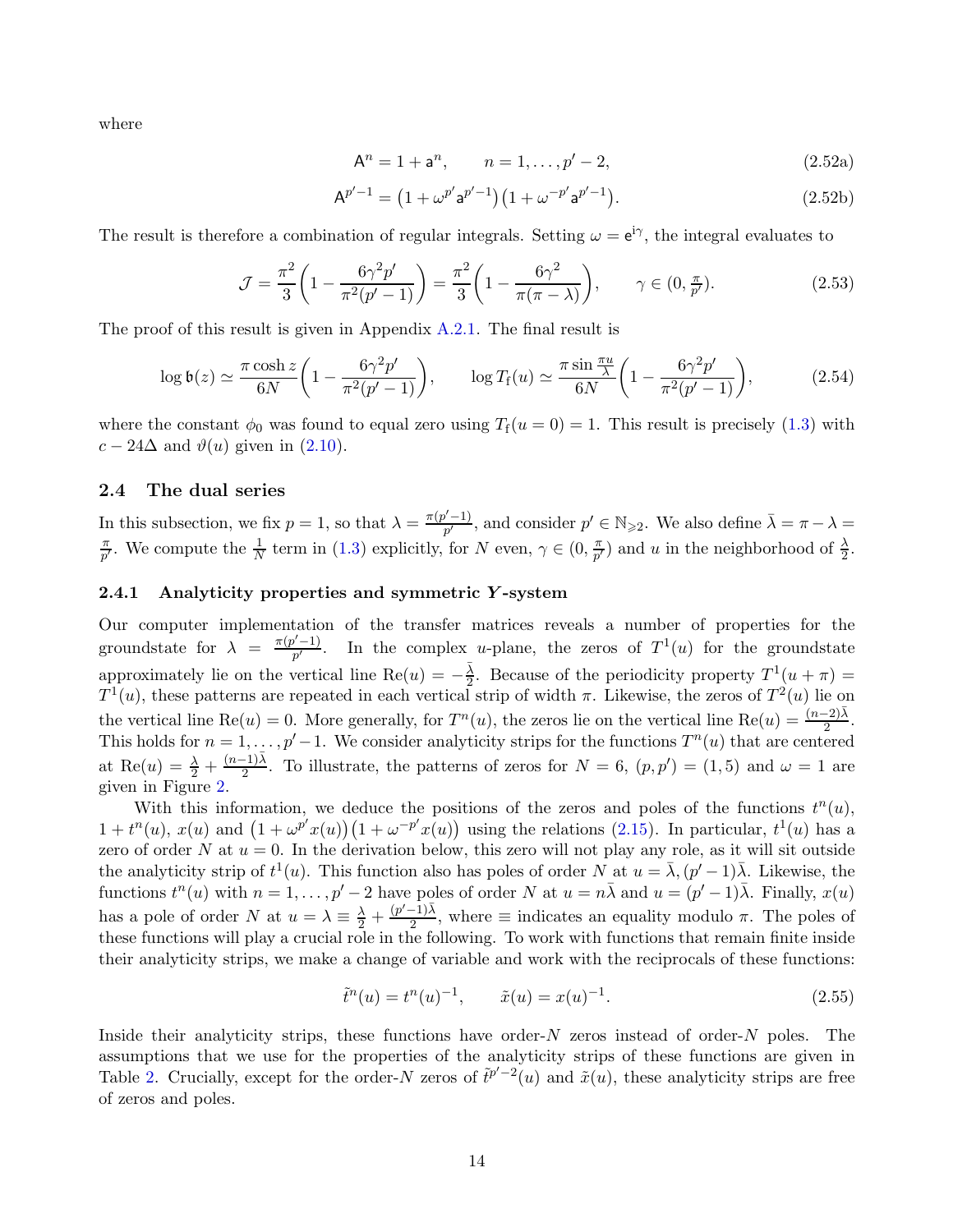where

$$\mathsf{A}^n = 1 + \mathsf{a}^n, \qquad n = 1, \dots, p'-2, \tag{2.52a}$$

$$\mathsf{A}^{p'-1} = \big(1 + \omega^{p'}\mathsf{a}^{p'-1}\big)\big(1 + \omega^{-p'}\mathsf{a}^{p'-1}\big). \tag{2.52b}$$

The result is therefore a combination of regular integrals. Setting $\omega = \mathsf{e}^{\mathsf{i}\gamma}$, the integral evaluates to

$$\mathcal{J} = \frac{\pi^2}{3}\bigg(1 - \frac{6\gamma^2 p'}{\pi^2(p'-1)}\bigg) = \frac{\pi^2}{3}\bigg(1 - \frac{6\gamma^2}{\pi(\pi-\lambda)}\bigg), \qquad \gamma \in (0, \tfrac{\pi}{p'}). \tag{2.53}$$

The proof of this result is given in Appendix A.2.1. The final result is

$$\log \mathfrak{b}(z) \simeq \frac{\pi \cosh z}{6N}\bigg(1 - \frac{6\gamma^2 p'}{\pi^2(p'-1)}\bigg), \qquad \log T_{\mathrm{f}}(u) \simeq \frac{\pi \sin\frac{\pi u}{\lambda}}{6N}\bigg(1 - \frac{6\gamma^2 p'}{\pi^2(p'-1)}\bigg), \tag{2.54}$$

where the constant $\phi_0$ was found to equal zero using $T_{\mathrm{f}}(u=0) = 1$. This result is precisely (1.3) with $c - 24\Delta$ and $\vartheta(u)$ given in (2.10).

## 2.4 The dual series

In this subsection, we fix $p = 1$, so that $\lambda = \frac{\pi(p'-1)}{p'}$, and consider $p' \in \mathbb{N}_{\geqslant 2}$. We also define $\bar\lambda = \pi - \lambda = \frac{\pi}{p'}$. We compute the $\frac{1}{N}$ term in (1.3) explicitly, for $N$ even, $\gamma \in (0, \frac{\pi}{p'})$ and $u$ in the neighborhood of $\frac{\lambda}{2}$.

### 2.4.1 Analyticity properties and symmetric $Y$-system

Our computer implementation of the transfer matrices reveals a number of properties for the groundstate for $\lambda = \frac{\pi(p'-1)}{p'}$. In the complex $u$-plane, the zeros of $T^1(u)$ for the groundstate approximately lie on the vertical line $\mathrm{Re}(u) = -\frac{\bar\lambda}{2}$. Because of the periodicity property $T^1(u+\pi) = T^1(u)$, these patterns are repeated in each vertical strip of width $\pi$. Likewise, the zeros of $T^2(u)$ lie on the vertical line $\mathrm{Re}(u) = 0$. More generally, for $T^n(u)$, the zeros lie on the vertical line $\mathrm{Re}(u) = \frac{(n-2)\bar\lambda}{2}$. This holds for $n = 1, \dots, p'-1$. We consider analyticity strips for the functions $T^n(u)$ that are centered at $\mathrm{Re}(u) = \frac{\lambda}{2} + \frac{(n-1)\bar\lambda}{2}$. To illustrate, the patterns of zeros for $N = 6$, $(p,p') = (1,5)$ and $\omega = 1$ are given in Figure 2.

With this information, we deduce the positions of the zeros and poles of the functions $t^n(u)$, $1 + t^n(u)$, $x(u)$ and $\big(1 + \omega^{p'}x(u)\big)\big(1 + \omega^{-p'}x(u)\big)$ using the relations (2.15). In particular, $t^1(u)$ has a zero of order $N$ at $u = 0$. In the derivation below, this zero will not play any role, as it will sit outside the analyticity strip of $t^1(u)$. This function also has poles of order $N$ at $u = \bar\lambda, (p'-1)\bar\lambda$. Likewise, the functions $t^n(u)$ with $n = 1, \dots, p'-2$ have poles of order $N$ at $u = n\bar\lambda$ and $u = (p'-1)\bar\lambda$. Finally, $x(u)$ has a pole of order $N$ at $u = \lambda \equiv \frac{\lambda}{2} + \frac{(p'-1)\bar\lambda}{2}$, where $\equiv$ indicates an equality modulo $\pi$. The poles of these functions will play a crucial role in the following. To work with functions that remain finite inside their analyticity strips, we make a change of variable and work with the reciprocals of these functions:

$$\tilde t^n(u) = t^n(u)^{-1}, \qquad \tilde x(u) = x(u)^{-1}. \tag{2.55}$$

Inside their analyticity strips, these functions have order-$N$ zeros instead of order-$N$ poles. The assumptions that we use for the properties of the analyticity strips of these functions are given in Table 2. Crucially, except for the order-$N$ zeros of $\tilde t^{p'-2}(u)$ and $\tilde x(u)$, these analyticity strips are free of zeros and poles.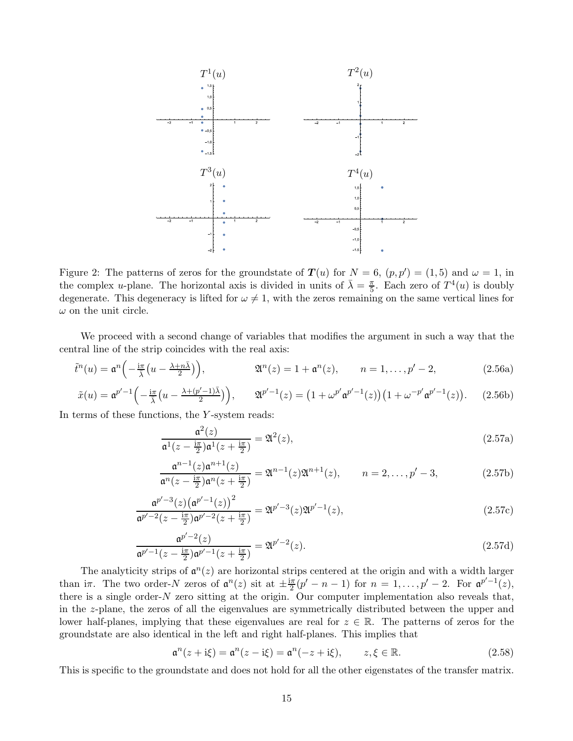Figure 2: The patterns of zeros for the groundstate of $\boldsymbol{T}(u)$ for $N=6$, $(p,p')=(1,5)$ and $\omega=1$, in the complex $u$-plane. The horizontal axis is divided in units of $\bar\lambda = \frac{\pi}{5}$. Each zero of $T^4(u)$ is doubly degenerate. This degeneracy is lifted for $\omega \neq 1$, with the zeros remaining on the same vertical lines for $\omega$ on the unit circle.

We proceed with a second change of variables that modifies the argument in such a way that the central line of the strip coincides with the real axis:

$$\tilde t^n(u) = \mathfrak{a}^n\Big(-\tfrac{\mathrm{i}\pi}{\lambda}\big(u - \tfrac{\lambda+n\bar\lambda}{2}\big)\Big), \qquad \mathfrak{A}^n(z) = 1 + \mathfrak{a}^n(z), \qquad n = 1,\dots,p'-2, \tag{2.56a}$$

$$\tilde x(u) = \mathfrak{a}^{p'-1}\Big(-\tfrac{\mathrm{i}\pi}{\lambda}\big(u - \tfrac{\lambda+(p'-1)\bar\lambda}{2}\big)\Big), \qquad \mathfrak{A}^{p'-1}(z) = \big(1+\omega^{p'}\mathfrak{a}^{p'-1}(z)\big)\big(1+\omega^{-p'}\mathfrak{a}^{p'-1}(z)\big). \tag{2.56b}$$

In terms of these functions, the $Y$-system reads:

$$\frac{\mathfrak{a}^2(z)}{\mathfrak{a}^1(z-\frac{\mathrm{i}\pi}{2})\mathfrak{a}^1(z+\frac{\mathrm{i}\pi}{2})} = \mathfrak{A}^2(z), \tag{2.57a}$$

$$\frac{\mathfrak{a}^{n-1}(z)\mathfrak{a}^{n+1}(z)}{\mathfrak{a}^n(z-\frac{\mathrm{i}\pi}{2})\mathfrak{a}^n(z+\frac{\mathrm{i}\pi}{2})} = \mathfrak{A}^{n-1}(z)\mathfrak{A}^{n+1}(z), \qquad n = 2,\dots,p'-3, \tag{2.57b}$$

$$\frac{\mathfrak{a}^{p'-3}(z)\big(\mathfrak{a}^{p'-1}(z)\big)^2}{\mathfrak{a}^{p'-2}(z-\frac{\mathrm{i}\pi}{2})\mathfrak{a}^{p'-2}(z+\frac{\mathrm{i}\pi}{2})} = \mathfrak{A}^{p'-3}(z)\mathfrak{A}^{p'-1}(z), \tag{2.57c}$$

$$\frac{\mathfrak{a}^{p'-2}(z)}{\mathfrak{a}^{p'-1}(z-\frac{\mathrm{i}\pi}{2})\mathfrak{a}^{p'-1}(z+\frac{\mathrm{i}\pi}{2})} = \mathfrak{A}^{p'-2}(z). \tag{2.57d}$$

The analyticity strips of $\mathfrak{a}^n(z)$ are horizontal strips centered at the origin and with a width larger than $\mathrm{i}\pi$. The two order-$N$ zeros of $\mathfrak{a}^n(z)$ sit at $\pm\frac{\mathrm{i}\pi}{2}(p'-n-1)$ for $n=1,\dots,p'-2$. For $\mathfrak{a}^{p'-1}(z)$, there is a single order-$N$ zero sitting at the origin. Our computer implementation also reveals that, in the $z$-plane, the zeros of all the eigenvalues are symmetrically distributed between the upper and lower half-planes, implying that these eigenvalues are real for $z\in\mathbb{R}$. The patterns of zeros for the groundstate are also identical in the left and right half-planes. This implies that

$$\mathfrak{a}^n(z+\mathrm{i}\xi) = \mathfrak{a}^n(z-\mathrm{i}\xi) = \mathfrak{a}^n(-z+\mathrm{i}\xi), \qquad z,\xi\in\mathbb{R}. \tag{2.58}$$

This is specific to the groundstate and does not hold for all the other eigenstates of the transfer matrix.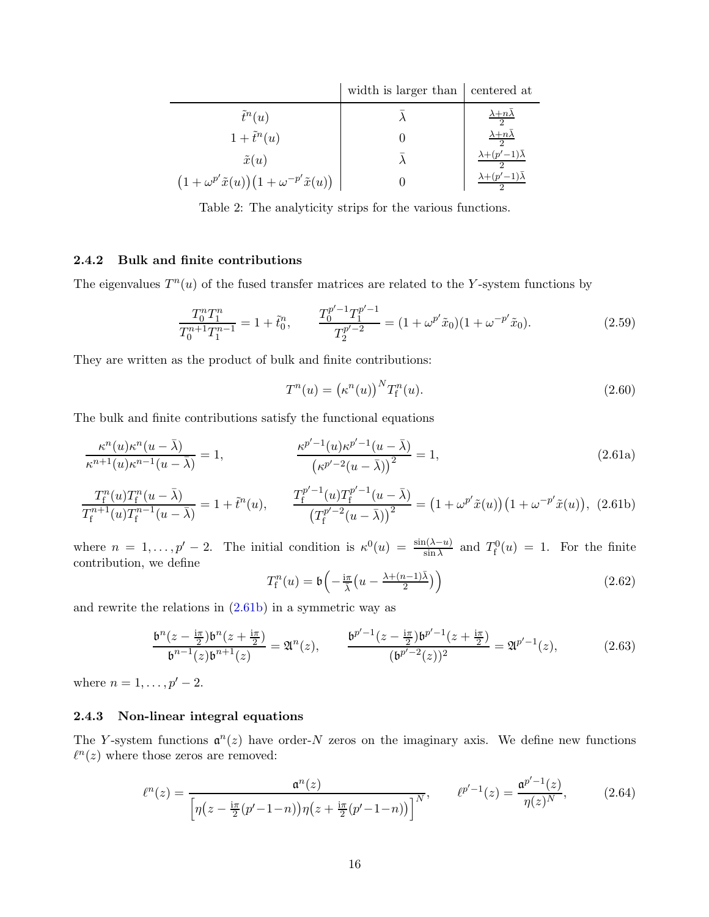| | width is larger than | centered at |
|---|---|---|
| $\tilde{t}^n(u)$ | $\bar{\lambda}$ | $\frac{\lambda+n\bar{\lambda}}{2}$ |
| $1+\tilde{t}^n(u)$ | $0$ | $\frac{\lambda+n\bar{\lambda}}{2}$ |
| $\tilde{x}(u)$ | $\bar{\lambda}$ | $\frac{\lambda+(p'-1)\bar{\lambda}}{2}$ |
| $\big(1+\omega^{p'}\tilde{x}(u)\big)\big(1+\omega^{-p'}\tilde{x}(u)\big)$ | $0$ | $\frac{\lambda+(p'-1)\bar{\lambda}}{2}$ |

Table 2: The analyticity strips for the various functions.

### 2.4.2 Bulk and finite contributions

The eigenvalues $T^n(u)$ of the fused transfer matrices are related to the $Y$-system functions by

$$\frac{T_0^nT_1^n}{T_0^{n+1}T_1^{n-1}} = 1+\tilde{t}_0^n, \qquad \frac{T_0^{p'-1}T_1^{p'-1}}{T_2^{p'-2}} = (1+\omega^{p'}\tilde{x}_0)(1+\omega^{-p'}\tilde{x}_0). \tag{2.59}$$

They are written as the product of bulk and finite contributions:

$$T^n(u) = \big(\kappa^n(u)\big)^N T_{\mathrm{f}}^n(u). \tag{2.60}$$

The bulk and finite contributions satisfy the functional equations

$$\frac{\kappa^n(u)\kappa^n(u-\bar{\lambda})}{\kappa^{n+1}(u)\kappa^{n-1}(u-\bar{\lambda})} = 1, \qquad \frac{\kappa^{p'-1}(u)\kappa^{p'-1}(u-\bar{\lambda})}{\big(\kappa^{p'-2}(u-\bar{\lambda})\big)^2} = 1, \tag{2.61a}$$

$$\frac{T_{\mathrm{f}}^n(u)T_{\mathrm{f}}^n(u-\bar{\lambda})}{T_{\mathrm{f}}^{n+1}(u)T_{\mathrm{f}}^{n-1}(u-\bar{\lambda})} = 1+\tilde{t}^n(u), \qquad \frac{T_{\mathrm{f}}^{p'-1}(u)T_{\mathrm{f}}^{p'-1}(u-\bar{\lambda})}{\big(T_{\mathrm{f}}^{p'-2}(u-\bar{\lambda})\big)^2} = \big(1+\omega^{p'}\tilde{x}(u)\big)\big(1+\omega^{-p'}\tilde{x}(u)\big), \tag{2.61b}$$

where $n=1,\ldots,p'-2$. The initial condition is $\kappa^0(u) = \frac{\sin(\lambda-u)}{\sin\lambda}$ and $T_{\mathrm{f}}^0(u)=1$. For the finite contribution, we define

$$T_{\mathrm{f}}^n(u) = \mathfrak{b}\Big(-\tfrac{\mathrm{i}\pi}{\bar{\lambda}}\big(u-\tfrac{\lambda+(n-1)\bar{\lambda}}{2}\big)\Big) \tag{2.62}$$

and rewrite the relations in (2.61b) in a symmetric way as

$$\frac{\mathfrak{b}^n(z-\frac{\mathrm{i}\pi}{2})\mathfrak{b}^n(z+\frac{\mathrm{i}\pi}{2})}{\mathfrak{b}^{n-1}(z)\mathfrak{b}^{n+1}(z)} = \mathfrak{A}^n(z), \qquad \frac{\mathfrak{b}^{p'-1}(z-\frac{\mathrm{i}\pi}{2})\mathfrak{b}^{p'-1}(z+\frac{\mathrm{i}\pi}{2})}{(\mathfrak{b}^{p'-2}(z))^2} = \mathfrak{A}^{p'-1}(z), \tag{2.63}$$

where $n=1,\ldots,p'-2$.

### 2.4.3 Non-linear integral equations

The $Y$-system functions $\mathfrak{a}^n(z)$ have order-$N$ zeros on the imaginary axis. We define new functions $\ell^n(z)$ where those zeros are removed:

$$\ell^n(z) = \frac{\mathfrak{a}^n(z)}{\Big[\eta\big(z-\frac{\mathrm{i}\pi}{2}(p'-1-n)\big)\eta\big(z+\frac{\mathrm{i}\pi}{2}(p'-1-n)\big)\Big]^N}, \qquad \ell^{p'-1}(z) = \frac{\mathfrak{a}^{p'-1}(z)}{\eta(z)^N}, \tag{2.64}$$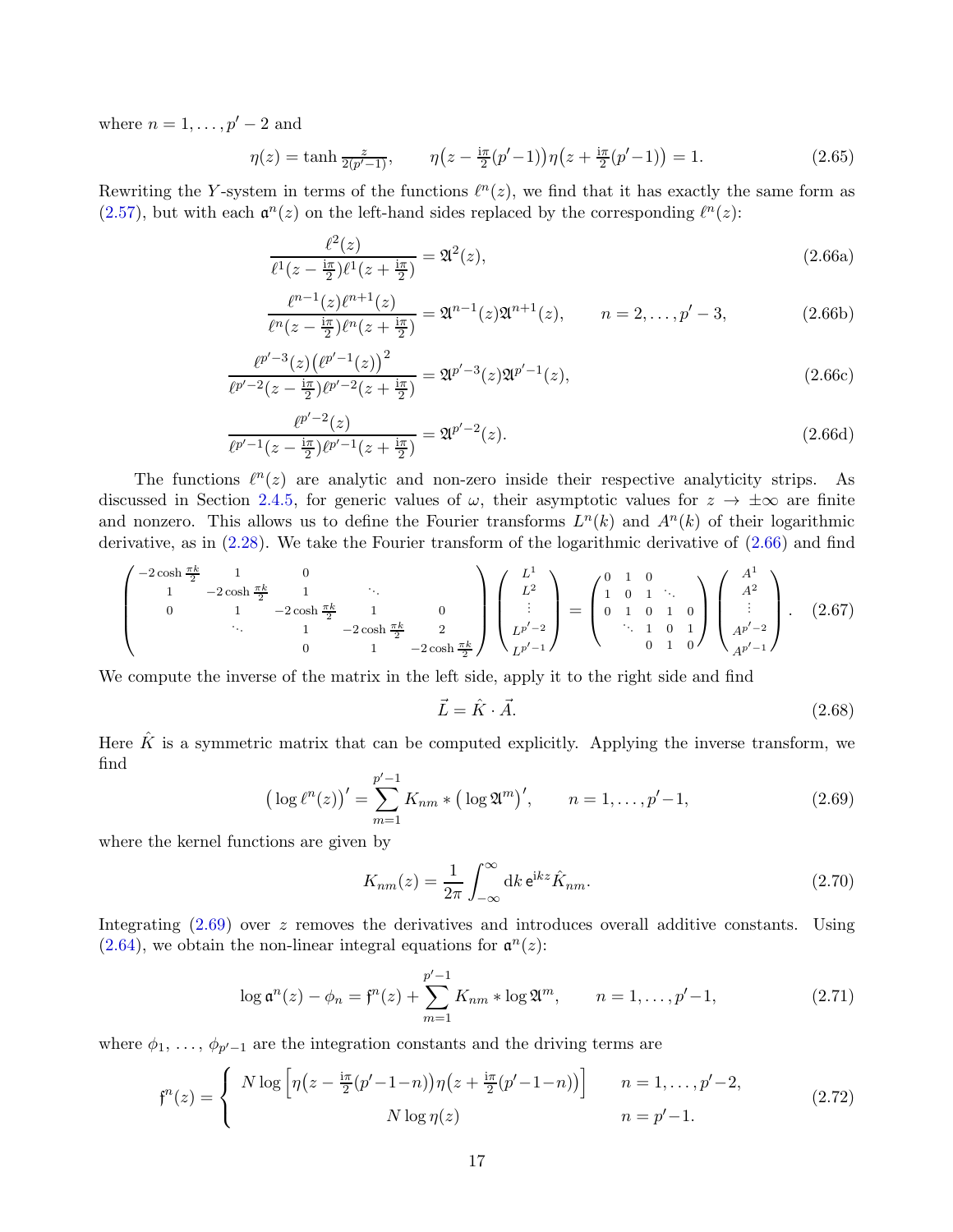where $n = 1, \dots, p'-2$ and

$$\eta(z) = \tanh \tfrac{z}{2(p'-1)}, \qquad \eta\big(z - \tfrac{\mathrm{i}\pi}{2}(p'-1)\big)\eta\big(z + \tfrac{\mathrm{i}\pi}{2}(p'-1)\big) = 1. \tag{2.65}$$

Rewriting the $Y$-system in terms of the functions $\ell^n(z)$, we find that it has exactly the same form as (2.57), but with each $\mathfrak{a}^n(z)$ on the left-hand sides replaced by the corresponding $\ell^n(z)$:

$$\frac{\ell^2(z)}{\ell^1(z-\frac{\mathrm{i}\pi}{2})\ell^1(z+\frac{\mathrm{i}\pi}{2})} = \mathfrak{A}^2(z), \tag{2.66a}$$

$$\frac{\ell^{n-1}(z)\ell^{n+1}(z)}{\ell^n(z-\frac{\mathrm{i}\pi}{2})\ell^n(z+\frac{\mathrm{i}\pi}{2})} = \mathfrak{A}^{n-1}(z)\mathfrak{A}^{n+1}(z), \qquad n = 2, \dots, p'-3, \tag{2.66b}$$

$$\frac{\ell^{p'-3}(z)\big(\ell^{p'-1}(z)\big)^2}{\ell^{p'-2}(z-\frac{\mathrm{i}\pi}{2})\ell^{p'-2}(z+\frac{\mathrm{i}\pi}{2})} = \mathfrak{A}^{p'-3}(z)\mathfrak{A}^{p'-1}(z), \tag{2.66c}$$

$$\frac{\ell^{p'-2}(z)}{\ell^{p'-1}(z-\frac{\mathrm{i}\pi}{2})\ell^{p'-1}(z+\frac{\mathrm{i}\pi}{2})} = \mathfrak{A}^{p'-2}(z). \tag{2.66d}$$

The functions $\ell^n(z)$ are analytic and non-zero inside their respective analyticity strips. As discussed in Section 2.4.5, for generic values of $\omega$, their asymptotic values for $z \to \pm\infty$ are finite and nonzero. This allows us to define the Fourier transforms $L^n(k)$ and $A^n(k)$ of their logarithmic derivative, as in (2.28). We take the Fourier transform of the logarithmic derivative of (2.66) and find

$$\begin{pmatrix} -2\cosh\frac{\pi k}{2} & 1 & 0 & & \\ 1 & -2\cosh\frac{\pi k}{2} & 1 & \ddots & \\ 0 & 1 & -2\cosh\frac{\pi k}{2} & 1 & 0 \\ & \ddots & 1 & -2\cosh\frac{\pi k}{2} & 2 \\ & & 0 & 1 & -2\cosh\frac{\pi k}{2} \end{pmatrix} \begin{pmatrix} L^1 \\ L^2 \\ \vdots \\ L^{p'-2} \\ L^{p'-1} \end{pmatrix} = \begin{pmatrix} 0 & 1 & 0 & & \\ 1 & 0 & 1 & \ddots & \\ 0 & 1 & 0 & 1 & 0 \\ & \ddots & 1 & 0 & 1 \\ & & 0 & 1 & 0 \end{pmatrix} \begin{pmatrix} A^1 \\ A^2 \\ \vdots \\ A^{p'-2} \\ A^{p'-1} \end{pmatrix}. \tag{2.67}$$

We compute the inverse of the matrix in the left side, apply it to the right side and find

$$\vec{L} = \hat{K} \cdot \vec{A}. \tag{2.68}$$

Here $\hat{K}$ is a symmetric matrix that can be computed explicitly. Applying the inverse transform, we find

$$\big(\log \ell^n(z)\big)' = \sum_{m=1}^{p'-1} K_{nm} * \big(\log \mathfrak{A}^m\big)', \qquad n = 1, \dots, p'-1, \tag{2.69}$$

where the kernel functions are given by

$$K_{nm}(z) = \frac{1}{2\pi}\int_{-\infty}^{\infty} \mathrm{d}k \, \mathrm{e}^{\mathrm{i}kz} \hat{K}_{nm}. \tag{2.70}$$

Integrating (2.69) over $z$ removes the derivatives and introduces overall additive constants. Using (2.64), we obtain the non-linear integral equations for $\mathfrak{a}^n(z)$:

$$\log \mathfrak{a}^n(z) - \phi_n = \mathfrak{f}^n(z) + \sum_{m=1}^{p'-1} K_{nm} * \log \mathfrak{A}^m, \qquad n = 1, \dots, p'-1, \tag{2.71}$$

where $\phi_1, \dots, \phi_{p'-1}$ are the integration constants and the driving terms are

$$\mathfrak{f}^n(z) = \begin{cases} N \log\Big[\eta\big(z - \tfrac{\mathrm{i}\pi}{2}(p'-1-n)\big)\eta\big(z + \tfrac{\mathrm{i}\pi}{2}(p'-1-n)\big)\Big] & n = 1, \dots, p'-2, \\ N \log \eta(z) & n = p'-1. \end{cases} \tag{2.72}$$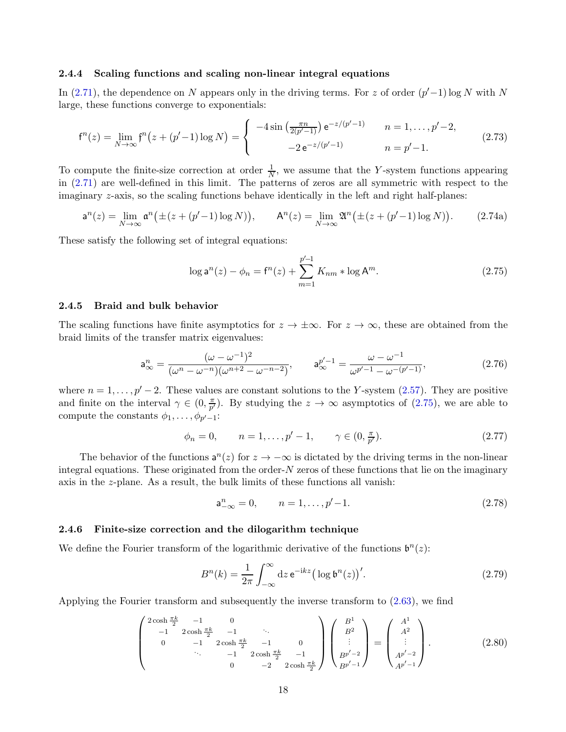#### 2.4.4 Scaling functions and scaling non-linear integral equations

In (2.71), the dependence on $N$ appears only in the driving terms. For $z$ of order $(p'-1)\log N$ with $N$ large, these functions converge to exponentials:

$$
\mathsf{f}^n(z) = \lim_{N\to\infty} \mathfrak{f}^n\big(z + (p'-1)\log N\big) = \begin{cases} -4\sin\left(\frac{\pi n}{2(p'-1)}\right)\mathsf{e}^{-z/(p'-1)} & n = 1,\dots,p'-2, \\ -2\,\mathsf{e}^{-z/(p'-1)} & n = p'-1. \end{cases} \tag{2.73}
$$

To compute the finite-size correction at order $\frac{1}{N}$, we assume that the $Y$-system functions appearing in (2.71) are well-defined in this limit. The patterns of zeros are all symmetric with respect to the imaginary $z$-axis, so the scaling functions behave identically in the left and right half-planes:

$$
\mathsf{a}^n(z) = \lim_{N\to\infty} \mathfrak{a}^n\big(\pm(z+(p'-1)\log N)\big), \qquad \mathsf{A}^n(z) = \lim_{N\to\infty} \mathfrak{A}^n\big(\pm(z+(p'-1)\log N)\big). \tag{2.74a}
$$

These satisfy the following set of integral equations:

$$
\log \mathsf{a}^n(z) - \phi_n = \mathsf{f}^n(z) + \sum_{m=1}^{p'-1} K_{nm} * \log \mathsf{A}^m. \tag{2.75}
$$

#### 2.4.5 Braid and bulk behavior

The scaling functions have finite asymptotics for $z \to \pm\infty$. For $z \to \infty$, these are obtained from the braid limits of the transfer matrix eigenvalues:

$$
\mathsf{a}^n_\infty = \frac{(\omega-\omega^{-1})^2}{(\omega^n - \omega^{-n})(\omega^{n+2}-\omega^{-n-2})}, \qquad \mathsf{a}^{p'-1}_\infty = \frac{\omega-\omega^{-1}}{\omega^{p'-1}-\omega^{-(p'-1)}}, \tag{2.76}
$$

where $n = 1,\dots,p'-2$. These values are constant solutions to the $Y$-system (2.57). They are positive and finite on the interval $\gamma \in (0, \frac{\pi}{p'})$. By studying the $z\to\infty$ asymptotics of (2.75), we are able to compute the constants $\phi_1,\dots,\phi_{p'-1}$:

$$
\phi_n = 0, \qquad n = 1,\dots,p'-1, \qquad \gamma \in (0,\tfrac{\pi}{p'}). \tag{2.77}
$$

The behavior of the functions $\mathsf{a}^n(z)$ for $z\to-\infty$ is dictated by the driving terms in the non-linear integral equations. These originated from the order-$N$ zeros of these functions that lie on the imaginary axis in the $z$-plane. As a result, the bulk limits of these functions all vanish:

$$
\mathsf{a}^n_{-\infty} = 0, \qquad n = 1,\dots,p'-1. \tag{2.78}
$$

#### 2.4.6 Finite-size correction and the dilogarithm technique

We define the Fourier transform of the logarithmic derivative of the functions $\mathfrak{b}^n(z)$:

$$
B^n(k) = \frac{1}{2\pi}\int_{-\infty}^{\infty} \mathrm{d}z\, \mathsf{e}^{-\mathrm{i}kz}\big(\log \mathfrak{b}^n(z)\big)'. \tag{2.79}
$$

Applying the Fourier transform and subsequently the inverse transform to (2.63), we find

$$
\begin{pmatrix}
2\cosh\frac{\pi k}{2} & -1 & 0 & & \\
-1 & 2\cosh\frac{\pi k}{2} & -1 & \ddots & \\
0 & -1 & 2\cosh\frac{\pi k}{2} & -1 & 0 \\
 & \ddots & -1 & 2\cosh\frac{\pi k}{2} & -1 \\
 & & 0 & -2 & 2\cosh\frac{\pi k}{2}
\end{pmatrix}
\begin{pmatrix} B^1 \\ B^2 \\ \vdots \\ B^{p'-2} \\ B^{p'-1} \end{pmatrix}
=
\begin{pmatrix} A^1 \\ A^2 \\ \vdots \\ A^{p'-2} \\ A^{p'-1} \end{pmatrix}. \tag{2.80}
$$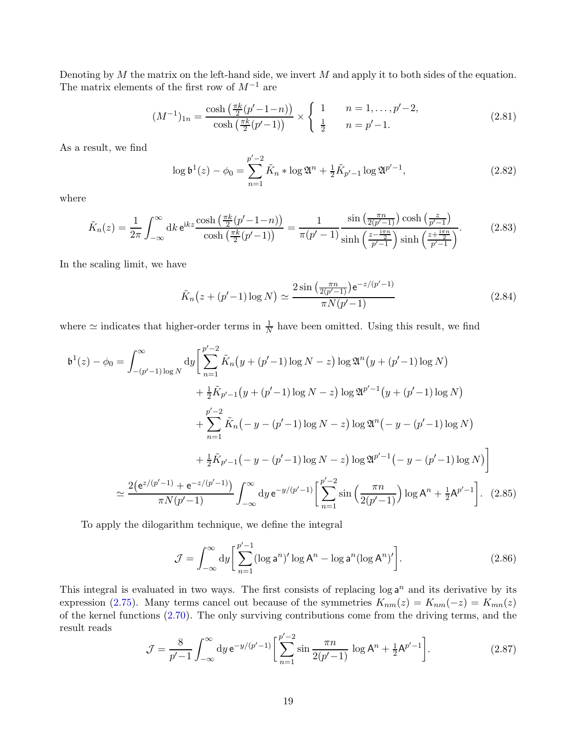Denoting by $M$ the matrix on the left-hand side, we invert $M$ and apply it to both sides of the equation. The matrix elements of the first row of $M^{-1}$ are

$$
(M^{-1})_{1n} = \frac{\cosh\big(\frac{\pi k}{2}(p'-1-n)\big)}{\cosh\big(\frac{\pi k}{2}(p'-1)\big)} \times \left\{ \begin{array}{ll} 1 & \quad n=1,\dots,p'-2, \\ \frac{1}{2} & \quad n=p'-1. \end{array} \right. \tag{2.81}
$$

As a result, we find

$$
\log \mathfrak{b}^1(z) - \phi_0 = \sum_{n=1}^{p'-2} \tilde{K}_n * \log \mathfrak{A}^n + \tfrac{1}{2}\tilde{K}_{p'-1} \log \mathfrak{A}^{p'-1}, \tag{2.82}
$$

where

$$
\tilde{K}_n(z) = \frac{1}{2\pi}\int_{-\infty}^{\infty} \mathrm{d}k\, \mathsf{e}^{\mathrm{i}kz} \frac{\cosh\big(\frac{\pi k}{2}(p'-1-n)\big)}{\cosh\big(\frac{\pi k}{2}(p'-1)\big)} = \frac{1}{\pi(p'-1)} \frac{\sin\big(\frac{\pi n}{2(p'-1)}\big)\cosh\big(\frac{z}{p'-1}\big)}{\sinh\Big(\frac{z-\frac{\mathrm{i}\pi n}{2}}{p'-1}\Big)\sinh\Big(\frac{z+\frac{\mathrm{i}\pi n}{2}}{p'-1}\Big)}. \tag{2.83}
$$

In the scaling limit, we have

$$
\tilde{K}_n\big(z + (p'-1)\log N\big) \simeq \frac{2\sin\big(\frac{\pi n}{2(p'-1)}\big)\mathsf{e}^{-z/(p'-1)}}{\pi N (p'-1)} \tag{2.84}
$$

where $\simeq$ indicates that higher-order terms in $\frac{1}{N}$ have been omitted. Using this result, we find

$$
\begin{aligned}
\mathfrak{b}^1(z) - \phi_0 = \int_{-(p'-1)\log N}^{\infty} \mathrm{d}y \Big[ &\sum_{n=1}^{p'-2} \tilde{K}_n\big(y+(p'-1)\log N - z\big) \log \mathfrak{A}^n\big(y + (p'-1)\log N\big) \\
&+ \tfrac{1}{2}\tilde{K}_{p'-1}\big(y+(p'-1)\log N - z\big) \log \mathfrak{A}^{p'-1}\big(y + (p'-1)\log N\big) \\
&+ \sum_{n=1}^{p'-2} \tilde{K}_n\big(-y-(p'-1)\log N - z\big) \log \mathfrak{A}^n\big(-y - (p'-1)\log N\big) \\
&+ \tfrac{1}{2}\tilde{K}_{p'-1}\big(-y-(p'-1)\log N - z\big) \log \mathfrak{A}^{p'-1}\big(-y - (p'-1)\log N\big)\Big] \\
\simeq \frac{2\big(\mathsf{e}^{z/(p'-1)} + \mathsf{e}^{-z/(p'-1)}\big)}{\pi N (p'-1)} &\int_{-\infty}^{\infty} \mathrm{d}y\, \mathsf{e}^{-y/(p'-1)} \bigg[ \sum_{n=1}^{p'-2} \sin\Big(\frac{\pi n}{2(p'-1)}\Big) \log \mathsf{A}^n + \tfrac{1}{2}\mathsf{A}^{p'-1}\bigg].
\end{aligned} \tag{2.85}
$$

To apply the dilogarithm technique, we define the integral

$$
\mathcal{J} = \int_{-\infty}^{\infty} \mathrm{d}y \bigg[ \sum_{n=1}^{p'-1} (\log \mathsf{a}^n)' \log \mathsf{A}^n - \log \mathsf{a}^n (\log \mathsf{A}^n)'\bigg]. \tag{2.86}
$$

This integral is evaluated in two ways. The first consists of replacing $\log \mathsf{a}^n$ and its derivative by its expression (2.75). Many terms cancel out because of the symmetries $K_{nm}(z) = K_{nm}(-z) = K_{mn}(z)$ of the kernel functions (2.70). The only surviving contributions come from the driving terms, and the result reads

$$
\mathcal{J} = \frac{8}{p'-1}\int_{-\infty}^{\infty} \mathrm{d}y\, \mathsf{e}^{-y/(p'-1)} \bigg[ \sum_{n=1}^{p'-2} \sin\frac{\pi n}{2(p'-1)}\, \log \mathsf{A}^n + \tfrac{1}{2}\mathsf{A}^{p'-1}\bigg]. \tag{2.87}
$$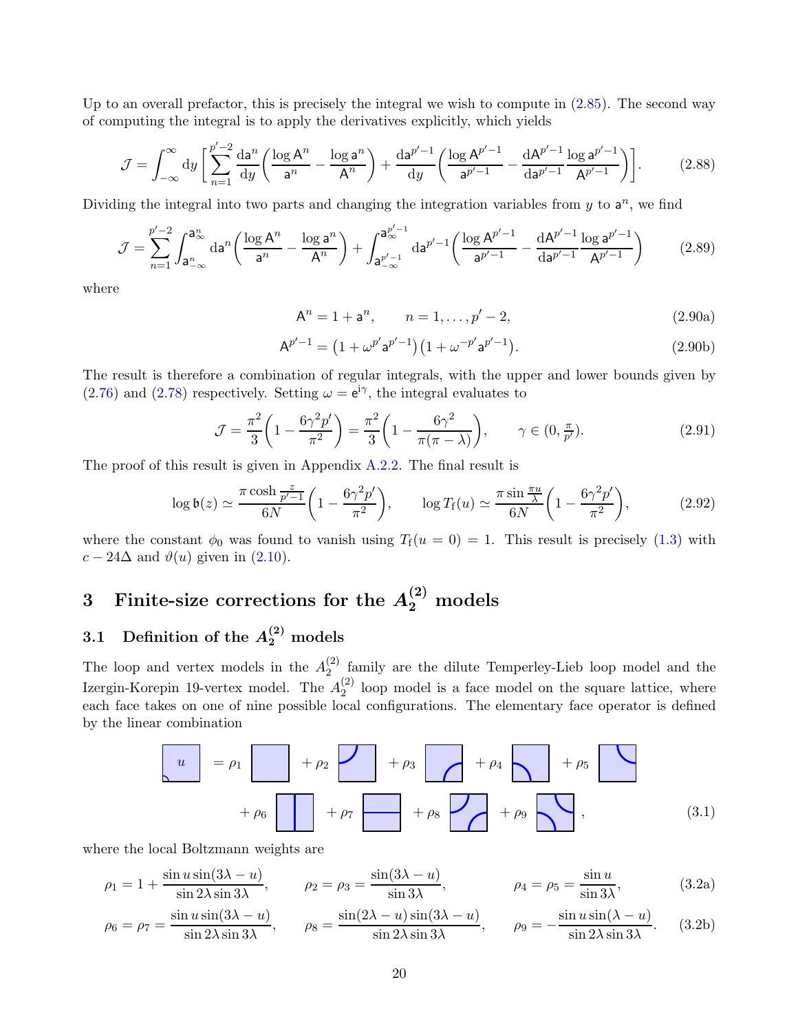Up to an overall prefactor, this is precisely the integral we wish to compute in (2.85). The second way of computing the integral is to apply the derivatives explicitly, which yields

$$\mathcal{J} = \int_{-\infty}^{\infty} \mathrm{d}y \bigg[ \sum_{n=1}^{p'-2} \frac{\mathrm{d}\mathsf{a}^n}{\mathrm{d}y}\bigg( \frac{\log \mathsf{A}^n}{\mathsf{a}^n} - \frac{\log \mathsf{a}^n}{\mathsf{A}^n}\bigg) + \frac{\mathrm{d}\mathsf{a}^{p'-1}}{\mathrm{d}y}\bigg( \frac{\log \mathsf{A}^{p'-1}}{\mathsf{a}^{p'-1}} - \frac{\mathrm{d}\mathsf{A}^{p'-1}}{\mathrm{d}\mathsf{a}^{p'-1}} \frac{\log \mathsf{a}^{p'-1}}{\mathsf{A}^{p'-1}}\bigg)\bigg]. \tag{2.88}$$

Dividing the integral into two parts and changing the integration variables from $y$ to $\mathsf{a}^n$, we find

$$\mathcal{J} = \sum_{n=1}^{p'-2} \int_{\mathsf{a}^n_{-\infty}}^{\mathsf{a}^n_{\infty}} \mathrm{d}\mathsf{a}^n \bigg( \frac{\log \mathsf{A}^n}{\mathsf{a}^n} - \frac{\log \mathsf{a}^n}{\mathsf{A}^n}\bigg) + \int_{\mathsf{a}^{p'-1}_{-\infty}}^{\mathsf{a}^{p'-1}_{\infty}} \mathrm{d}\mathsf{a}^{p'-1} \bigg( \frac{\log \mathsf{A}^{p'-1}}{\mathsf{a}^{p'-1}} - \frac{\mathrm{d}\mathsf{A}^{p'-1}}{\mathrm{d}\mathsf{a}^{p'-1}} \frac{\log \mathsf{a}^{p'-1}}{\mathsf{A}^{p'-1}}\bigg) \tag{2.89}$$

where

$$\mathsf{A}^n = 1 + \mathsf{a}^n, \qquad n = 1, \dots, p'-2, \tag{2.90a}$$

$$\mathsf{A}^{p'-1} = \big(1 + \omega^{p'} \mathsf{a}^{p'-1}\big)\big(1 + \omega^{-p'} \mathsf{a}^{p'-1}\big). \tag{2.90b}$$

The result is therefore a combination of regular integrals, with the upper and lower bounds given by (2.76) and (2.78) respectively. Setting $\omega = \mathrm{e}^{\mathrm{i}\gamma}$, the integral evaluates to

$$\mathcal{J} = \frac{\pi^2}{3}\bigg(1 - \frac{6\gamma^2 p'}{\pi^2}\bigg) = \frac{\pi^2}{3}\bigg(1 - \frac{6\gamma^2}{\pi(\pi-\lambda)}\bigg), \qquad \gamma \in (0, \tfrac{\pi}{p'}). \tag{2.91}$$

The proof of this result is given in Appendix A.2.2. The final result is

$$\log \mathfrak{b}(z) \simeq \frac{\pi \cosh \frac{z}{p'-1}}{6N}\bigg(1 - \frac{6\gamma^2 p'}{\pi^2}\bigg), \qquad \log T_{\mathrm{f}}(u) \simeq \frac{\pi \sin \frac{\pi u}{\lambda}}{6N}\bigg(1 - \frac{6\gamma^2 p'}{\pi^2}\bigg), \tag{2.92}$$

where the constant $\phi_0$ was found to vanish using $T_{\mathrm{f}}(u=0) = 1$. This result is precisely (1.3) with $c - 24\Delta$ and $\vartheta(u)$ given in (2.10).

# 3 Finite-size corrections for the $A_2^{(2)}$ models

## 3.1 Definition of the $A_2^{(2)}$ models

The loop and vertex models in the $A_2^{(2)}$ family are the dilute Temperley-Lieb loop model and the Izergin-Korepin 19-vertex model. The $A_2^{(2)}$ loop model is a face model on the square lattice, where each face takes on one of nine possible local configurations. The elementary face operator is defined by the linear combination

$$[u] = \rho_1 [\,] + \rho_2 [\,] + \rho_3 [\,] + \rho_4 [\,] + \rho_5 [\,] + \rho_6 [\,] + \rho_7 [\,] + \rho_8 [\,] + \rho_9 [\,], \tag{3.1}$$

where the local Boltzmann weights are

$$\rho_1 = 1 + \frac{\sin u \sin(3\lambda - u)}{\sin 2\lambda \sin 3\lambda}, \qquad \rho_2 = \rho_3 = \frac{\sin(3\lambda - u)}{\sin 3\lambda}, \qquad \rho_4 = \rho_5 = \frac{\sin u}{\sin 3\lambda}, \tag{3.2a}$$

$$\rho_6 = \rho_7 = \frac{\sin u \sin(3\lambda - u)}{\sin 2\lambda \sin 3\lambda}, \qquad \rho_8 = \frac{\sin(2\lambda - u)\sin(3\lambda - u)}{\sin 2\lambda \sin 3\lambda}, \qquad \rho_9 = -\frac{\sin u \sin(\lambda - u)}{\sin 2\lambda \sin 3\lambda}. \tag{3.2b}$$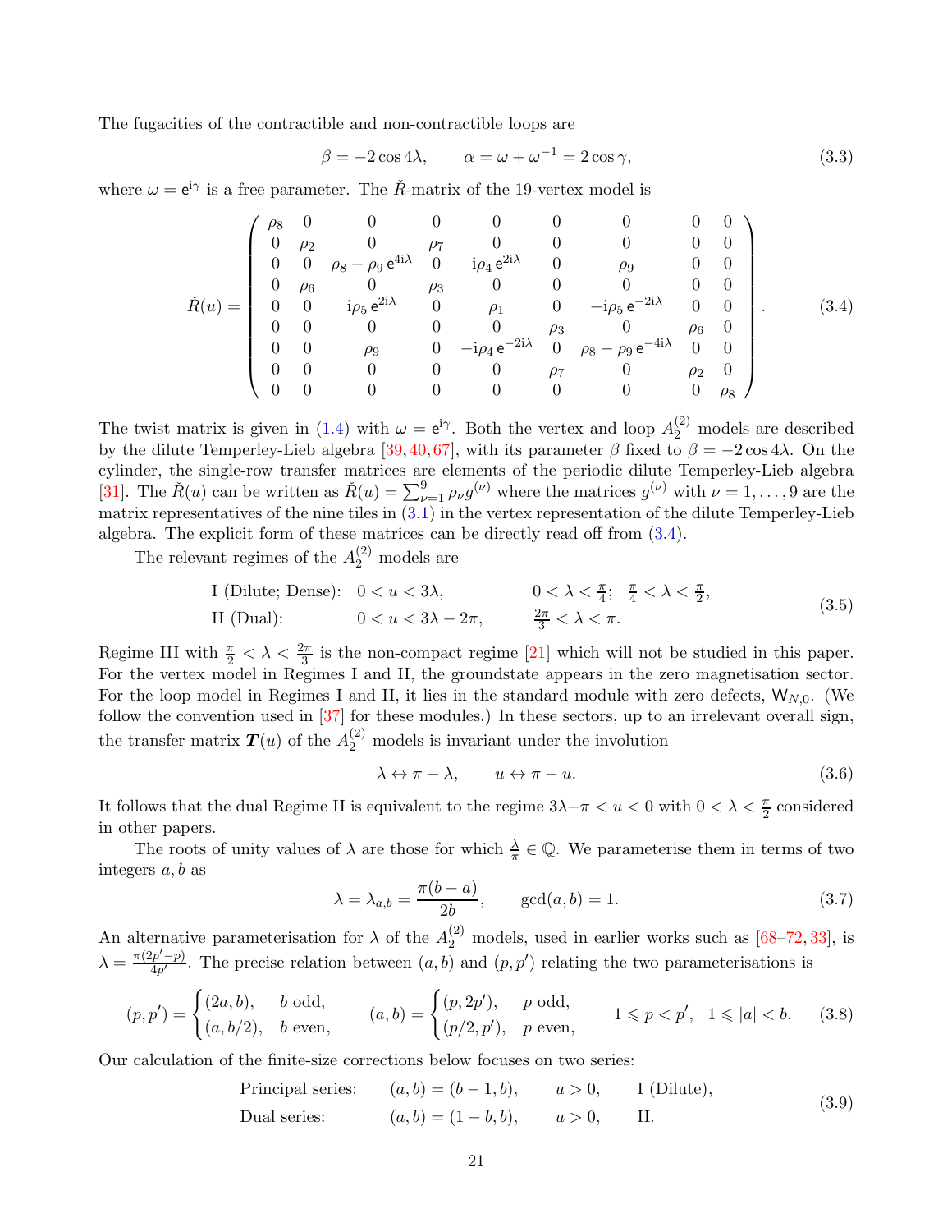The fugacities of the contractible and non-contractible loops are

$$\beta = -2\cos 4\lambda, \qquad \alpha = \omega + \omega^{-1} = 2\cos\gamma, \tag{3.3}$$

where $\omega = \mathrm{e}^{\mathrm{i}\gamma}$ is a free parameter. The $\check{R}$-matrix of the 19-vertex model is

$$\check{R}(u) = \begin{pmatrix} \rho_8 & 0 & 0 & 0 & 0 & 0 & 0 & 0 & 0 \\ 0 & \rho_2 & 0 & \rho_7 & 0 & 0 & 0 & 0 & 0 \\ 0 & 0 & \rho_8 - \rho_9\,\mathrm{e}^{4\mathrm{i}\lambda} & 0 & \mathrm{i}\rho_4\,\mathrm{e}^{2\mathrm{i}\lambda} & 0 & \rho_9 & 0 & 0 \\ 0 & \rho_6 & 0 & \rho_3 & 0 & 0 & 0 & 0 & 0 \\ 0 & 0 & \mathrm{i}\rho_5\,\mathrm{e}^{2\mathrm{i}\lambda} & 0 & \rho_1 & 0 & -\mathrm{i}\rho_5\,\mathrm{e}^{-2\mathrm{i}\lambda} & 0 & 0 \\ 0 & 0 & 0 & 0 & 0 & \rho_3 & 0 & \rho_6 & 0 \\ 0 & 0 & \rho_9 & 0 & -\mathrm{i}\rho_4\,\mathrm{e}^{-2\mathrm{i}\lambda} & 0 & \rho_8 - \rho_9\,\mathrm{e}^{-4\mathrm{i}\lambda} & 0 & 0 \\ 0 & 0 & 0 & 0 & 0 & \rho_7 & 0 & \rho_2 & 0 \\ 0 & 0 & 0 & 0 & 0 & 0 & 0 & 0 & \rho_8 \end{pmatrix}. \tag{3.4}$$

The twist matrix is given in (1.4) with $\omega = \mathrm{e}^{\mathrm{i}\gamma}$. Both the vertex and loop $A_2^{(2)}$ models are described by the dilute Temperley-Lieb algebra [39, 40, 67], with its parameter $\beta$ fixed to $\beta = -2\cos 4\lambda$. On the cylinder, the single-row transfer matrices are elements of the periodic dilute Temperley-Lieb algebra [31]. The $\check{R}(u)$ can be written as $\check{R}(u) = \sum_{\nu=1}^{9}\rho_\nu g^{(\nu)}$ where the matrices $g^{(\nu)}$ with $\nu = 1,\dots,9$ are the matrix representatives of the nine tiles in (3.1) in the vertex representation of the dilute Temperley-Lieb algebra. The explicit form of these matrices can be directly read off from (3.4).

The relevant regimes of the $A_2^{(2)}$ models are

$$\begin{aligned} &\text{I (Dilute; Dense):} \quad 0 < u < 3\lambda, \qquad 0 < \lambda < \tfrac{\pi}{4};\ \ \tfrac{\pi}{4} < \lambda < \tfrac{\pi}{2}, \\ &\text{II (Dual):} \quad 0 < u < 3\lambda - 2\pi, \qquad \tfrac{2\pi}{3} < \lambda < \pi. \end{aligned} \tag{3.5}$$

Regime III with $\frac{\pi}{2} < \lambda < \frac{2\pi}{3}$ is the non-compact regime [21] which will not be studied in this paper. For the vertex model in Regimes I and II, the groundstate appears in the zero magnetisation sector. For the loop model in Regimes I and II, it lies in the standard module with zero defects, $\mathsf{W}_{N,0}$. (We follow the convention used in [37] for these modules.) In these sectors, up to an irrelevant overall sign, the transfer matrix $\boldsymbol{T}(u)$ of the $A_2^{(2)}$ models is invariant under the involution

$$\lambda \leftrightarrow \pi - \lambda, \qquad u \leftrightarrow \pi - u. \tag{3.6}$$

It follows that the dual Regime II is equivalent to the regime $3\lambda - \pi < u < 0$ with $0 < \lambda < \frac{\pi}{2}$ considered in other papers.

The roots of unity values of $\lambda$ are those for which $\frac{\lambda}{\pi} \in \mathbb{Q}$. We parameterise them in terms of two integers $a, b$ as

$$\lambda = \lambda_{a,b} = \frac{\pi(b-a)}{2b}, \qquad \gcd(a,b) = 1. \tag{3.7}$$

An alternative parameterisation for $\lambda$ of the $A_2^{(2)}$ models, used in earlier works such as [68–72, 33], is $\lambda = \frac{\pi(2p'-p)}{4p'}$. The precise relation between $(a,b)$ and $(p,p')$ relating the two parameterisations is

$$(p,p') = \begin{cases} (2a,b), & b \text{ odd}, \\ (a,b/2), & b \text{ even}, \end{cases} \qquad (a,b) = \begin{cases} (p,2p'), & p \text{ odd}, \\ (p/2,p'), & p \text{ even}, \end{cases} \qquad 1 \leqslant p < p', \quad 1 \leqslant |a| < b. \tag{3.8}$$

Our calculation of the finite-size corrections below focuses on two series:

$$\begin{aligned} &\text{Principal series:} \qquad (a,b) = (b-1,b), \qquad u > 0, \qquad \text{I (Dilute)}, \\ &\text{Dual series:} \qquad (a,b) = (1-b,b), \qquad u > 0, \qquad \text{II}. \end{aligned} \tag{3.9}$$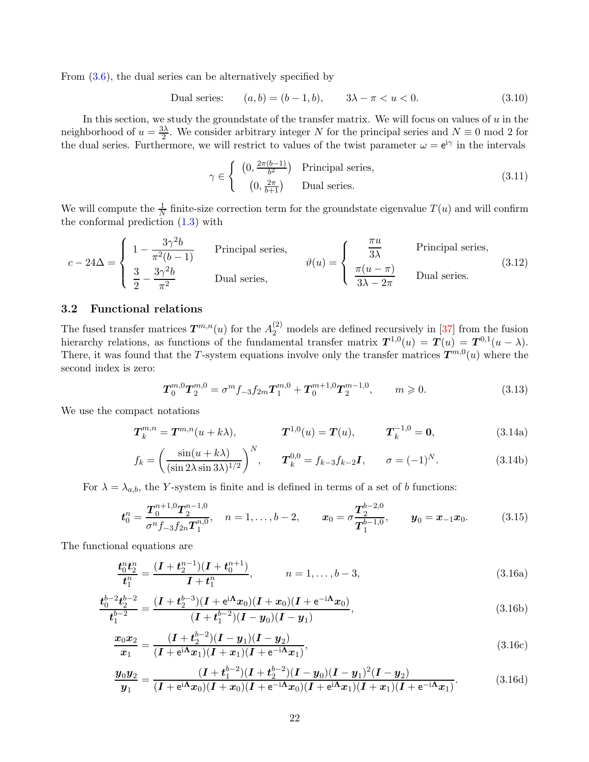From (3.6), the dual series can be alternatively specified by

$$\text{Dual series:} \qquad (a,b) = (b-1,b), \qquad 3\lambda - \pi < u < 0. \tag{3.10}$$

In this section, we study the groundstate of the transfer matrix. We will focus on values of $u$ in the neighborhood of $u = \frac{3\lambda}{2}$. We consider arbitrary integer $N$ for the principal series and $N \equiv 0 \bmod 2$ for the dual series. Furthermore, we will restrict to values of the twist parameter $\omega = \mathrm{e}^{\mathrm{i}\gamma}$ in the intervals

$$\gamma \in \begin{cases} \big(0, \frac{2\pi(b-1)}{b^2}\big) & \text{Principal series,} \\ \big(0, \frac{2\pi}{b+1}\big) & \text{Dual series.} \end{cases} \tag{3.11}$$

We will compute the $\frac{1}{N}$ finite-size correction term for the groundstate eigenvalue $T(u)$ and will confirm the conformal prediction (1.3) with

$$c - 24\Delta = \begin{cases} 1 - \dfrac{3\gamma^2 b}{\pi^2(b-1)} & \text{Principal series,} \\ \dfrac{3}{2} - \dfrac{3\gamma^2 b}{\pi^2} & \text{Dual series,} \end{cases} \qquad \vartheta(u) = \begin{cases} \dfrac{\pi u}{3\lambda} & \text{Principal series,} \\ \dfrac{\pi(u-\pi)}{3\lambda - 2\pi} & \text{Dual series.} \end{cases} \tag{3.12}$$

### 3.2 Functional relations

The fused transfer matrices $\boldsymbol{T}^{m,n}(u)$ for the $A_2^{(2)}$ models are defined recursively in [37] from the fusion hierarchy relations, as functions of the fundamental transfer matrix $\boldsymbol{T}^{1,0}(u) = \boldsymbol{T}(u) = \boldsymbol{T}^{0,1}(u-\lambda)$. There, it was found that the $T$-system equations involve only the transfer matrices $\boldsymbol{T}^{m,0}(u)$ where the second index is zero:

$$\boldsymbol{T}^{m,0}_0 \boldsymbol{T}^{m,0}_2 = \sigma^m f_{-3} f_{2m} \boldsymbol{T}^{m,0}_1 + \boldsymbol{T}^{m+1,0}_0 \boldsymbol{T}^{m-1,0}_2, \qquad m \geqslant 0. \tag{3.13}$$

We use the compact notations

$$\boldsymbol{T}^{m,n}_k = \boldsymbol{T}^{m,n}(u + k\lambda), \qquad \boldsymbol{T}^{1,0}(u) = \boldsymbol{T}(u), \qquad \boldsymbol{T}^{-1,0}_k = \boldsymbol{0}, \tag{3.14a}$$

$$f_k = \bigg(\frac{\sin(u+k\lambda)}{(\sin 2\lambda \sin 3\lambda)^{1/2}}\bigg)^N, \qquad \boldsymbol{T}^{0,0}_k = f_{k-3} f_{k-2} \boldsymbol{I}, \qquad \sigma = (-1)^N. \tag{3.14b}$$

For $\lambda = \lambda_{a,b}$, the $Y$-system is finite and is defined in terms of a set of $b$ functions:

$$\boldsymbol{t}^n_0 = \frac{\boldsymbol{T}^{n+1,0}_0 \boldsymbol{T}^{n-1,0}_2}{\sigma^n f_{-3} f_{2n} \boldsymbol{T}^{n,0}_1}, \quad n = 1, \dots, b-2, \qquad \boldsymbol{x}_0 = \sigma \frac{\boldsymbol{T}^{b-2,0}_2}{\boldsymbol{T}^{b-1,0}_1}, \qquad \boldsymbol{y}_0 = \boldsymbol{x}_{-1} \boldsymbol{x}_0. \tag{3.15}$$

The functional equations are

$$\frac{\boldsymbol{t}^n_0 \boldsymbol{t}^n_2}{\boldsymbol{t}^n_1} = \frac{(\boldsymbol{I} + \boldsymbol{t}^{n-1}_2)(\boldsymbol{I} + \boldsymbol{t}^{n+1}_0)}{\boldsymbol{I} + \boldsymbol{t}^n_1}, \qquad n = 1, \dots, b-3, \tag{3.16a}$$

$$\frac{\boldsymbol{t}^{b-2}_0 \boldsymbol{t}^{b-2}_2}{\boldsymbol{t}^{b-2}_1} = \frac{(\boldsymbol{I} + \boldsymbol{t}^{b-3}_2)(\boldsymbol{I} + \mathrm{e}^{\mathrm{i}\boldsymbol{\Lambda}} \boldsymbol{x}_0)(\boldsymbol{I} + \boldsymbol{x}_0)(\boldsymbol{I} + \mathrm{e}^{-\mathrm{i}\boldsymbol{\Lambda}} \boldsymbol{x}_0)}{(\boldsymbol{I} + \boldsymbol{t}^{b-2}_1)(\boldsymbol{I} - \boldsymbol{y}_0)(\boldsymbol{I} - \boldsymbol{y}_1)}, \tag{3.16b}$$

$$\frac{\boldsymbol{x}_0 \boldsymbol{x}_2}{\boldsymbol{x}_1} = \frac{(\boldsymbol{I} + \boldsymbol{t}^{b-2}_2)(\boldsymbol{I} - \boldsymbol{y}_1)(\boldsymbol{I} - \boldsymbol{y}_2)}{(\boldsymbol{I} + \mathrm{e}^{\mathrm{i}\boldsymbol{\Lambda}} \boldsymbol{x}_1)(\boldsymbol{I} + \boldsymbol{x}_1)(\boldsymbol{I} + \mathrm{e}^{-\mathrm{i}\boldsymbol{\Lambda}} \boldsymbol{x}_1)}, \tag{3.16c}$$

$$\frac{\boldsymbol{y}_0 \boldsymbol{y}_2}{\boldsymbol{y}_1} = \frac{(\boldsymbol{I} + \boldsymbol{t}^{b-2}_1)(\boldsymbol{I} + \boldsymbol{t}^{b-2}_2)(\boldsymbol{I} - \boldsymbol{y}_0)(\boldsymbol{I} - \boldsymbol{y}_1)^2(\boldsymbol{I} - \boldsymbol{y}_2)}{(\boldsymbol{I} + \mathrm{e}^{\mathrm{i}\boldsymbol{\Lambda}} \boldsymbol{x}_0)(\boldsymbol{I} + \boldsymbol{x}_0)(\boldsymbol{I} + \mathrm{e}^{-\mathrm{i}\boldsymbol{\Lambda}} \boldsymbol{x}_0)(\boldsymbol{I} + \mathrm{e}^{\mathrm{i}\boldsymbol{\Lambda}} \boldsymbol{x}_1)(\boldsymbol{I} + \boldsymbol{x}_1)(\boldsymbol{I} + \mathrm{e}^{-\mathrm{i}\boldsymbol{\Lambda}} \boldsymbol{x}_1)}. \tag{3.16d}$$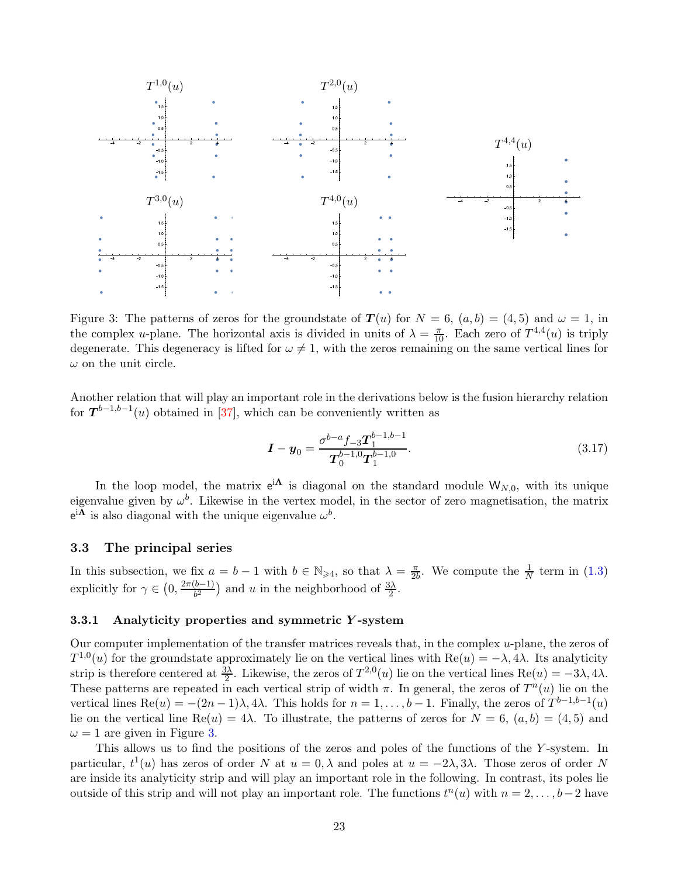Figure 3: The patterns of zeros for the groundstate of $\boldsymbol{T}(u)$ for $N = 6$, $(a, b) = (4, 5)$ and $\omega = 1$, in the complex $u$-plane. The horizontal axis is divided in units of $\lambda = \frac{\pi}{10}$. Each zero of $T^{4,4}(u)$ is triply degenerate. This degeneracy is lifted for $\omega \neq 1$, with the zeros remaining on the same vertical lines for $\omega$ on the unit circle.

Another relation that will play an important role in the derivations below is the fusion hierarchy relation for $\boldsymbol{T}^{b-1,b-1}(u)$ obtained in [37], which can be conveniently written as

$$\boldsymbol{I} - \boldsymbol{y}_0 = \frac{\sigma^{b-a} f_{-3} \boldsymbol{T}_1^{b-1,b-1}}{\boldsymbol{T}_0^{b-1,0} \boldsymbol{T}_1^{b-1,0}}. \tag{3.17}$$

In the loop model, the matrix $\mathsf{e}^{\mathsf{i}\boldsymbol{\Lambda}}$ is diagonal on the standard module $\mathsf{W}_{N,0}$, with its unique eigenvalue given by $\omega^b$. Likewise in the vertex model, in the sector of zero magnetisation, the matrix $\mathsf{e}^{\mathsf{i}\boldsymbol{\Lambda}}$ is also diagonal with the unique eigenvalue $\omega^b$.

### 3.3 The principal series

In this subsection, we fix $a = b - 1$ with $b \in \mathbb{N}_{\geqslant 4}$, so that $\lambda = \frac{\pi}{2b}$. We compute the $\frac{1}{N}$ term in (1.3) explicitly for $\gamma \in \left(0, \frac{2\pi(b-1)}{b^2}\right)$ and $u$ in the neighborhood of $\frac{3\lambda}{2}$.

#### 3.3.1 Analyticity properties and symmetric $\boldsymbol{Y}$-system

Our computer implementation of the transfer matrices reveals that, in the complex $u$-plane, the zeros of $T^{1,0}(u)$ for the groundstate approximately lie on the vertical lines with $\mathrm{Re}(u) = -\lambda, 4\lambda$. Its analyticity strip is therefore centered at $\frac{3\lambda}{2}$. Likewise, the zeros of $T^{2,0}(u)$ lie on the vertical lines $\mathrm{Re}(u) = -3\lambda, 4\lambda$. These patterns are repeated in each vertical strip of width $\pi$. In general, the zeros of $T^n(u)$ lie on the vertical lines $\mathrm{Re}(u) = -(2n-1)\lambda, 4\lambda$. This holds for $n = 1, \dots, b-1$. Finally, the zeros of $T^{b-1,b-1}(u)$ lie on the vertical line $\mathrm{Re}(u) = 4\lambda$. To illustrate, the patterns of zeros for $N = 6$, $(a, b) = (4, 5)$ and $\omega = 1$ are given in Figure 3.

This allows us to find the positions of the zeros and poles of the functions of the $Y$-system. In particular, $t^1(u)$ has zeros of order $N$ at $u = 0, \lambda$ and poles at $u = -2\lambda, 3\lambda$. Those zeros of order $N$ are inside its analyticity strip and will play an important role in the following. In contrast, its poles lie outside of this strip and will not play an important role. The functions $t^n(u)$ with $n = 2, \dots, b-2$ have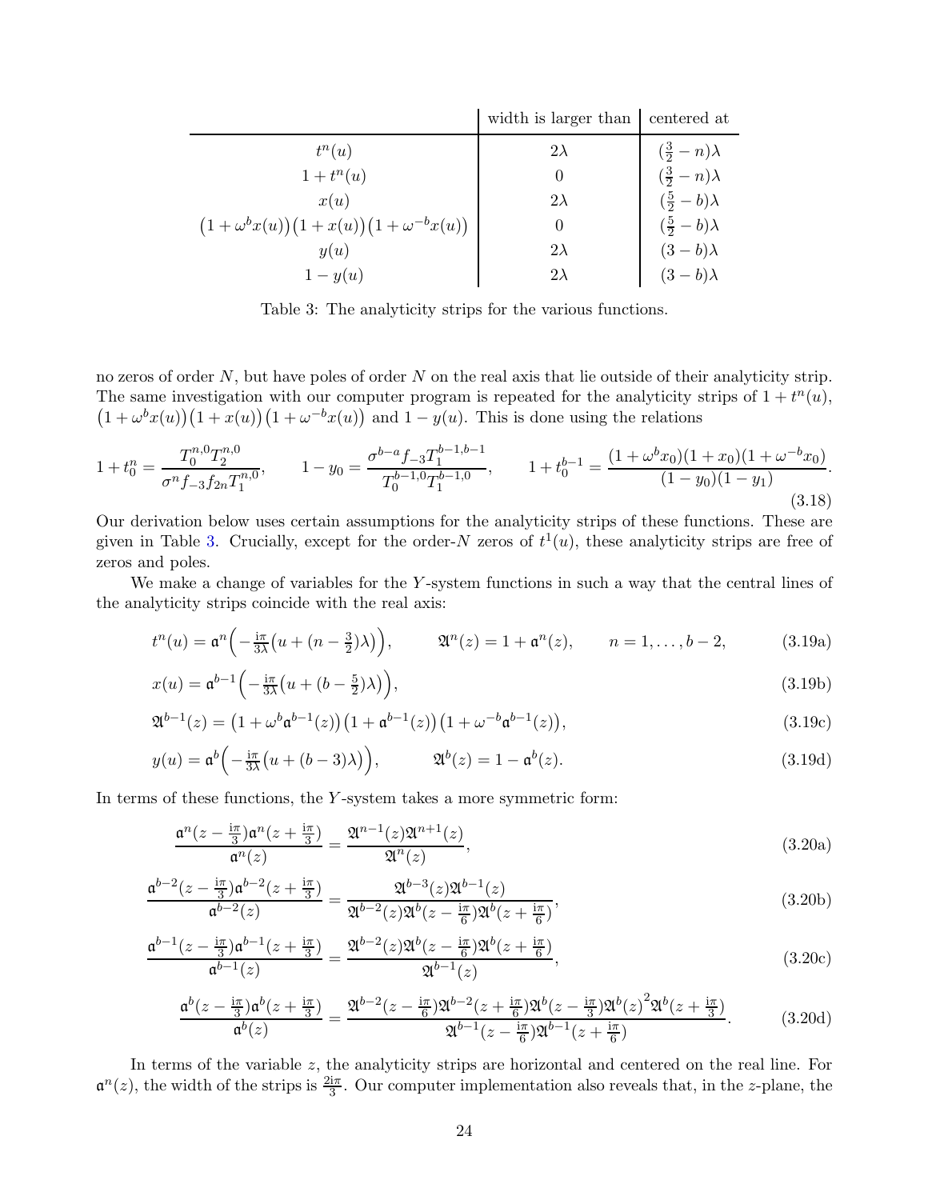| | width is larger than | centered at |
|---|---|---|
| $t^n(u)$ | $2\lambda$ | $(\frac{3}{2}-n)\lambda$ |
| $1+t^n(u)$ | $0$ | $(\frac{3}{2}-n)\lambda$ |
| $x(u)$ | $2\lambda$ | $(\frac{5}{2}-b)\lambda$ |
| $\big(1+\omega^b x(u)\big)\big(1+x(u)\big)\big(1+\omega^{-b}x(u)\big)$ | $0$ | $(\frac{5}{2}-b)\lambda$ |
| $y(u)$ | $2\lambda$ | $(3-b)\lambda$ |
| $1-y(u)$ | $2\lambda$ | $(3-b)\lambda$ |

Table 3: The analyticity strips for the various functions.

no zeros of order $N$, but have poles of order $N$ on the real axis that lie outside of their analyticity strip. The same investigation with our computer program is repeated for the analyticity strips of $1+t^n(u)$, $\big(1+\omega^b x(u)\big)\big(1+x(u)\big)\big(1+\omega^{-b}x(u)\big)$ and $1-y(u)$. This is done using the relations

$$1+t_0^n = \frac{T_0^{n,0}T_2^{n,0}}{\sigma^n f_{-3}f_{2n}T_1^{n,0}}, \qquad 1-y_0 = \frac{\sigma^{b-a}f_{-3}T_1^{b-1,b-1}}{T_0^{b-1,0}T_1^{b-1,0}}, \qquad 1+t_0^{b-1} = \frac{(1+\omega^b x_0)(1+x_0)(1+\omega^{-b}x_0)}{(1-y_0)(1-y_1)}. \tag{3.18}$$

Our derivation below uses certain assumptions for the analyticity strips of these functions. These are given in Table 3. Crucially, except for the order-$N$ zeros of $t^1(u)$, these analyticity strips are free of zeros and poles.

We make a change of variables for the $Y$-system functions in such a way that the central lines of the analyticity strips coincide with the real axis:

$$t^n(u) = \mathfrak{a}^n\Big(-\tfrac{\mathrm{i}\pi}{3\lambda}\big(u+(n-\tfrac{3}{2})\lambda\big)\Big), \qquad \mathfrak{A}^n(z) = 1+\mathfrak{a}^n(z), \qquad n=1,\dots,b-2, \tag{3.19a}$$

$$x(u) = \mathfrak{a}^{b-1}\Big(-\tfrac{\mathrm{i}\pi}{3\lambda}\big(u+(b-\tfrac{5}{2})\lambda\big)\Big), \tag{3.19b}$$

$$\mathfrak{A}^{b-1}(z) = \big(1+\omega^b\mathfrak{a}^{b-1}(z)\big)\big(1+\mathfrak{a}^{b-1}(z)\big)\big(1+\omega^{-b}\mathfrak{a}^{b-1}(z)\big), \tag{3.19c}$$

$$y(u) = \mathfrak{a}^b\Big(-\tfrac{\mathrm{i}\pi}{3\lambda}\big(u+(b-3)\lambda\big)\Big), \qquad \mathfrak{A}^b(z) = 1-\mathfrak{a}^b(z). \tag{3.19d}$$

In terms of these functions, the $Y$-system takes a more symmetric form:

$$\frac{\mathfrak{a}^n(z-\frac{\mathrm{i}\pi}{3})\mathfrak{a}^n(z+\frac{\mathrm{i}\pi}{3})}{\mathfrak{a}^n(z)} = \frac{\mathfrak{A}^{n-1}(z)\mathfrak{A}^{n+1}(z)}{\mathfrak{A}^n(z)}, \tag{3.20a}$$

$$\frac{\mathfrak{a}^{b-2}(z-\frac{\mathrm{i}\pi}{3})\mathfrak{a}^{b-2}(z+\frac{\mathrm{i}\pi}{3})}{\mathfrak{a}^{b-2}(z)} = \frac{\mathfrak{A}^{b-3}(z)\mathfrak{A}^{b-1}(z)}{\mathfrak{A}^{b-2}(z)\mathfrak{A}^b(z-\frac{\mathrm{i}\pi}{6})\mathfrak{A}^b(z+\frac{\mathrm{i}\pi}{6})}, \tag{3.20b}$$

$$\frac{\mathfrak{a}^{b-1}(z-\frac{\mathrm{i}\pi}{3})\mathfrak{a}^{b-1}(z+\frac{\mathrm{i}\pi}{3})}{\mathfrak{a}^{b-1}(z)} = \frac{\mathfrak{A}^{b-2}(z)\mathfrak{A}^b(z-\frac{\mathrm{i}\pi}{6})\mathfrak{A}^b(z+\frac{\mathrm{i}\pi}{6})}{\mathfrak{A}^{b-1}(z)}, \tag{3.20c}$$

$$\frac{\mathfrak{a}^b(z-\frac{\mathrm{i}\pi}{3})\mathfrak{a}^b(z+\frac{\mathrm{i}\pi}{3})}{\mathfrak{a}^b(z)} = \frac{\mathfrak{A}^{b-2}(z-\frac{\mathrm{i}\pi}{6})\mathfrak{A}^{b-2}(z+\frac{\mathrm{i}\pi}{6})\mathfrak{A}^b(z-\frac{\mathrm{i}\pi}{3})\mathfrak{A}^b(z)^2\mathfrak{A}^b(z+\frac{\mathrm{i}\pi}{3})}{\mathfrak{A}^{b-1}(z-\frac{\mathrm{i}\pi}{6})\mathfrak{A}^{b-1}(z+\frac{\mathrm{i}\pi}{6})}. \tag{3.20d}$$

In terms of the variable $z$, the analyticity strips are horizontal and centered on the real line. For $\mathfrak{a}^n(z)$, the width of the strips is $\frac{2\mathrm{i}\pi}{3}$. Our computer implementation also reveals that, in the $z$-plane, the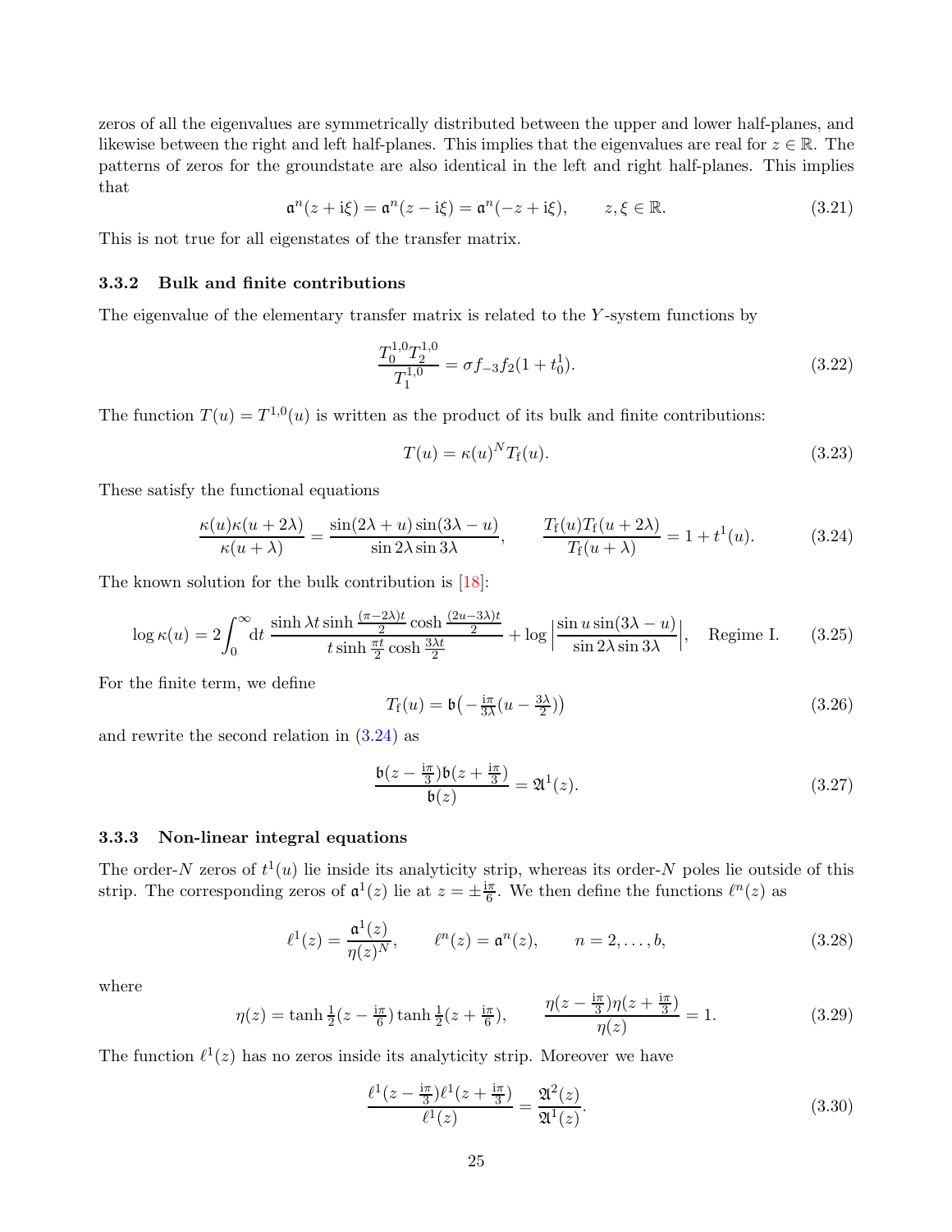zeros of all the eigenvalues are symmetrically distributed between the upper and lower half-planes, and likewise between the right and left half-planes. This implies that the eigenvalues are real for $z \in \mathbb{R}$. The patterns of zeros for the groundstate are also identical in the left and right half-planes. This implies that

$$\mathfrak{a}^n(z+\mathrm{i}\xi) = \mathfrak{a}^n(z-\mathrm{i}\xi) = \mathfrak{a}^n(-z+\mathrm{i}\xi), \qquad z,\xi \in \mathbb{R}. \tag{3.21}$$

This is not true for all eigenstates of the transfer matrix.

### 3.3.2 Bulk and finite contributions

The eigenvalue of the elementary transfer matrix is related to the $Y$-system functions by

$$\frac{T_0^{1,0} T_2^{1,0}}{T_1^{1,0}} = \sigma f_{-3} f_2 (1 + t_0^1). \tag{3.22}$$

The function $T(u) = T^{1,0}(u)$ is written as the product of its bulk and finite contributions:

$$T(u) = \kappa(u)^N T_{\mathrm{f}}(u). \tag{3.23}$$

These satisfy the functional equations

$$\frac{\kappa(u)\kappa(u+2\lambda)}{\kappa(u+\lambda)} = \frac{\sin(2\lambda+u)\sin(3\lambda-u)}{\sin 2\lambda \sin 3\lambda}, \qquad \frac{T_{\mathrm{f}}(u) T_{\mathrm{f}}(u+2\lambda)}{T_{\mathrm{f}}(u+\lambda)} = 1 + t^1(u). \tag{3.24}$$

The known solution for the bulk contribution is [18]:

$$\log \kappa(u) = 2\int_0^\infty \mathrm{d}t \, \frac{\sinh \lambda t \sinh \frac{(\pi-2\lambda)t}{2} \cosh \frac{(2u-3\lambda)t}{2}}{t \sinh \frac{\pi t}{2} \cosh \frac{3\lambda t}{2}} + \log\Big|\frac{\sin u \sin(3\lambda - u)}{\sin 2\lambda \sin 3\lambda}\Big|, \quad \text{Regime I.} \tag{3.25}$$

For the finite term, we define

$$T_{\mathrm{f}}(u) = \mathfrak{b}\big(-\tfrac{\mathrm{i}\pi}{3\lambda}(u - \tfrac{3\lambda}{2})\big) \tag{3.26}$$

and rewrite the second relation in (3.24) as

$$\frac{\mathfrak{b}(z-\frac{\mathrm{i}\pi}{3})\mathfrak{b}(z+\frac{\mathrm{i}\pi}{3})}{\mathfrak{b}(z)} = \mathfrak{A}^1(z). \tag{3.27}$$

### 3.3.3 Non-linear integral equations

The order-$N$ zeros of $t^1(u)$ lie inside its analyticity strip, whereas its order-$N$ poles lie outside of this strip. The corresponding zeros of $\mathfrak{a}^1(z)$ lie at $z = \pm\frac{\mathrm{i}\pi}{6}$. We then define the functions $\ell^n(z)$ as

$$\ell^1(z) = \frac{\mathfrak{a}^1(z)}{\eta(z)^N}, \qquad \ell^n(z) = \mathfrak{a}^n(z), \qquad n = 2,\dots,b, \tag{3.28}$$

where

$$\eta(z) = \tanh\tfrac{1}{2}(z - \tfrac{\mathrm{i}\pi}{6}) \tanh\tfrac{1}{2}(z + \tfrac{\mathrm{i}\pi}{6}), \qquad \frac{\eta(z-\frac{\mathrm{i}\pi}{3})\eta(z+\frac{\mathrm{i}\pi}{3})}{\eta(z)} = 1. \tag{3.29}$$

The function $\ell^1(z)$ has no zeros inside its analyticity strip. Moreover we have

$$\frac{\ell^1(z-\frac{\mathrm{i}\pi}{3})\ell^1(z+\frac{\mathrm{i}\pi}{3})}{\ell^1(z)} = \frac{\mathfrak{A}^2(z)}{\mathfrak{A}^1(z)}. \tag{3.30}$$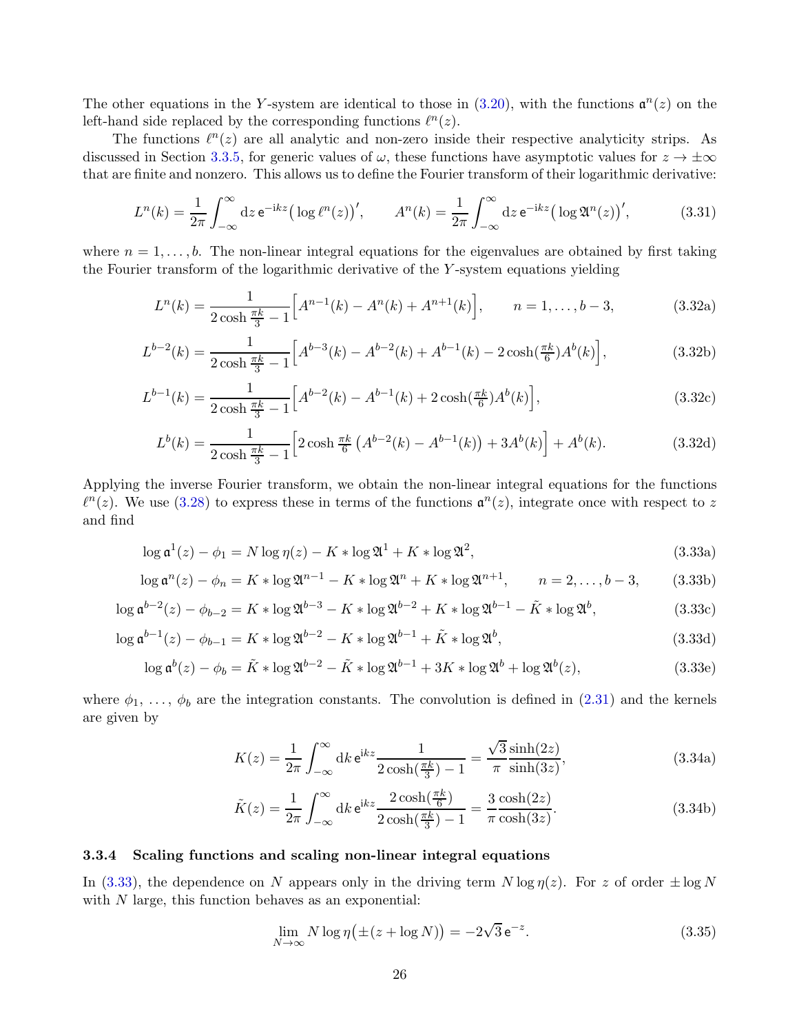The other equations in the $Y$-system are identical to those in (3.20), with the functions $\mathfrak{a}^n(z)$ on the left-hand side replaced by the corresponding functions $\ell^n(z)$.

The functions $\ell^n(z)$ are all analytic and non-zero inside their respective analyticity strips. As discussed in Section 3.3.5, for generic values of $\omega$, these functions have asymptotic values for $z \to \pm\infty$ that are finite and nonzero. This allows us to define the Fourier transform of their logarithmic derivative:

$$L^n(k) = \frac{1}{2\pi}\int_{-\infty}^{\infty} \mathrm{d}z\, \mathsf{e}^{-\mathrm{i}kz}\big(\log \ell^n(z)\big)', \qquad A^n(k) = \frac{1}{2\pi}\int_{-\infty}^{\infty} \mathrm{d}z\, \mathsf{e}^{-\mathrm{i}kz}\big(\log \mathfrak{A}^n(z)\big)', \tag{3.31}$$

where $n = 1, \dots, b$. The non-linear integral equations for the eigenvalues are obtained by first taking the Fourier transform of the logarithmic derivative of the $Y$-system equations yielding

$$L^n(k) = \frac{1}{2\cosh\frac{\pi k}{3} - 1}\Big[A^{n-1}(k) - A^n(k) + A^{n+1}(k)\Big], \qquad n = 1, \dots, b-3, \tag{3.32a}$$

$$L^{b-2}(k) = \frac{1}{2\cosh\frac{\pi k}{3} - 1}\Big[A^{b-3}(k) - A^{b-2}(k) + A^{b-1}(k) - 2\cosh(\tfrac{\pi k}{6})A^b(k)\Big], \tag{3.32b}$$

$$L^{b-1}(k) = \frac{1}{2\cosh\frac{\pi k}{3} - 1}\Big[A^{b-2}(k) - A^{b-1}(k) + 2\cosh(\tfrac{\pi k}{6})A^b(k)\Big], \tag{3.32c}$$

$$L^{b}(k) = \frac{1}{2\cosh\frac{\pi k}{3} - 1}\Big[2\cosh\tfrac{\pi k}{6}\,\big(A^{b-2}(k) - A^{b-1}(k)\big) + 3A^b(k)\Big] + A^b(k). \tag{3.32d}$$

Applying the inverse Fourier transform, we obtain the non-linear integral equations for the functions $\ell^n(z)$. We use (3.28) to express these in terms of the functions $\mathfrak{a}^n(z)$, integrate once with respect to $z$ and find

$$\log \mathfrak{a}^1(z) - \phi_1 = N \log \eta(z) - K * \log \mathfrak{A}^1 + K * \log \mathfrak{A}^2, \tag{3.33a}$$

$$\log \mathfrak{a}^n(z) - \phi_n = K * \log \mathfrak{A}^{n-1} - K * \log \mathfrak{A}^n + K * \log \mathfrak{A}^{n+1}, \qquad n = 2, \dots, b-3, \tag{3.33b}$$

$$\log \mathfrak{a}^{b-2}(z) - \phi_{b-2} = K * \log \mathfrak{A}^{b-3} - K * \log \mathfrak{A}^{b-2} + K * \log \mathfrak{A}^{b-1} - \tilde{K} * \log \mathfrak{A}^b, \tag{3.33c}$$

$$\log \mathfrak{a}^{b-1}(z) - \phi_{b-1} = K * \log \mathfrak{A}^{b-2} - K * \log \mathfrak{A}^{b-1} + \tilde{K} * \log \mathfrak{A}^b, \tag{3.33d}$$

$$\log \mathfrak{a}^{b}(z) - \phi_{b} = \tilde{K} * \log \mathfrak{A}^{b-2} - \tilde{K} * \log \mathfrak{A}^{b-1} + 3K * \log \mathfrak{A}^b + \log \mathfrak{A}^b(z), \tag{3.33e}$$

where $\phi_1, \dots, \phi_b$ are the integration constants. The convolution is defined in (2.31) and the kernels are given by

$$K(z) = \frac{1}{2\pi}\int_{-\infty}^{\infty} \mathrm{d}k\, \mathsf{e}^{\mathrm{i}kz}\frac{1}{2\cosh(\frac{\pi k}{3}) - 1} = \frac{\sqrt{3}}{\pi}\frac{\sinh(2z)}{\sinh(3z)}, \tag{3.34a}$$

$$\tilde{K}(z) = \frac{1}{2\pi}\int_{-\infty}^{\infty} \mathrm{d}k\, \mathsf{e}^{\mathrm{i}kz}\frac{2\cosh(\frac{\pi k}{6})}{2\cosh(\frac{\pi k}{3}) - 1} = \frac{3}{\pi}\frac{\cosh(2z)}{\cosh(3z)}. \tag{3.34b}$$

### 3.3.4 Scaling functions and scaling non-linear integral equations

In (3.33), the dependence on $N$ appears only in the driving term $N \log \eta(z)$. For $z$ of order $\pm \log N$ with $N$ large, this function behaves as an exponential:

$$\lim_{N\to\infty} N \log \eta\big(\pm(z + \log N)\big) = -2\sqrt{3}\,\mathsf{e}^{-z}. \tag{3.35}$$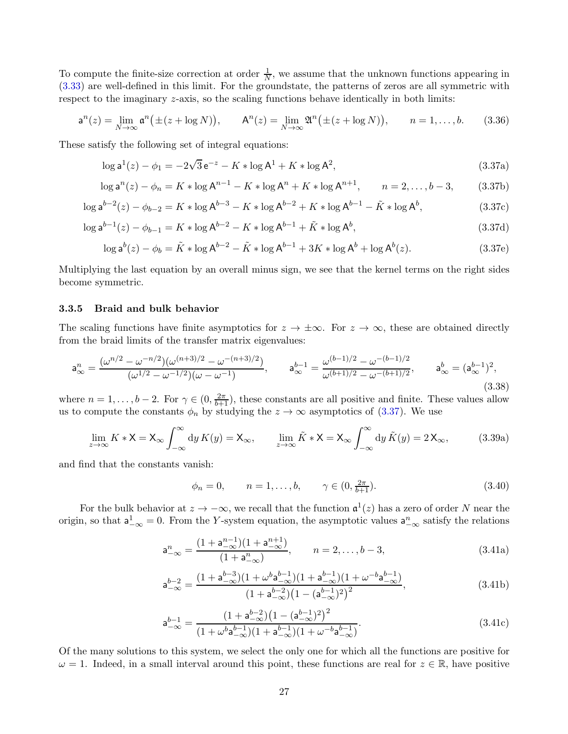To compute the finite-size correction at order $\frac{1}{N}$, we assume that the unknown functions appearing in (3.33) are well-defined in this limit. For the groundstate, the patterns of zeros are all symmetric with respect to the imaginary $z$-axis, so the scaling functions behave identically in both limits:

$$\mathsf{a}^n(z) = \lim_{N\to\infty} \mathfrak{a}^n\big(\pm(z+\log N)\big), \qquad \mathsf{A}^n(z) = \lim_{N\to\infty} \mathfrak{A}^n\big(\pm(z+\log N)\big), \qquad n = 1,\dots,b. \tag{3.36}$$

These satisfy the following set of integral equations:

$$\log \mathsf{a}^1(z) - \phi_1 = -2\sqrt{3}\,\mathrm{e}^{-z} - K * \log \mathsf{A}^1 + K * \log \mathsf{A}^2, \tag{3.37a}$$

$$\log \mathsf{a}^n(z) - \phi_n = K * \log \mathsf{A}^{n-1} - K * \log \mathsf{A}^n + K * \log \mathsf{A}^{n+1}, \qquad n = 2,\dots,b-3, \tag{3.37b}$$

$$\log \mathsf{a}^{b-2}(z) - \phi_{b-2} = K * \log \mathsf{A}^{b-3} - K * \log \mathsf{A}^{b-2} + K * \log \mathsf{A}^{b-1} - \tilde{K} * \log \mathsf{A}^b, \tag{3.37c}$$

$$\log \mathsf{a}^{b-1}(z) - \phi_{b-1} = K * \log \mathsf{A}^{b-2} - K * \log \mathsf{A}^{b-1} + \tilde{K} * \log \mathsf{A}^b, \tag{3.37d}$$

$$\log \mathsf{a}^{b}(z) - \phi_{b} = \tilde{K} * \log \mathsf{A}^{b-2} - \tilde{K} * \log \mathsf{A}^{b-1} + 3K * \log \mathsf{A}^b + \log \mathsf{A}^b(z). \tag{3.37e}$$

Multiplying the last equation by an overall minus sign, we see that the kernel terms on the right sides become symmetric.

### 3.3.5 Braid and bulk behavior

The scaling functions have finite asymptotics for $z \to \pm\infty$. For $z \to \infty$, these are obtained directly from the braid limits of the transfer matrix eigenvalues:

$$\mathsf{a}^n_\infty = \frac{(\omega^{n/2} - \omega^{-n/2})(\omega^{(n+3)/2} - \omega^{-(n+3)/2})}{(\omega^{1/2} - \omega^{-1/2})(\omega - \omega^{-1})}, \qquad \mathsf{a}^{b-1}_\infty = \frac{\omega^{(b-1)/2} - \omega^{-(b-1)/2}}{\omega^{(b+1)/2} - \omega^{-(b+1)/2}}, \qquad \mathsf{a}^b_\infty = (\mathsf{a}^{b-1}_\infty)^2, \tag{3.38}$$

where $n = 1,\dots,b-2$. For $\gamma \in (0, \frac{2\pi}{b+1})$, these constants are all positive and finite. These values allow us to compute the constants $\phi_n$ by studying the $z \to \infty$ asymptotics of (3.37). We use

$$\lim_{z\to\infty} K * \mathsf{X} = \mathsf{X}_\infty \int_{-\infty}^{\infty} \mathrm{d}y\, K(y) = \mathsf{X}_\infty, \qquad \lim_{z\to\infty} \tilde{K} * \mathsf{X} = \mathsf{X}_\infty \int_{-\infty}^{\infty} \mathrm{d}y\, \tilde{K}(y) = 2\,\mathsf{X}_\infty, \tag{3.39a}$$

and find that the constants vanish:

$$\phi_n = 0, \qquad n = 1,\dots,b, \qquad \gamma \in (0, \tfrac{2\pi}{b+1}). \tag{3.40}$$

For the bulk behavior at $z \to -\infty$, we recall that the function $\mathfrak{a}^1(z)$ has a zero of order $N$ near the origin, so that $\mathsf{a}^1_{-\infty} = 0$. From the $Y$-system equation, the asymptotic values $\mathsf{a}^n_{-\infty}$ satisfy the relations

$$\mathsf{a}^n_{-\infty} = \frac{(1+\mathsf{a}^{n-1}_{-\infty})(1+\mathsf{a}^{n+1}_{-\infty})}{(1+\mathsf{a}^n_{-\infty})}, \qquad n = 2,\dots,b-3, \tag{3.41a}$$

$$\mathsf{a}^{b-2}_{-\infty} = \frac{(1+\mathsf{a}^{b-3}_{-\infty})(1+\omega^b\mathsf{a}^{b-1}_{-\infty})(1+\mathsf{a}^{b-1}_{-\infty})(1+\omega^{-b}\mathsf{a}^{b-1}_{-\infty})}{(1+\mathsf{a}^{b-2}_{-\infty})\big(1-(\mathsf{a}^{b-1}_{-\infty})^2\big)^2}, \tag{3.41b}$$

$$\mathsf{a}^{b-1}_{-\infty} = \frac{(1+\mathsf{a}^{b-2}_{-\infty})\big(1-(\mathsf{a}^{b-1}_{-\infty})^2\big)^2}{(1+\omega^b\mathsf{a}^{b-1}_{-\infty})(1+\mathsf{a}^{b-1}_{-\infty})(1+\omega^{-b}\mathsf{a}^{b-1}_{-\infty})}. \tag{3.41c}$$

Of the many solutions to this system, we select the only one for which all the functions are positive for $\omega = 1$. Indeed, in a small interval around this point, these functions are real for $z \in \mathbb{R}$, have positive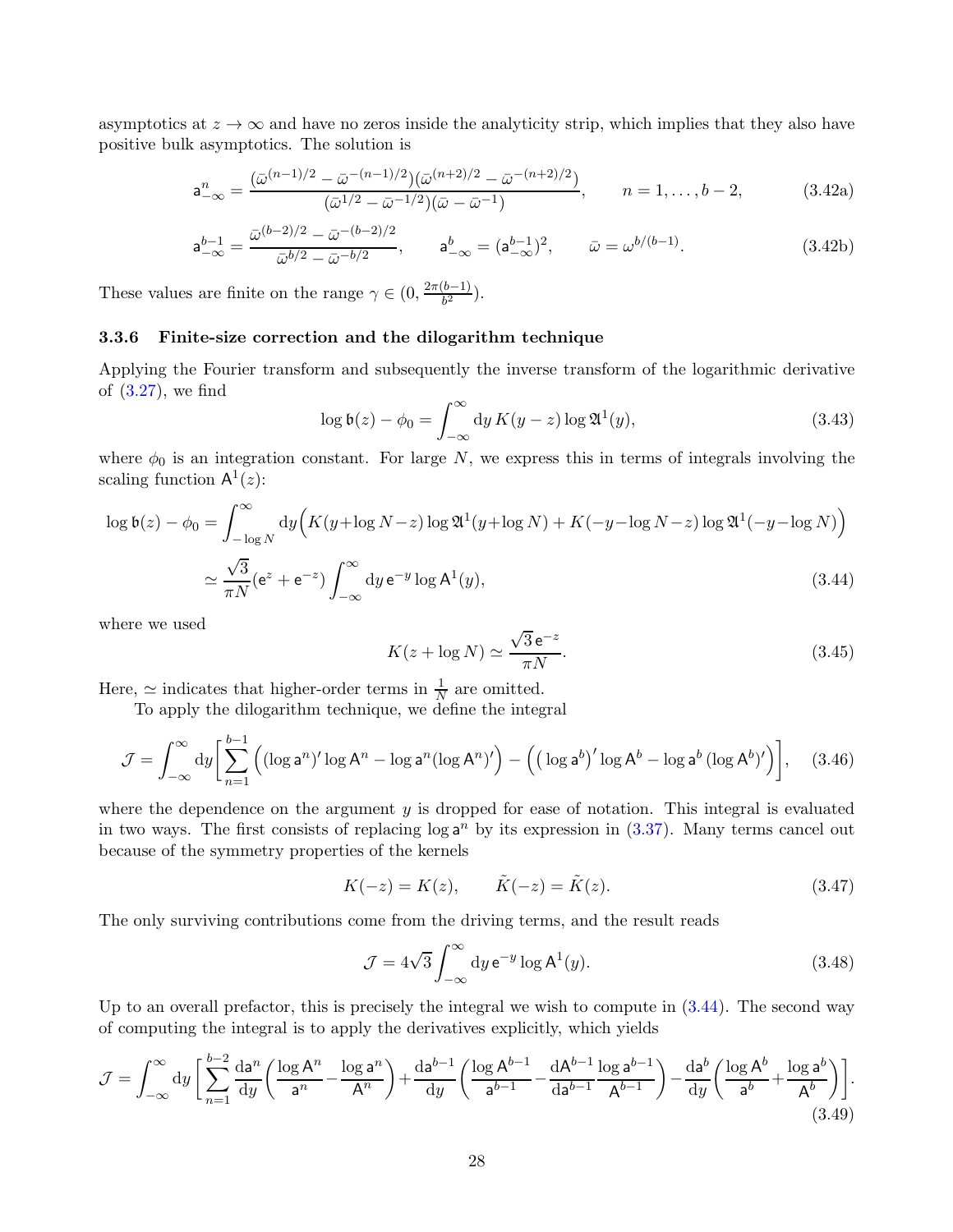asymptotics at $z \to \infty$ and have no zeros inside the analyticity strip, which implies that they also have positive bulk asymptotics. The solution is

$$\mathsf{a}^n_{-\infty} = \frac{(\bar\omega^{(n-1)/2} - \bar\omega^{-(n-1)/2})(\bar\omega^{(n+2)/2} - \bar\omega^{-(n+2)/2})}{(\bar\omega^{1/2} - \bar\omega^{-1/2})(\bar\omega - \bar\omega^{-1})}, \qquad n = 1, \dots, b-2, \tag{3.42a}$$

$$\mathsf{a}^{b-1}_{-\infty} = \frac{\bar\omega^{(b-2)/2} - \bar\omega^{-(b-2)/2}}{\bar\omega^{b/2} - \bar\omega^{-b/2}}, \qquad \mathsf{a}^b_{-\infty} = (\mathsf{a}^{b-1}_{-\infty})^2, \qquad \bar\omega = \omega^{b/(b-1)}. \tag{3.42b}$$

These values are finite on the range $\gamma \in (0, \frac{2\pi(b-1)}{b^2})$.

### 3.3.6 Finite-size correction and the dilogarithm technique

Applying the Fourier transform and subsequently the inverse transform of the logarithmic derivative of (3.27), we find

$$\log \mathfrak{b}(z) - \phi_0 = \int_{-\infty}^{\infty} \mathrm{d}y \, K(y-z) \log \mathfrak{A}^1(y), \tag{3.43}$$

where $\phi_0$ is an integration constant. For large $N$, we express this in terms of integrals involving the scaling function $\mathsf{A}^1(z)$:

$$\begin{aligned}
\log \mathfrak{b}(z) - \phi_0 &= \int_{-\log N}^{\infty} \mathrm{d}y \Big( K(y+\log N - z) \log \mathfrak{A}^1(y+\log N) + K(-y-\log N - z) \log \mathfrak{A}^1(-y-\log N) \Big) \\
&\simeq \frac{\sqrt{3}}{\pi N} (\mathsf{e}^{z} + \mathsf{e}^{-z}) \int_{-\infty}^{\infty} \mathrm{d}y \, \mathsf{e}^{-y} \log \mathsf{A}^1(y),
\end{aligned} \tag{3.44}$$

where we used

$$K(z + \log N) \simeq \frac{\sqrt{3}\,\mathsf{e}^{-z}}{\pi N}. \tag{3.45}$$

Here, $\simeq$ indicates that higher-order terms in $\frac{1}{N}$ are omitted.

To apply the dilogarithm technique, we define the integral

$$\mathcal{J} = \int_{-\infty}^{\infty} \mathrm{d}y \bigg[ \sum_{n=1}^{b-1} \Big( (\log \mathsf{a}^n)' \log \mathsf{A}^n - \log \mathsf{a}^n (\log \mathsf{A}^n)' \Big) - \Big( \big( \log \mathsf{a}^b \big)' \log \mathsf{A}^b - \log \mathsf{a}^b \, (\log \mathsf{A}^b)' \Big) \bigg], \tag{3.46}$$

where the dependence on the argument $y$ is dropped for ease of notation. This integral is evaluated in two ways. The first consists of replacing $\log \mathsf{a}^n$ by its expression in (3.37). Many terms cancel out because of the symmetry properties of the kernels

$$K(-z) = K(z), \qquad \tilde K(-z) = \tilde K(z). \tag{3.47}$$

The only surviving contributions come from the driving terms, and the result reads

$$\mathcal{J} = 4\sqrt{3} \int_{-\infty}^{\infty} \mathrm{d}y \, \mathsf{e}^{-y} \log \mathsf{A}^1(y). \tag{3.48}$$

Up to an overall prefactor, this is precisely the integral we wish to compute in (3.44). The second way of computing the integral is to apply the derivatives explicitly, which yields

$$\mathcal{J} = \int_{-\infty}^{\infty} \mathrm{d}y \, \bigg[ \sum_{n=1}^{b-2} \frac{\mathrm{d}\mathsf{a}^n}{\mathrm{d}y} \bigg( \frac{\log \mathsf{A}^n}{\mathsf{a}^n} - \frac{\log \mathsf{a}^n}{\mathsf{A}^n} \bigg) + \frac{\mathrm{d}\mathsf{a}^{b-1}}{\mathrm{d}y} \bigg( \frac{\log \mathsf{A}^{b-1}}{\mathsf{a}^{b-1}} - \frac{\mathrm{d}\mathsf{A}^{b-1}}{\mathrm{d}\mathsf{a}^{b-1}} \frac{\log \mathsf{a}^{b-1}}{\mathsf{A}^{b-1}} \bigg) - \frac{\mathrm{d}\mathsf{a}^b}{\mathrm{d}y} \bigg( \frac{\log \mathsf{A}^b}{\mathsf{a}^b} + \frac{\log \mathsf{a}^b}{\mathsf{A}^b} \bigg) \bigg]. \tag{3.49}$$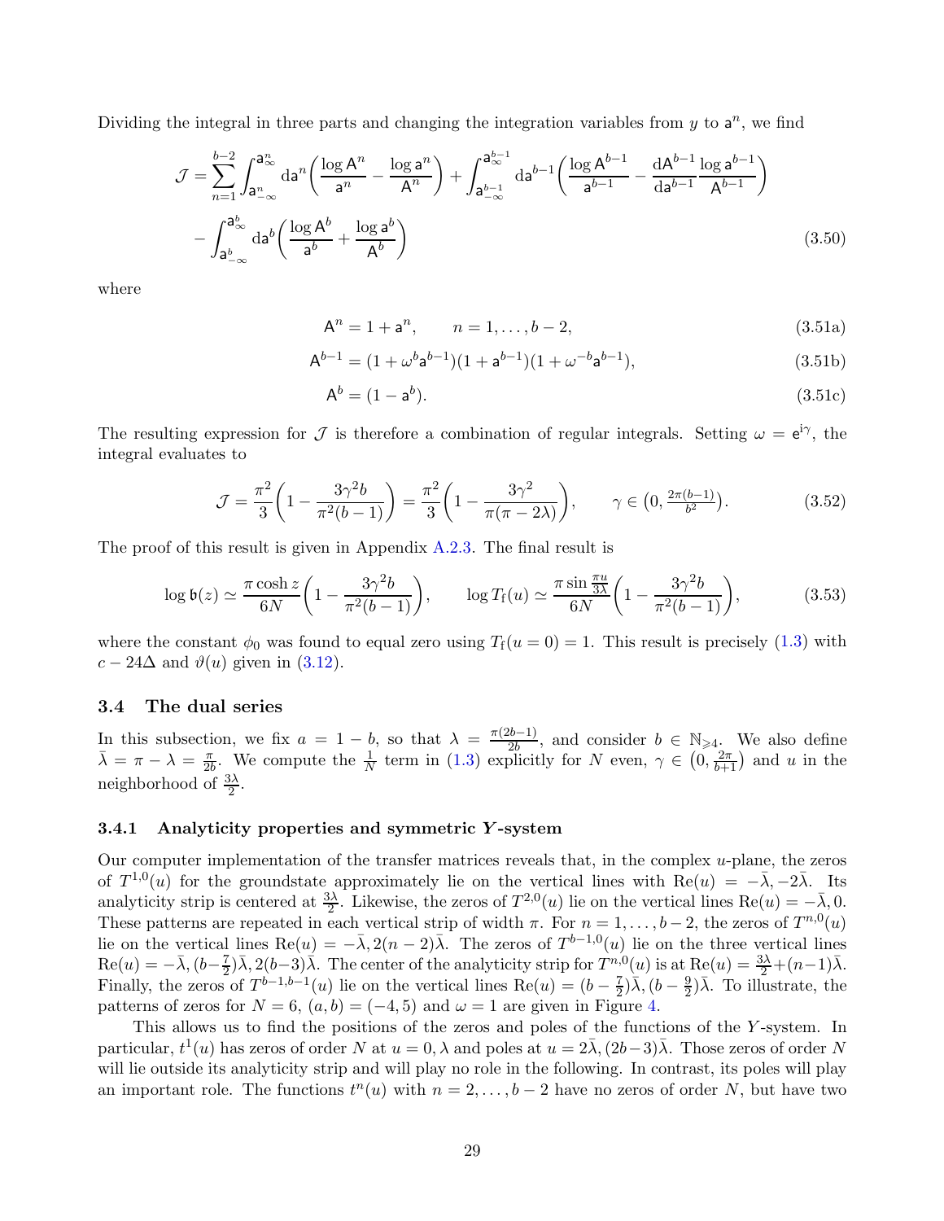Dividing the integral in three parts and changing the integration variables from $y$ to $\mathsf{a}^n$, we find

$$
\begin{aligned}
\mathcal{J} = &\sum_{n=1}^{b-2} \int_{\mathsf{a}^n_{-\infty}}^{\mathsf{a}^n_{\infty}} \mathrm{d}\mathsf{a}^n \bigg( \frac{\log \mathsf{A}^n}{\mathsf{a}^n} - \frac{\log \mathsf{a}^n}{\mathsf{A}^n} \bigg) + \int_{\mathsf{a}^{b-1}_{-\infty}}^{\mathsf{a}^{b-1}_{\infty}} \mathrm{d}\mathsf{a}^{b-1} \bigg( \frac{\log \mathsf{A}^{b-1}}{\mathsf{a}^{b-1}} - \frac{\mathrm{d}\mathsf{A}^{b-1}}{\mathrm{d}\mathsf{a}^{b-1}} \frac{\log \mathsf{a}^{b-1}}{\mathsf{A}^{b-1}} \bigg) \\
&- \int_{\mathsf{a}^b_{-\infty}}^{\mathsf{a}^b_{\infty}} \mathrm{d}\mathsf{a}^b \bigg( \frac{\log \mathsf{A}^b}{\mathsf{a}^b} + \frac{\log \mathsf{a}^b}{\mathsf{A}^b} \bigg)
\end{aligned}
\tag{3.50}
$$

where

$$
\mathsf{A}^n = 1 + \mathsf{a}^n, \qquad n = 1, \dots, b-2, \tag{3.51a}
$$

$$
\mathsf{A}^{b-1} = (1 + \omega^b \mathsf{a}^{b-1})(1 + \mathsf{a}^{b-1})(1 + \omega^{-b} \mathsf{a}^{b-1}), \tag{3.51b}
$$

$$
\mathsf{A}^b = (1 - \mathsf{a}^b). \tag{3.51c}
$$

The resulting expression for $\mathcal{J}$ is therefore a combination of regular integrals. Setting $\omega = \mathrm{e}^{\mathrm{i}\gamma}$, the integral evaluates to

$$
\mathcal{J} = \frac{\pi^2}{3} \bigg( 1 - \frac{3\gamma^2 b}{\pi^2 (b-1)} \bigg) = \frac{\pi^2}{3} \bigg( 1 - \frac{3\gamma^2}{\pi(\pi - 2\lambda)} \bigg), \qquad \gamma \in \big(0, \tfrac{2\pi(b-1)}{b^2}\big). \tag{3.52}
$$

The proof of this result is given in Appendix A.2.3. The final result is

$$
\log \mathfrak{b}(z) \simeq \frac{\pi \cosh z}{6N} \bigg( 1 - \frac{3\gamma^2 b}{\pi^2(b-1)} \bigg), \qquad \log T_{\mathrm{f}}(u) \simeq \frac{\pi \sin \frac{\pi u}{3\lambda}}{6N} \bigg( 1 - \frac{3\gamma^2 b}{\pi^2(b-1)} \bigg), \tag{3.53}
$$

where the constant $\phi_0$ was found to equal zero using $T_{\mathrm{f}}(u=0) = 1$. This result is precisely (1.3) with $c - 24\Delta$ and $\vartheta(u)$ given in (3.12).

### 3.4 The dual series

In this subsection, we fix $a = 1 - b$, so that $\lambda = \frac{\pi(2b-1)}{2b}$, and consider $b \in \mathbb{N}_{\geqslant 4}$. We also define $\bar\lambda = \pi - \lambda = \frac{\pi}{2b}$. We compute the $\frac{1}{N}$ term in (1.3) explicitly for $N$ even, $\gamma \in \big(0, \frac{2\pi}{b+1}\big)$ and $u$ in the neighborhood of $\frac{3\lambda}{2}$.

#### 3.4.1 Analyticity properties and symmetric $Y$-system

Our computer implementation of the transfer matrices reveals that, in the complex $u$-plane, the zeros of $T^{1,0}(u)$ for the groundstate approximately lie on the vertical lines with $\mathrm{Re}(u) = -\bar\lambda, -2\bar\lambda$. Its analyticity strip is centered at $\frac{3\lambda}{2}$. Likewise, the zeros of $T^{2,0}(u)$ lie on the vertical lines $\mathrm{Re}(u) = -\bar\lambda, 0$. These patterns are repeated in each vertical strip of width $\pi$. For $n = 1, \dots, b-2$, the zeros of $T^{n,0}(u)$ lie on the vertical lines $\mathrm{Re}(u) = -\bar\lambda, 2(n-2)\bar\lambda$. The zeros of $T^{b-1,0}(u)$ lie on the three vertical lines $\mathrm{Re}(u) = -\bar\lambda, (b - \frac{7}{2})\bar\lambda, 2(b-3)\bar\lambda$. The center of the analyticity strip for $T^{n,0}(u)$ is at $\mathrm{Re}(u) = \frac{3\lambda}{2} + (n-1)\bar\lambda$. Finally, the zeros of $T^{b-1,b-1}(u)$ lie on the vertical lines $\mathrm{Re}(u) = (b - \frac{7}{2})\bar\lambda, (b - \frac{9}{2})\bar\lambda$. To illustrate, the patterns of zeros for $N = 6$, $(a, b) = (-4, 5)$ and $\omega = 1$ are given in Figure 4.

This allows us to find the positions of the zeros and poles of the functions of the $Y$-system. In particular, $t^1(u)$ has zeros of order $N$ at $u = 0, \lambda$ and poles at $u = 2\bar\lambda, (2b-3)\bar\lambda$. Those zeros of order $N$ will lie outside its analyticity strip and will play no role in the following. In contrast, its poles will play an important role. The functions $t^n(u)$ with $n = 2, \dots, b-2$ have no zeros of order $N$, but have two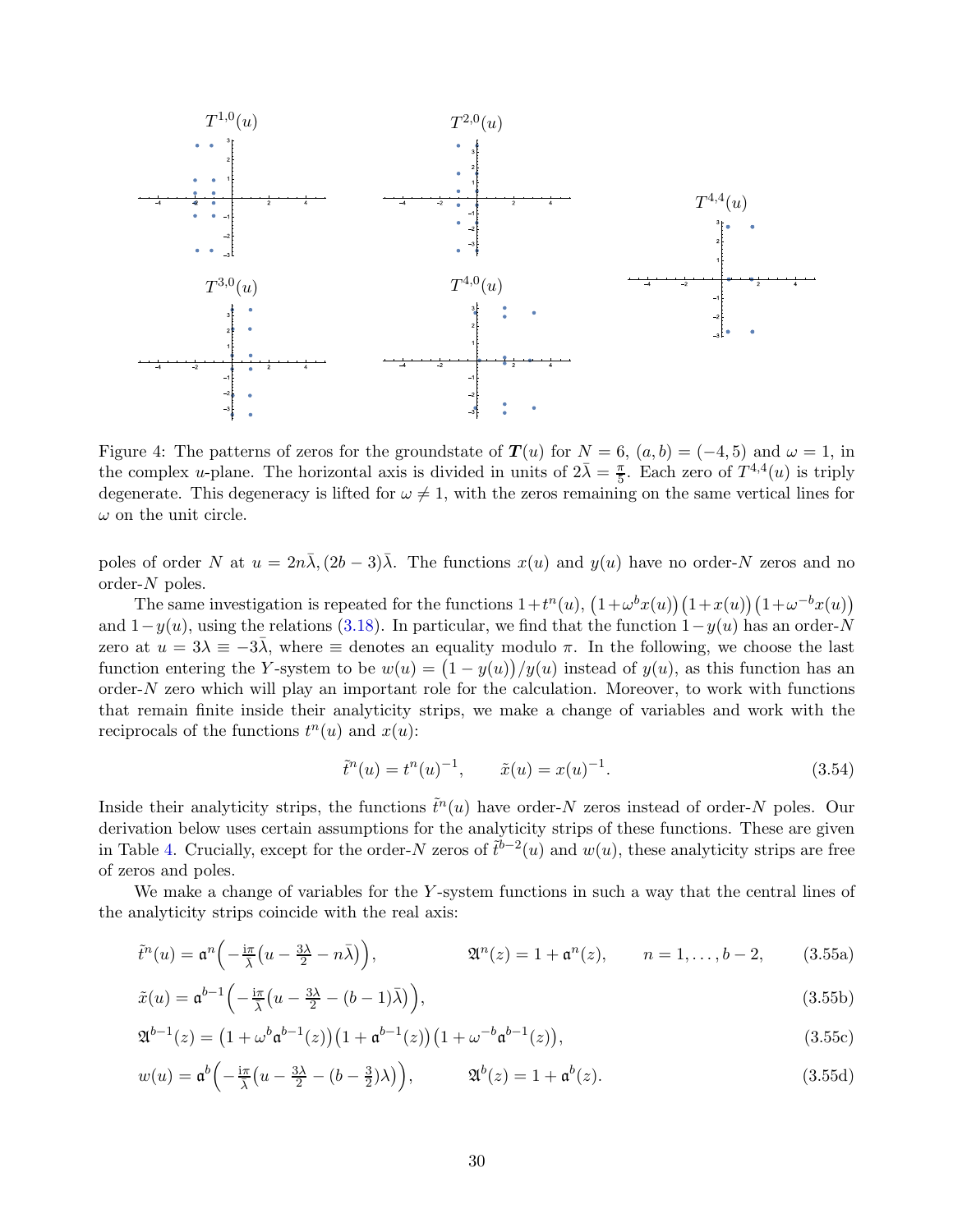Figure 4: The patterns of zeros for the groundstate of $\boldsymbol{T}(u)$ for $N = 6$, $(a, b) = (-4, 5)$ and $\omega = 1$, in the complex $u$-plane. The horizontal axis is divided in units of $2\bar{\lambda} = \frac{\pi}{5}$. Each zero of $T^{4,4}(u)$ is triply degenerate. This degeneracy is lifted for $\omega \neq 1$, with the zeros remaining on the same vertical lines for $\omega$ on the unit circle.

poles of order $N$ at $u = 2n\bar{\lambda}, (2b-3)\bar{\lambda}$. The functions $x(u)$ and $y(u)$ have no order-$N$ zeros and no order-$N$ poles.

The same investigation is repeated for the functions $1+t^n(u)$, $\big(1+\omega^b x(u)\big)\big(1+x(u)\big)\big(1+\omega^{-b}x(u)\big)$ and $1-y(u)$, using the relations (3.18). In particular, we find that the function $1-y(u)$ has an order-$N$ zero at $u = 3\lambda \equiv -3\bar{\lambda}$, where $\equiv$ denotes an equality modulo $\pi$. In the following, we choose the last function entering the $Y$-system to be $w(u) = \big(1-y(u)\big)/y(u)$ instead of $y(u)$, as this function has an order-$N$ zero which will play an important role for the calculation. Moreover, to work with functions that remain finite inside their analyticity strips, we make a change of variables and work with the reciprocals of the functions $t^n(u)$ and $x(u)$:

$$\tilde{t}^n(u) = t^n(u)^{-1}, \qquad \tilde{x}(u) = x(u)^{-1}. \tag{3.54}$$

Inside their analyticity strips, the functions $\tilde{t}^n(u)$ have order-$N$ zeros instead of order-$N$ poles. Our derivation below uses certain assumptions for the analyticity strips of these functions. These are given in Table 4. Crucially, except for the order-$N$ zeros of $\tilde{t}^{b-2}(u)$ and $w(u)$, these analyticity strips are free of zeros and poles.

We make a change of variables for the $Y$-system functions in such a way that the central lines of the analyticity strips coincide with the real axis:

$$\tilde{t}^n(u) = \mathfrak{a}^n\Big(-\tfrac{\mathrm{i}\pi}{\lambda}\big(u - \tfrac{3\lambda}{2} - n\bar{\lambda}\big)\Big), \qquad \mathfrak{A}^n(z) = 1 + \mathfrak{a}^n(z), \qquad n = 1, \dots, b-2, \tag{3.55a}$$

$$\tilde{x}(u) = \mathfrak{a}^{b-1}\Big(-\tfrac{\mathrm{i}\pi}{\lambda}\big(u - \tfrac{3\lambda}{2} - (b-1)\bar{\lambda}\big)\Big), \tag{3.55b}$$

$$\mathfrak{A}^{b-1}(z) = \big(1 + \omega^b \mathfrak{a}^{b-1}(z)\big)\big(1 + \mathfrak{a}^{b-1}(z)\big)\big(1 + \omega^{-b}\mathfrak{a}^{b-1}(z)\big), \tag{3.55c}$$

$$w(u) = \mathfrak{a}^b\Big(-\tfrac{\mathrm{i}\pi}{\lambda}\big(u - \tfrac{3\lambda}{2} - (b-\tfrac{3}{2})\lambda\big)\Big), \qquad \mathfrak{A}^b(z) = 1 + \mathfrak{a}^b(z). \tag{3.55d}$$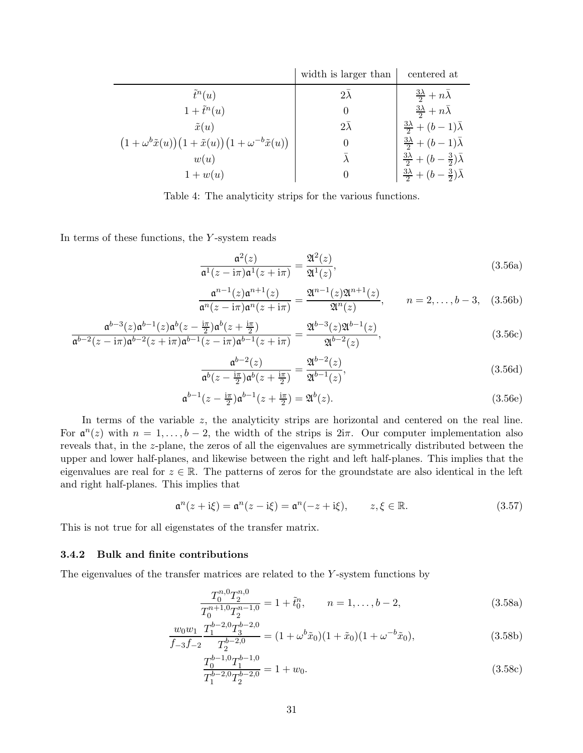| | width is larger than | centered at |
|---|---|---|
| $\tilde{t}^n(u)$ | $2\bar{\lambda}$ | $\frac{3\lambda}{2} + n\bar{\lambda}$ |
| $1 + \tilde{t}^n(u)$ | $0$ | $\frac{3\lambda}{2} + n\bar{\lambda}$ |
| $\tilde{x}(u)$ | $2\bar{\lambda}$ | $\frac{3\lambda}{2} + (b-1)\bar{\lambda}$ |
| $\big(1 + \omega^b \tilde{x}(u)\big)\big(1 + \tilde{x}(u)\big)\big(1 + \omega^{-b}\tilde{x}(u)\big)$ | $0$ | $\frac{3\lambda}{2} + (b-1)\bar{\lambda}$ |
| $w(u)$ | $\bar{\lambda}$ | $\frac{3\lambda}{2} + (b-\frac{3}{2})\bar{\lambda}$ |
| $1 + w(u)$ | $0$ | $\frac{3\lambda}{2} + (b-\frac{3}{2})\bar{\lambda}$ |

Table 4: The analyticity strips for the various functions.

In terms of these functions, the $Y$-system reads

$$\frac{\mathfrak{a}^2(z)}{\mathfrak{a}^1(z-\mathrm{i}\pi)\mathfrak{a}^1(z+\mathrm{i}\pi)} = \frac{\mathfrak{A}^2(z)}{\mathfrak{A}^1(z)}, \tag{3.56a}$$

$$\frac{\mathfrak{a}^{n-1}(z)\mathfrak{a}^{n+1}(z)}{\mathfrak{a}^n(z-\mathrm{i}\pi)\mathfrak{a}^n(z+\mathrm{i}\pi)} = \frac{\mathfrak{A}^{n-1}(z)\mathfrak{A}^{n+1}(z)}{\mathfrak{A}^n(z)}, \qquad n = 2,\dots,b-3, \tag{3.56b}$$

$$\frac{\mathfrak{a}^{b-3}(z)\mathfrak{a}^{b-1}(z)\mathfrak{a}^b(z-\frac{\mathrm{i}\pi}{2})\mathfrak{a}^b(z+\frac{\mathrm{i}\pi}{2})}{\mathfrak{a}^{b-2}(z-\mathrm{i}\pi)\mathfrak{a}^{b-2}(z+\mathrm{i}\pi)\mathfrak{a}^{b-1}(z-\mathrm{i}\pi)\mathfrak{a}^{b-1}(z+\mathrm{i}\pi)} = \frac{\mathfrak{A}^{b-3}(z)\mathfrak{A}^{b-1}(z)}{\mathfrak{A}^{b-2}(z)}, \tag{3.56c}$$

$$\frac{\mathfrak{a}^{b-2}(z)}{\mathfrak{a}^b(z-\frac{\mathrm{i}\pi}{2})\mathfrak{a}^b(z+\frac{\mathrm{i}\pi}{2})} = \frac{\mathfrak{A}^{b-2}(z)}{\mathfrak{A}^{b-1}(z)}, \tag{3.56d}$$

$$\mathfrak{a}^{b-1}(z-\tfrac{\mathrm{i}\pi}{2})\mathfrak{a}^{b-1}(z+\tfrac{\mathrm{i}\pi}{2}) = \mathfrak{A}^b(z). \tag{3.56e}$$

In terms of the variable $z$, the analyticity strips are horizontal and centered on the real line. For $\mathfrak{a}^n(z)$ with $n = 1,\dots,b-2$, the width of the strips is $2\mathrm{i}\pi$. Our computer implementation also reveals that, in the $z$-plane, the zeros of all the eigenvalues are symmetrically distributed between the upper and lower half-planes, and likewise between the right and left half-planes. This implies that the eigenvalues are real for $z \in \mathbb{R}$. The patterns of zeros for the groundstate are also identical in the left and right half-planes. This implies that

$$\mathfrak{a}^n(z+\mathrm{i}\xi) = \mathfrak{a}^n(z-\mathrm{i}\xi) = \mathfrak{a}^n(-z+\mathrm{i}\xi), \qquad z,\xi \in \mathbb{R}. \tag{3.57}$$

This is not true for all eigenstates of the transfer matrix.

### 3.4.2 Bulk and finite contributions

The eigenvalues of the transfer matrices are related to the $Y$-system functions by

$$\frac{T_0^{n,0}T_2^{n,0}}{T_0^{n+1,0}T_2^{n-1,0}} = 1 + \tilde{t}_0^n, \qquad n = 1,\dots,b-2, \tag{3.58a}$$

$$\frac{w_0 w_1}{f_{-3}f_{-2}}\frac{T_1^{b-2,0}T_3^{b-2,0}}{T_2^{b-2,0}} = (1+\omega^b\tilde{x}_0)(1+\tilde{x}_0)(1+\omega^{-b}\tilde{x}_0), \tag{3.58b}$$

$$\frac{T_0^{b-1,0}T_1^{b-1,0}}{T_1^{b-2,0}T_2^{b-2,0}} = 1 + w_0. \tag{3.58c}$$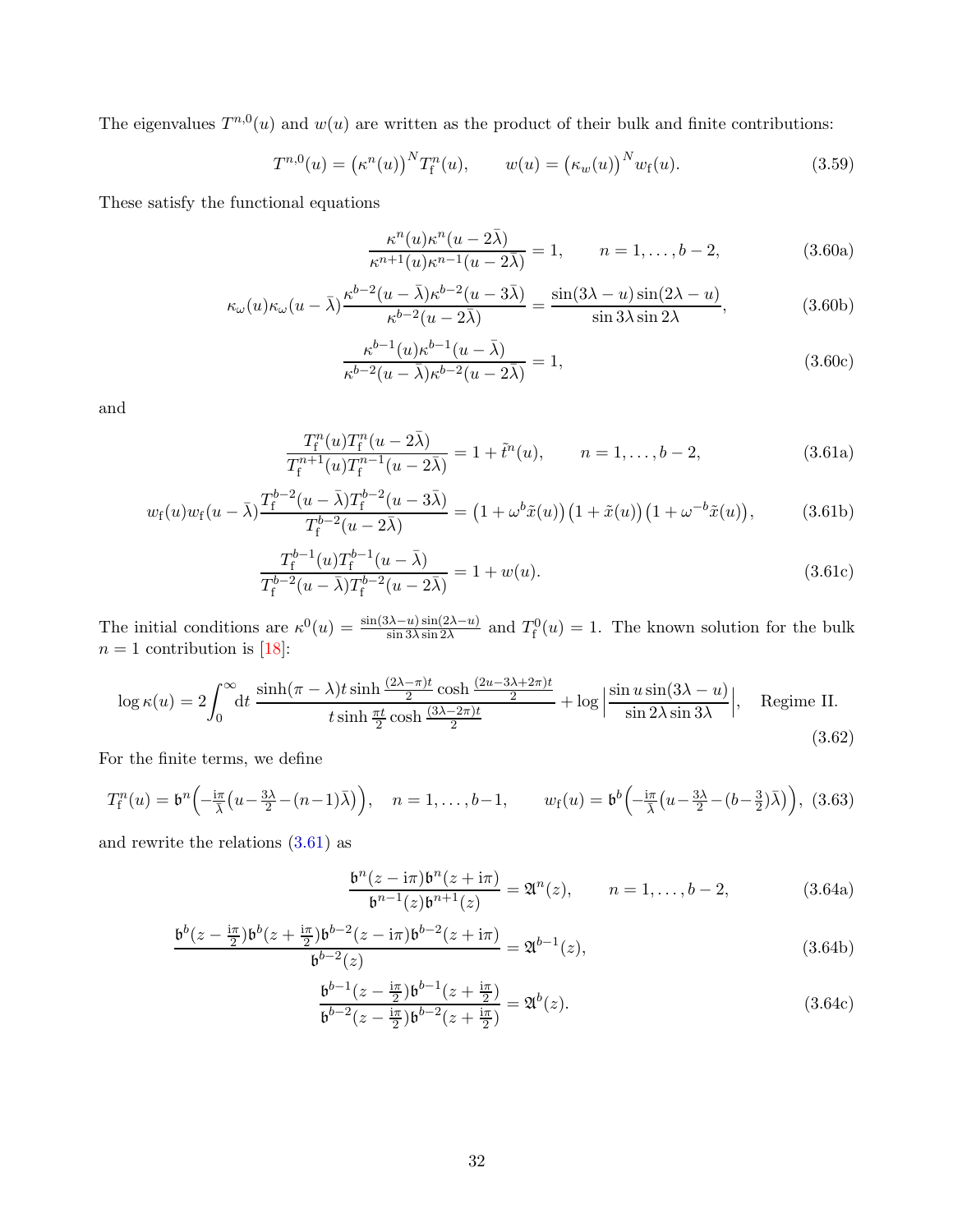The eigenvalues $T^{n,0}(u)$ and $w(u)$ are written as the product of their bulk and finite contributions:

$$T^{n,0}(u) = \big(\kappa^n(u)\big)^N T^n_{\mathrm{f}}(u), \qquad w(u) = \big(\kappa_w(u)\big)^N w_{\mathrm{f}}(u). \tag{3.59}$$

These satisfy the functional equations

$$\frac{\kappa^n(u)\kappa^n(u-2\bar\lambda)}{\kappa^{n+1}(u)\kappa^{n-1}(u-2\bar\lambda)} = 1, \qquad n = 1,\dots,b-2, \tag{3.60a}$$

$$\kappa_\omega(u)\kappa_\omega(u-\bar\lambda)\frac{\kappa^{b-2}(u-\bar\lambda)\kappa^{b-2}(u-3\bar\lambda)}{\kappa^{b-2}(u-2\bar\lambda)} = \frac{\sin(3\lambda-u)\sin(2\lambda-u)}{\sin 3\lambda \sin 2\lambda}, \tag{3.60b}$$

$$\frac{\kappa^{b-1}(u)\kappa^{b-1}(u-\bar\lambda)}{\kappa^{b-2}(u-\bar\lambda)\kappa^{b-2}(u-2\bar\lambda)} = 1, \tag{3.60c}$$

and

$$\frac{T^n_{\mathrm{f}}(u)T^n_{\mathrm{f}}(u-2\bar\lambda)}{T^{n+1}_{\mathrm{f}}(u)T^{n-1}_{\mathrm{f}}(u-2\bar\lambda)} = 1 + \tilde t^n(u), \qquad n = 1,\dots,b-2, \tag{3.61a}$$

$$w_{\mathrm{f}}(u)w_{\mathrm{f}}(u-\bar\lambda)\frac{T^{b-2}_{\mathrm{f}}(u-\bar\lambda)T^{b-2}_{\mathrm{f}}(u-3\bar\lambda)}{T^{b-2}_{\mathrm{f}}(u-2\bar\lambda)} = \big(1+\omega^b\tilde x(u)\big)\big(1+\tilde x(u)\big)\big(1+\omega^{-b}\tilde x(u)\big), \tag{3.61b}$$

$$\frac{T^{b-1}_{\mathrm{f}}(u)T^{b-1}_{\mathrm{f}}(u-\bar\lambda)}{T^{b-2}_{\mathrm{f}}(u-\bar\lambda)T^{b-2}_{\mathrm{f}}(u-2\bar\lambda)} = 1 + w(u). \tag{3.61c}$$

The initial conditions are $\kappa^0(u) = \frac{\sin(3\lambda-u)\sin(2\lambda-u)}{\sin 3\lambda \sin 2\lambda}$ and $T^0_{\mathrm{f}}(u) = 1$. The known solution for the bulk $n=1$ contribution is [18]:

$$\log\kappa(u) = 2\int_0^\infty \mathrm{d}t\, \frac{\sinh(\pi-\lambda)t \sinh\frac{(2\lambda-\pi)t}{2}\cosh\frac{(2u-3\lambda+2\pi)t}{2}}{t\sinh\frac{\pi t}{2}\cosh\frac{(3\lambda-2\pi)t}{2}} + \log\Big|\frac{\sin u \sin(3\lambda-u)}{\sin 2\lambda \sin 3\lambda}\Big|, \quad \text{Regime II.} \tag{3.62}$$

For the finite terms, we define

$$T^n_{\mathrm{f}}(u) = \mathfrak{b}^n\Big(-\tfrac{\mathrm{i}\pi}{\bar\lambda}\big(u-\tfrac{3\lambda}{2}-(n-1)\bar\lambda\big)\Big), \quad n=1,\dots,b-1, \qquad w_{\mathrm{f}}(u) = \mathfrak{b}^b\Big(-\tfrac{\mathrm{i}\pi}{\bar\lambda}\big(u-\tfrac{3\lambda}{2}-(b-\tfrac{3}{2})\bar\lambda\big)\Big), \tag{3.63}$$

and rewrite the relations (3.61) as

$$\frac{\mathfrak{b}^n(z-\mathrm{i}\pi)\mathfrak{b}^n(z+\mathrm{i}\pi)}{\mathfrak{b}^{n-1}(z)\mathfrak{b}^{n+1}(z)} = \mathfrak{A}^n(z), \qquad n=1,\dots,b-2, \tag{3.64a}$$

$$\frac{\mathfrak{b}^b(z-\frac{\mathrm{i}\pi}{2})\mathfrak{b}^b(z+\frac{\mathrm{i}\pi}{2})\mathfrak{b}^{b-2}(z-\mathrm{i}\pi)\mathfrak{b}^{b-2}(z+\mathrm{i}\pi)}{\mathfrak{b}^{b-2}(z)} = \mathfrak{A}^{b-1}(z), \tag{3.64b}$$

$$\frac{\mathfrak{b}^{b-1}(z-\frac{\mathrm{i}\pi}{2})\mathfrak{b}^{b-1}(z+\frac{\mathrm{i}\pi}{2})}{\mathfrak{b}^{b-2}(z-\frac{\mathrm{i}\pi}{2})\mathfrak{b}^{b-2}(z+\frac{\mathrm{i}\pi}{2})} = \mathfrak{A}^b(z). \tag{3.64c}$$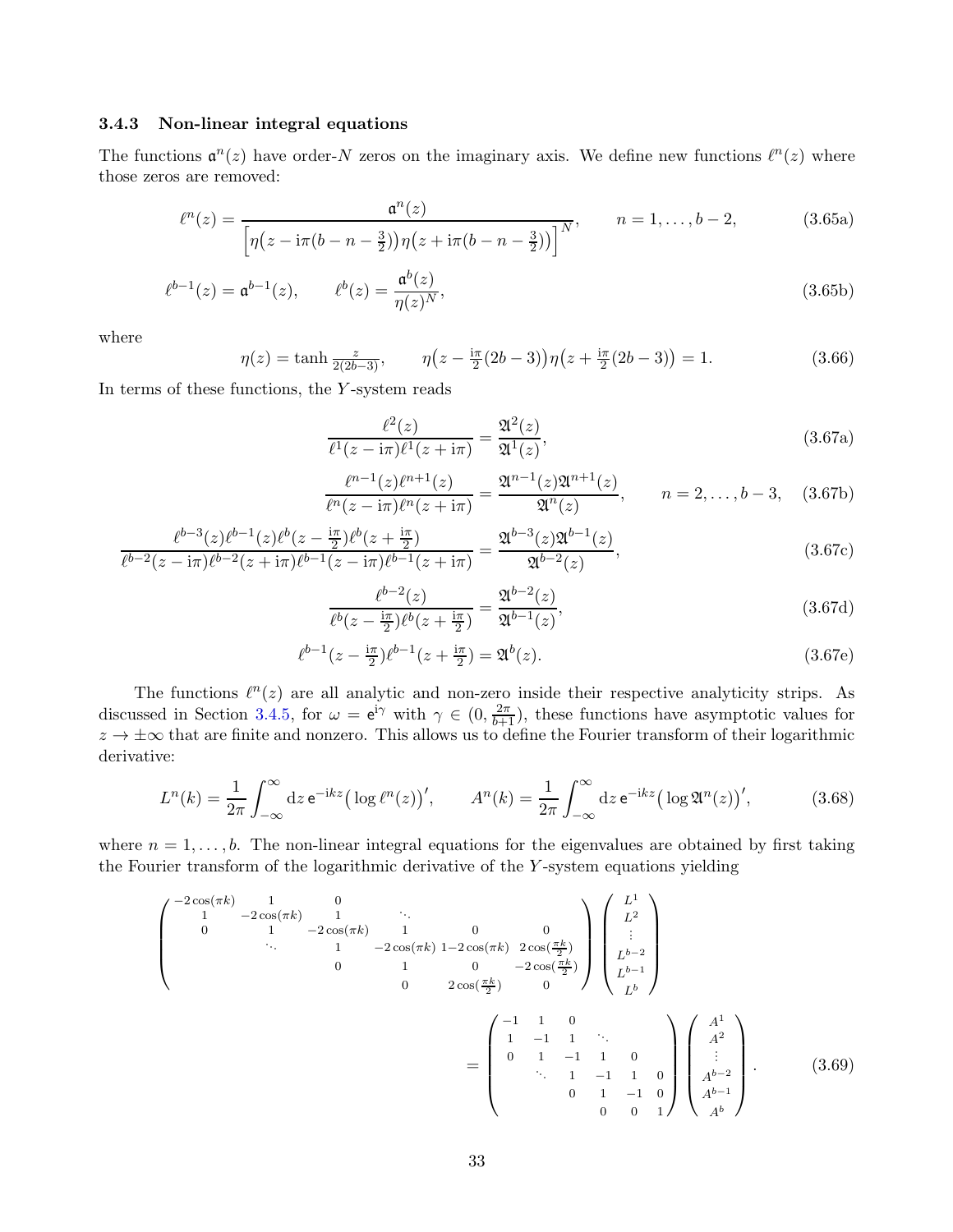### 3.4.3 Non-linear integral equations

The functions $\mathfrak{a}^n(z)$ have order-$N$ zeros on the imaginary axis. We define new functions $\ell^n(z)$ where those zeros are removed:

$$\ell^n(z) = \frac{\mathfrak{a}^n(z)}{\Big[\eta\big(z - \mathrm{i}\pi(b-n-\tfrac{3}{2})\big)\eta\big(z + \mathrm{i}\pi(b-n-\tfrac{3}{2})\big)\Big]^N}, \qquad n = 1, \dots, b-2, \tag{3.65a}$$

$$\ell^{b-1}(z) = \mathfrak{a}^{b-1}(z), \qquad \ell^b(z) = \frac{\mathfrak{a}^b(z)}{\eta(z)^N}, \tag{3.65b}$$

where

$$\eta(z) = \tanh\tfrac{z}{2(2b-3)}, \qquad \eta\big(z - \tfrac{\mathrm{i}\pi}{2}(2b-3)\big)\eta\big(z + \tfrac{\mathrm{i}\pi}{2}(2b-3)\big) = 1. \tag{3.66}$$

In terms of these functions, the $Y$-system reads

$$\frac{\ell^2(z)}{\ell^1(z-\mathrm{i}\pi)\ell^1(z+\mathrm{i}\pi)} = \frac{\mathfrak{A}^2(z)}{\mathfrak{A}^1(z)}, \tag{3.67a}$$

$$\frac{\ell^{n-1}(z)\ell^{n+1}(z)}{\ell^n(z-\mathrm{i}\pi)\ell^n(z+\mathrm{i}\pi)} = \frac{\mathfrak{A}^{n-1}(z)\mathfrak{A}^{n+1}(z)}{\mathfrak{A}^n(z)}, \qquad n = 2, \dots, b-3, \tag{3.67b}$$

$$\frac{\ell^{b-3}(z)\ell^{b-1}(z)\ell^b(z-\frac{\mathrm{i}\pi}{2})\ell^b(z+\frac{\mathrm{i}\pi}{2})}{\ell^{b-2}(z-\mathrm{i}\pi)\ell^{b-2}(z+\mathrm{i}\pi)\ell^{b-1}(z-\mathrm{i}\pi)\ell^{b-1}(z+\mathrm{i}\pi)} = \frac{\mathfrak{A}^{b-3}(z)\mathfrak{A}^{b-1}(z)}{\mathfrak{A}^{b-2}(z)}, \tag{3.67c}$$

$$\frac{\ell^{b-2}(z)}{\ell^b(z-\frac{\mathrm{i}\pi}{2})\ell^b(z+\frac{\mathrm{i}\pi}{2})} = \frac{\mathfrak{A}^{b-2}(z)}{\mathfrak{A}^{b-1}(z)}, \tag{3.67d}$$

$$\ell^{b-1}(z-\tfrac{\mathrm{i}\pi}{2})\ell^{b-1}(z+\tfrac{\mathrm{i}\pi}{2}) = \mathfrak{A}^b(z). \tag{3.67e}$$

The functions $\ell^n(z)$ are all analytic and non-zero inside their respective analyticity strips. As discussed in Section 3.4.5, for $\omega = \mathrm{e}^{\mathrm{i}\gamma}$ with $\gamma \in (0, \frac{2\pi}{b+1})$, these functions have asymptotic values for $z \to \pm\infty$ that are finite and nonzero. This allows us to define the Fourier transform of their logarithmic derivative:

$$L^n(k) = \frac{1}{2\pi}\int_{-\infty}^{\infty} \mathrm{d}z\, \mathrm{e}^{-\mathrm{i}kz}\big(\log \ell^n(z)\big)', \qquad A^n(k) = \frac{1}{2\pi}\int_{-\infty}^{\infty} \mathrm{d}z\, \mathrm{e}^{-\mathrm{i}kz}\big(\log \mathfrak{A}^n(z)\big)', \tag{3.68}$$

where $n = 1, \dots, b$. The non-linear integral equations for the eigenvalues are obtained by first taking the Fourier transform of the logarithmic derivative of the $Y$-system equations yielding

$$\begin{pmatrix}
-2\cos(\pi k) & 1 & 0 & & & \\
1 & -2\cos(\pi k) & 1 & \ddots & & \\
0 & 1 & -2\cos(\pi k) & 1 & 0 & 0 \\
& \ddots & 1 & -2\cos(\pi k) & 1-2\cos(\pi k) & 2\cos(\frac{\pi k}{2}) \\
& & 0 & 1 & 0 & -2\cos(\frac{\pi k}{2}) \\
& & & 0 & 2\cos(\frac{\pi k}{2}) & 0
\end{pmatrix}
\begin{pmatrix} L^1 \\ L^2 \\ \vdots \\ L^{b-2} \\ L^{b-1} \\ L^b \end{pmatrix}$$

$$= \begin{pmatrix}
-1 & 1 & 0 & & & \\
1 & -1 & 1 & \ddots & & \\
0 & 1 & -1 & 1 & 0 & \\
& \ddots & 1 & -1 & 1 & 0 \\
& & 0 & 1 & -1 & 0 \\
& & & 0 & 0 & 1
\end{pmatrix}
\begin{pmatrix} A^1 \\ A^2 \\ \vdots \\ A^{b-2} \\ A^{b-1} \\ A^b \end{pmatrix}. \tag{3.69}$$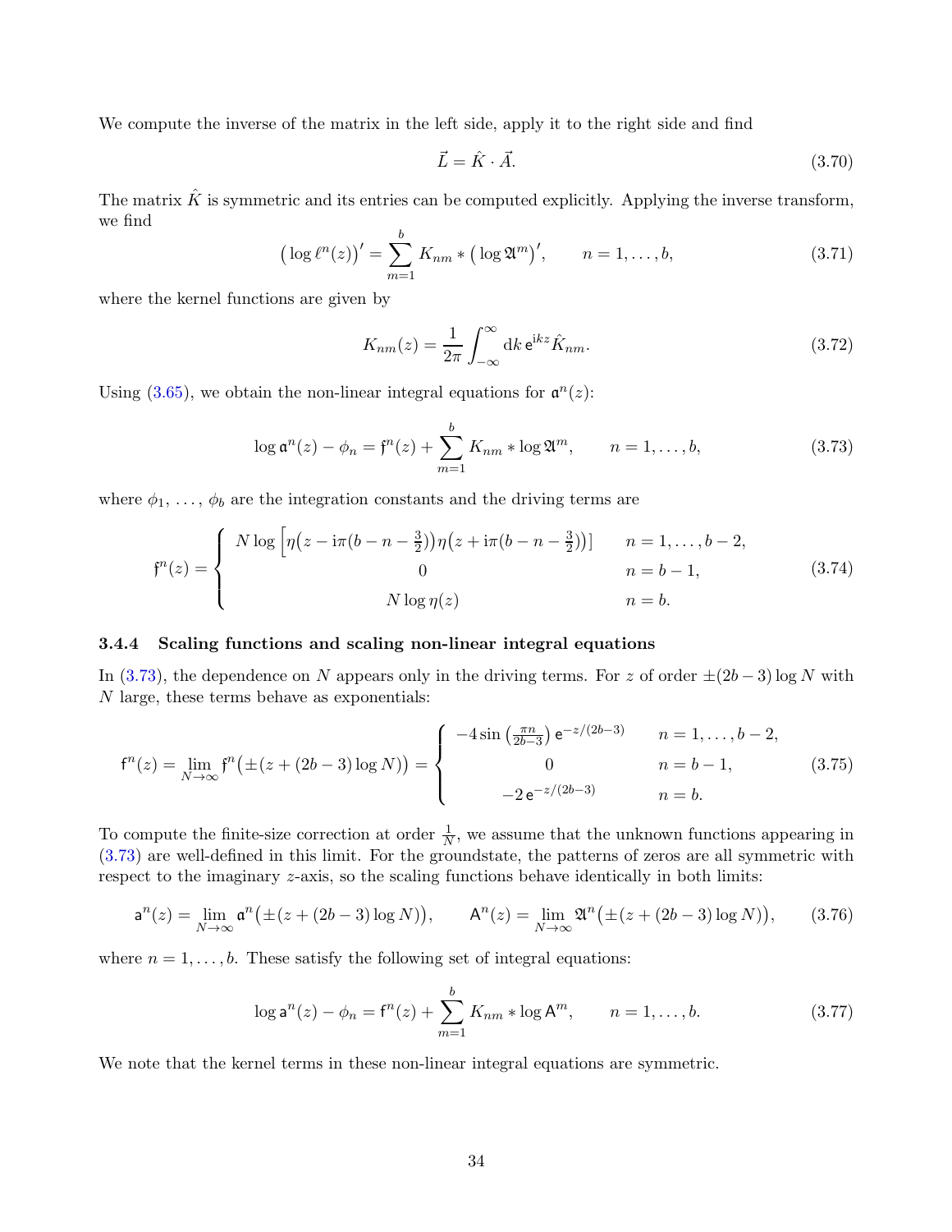We compute the inverse of the matrix in the left side, apply it to the right side and find

$$\vec{L} = \hat{K} \cdot \vec{A}. \tag{3.70}$$

The matrix $\hat{K}$ is symmetric and its entries can be computed explicitly. Applying the inverse transform, we find

$$\big(\log \ell^n(z)\big)' = \sum_{m=1}^{b} K_{nm} * \big(\log \mathfrak{A}^m\big)', \qquad n = 1, \dots, b, \tag{3.71}$$

where the kernel functions are given by

$$K_{nm}(z) = \frac{1}{2\pi} \int_{-\infty}^{\infty} \mathrm{d}k \, \mathsf{e}^{\mathrm{i}kz} \hat{K}_{nm}. \tag{3.72}$$

Using (3.65), we obtain the non-linear integral equations for $\mathfrak{a}^n(z)$:

$$\log \mathfrak{a}^n(z) - \phi_n = \mathfrak{f}^n(z) + \sum_{m=1}^{b} K_{nm} * \log \mathfrak{A}^m, \qquad n = 1, \dots, b, \tag{3.73}$$

where $\phi_1, \dots, \phi_b$ are the integration constants and the driving terms are

$$\mathfrak{f}^n(z) = \begin{cases} N \log \Big[\eta\big(z - \mathrm{i}\pi(b-n-\tfrac{3}{2})\big)\eta\big(z + \mathrm{i}\pi(b-n-\tfrac{3}{2})\big)\Big] & n = 1, \dots, b-2, \\ 0 & n = b-1, \\ N \log \eta(z) & n = b. \end{cases} \tag{3.74}$$

### 3.4.4 Scaling functions and scaling non-linear integral equations

In (3.73), the dependence on $N$ appears only in the driving terms. For $z$ of order $\pm(2b-3)\log N$ with $N$ large, these terms behave as exponentials:

$$\mathsf{f}^n(z) = \lim_{N\to\infty} \mathfrak{f}^n\big(\pm(z + (2b-3)\log N)\big) = \begin{cases} -4 \sin\left(\frac{\pi n}{2b-3}\right) \mathsf{e}^{-z/(2b-3)} & n = 1, \dots, b-2, \\ 0 & n = b-1, \\ -2\,\mathsf{e}^{-z/(2b-3)} & n = b. \end{cases} \tag{3.75}$$

To compute the finite-size correction at order $\frac{1}{N}$, we assume that the unknown functions appearing in (3.73) are well-defined in this limit. For the groundstate, the patterns of zeros are all symmetric with respect to the imaginary $z$-axis, so the scaling functions behave identically in both limits:

$$\mathsf{a}^n(z) = \lim_{N\to\infty} \mathfrak{a}^n\big(\pm(z + (2b-3)\log N)\big), \qquad \mathsf{A}^n(z) = \lim_{N\to\infty} \mathfrak{A}^n\big(\pm(z + (2b-3)\log N)\big), \tag{3.76}$$

where $n = 1, \dots, b$. These satisfy the following set of integral equations:

$$\log \mathsf{a}^n(z) - \phi_n = \mathsf{f}^n(z) + \sum_{m=1}^{b} K_{nm} * \log \mathsf{A}^m, \qquad n = 1, \dots, b. \tag{3.77}$$

We note that the kernel terms in these non-linear integral equations are symmetric.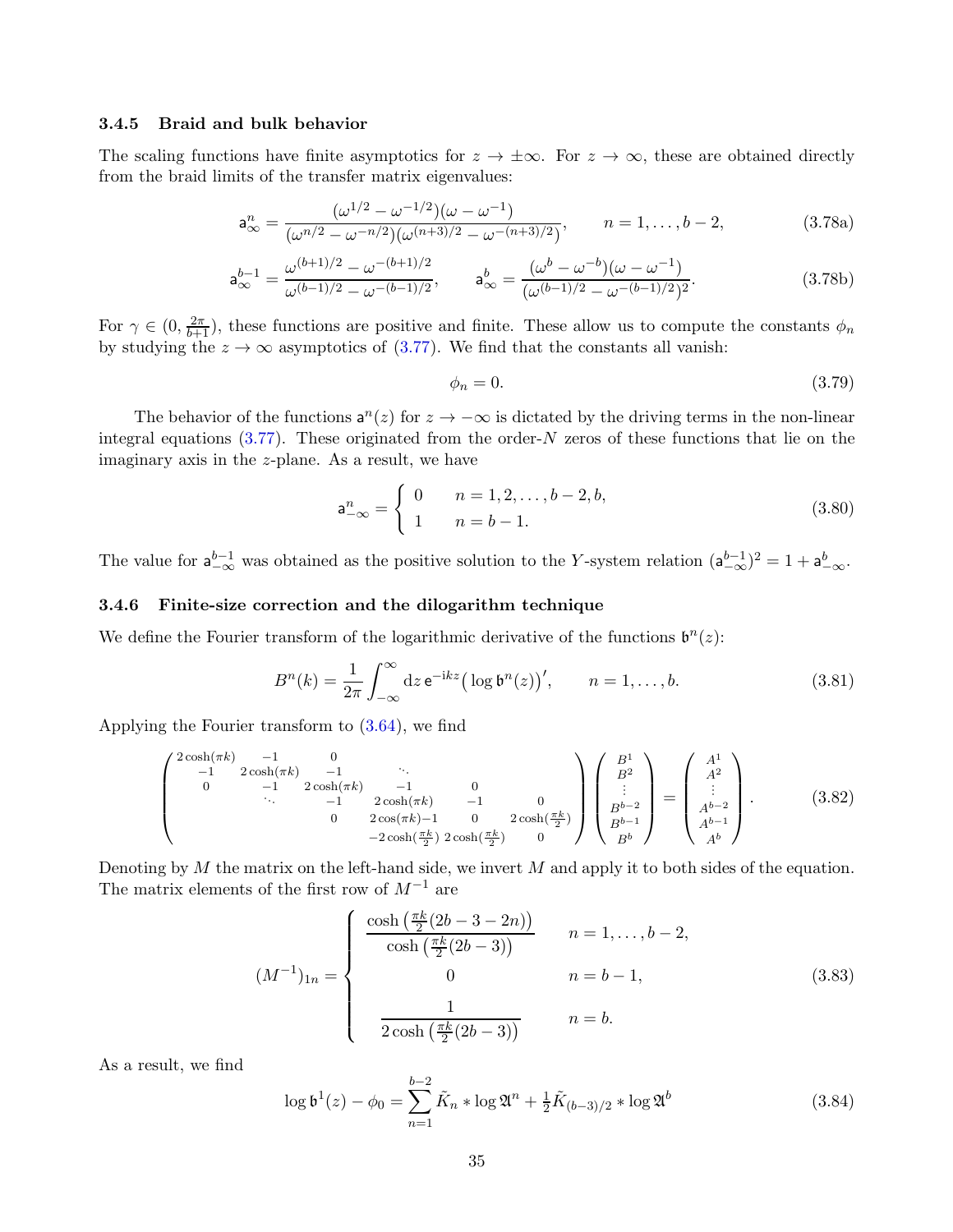### 3.4.5 Braid and bulk behavior

The scaling functions have finite asymptotics for $z \to \pm\infty$. For $z \to \infty$, these are obtained directly from the braid limits of the transfer matrix eigenvalues:

$$\mathsf{a}^n_\infty = \frac{(\omega^{1/2} - \omega^{-1/2})(\omega - \omega^{-1})}{(\omega^{n/2} - \omega^{-n/2})(\omega^{(n+3)/2} - \omega^{-(n+3)/2})}, \qquad n = 1, \dots, b-2, \tag{3.78a}$$

$$\mathsf{a}^{b-1}_\infty = \frac{\omega^{(b+1)/2} - \omega^{-(b+1)/2}}{\omega^{(b-1)/2} - \omega^{-(b-1)/2}}, \qquad \mathsf{a}^b_\infty = \frac{(\omega^b - \omega^{-b})(\omega - \omega^{-1})}{(\omega^{(b-1)/2} - \omega^{-(b-1)/2})^2}. \tag{3.78b}$$

For $\gamma \in (0, \frac{2\pi}{b+1})$, these functions are positive and finite. These allow us to compute the constants $\phi_n$ by studying the $z \to \infty$ asymptotics of (3.77). We find that the constants all vanish:

$$\phi_n = 0. \tag{3.79}$$

The behavior of the functions $\mathsf{a}^n(z)$ for $z \to -\infty$ is dictated by the driving terms in the non-linear integral equations (3.77). These originated from the order-$N$ zeros of these functions that lie on the imaginary axis in the $z$-plane. As a result, we have

$$\mathsf{a}^n_{-\infty} = \begin{cases} 0 & n = 1, 2, \dots, b-2, b, \\ 1 & n = b-1. \end{cases} \tag{3.80}$$

The value for $\mathsf{a}^{b-1}_{-\infty}$ was obtained as the positive solution to the $Y$-system relation $(\mathsf{a}^{b-1}_{-\infty})^2 = 1 + \mathsf{a}^b_{-\infty}$.

### 3.4.6 Finite-size correction and the dilogarithm technique

We define the Fourier transform of the logarithmic derivative of the functions $\mathfrak{b}^n(z)$:

$$B^n(k) = \frac{1}{2\pi} \int_{-\infty}^{\infty} \mathrm{d}z\, \mathsf{e}^{-\mathrm{i}kz} \big(\log \mathfrak{b}^n(z)\big)', \qquad n = 1, \dots, b. \tag{3.81}$$

Applying the Fourier transform to (3.64), we find

$$\begin{pmatrix} 2\cosh(\pi k) & -1 & 0 & & & \\ -1 & 2\cosh(\pi k) & -1 & \ddots & & \\ 0 & -1 & 2\cosh(\pi k) & -1 & 0 & \\ & \ddots & -1 & 2\cosh(\pi k) & -1 & 0 \\ & & 0 & 2\cos(\pi k) - 1 & 0 & 2\cosh(\frac{\pi k}{2}) \\ & & & -2\cosh(\frac{\pi k}{2}) & 2\cosh(\frac{\pi k}{2}) & 0 \end{pmatrix} \begin{pmatrix} B^1 \\ B^2 \\ \vdots \\ B^{b-2} \\ B^{b-1} \\ B^b \end{pmatrix} = \begin{pmatrix} A^1 \\ A^2 \\ \vdots \\ A^{b-2} \\ A^{b-1} \\ A^b \end{pmatrix}. \tag{3.82}$$

Denoting by $M$ the matrix on the left-hand side, we invert $M$ and apply it to both sides of the equation. The matrix elements of the first row of $M^{-1}$ are

$$(M^{-1})_{1n} = \begin{cases} \dfrac{\cosh\big(\frac{\pi k}{2}(2b - 3 - 2n)\big)}{\cosh\big(\frac{\pi k}{2}(2b-3)\big)} & n = 1, \dots, b-2, \\ 0 & n = b-1, \\ \dfrac{1}{2\cosh\big(\frac{\pi k}{2}(2b-3)\big)} & n = b. \end{cases} \tag{3.83}$$

As a result, we find

$$\log \mathfrak{b}^1(z) - \phi_0 = \sum_{n=1}^{b-2} \tilde{K}_n * \log \mathfrak{A}^n + \tfrac{1}{2} \tilde{K}_{(b-3)/2} * \log \mathfrak{A}^b \tag{3.84}$$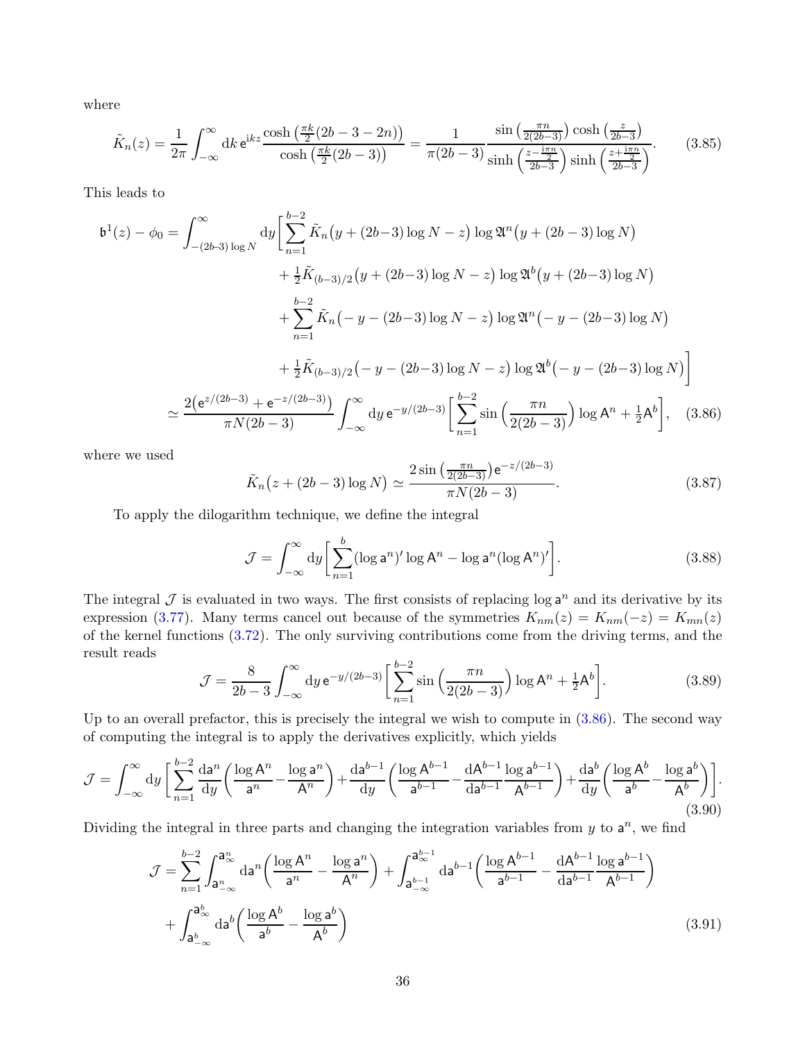where

$$
\tilde{K}_n(z) = \frac{1}{2\pi}\int_{-\infty}^{\infty} \mathrm{d}k\, \mathsf{e}^{\mathrm{i}kz} \frac{\cosh\left(\frac{\pi k}{2}(2b-3-2n)\right)}{\cosh\left(\frac{\pi k}{2}(2b-3)\right)} = \frac{1}{\pi(2b-3)} \frac{\sin\left(\frac{\pi n}{2(2b-3)}\right)\cosh\left(\frac{z}{2b-3}\right)}{\sinh\left(\frac{z-\frac{\mathrm{i}\pi n}{2}}{2b-3}\right)\sinh\left(\frac{z+\frac{\mathrm{i}\pi n}{2}}{2b-3}\right)}. \tag{3.85}
$$

This leads to

$$
\begin{aligned}
\mathfrak{b}^1(z) - \phi_0 = \int_{-(2b-3)\log N}^{\infty} \mathrm{d}y \bigg[ &\sum_{n=1}^{b-2} \tilde{K}_n\big(y + (2b-3)\log N - z\big) \log \mathfrak{A}^n\big(y + (2b-3)\log N\big) \\
&+ \tfrac{1}{2}\tilde{K}_{(b-3)/2}\big(y + (2b-3)\log N - z\big) \log \mathfrak{A}^b\big(y + (2b-3)\log N\big) \\
&+ \sum_{n=1}^{b-2} \tilde{K}_n\big(-y - (2b-3)\log N - z\big) \log \mathfrak{A}^n\big(-y - (2b-3)\log N\big) \\
&+ \tfrac{1}{2}\tilde{K}_{(b-3)/2}\big(-y - (2b-3)\log N - z\big) \log \mathfrak{A}^b\big(-y - (2b-3)\log N\big) \bigg] \\
\simeq \frac{2\big(\mathsf{e}^{z/(2b-3)} + \mathsf{e}^{-z/(2b-3)}\big)}{\pi N(2b-3)} &\int_{-\infty}^{\infty} \mathrm{d}y\, \mathsf{e}^{-y/(2b-3)} \bigg[ \sum_{n=1}^{b-2} \sin\Big(\frac{\pi n}{2(2b-3)}\Big) \log \mathsf{A}^n + \tfrac{1}{2}\mathsf{A}^b \bigg],
\end{aligned} \tag{3.86}
$$

where we used

$$
\tilde{K}_n\big(z + (2b-3)\log N\big) \simeq \frac{2\sin\left(\frac{\pi n}{2(2b-3)}\right)\mathsf{e}^{-z/(2b-3)}}{\pi N(2b-3)}. \tag{3.87}
$$

To apply the dilogarithm technique, we define the integral

$$
\mathcal{J} = \int_{-\infty}^{\infty} \mathrm{d}y \bigg[ \sum_{n=1}^{b} (\log \mathsf{a}^n)' \log \mathsf{A}^n - \log \mathsf{a}^n (\log \mathsf{A}^n)' \bigg]. \tag{3.88}
$$

The integral $\mathcal{J}$ is evaluated in two ways. The first consists of replacing $\log \mathsf{a}^n$ and its derivative by its expression (3.77). Many terms cancel out because of the symmetries $K_{nm}(z) = K_{nm}(-z) = K_{mn}(z)$ of the kernel functions (3.72). The only surviving contributions come from the driving terms, and the result reads

$$
\mathcal{J} = \frac{8}{2b-3}\int_{-\infty}^{\infty} \mathrm{d}y\, \mathsf{e}^{-y/(2b-3)} \bigg[ \sum_{n=1}^{b-2} \sin\Big(\frac{\pi n}{2(2b-3)}\Big) \log \mathsf{A}^n + \tfrac{1}{2}\mathsf{A}^b \bigg]. \tag{3.89}
$$

Up to an overall prefactor, this is precisely the integral we wish to compute in (3.86). The second way of computing the integral is to apply the derivatives explicitly, which yields

$$
\mathcal{J} = \int_{-\infty}^{\infty} \mathrm{d}y \bigg[ \sum_{n=1}^{b-2} \frac{\mathrm{d}\mathsf{a}^n}{\mathrm{d}y}\Big(\frac{\log \mathsf{A}^n}{\mathsf{a}^n} - \frac{\log \mathsf{a}^n}{\mathsf{A}^n}\Big) + \frac{\mathrm{d}\mathsf{a}^{b-1}}{\mathrm{d}y}\Big(\frac{\log \mathsf{A}^{b-1}}{\mathsf{a}^{b-1}} - \frac{\mathrm{d}\mathsf{A}^{b-1}}{\mathrm{d}\mathsf{a}^{b-1}}\frac{\log \mathsf{a}^{b-1}}{\mathsf{A}^{b-1}}\Big) + \frac{\mathrm{d}\mathsf{a}^b}{\mathrm{d}y}\Big(\frac{\log \mathsf{A}^b}{\mathsf{a}^b} - \frac{\log \mathsf{a}^b}{\mathsf{A}^b}\Big) \bigg]. \tag{3.90}
$$

Dividing the integral in three parts and changing the integration variables from $y$ to $\mathsf{a}^n$, we find

$$
\begin{aligned}
\mathcal{J} = &\sum_{n=1}^{b-2} \int_{\mathsf{a}^n_{-\infty}}^{\mathsf{a}^n_{\infty}} \mathrm{d}\mathsf{a}^n \Big(\frac{\log \mathsf{A}^n}{\mathsf{a}^n} - \frac{\log \mathsf{a}^n}{\mathsf{A}^n}\Big) + \int_{\mathsf{a}^{b-1}_{-\infty}}^{\mathsf{a}^{b-1}_{\infty}} \mathrm{d}\mathsf{a}^{b-1}\Big(\frac{\log \mathsf{A}^{b-1}}{\mathsf{a}^{b-1}} - \frac{\mathrm{d}\mathsf{A}^{b-1}}{\mathrm{d}\mathsf{a}^{b-1}}\frac{\log \mathsf{a}^{b-1}}{\mathsf{A}^{b-1}}\Big) \\
&+ \int_{\mathsf{a}^b_{-\infty}}^{\mathsf{a}^b_{\infty}} \mathrm{d}\mathsf{a}^b \Big(\frac{\log \mathsf{A}^b}{\mathsf{a}^b} - \frac{\log \mathsf{a}^b}{\mathsf{A}^b}\Big)
\end{aligned} \tag{3.91}
$$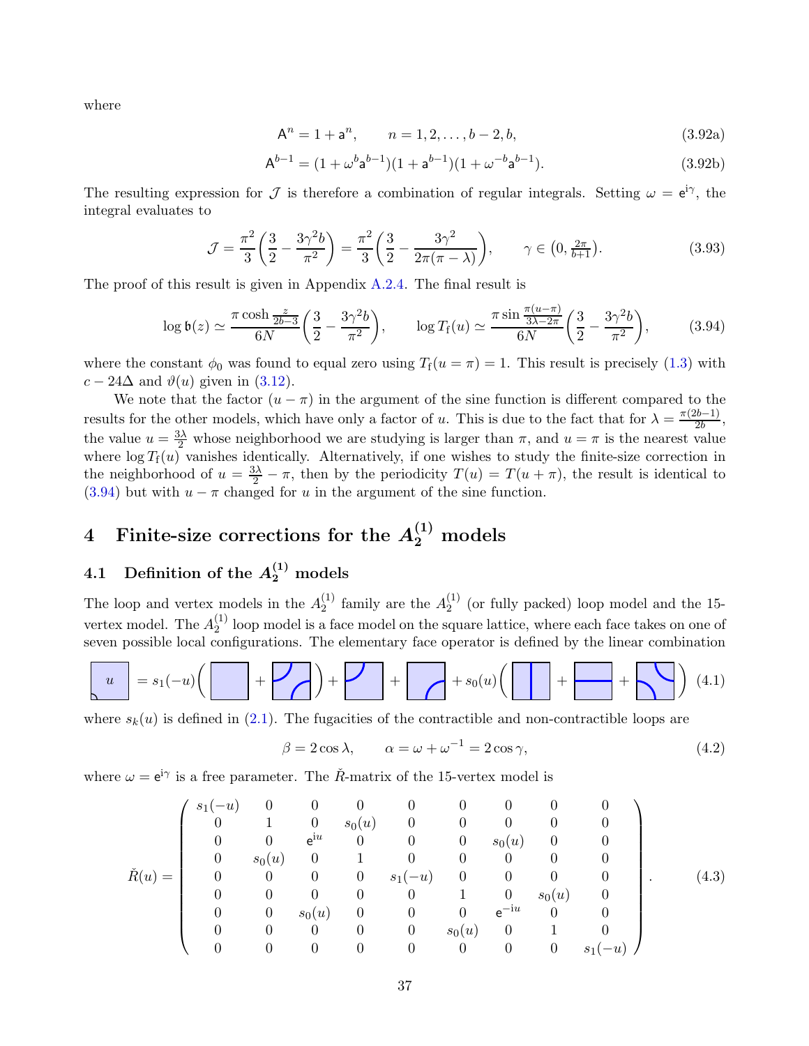where

$$\mathsf{A}^n = 1 + \mathsf{a}^n, \qquad n = 1, 2, \dots, b-2, b, \tag{3.92a}$$

$$\mathsf{A}^{b-1} = (1 + \omega^b \mathsf{a}^{b-1})(1 + \mathsf{a}^{b-1})(1 + \omega^{-b} \mathsf{a}^{b-1}). \tag{3.92b}$$

The resulting expression for $\mathcal{J}$ is therefore a combination of regular integrals. Setting $\omega = \mathsf{e}^{\mathsf{i}\gamma}$, the integral evaluates to

$$\mathcal{J} = \frac{\pi^2}{3}\bigg(\frac{3}{2} - \frac{3\gamma^2 b}{\pi^2}\bigg) = \frac{\pi^2}{3}\bigg(\frac{3}{2} - \frac{3\gamma^2}{2\pi(\pi-\lambda)}\bigg), \qquad \gamma \in \big(0, \tfrac{2\pi}{b+1}\big). \tag{3.93}$$

The proof of this result is given in Appendix A.2.4. The final result is

$$\log \mathfrak{b}(z) \simeq \frac{\pi \cosh \frac{z}{2b-3}}{6N}\bigg(\frac{3}{2} - \frac{3\gamma^2 b}{\pi^2}\bigg), \qquad \log T_{\mathrm{f}}(u) \simeq \frac{\pi \sin \frac{\pi(u-\pi)}{3\lambda - 2\pi}}{6N}\bigg(\frac{3}{2} - \frac{3\gamma^2 b}{\pi^2}\bigg), \tag{3.94}$$

where the constant $\phi_0$ was found to equal zero using $T_{\mathrm{f}}(u = \pi) = 1$. This result is precisely (1.3) with $c - 24\Delta$ and $\vartheta(u)$ given in (3.12).

We note that the factor $(u - \pi)$ in the argument of the sine function is different compared to the results for the other models, which have only a factor of $u$. This is due to the fact that for $\lambda = \frac{\pi(2b-1)}{2b}$, the value $u = \frac{3\lambda}{2}$ whose neighborhood we are studying is larger than $\pi$, and $u = \pi$ is the nearest value where $\log T_{\mathrm{f}}(u)$ vanishes identically. Alternatively, if one wishes to study the finite-size correction in the neighborhood of $u = \frac{3\lambda}{2} - \pi$, then by the periodicity $T(u) = T(u + \pi)$, the result is identical to (3.94) but with $u - \pi$ changed for $u$ in the argument of the sine function.

# 4 Finite-size corrections for the $A_2^{(1)}$ models

## 4.1 Definition of the $A_2^{(1)}$ models

The loop and vertex models in the $A_2^{(1)}$ family are the $A_2^{(1)}$ (or fully packed) loop model and the 15-vertex model. The $A_2^{(1)}$ loop model is a face model on the square lattice, where each face takes on one of seven possible local configurations. The elementary face operator is defined by the linear combination

$$[u] = s_1(-u)\Big( [\,\text{empty}\,] + [\,\text{two arcs}\,] \Big) + [\,\text{arc}\,] + [\,\text{arc}\,] + s_0(u)\Big( [\,\text{vertical}\,] + [\,\text{horizontal}\,] + [\,\text{two arcs}\,] \Big) \tag{4.1}$$

where $s_k(u)$ is defined in (2.1). The fugacities of the contractible and non-contractible loops are

$$\beta = 2\cos\lambda, \qquad \alpha = \omega + \omega^{-1} = 2\cos\gamma, \tag{4.2}$$

where $\omega = \mathsf{e}^{\mathsf{i}\gamma}$ is a free parameter. The $\check{R}$-matrix of the 15-vertex model is

$$\check{R}(u) = \begin{pmatrix}
s_1(-u) & 0 & 0 & 0 & 0 & 0 & 0 & 0 & 0 \\
0 & 1 & 0 & s_0(u) & 0 & 0 & 0 & 0 & 0 \\
0 & 0 & \mathsf{e}^{\mathsf{i}u} & 0 & 0 & 0 & s_0(u) & 0 & 0 \\
0 & s_0(u) & 0 & 1 & 0 & 0 & 0 & 0 & 0 \\
0 & 0 & 0 & 0 & s_1(-u) & 0 & 0 & 0 & 0 \\
0 & 0 & 0 & 0 & 0 & 1 & 0 & s_0(u) & 0 \\
0 & 0 & s_0(u) & 0 & 0 & 0 & \mathsf{e}^{-\mathsf{i}u} & 0 & 0 \\
0 & 0 & 0 & 0 & 0 & s_0(u) & 0 & 1 & 0 \\
0 & 0 & 0 & 0 & 0 & 0 & 0 & 0 & s_1(-u)
\end{pmatrix}. \tag{4.3}$$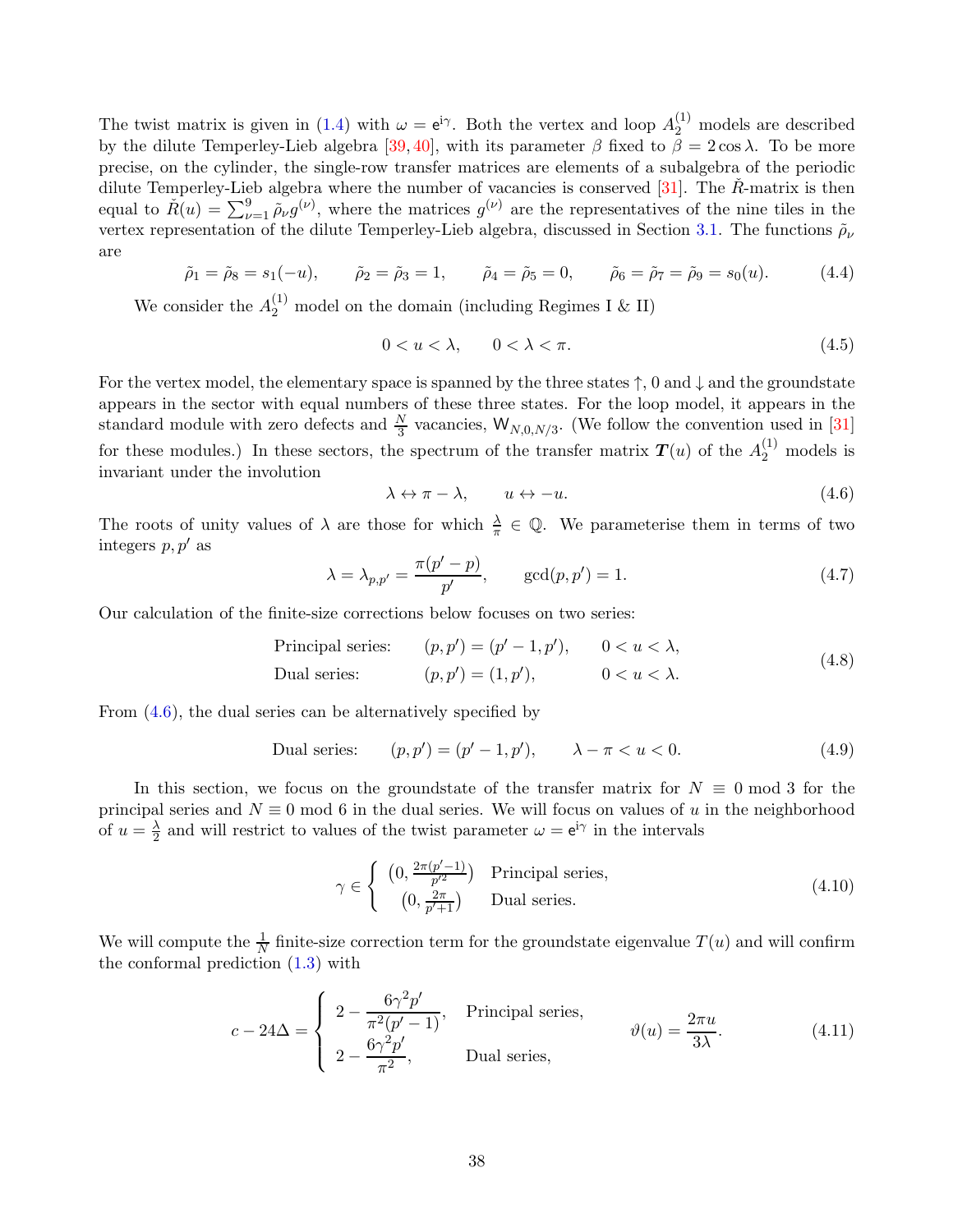The twist matrix is given in (1.4) with $\omega = \mathsf{e}^{\mathsf{i}\gamma}$. Both the vertex and loop $A_2^{(1)}$ models are described by the dilute Temperley-Lieb algebra [39, 40], with its parameter $\beta$ fixed to $\beta = 2\cos\lambda$. To be more precise, on the cylinder, the single-row transfer matrices are elements of a subalgebra of the periodic dilute Temperley-Lieb algebra where the number of vacancies is conserved [31]. The $\check{R}$-matrix is then equal to $\check{R}(u) = \sum_{\nu=1}^{9} \tilde{\rho}_\nu g^{(\nu)}$, where the matrices $g^{(\nu)}$ are the representatives of the nine tiles in the vertex representation of the dilute Temperley-Lieb algebra, discussed in Section 3.1. The functions $\tilde{\rho}_\nu$ are

$$\tilde{\rho}_1 = \tilde{\rho}_8 = s_1(-u), \qquad \tilde{\rho}_2 = \tilde{\rho}_3 = 1, \qquad \tilde{\rho}_4 = \tilde{\rho}_5 = 0, \qquad \tilde{\rho}_6 = \tilde{\rho}_7 = \tilde{\rho}_9 = s_0(u). \tag{4.4}$$

We consider the $A_2^{(1)}$ model on the domain (including Regimes I & II)

$$0 < u < \lambda, \qquad 0 < \lambda < \pi. \tag{4.5}$$

For the vertex model, the elementary space is spanned by the three states $\uparrow$, $0$ and $\downarrow$ and the groundstate appears in the sector with equal numbers of these three states. For the loop model, it appears in the standard module with zero defects and $\frac{N}{3}$ vacancies, $\mathsf{W}_{N,0,N/3}$. (We follow the convention used in [31] for these modules.) In these sectors, the spectrum of the transfer matrix $\boldsymbol{T}(u)$ of the $A_2^{(1)}$ models is invariant under the involution

$$\lambda \leftrightarrow \pi - \lambda, \qquad u \leftrightarrow -u. \tag{4.6}$$

The roots of unity values of $\lambda$ are those for which $\frac{\lambda}{\pi} \in \mathbb{Q}$. We parameterise them in terms of two integers $p, p'$ as

$$\lambda = \lambda_{p,p'} = \frac{\pi(p'-p)}{p'}, \qquad \gcd(p,p') = 1. \tag{4.7}$$

Our calculation of the finite-size corrections below focuses on two series:

$$\begin{aligned} &\text{Principal series:} \qquad (p,p') = (p'-1,p'), \qquad 0 < u < \lambda, \\ &\text{Dual series:} \qquad (p,p') = (1,p'), \qquad\qquad 0 < u < \lambda. \end{aligned} \tag{4.8}$$

From (4.6), the dual series can be alternatively specified by

$$\text{Dual series:} \qquad (p,p') = (p'-1,p'), \qquad \lambda - \pi < u < 0. \tag{4.9}$$

In this section, we focus on the groundstate of the transfer matrix for $N \equiv 0 \bmod 3$ for the principal series and $N \equiv 0 \bmod 6$ in the dual series. We will focus on values of $u$ in the neighborhood of $u = \frac{\lambda}{2}$ and will restrict to values of the twist parameter $\omega = \mathsf{e}^{\mathsf{i}\gamma}$ in the intervals

$$\gamma \in \begin{cases} \big(0, \frac{2\pi(p'-1)}{p'^2}\big) & \text{Principal series,} \\ \big(0, \frac{2\pi}{p'+1}\big) & \text{Dual series.} \end{cases} \tag{4.10}$$

We will compute the $\frac{1}{N}$ finite-size correction term for the groundstate eigenvalue $T(u)$ and will confirm the conformal prediction (1.3) with

$$c - 24\Delta = \begin{cases} 2 - \dfrac{6\gamma^2 p'}{\pi^2(p'-1)}, & \text{Principal series,} \\[2ex] 2 - \dfrac{6\gamma^2 p'}{\pi^2}, & \text{Dual series,} \end{cases} \qquad \vartheta(u) = \frac{2\pi u}{3\lambda}. \tag{4.11}$$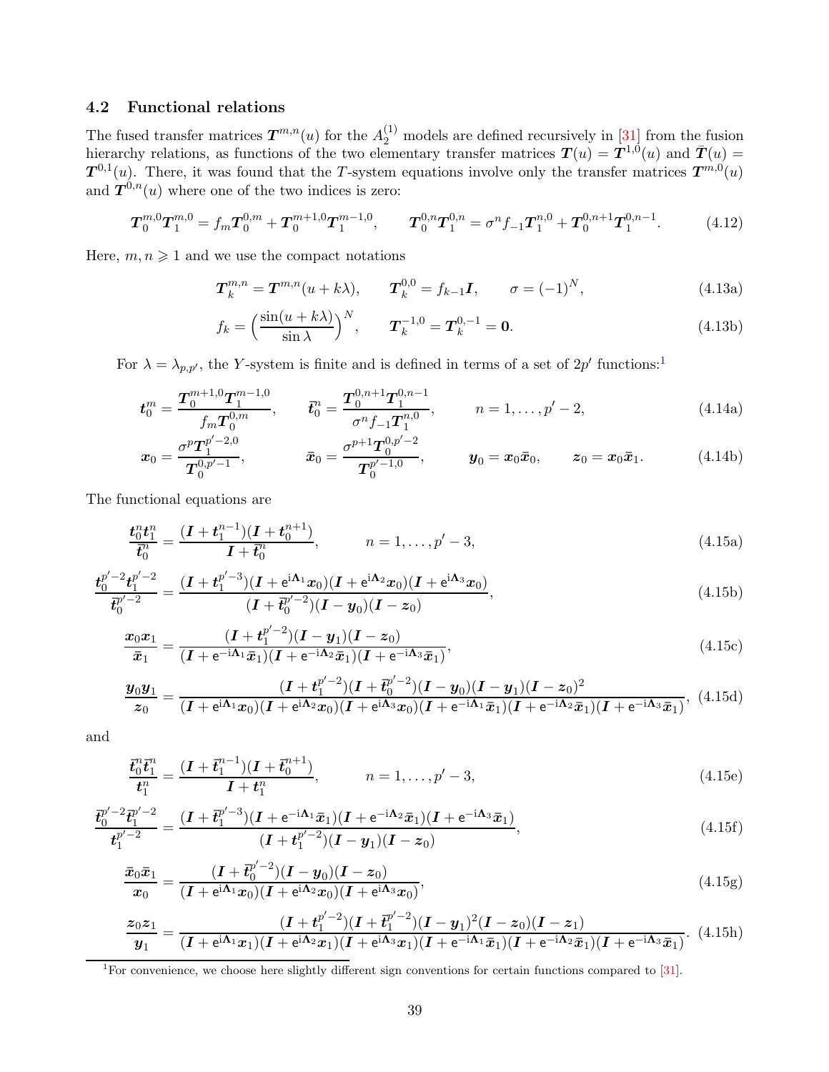### 4.2 Functional relations

The fused transfer matrices $\boldsymbol{T}^{m,n}(u)$ for the $A_2^{(1)}$ models are defined recursively in [31] from the fusion hierarchy relations, as functions of the two elementary transfer matrices $\boldsymbol{T}(u) = \boldsymbol{T}^{1,0}(u)$ and $\bar{\boldsymbol{T}}(u) = \boldsymbol{T}^{0,1}(u)$. There, it was found that the $T$-system equations involve only the transfer matrices $\boldsymbol{T}^{m,0}(u)$ and $\boldsymbol{T}^{0,n}(u)$ where one of the two indices is zero:

$$\boldsymbol{T}_0^{m,0}\boldsymbol{T}_1^{m,0} = f_m \boldsymbol{T}_0^{0,m} + \boldsymbol{T}_0^{m+1,0}\boldsymbol{T}_1^{m-1,0}, \qquad \boldsymbol{T}_0^{0,n}\boldsymbol{T}_1^{0,n} = \sigma^n f_{-1}\boldsymbol{T}_1^{n,0} + \boldsymbol{T}_0^{0,n+1}\boldsymbol{T}_1^{0,n-1}. \tag{4.12}$$

Here, $m,n \geqslant 1$ and we use the compact notations

$$\boldsymbol{T}_k^{m,n} = \boldsymbol{T}^{m,n}(u+k\lambda), \qquad \boldsymbol{T}_k^{0,0} = f_{k-1}\boldsymbol{I}, \qquad \sigma = (-1)^N, \tag{4.13a}$$

$$f_k = \Big(\frac{\sin(u+k\lambda)}{\sin\lambda}\Big)^N, \qquad \boldsymbol{T}_k^{-1,0} = \boldsymbol{T}_k^{0,-1} = \boldsymbol{0}. \tag{4.13b}$$

For $\lambda = \lambda_{p,p'}$, the $Y$-system is finite and is defined in terms of a set of $2p'$ functions:[1]

$$\boldsymbol{t}_0^m = \frac{\boldsymbol{T}_0^{m+1,0}\boldsymbol{T}_1^{m-1,0}}{f_m\boldsymbol{T}_0^{0,m}}, \qquad \bar{\boldsymbol{t}}_0^n = \frac{\boldsymbol{T}_0^{0,n+1}\boldsymbol{T}_1^{0,n-1}}{\sigma^n f_{-1}\boldsymbol{T}_1^{n,0}}, \qquad n = 1,\dots,p'-2, \tag{4.14a}$$

$$\boldsymbol{x}_0 = \frac{\sigma^p\boldsymbol{T}_1^{p'-2,0}}{\boldsymbol{T}_0^{0,p'-1}}, \qquad \bar{\boldsymbol{x}}_0 = \frac{\sigma^{p+1}\boldsymbol{T}_0^{0,p'-2}}{\boldsymbol{T}_0^{p'-1,0}}, \qquad \boldsymbol{y}_0 = \boldsymbol{x}_0\bar{\boldsymbol{x}}_0, \qquad \boldsymbol{z}_0 = \boldsymbol{x}_0\bar{\boldsymbol{x}}_1. \tag{4.14b}$$

The functional equations are

$$\frac{\boldsymbol{t}_0^n\boldsymbol{t}_1^n}{\bar{\boldsymbol{t}}_0^n} = \frac{(\boldsymbol{I}+\boldsymbol{t}_1^{n-1})(\boldsymbol{I}+\boldsymbol{t}_0^{n+1})}{\boldsymbol{I}+\bar{\boldsymbol{t}}_0^n}, \qquad n = 1,\dots,p'-3, \tag{4.15a}$$

$$\frac{\boldsymbol{t}_0^{p'-2}\boldsymbol{t}_1^{p'-2}}{\bar{\boldsymbol{t}}_0^{p'-2}} = \frac{(\boldsymbol{I}+\boldsymbol{t}_1^{p'-3})(\boldsymbol{I}+\mathrm{e}^{\mathrm{i}\boldsymbol{\Lambda}_1}\boldsymbol{x}_0)(\boldsymbol{I}+\mathrm{e}^{\mathrm{i}\boldsymbol{\Lambda}_2}\boldsymbol{x}_0)(\boldsymbol{I}+\mathrm{e}^{\mathrm{i}\boldsymbol{\Lambda}_3}\boldsymbol{x}_0)}{(\boldsymbol{I}+\bar{\boldsymbol{t}}_0^{p'-2})(\boldsymbol{I}-\boldsymbol{y}_0)(\boldsymbol{I}-\boldsymbol{z}_0)}, \tag{4.15b}$$

$$\frac{\boldsymbol{x}_0\boldsymbol{x}_1}{\bar{\boldsymbol{x}}_1} = \frac{(\boldsymbol{I}+\boldsymbol{t}_1^{p'-2})(\boldsymbol{I}-\boldsymbol{y}_1)(\boldsymbol{I}-\boldsymbol{z}_0)}{(\boldsymbol{I}+\mathrm{e}^{-\mathrm{i}\boldsymbol{\Lambda}_1}\bar{\boldsymbol{x}}_1)(\boldsymbol{I}+\mathrm{e}^{-\mathrm{i}\boldsymbol{\Lambda}_2}\bar{\boldsymbol{x}}_1)(\boldsymbol{I}+\mathrm{e}^{-\mathrm{i}\boldsymbol{\Lambda}_3}\bar{\boldsymbol{x}}_1)}, \tag{4.15c}$$

$$\frac{\boldsymbol{y}_0\boldsymbol{y}_1}{\boldsymbol{z}_0} = \frac{(\boldsymbol{I}+\boldsymbol{t}_1^{p'-2})(\boldsymbol{I}+\bar{\boldsymbol{t}}_0^{p'-2})(\boldsymbol{I}-\boldsymbol{y}_0)(\boldsymbol{I}-\boldsymbol{y}_1)(\boldsymbol{I}-\boldsymbol{z}_0)^2}{(\boldsymbol{I}+\mathrm{e}^{\mathrm{i}\boldsymbol{\Lambda}_1}\boldsymbol{x}_0)(\boldsymbol{I}+\mathrm{e}^{\mathrm{i}\boldsymbol{\Lambda}_2}\boldsymbol{x}_0)(\boldsymbol{I}+\mathrm{e}^{\mathrm{i}\boldsymbol{\Lambda}_3}\boldsymbol{x}_0)(\boldsymbol{I}+\mathrm{e}^{-\mathrm{i}\boldsymbol{\Lambda}_1}\bar{\boldsymbol{x}}_1)(\boldsymbol{I}+\mathrm{e}^{-\mathrm{i}\boldsymbol{\Lambda}_2}\bar{\boldsymbol{x}}_1)(\boldsymbol{I}+\mathrm{e}^{-\mathrm{i}\boldsymbol{\Lambda}_3}\bar{\boldsymbol{x}}_1)}, \tag{4.15d}$$

and

$$\frac{\bar{\boldsymbol{t}}_0^n\bar{\boldsymbol{t}}_1^n}{\boldsymbol{t}_1^n} = \frac{(\boldsymbol{I}+\bar{\boldsymbol{t}}_1^{n-1})(\boldsymbol{I}+\bar{\boldsymbol{t}}_0^{n+1})}{\boldsymbol{I}+\boldsymbol{t}_1^n}, \qquad n = 1,\dots,p'-3, \tag{4.15e}$$

$$\frac{\bar{\boldsymbol{t}}_0^{p'-2}\bar{\boldsymbol{t}}_1^{p'-2}}{\boldsymbol{t}_1^{p'-2}} = \frac{(\boldsymbol{I}+\bar{\boldsymbol{t}}_1^{p'-3})(\boldsymbol{I}+\mathrm{e}^{-\mathrm{i}\boldsymbol{\Lambda}_1}\bar{\boldsymbol{x}}_1)(\boldsymbol{I}+\mathrm{e}^{-\mathrm{i}\boldsymbol{\Lambda}_2}\bar{\boldsymbol{x}}_1)(\boldsymbol{I}+\mathrm{e}^{-\mathrm{i}\boldsymbol{\Lambda}_3}\bar{\boldsymbol{x}}_1)}{(\boldsymbol{I}+\boldsymbol{t}_1^{p'-2})(\boldsymbol{I}-\boldsymbol{y}_1)(\boldsymbol{I}-\boldsymbol{z}_0)}, \tag{4.15f}$$

$$\frac{\bar{\boldsymbol{x}}_0\bar{\boldsymbol{x}}_1}{\boldsymbol{x}_0} = \frac{(\boldsymbol{I}+\bar{\boldsymbol{t}}_0^{p'-2})(\boldsymbol{I}-\boldsymbol{y}_0)(\boldsymbol{I}-\boldsymbol{z}_0)}{(\boldsymbol{I}+\mathrm{e}^{\mathrm{i}\boldsymbol{\Lambda}_1}\boldsymbol{x}_0)(\boldsymbol{I}+\mathrm{e}^{\mathrm{i}\boldsymbol{\Lambda}_2}\boldsymbol{x}_0)(\boldsymbol{I}+\mathrm{e}^{\mathrm{i}\boldsymbol{\Lambda}_3}\boldsymbol{x}_0)}, \tag{4.15g}$$

$$\frac{\boldsymbol{z}_0\boldsymbol{z}_1}{\boldsymbol{y}_1} = \frac{(\boldsymbol{I}+\boldsymbol{t}_1^{p'-2})(\boldsymbol{I}+\bar{\boldsymbol{t}}_1^{p'-2})(\boldsymbol{I}-\boldsymbol{y}_1)^2(\boldsymbol{I}-\boldsymbol{z}_0)(\boldsymbol{I}-\boldsymbol{z}_1)}{(\boldsymbol{I}+\mathrm{e}^{\mathrm{i}\boldsymbol{\Lambda}_1}\boldsymbol{x}_1)(\boldsymbol{I}+\mathrm{e}^{\mathrm{i}\boldsymbol{\Lambda}_2}\boldsymbol{x}_1)(\boldsymbol{I}+\mathrm{e}^{\mathrm{i}\boldsymbol{\Lambda}_3}\boldsymbol{x}_1)(\boldsymbol{I}+\mathrm{e}^{-\mathrm{i}\boldsymbol{\Lambda}_1}\bar{\boldsymbol{x}}_1)(\boldsymbol{I}+\mathrm{e}^{-\mathrm{i}\boldsymbol{\Lambda}_2}\bar{\boldsymbol{x}}_1)(\boldsymbol{I}+\mathrm{e}^{-\mathrm{i}\boldsymbol{\Lambda}_3}\bar{\boldsymbol{x}}_1)}. \tag{4.15h}$$

[1] For convenience, we choose here slightly different sign conventions for certain functions compared to [31].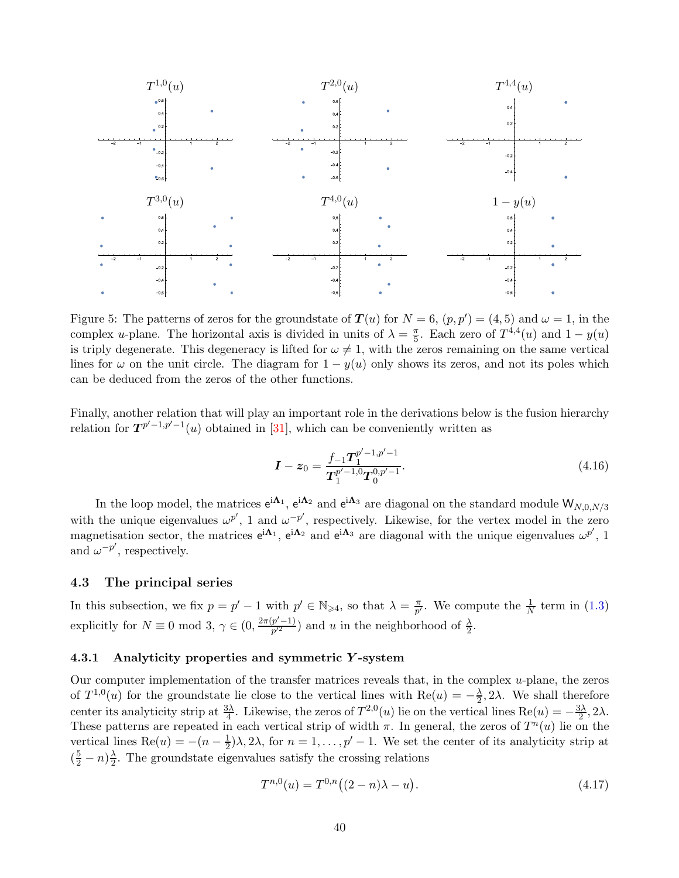Figure 5: The patterns of zeros for the groundstate of $\boldsymbol{T}(u)$ for $N = 6$, $(p,p') = (4,5)$ and $\omega = 1$, in the complex $u$-plane. The horizontal axis is divided in units of $\lambda = \frac{\pi}{5}$. Each zero of $T^{4,4}(u)$ and $1 - y(u)$ is triply degenerate. This degeneracy is lifted for $\omega \neq 1$, with the zeros remaining on the same vertical lines for $\omega$ on the unit circle. The diagram for $1 - y(u)$ only shows its zeros, and not its poles which can be deduced from the zeros of the other functions.

Finally, another relation that will play an important role in the derivations below is the fusion hierarchy relation for $\boldsymbol{T}^{p'-1,p'-1}(u)$ obtained in [31], which can be conveniently written as

$$\boldsymbol{I} - \boldsymbol{z}_0 = \frac{f_{-1}\boldsymbol{T}_1^{p'-1,p'-1}}{\boldsymbol{T}_1^{p'-1,0}\boldsymbol{T}_0^{0,p'-1}}. \tag{4.16}$$

In the loop model, the matrices $\mathsf{e}^{\mathsf{i}\boldsymbol{\Lambda}_1}$, $\mathsf{e}^{\mathsf{i}\boldsymbol{\Lambda}_2}$ and $\mathsf{e}^{\mathsf{i}\boldsymbol{\Lambda}_3}$ are diagonal on the standard module $\mathsf{W}_{N,0,N/3}$ with the unique eigenvalues $\omega^{p'}$, 1 and $\omega^{-p'}$, respectively. Likewise, for the vertex model in the zero magnetisation sector, the matrices $\mathsf{e}^{\mathsf{i}\boldsymbol{\Lambda}_1}$, $\mathsf{e}^{\mathsf{i}\boldsymbol{\Lambda}_2}$ and $\mathsf{e}^{\mathsf{i}\boldsymbol{\Lambda}_3}$ are diagonal with the unique eigenvalues $\omega^{p'}$, 1 and $\omega^{-p'}$, respectively.

### 4.3 The principal series

In this subsection, we fix $p = p' - 1$ with $p' \in \mathbb{N}_{\geqslant 4}$, so that $\lambda = \frac{\pi}{p'}$. We compute the $\frac{1}{N}$ term in (1.3) explicitly for $N \equiv 0 \bmod 3$, $\gamma \in (0, \frac{2\pi(p'-1)}{p'^2})$ and $u$ in the neighborhood of $\frac{\lambda}{2}$.

#### 4.3.1 Analyticity properties and symmetric $\boldsymbol{Y}$-system

Our computer implementation of the transfer matrices reveals that, in the complex $u$-plane, the zeros of $T^{1,0}(u)$ for the groundstate lie close to the vertical lines with $\mathrm{Re}(u) = -\frac{\lambda}{2}, 2\lambda$. We shall therefore center its analyticity strip at $\frac{3\lambda}{4}$. Likewise, the zeros of $T^{2,0}(u)$ lie on the vertical lines $\mathrm{Re}(u) = -\frac{3\lambda}{2}, 2\lambda$. These patterns are repeated in each vertical strip of width $\pi$. In general, the zeros of $T^n(u)$ lie on the vertical lines $\mathrm{Re}(u) = -(n - \frac{1}{2})\lambda, 2\lambda$, for $n = 1, \dots, p' - 1$. We set the center of its analyticity strip at $(\frac{5}{2} - n)\frac{\lambda}{2}$. The groundstate eigenvalues satisfy the crossing relations

$$T^{n,0}(u) = T^{0,n}\big((2-n)\lambda - u\big). \tag{4.17}$$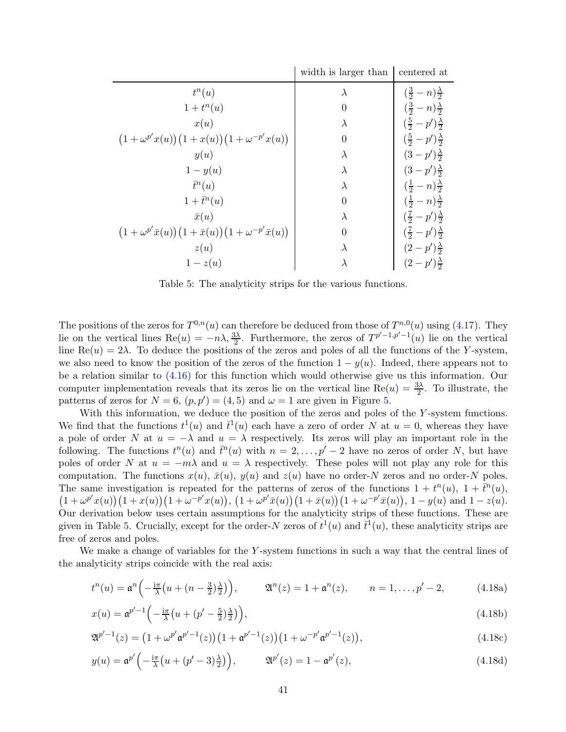|  | width is larger than | centered at |
|---|---|---|
| $t^n(u)$ | $\lambda$ | $(\frac{3}{2}-n)\frac{\lambda}{2}$ |
| $1+t^n(u)$ | $0$ | $(\frac{3}{2}-n)\frac{\lambda}{2}$ |
| $x(u)$ | $\lambda$ | $(\frac{5}{2}-p')\frac{\lambda}{2}$ |
| $\big(1+\omega^{p'}x(u)\big)\big(1+x(u)\big)\big(1+\omega^{-p'}x(u)\big)$ | $0$ | $(\frac{5}{2}-p')\frac{\lambda}{2}$ |
| $y(u)$ | $\lambda$ | $(3-p')\frac{\lambda}{2}$ |
| $1-y(u)$ | $\lambda$ | $(3-p')\frac{\lambda}{2}$ |
| $\bar t^n(u)$ | $\lambda$ | $(\frac{1}{2}-n)\frac{\lambda}{2}$ |
| $1+\bar t^n(u)$ | $0$ | $(\frac{1}{2}-n)\frac{\lambda}{2}$ |
| $\bar x(u)$ | $\lambda$ | $(\frac{7}{2}-p')\frac{\lambda}{2}$ |
| $\big(1+\omega^{p'}\bar x(u)\big)\big(1+\bar x(u)\big)\big(1+\omega^{-p'}\bar x(u)\big)$ | $0$ | $(\frac{7}{2}-p')\frac{\lambda}{2}$ |
| $z(u)$ | $\lambda$ | $(2-p')\frac{\lambda}{2}$ |
| $1-z(u)$ | $\lambda$ | $(2-p')\frac{\lambda}{2}$ |

Table 5: The analyticity strips for the various functions.

The positions of the zeros for $T^{0,n}(u)$ can therefore be deduced from those of $T^{n,0}(u)$ using (4.17). They lie on the vertical lines $\mathrm{Re}(u) = -n\lambda, \frac{3\lambda}{2}$. Furthermore, the zeros of $T^{p'-1,p'-1}(u)$ lie on the vertical line $\mathrm{Re}(u) = 2\lambda$. To deduce the positions of the zeros and poles of all the functions of the $Y$-system, we also need to know the position of the zeros of the function $1-y(u)$. Indeed, there appears not to be a relation similar to (4.16) for this function which would otherwise give us this information. Our computer implementation reveals that its zeros lie on the vertical line $\mathrm{Re}(u) = \frac{3\lambda}{2}$. To illustrate, the patterns of zeros for $N=6$, $(p,p')=(4,5)$ and $\omega=1$ are given in Figure 5.

With this information, we deduce the position of the zeros and poles of the $Y$-system functions. We find that the functions $t^1(u)$ and $\bar t^1(u)$ each have a zero of order $N$ at $u=0$, whereas they have a pole of order $N$ at $u=-\lambda$ and $u=\lambda$ respectively. Its zeros will play an important role in the following. The functions $t^n(u)$ and $\bar t^n(u)$ with $n=2,\dots,p'-2$ have no zeros of order $N$, but have poles of order $N$ at $u=-m\lambda$ and $u=\lambda$ respectively. These poles will not play any role for this computation. The functions $x(u)$, $\bar x(u)$, $y(u)$ and $z(u)$ have no order-$N$ zeros and no order-$N$ poles. The same investigation is repeated for the patterns of zeros of the functions $1+t^n(u)$, $1+\bar t^n(u)$, $\big(1+\omega^{p'}x(u)\big)\big(1+x(u)\big)\big(1+\omega^{-p'}x(u)\big)$, $\big(1+\omega^{p'}\bar x(u)\big)\big(1+\bar x(u)\big)\big(1+\omega^{-p'}\bar x(u)\big)$, $1-y(u)$ and $1-z(u)$. Our derivation below uses certain assumptions for the analyticity strips of these functions. These are given in Table 5. Crucially, except for the order-$N$ zeros of $t^1(u)$ and $\bar t^1(u)$, these analyticity strips are free of zeros and poles.

We make a change of variables for the $Y$-system functions in such a way that the central lines of the analyticity strips coincide with the real axis:

$$t^n(u) = \mathfrak{a}^n\Big(-\tfrac{\mathrm{i}\pi}{\lambda}\big(u+(n-\tfrac{3}{2})\tfrac{\lambda}{2}\big)\Big), \qquad \mathfrak{A}^n(z) = 1+\mathfrak{a}^n(z), \qquad n=1,\dots,p'-2, \tag{4.18a}$$

$$x(u) = \mathfrak{a}^{p'-1}\Big(-\tfrac{\mathrm{i}\pi}{\lambda}\big(u+(p'-\tfrac{5}{2})\tfrac{\lambda}{2}\big)\Big), \tag{4.18b}$$

$$\mathfrak{A}^{p'-1}(z) = \big(1+\omega^{p'}\mathfrak{a}^{p'-1}(z)\big)\big(1+\mathfrak{a}^{p'-1}(z)\big)\big(1+\omega^{-p'}\mathfrak{a}^{p'-1}(z)\big), \tag{4.18c}$$

$$y(u) = \mathfrak{a}^{p'}\Big(-\tfrac{\mathrm{i}\pi}{\lambda}\big(u+(p'-3)\tfrac{\lambda}{2}\big)\Big), \qquad \mathfrak{A}^{p'}(z) = 1-\mathfrak{a}^{p'}(z), \tag{4.18d}$$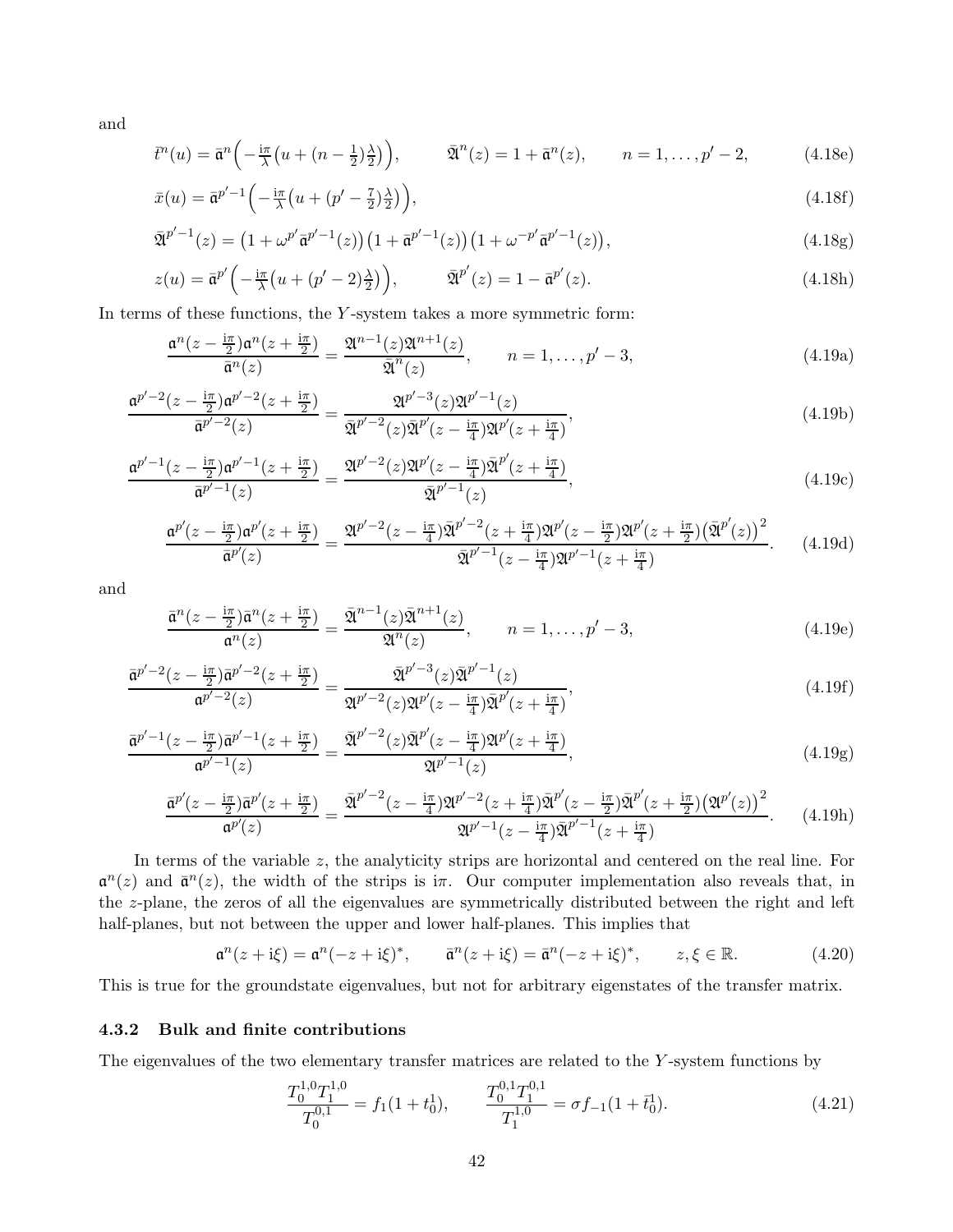and

$$\bar{t}^n(u) = \bar{\mathfrak{a}}^n\Big(-\tfrac{\mathrm{i}\pi}{\lambda}\big(u+(n-\tfrac{1}{2})\tfrac{\lambda}{2}\big)\Big), \qquad \bar{\mathfrak{A}}^n(z) = 1+\bar{\mathfrak{a}}^n(z), \qquad n=1,\dots,p'-2, \tag{4.18e}$$

$$\bar{x}(u) = \bar{\mathfrak{a}}^{p'-1}\Big(-\tfrac{\mathrm{i}\pi}{\lambda}\big(u+(p'-\tfrac{7}{2})\tfrac{\lambda}{2}\big)\Big), \tag{4.18f}$$

$$\bar{\mathfrak{A}}^{p'-1}(z) = \big(1+\omega^{p'}\bar{\mathfrak{a}}^{p'-1}(z)\big)\big(1+\bar{\mathfrak{a}}^{p'-1}(z)\big)\big(1+\omega^{-p'}\bar{\mathfrak{a}}^{p'-1}(z)\big), \tag{4.18g}$$

$$z(u) = \bar{\mathfrak{a}}^{p'}\Big(-\tfrac{\mathrm{i}\pi}{\lambda}\big(u+(p'-2)\tfrac{\lambda}{2}\big)\Big), \qquad \bar{\mathfrak{A}}^{p'}(z) = 1-\bar{\mathfrak{a}}^{p'}(z). \tag{4.18h}$$

In terms of these functions, the $Y$-system takes a more symmetric form:

$$\frac{\mathfrak{a}^n(z-\frac{\mathrm{i}\pi}{2})\mathfrak{a}^n(z+\frac{\mathrm{i}\pi}{2})}{\bar{\mathfrak{a}}^n(z)} = \frac{\mathfrak{A}^{n-1}(z)\mathfrak{A}^{n+1}(z)}{\bar{\mathfrak{A}}^n(z)}, \qquad n=1,\dots,p'-3, \tag{4.19a}$$

$$\frac{\mathfrak{a}^{p'-2}(z-\frac{\mathrm{i}\pi}{2})\mathfrak{a}^{p'-2}(z+\frac{\mathrm{i}\pi}{2})}{\bar{\mathfrak{a}}^{p'-2}(z)} = \frac{\mathfrak{A}^{p'-3}(z)\mathfrak{A}^{p'-1}(z)}{\bar{\mathfrak{A}}^{p'-2}(z)\bar{\mathfrak{A}}^{p'}(z-\frac{\mathrm{i}\pi}{4})\mathfrak{A}^{p'}(z+\frac{\mathrm{i}\pi}{4})}, \tag{4.19b}$$

$$\frac{\mathfrak{a}^{p'-1}(z-\frac{\mathrm{i}\pi}{2})\mathfrak{a}^{p'-1}(z+\frac{\mathrm{i}\pi}{2})}{\bar{\mathfrak{a}}^{p'-1}(z)} = \frac{\mathfrak{A}^{p'-2}(z)\mathfrak{A}^{p'}(z-\frac{\mathrm{i}\pi}{4})\bar{\mathfrak{A}}^{p'}(z+\frac{\mathrm{i}\pi}{4})}{\bar{\mathfrak{A}}^{p'-1}(z)}, \tag{4.19c}$$

$$\frac{\mathfrak{a}^{p'}(z-\frac{\mathrm{i}\pi}{2})\mathfrak{a}^{p'}(z+\frac{\mathrm{i}\pi}{2})}{\bar{\mathfrak{a}}^{p'}(z)} = \frac{\mathfrak{A}^{p'-2}(z-\frac{\mathrm{i}\pi}{4})\bar{\mathfrak{A}}^{p'-2}(z+\frac{\mathrm{i}\pi}{4})\mathfrak{A}^{p'}(z-\frac{\mathrm{i}\pi}{2})\mathfrak{A}^{p'}(z+\frac{\mathrm{i}\pi}{2})\big(\bar{\mathfrak{A}}^{p'}(z)\big)^2}{\bar{\mathfrak{A}}^{p'-1}(z-\frac{\mathrm{i}\pi}{4})\mathfrak{A}^{p'-1}(z+\frac{\mathrm{i}\pi}{4})}. \tag{4.19d}$$

and

$$\frac{\bar{\mathfrak{a}}^n(z-\frac{\mathrm{i}\pi}{2})\bar{\mathfrak{a}}^n(z+\frac{\mathrm{i}\pi}{2})}{\mathfrak{a}^n(z)} = \frac{\bar{\mathfrak{A}}^{n-1}(z)\bar{\mathfrak{A}}^{n+1}(z)}{\mathfrak{A}^n(z)}, \qquad n=1,\dots,p'-3, \tag{4.19e}$$

$$\frac{\bar{\mathfrak{a}}^{p'-2}(z-\frac{\mathrm{i}\pi}{2})\bar{\mathfrak{a}}^{p'-2}(z+\frac{\mathrm{i}\pi}{2})}{\mathfrak{a}^{p'-2}(z)} = \frac{\bar{\mathfrak{A}}^{p'-3}(z)\bar{\mathfrak{A}}^{p'-1}(z)}{\mathfrak{A}^{p'-2}(z)\mathfrak{A}^{p'}(z-\frac{\mathrm{i}\pi}{4})\bar{\mathfrak{A}}^{p'}(z+\frac{\mathrm{i}\pi}{4})}, \tag{4.19f}$$

$$\frac{\bar{\mathfrak{a}}^{p'-1}(z-\frac{\mathrm{i}\pi}{2})\bar{\mathfrak{a}}^{p'-1}(z+\frac{\mathrm{i}\pi}{2})}{\mathfrak{a}^{p'-1}(z)} = \frac{\bar{\mathfrak{A}}^{p'-2}(z)\bar{\mathfrak{A}}^{p'}(z-\frac{\mathrm{i}\pi}{4})\mathfrak{A}^{p'}(z+\frac{\mathrm{i}\pi}{4})}{\mathfrak{A}^{p'-1}(z)}, \tag{4.19g}$$

$$\frac{\bar{\mathfrak{a}}^{p'}(z-\frac{\mathrm{i}\pi}{2})\bar{\mathfrak{a}}^{p'}(z+\frac{\mathrm{i}\pi}{2})}{\mathfrak{a}^{p'}(z)} = \frac{\bar{\mathfrak{A}}^{p'-2}(z-\frac{\mathrm{i}\pi}{4})\mathfrak{A}^{p'-2}(z+\frac{\mathrm{i}\pi}{4})\bar{\mathfrak{A}}^{p'}(z-\frac{\mathrm{i}\pi}{2})\bar{\mathfrak{A}}^{p'}(z+\frac{\mathrm{i}\pi}{2})\big(\mathfrak{A}^{p'}(z)\big)^2}{\mathfrak{A}^{p'-1}(z-\frac{\mathrm{i}\pi}{4})\bar{\mathfrak{A}}^{p'-1}(z+\frac{\mathrm{i}\pi}{4})}. \tag{4.19h}$$

In terms of the variable $z$, the analyticity strips are horizontal and centered on the real line. For $\mathfrak{a}^n(z)$ and $\bar{\mathfrak{a}}^n(z)$, the width of the strips is $\mathrm{i}\pi$. Our computer implementation also reveals that, in the $z$-plane, the zeros of all the eigenvalues are symmetrically distributed between the right and left half-planes, but not between the upper and lower half-planes. This implies that

$$\mathfrak{a}^n(z+\mathrm{i}\xi) = \mathfrak{a}^n(-z+\mathrm{i}\xi)^*, \qquad \bar{\mathfrak{a}}^n(z+\mathrm{i}\xi) = \bar{\mathfrak{a}}^n(-z+\mathrm{i}\xi)^*, \qquad z,\xi\in\mathbb{R}. \tag{4.20}$$

This is true for the groundstate eigenvalues, but not for arbitrary eigenstates of the transfer matrix.

### 4.3.2 Bulk and finite contributions

The eigenvalues of the two elementary transfer matrices are related to the $Y$-system functions by

$$\frac{T_0^{1,0}T_1^{1,0}}{T_0^{0,1}} = f_1(1+t_0^1), \qquad \frac{T_0^{0,1}T_1^{0,1}}{T_1^{1,0}} = \sigma f_{-1}(1+\bar{t}_0^1). \tag{4.21}$$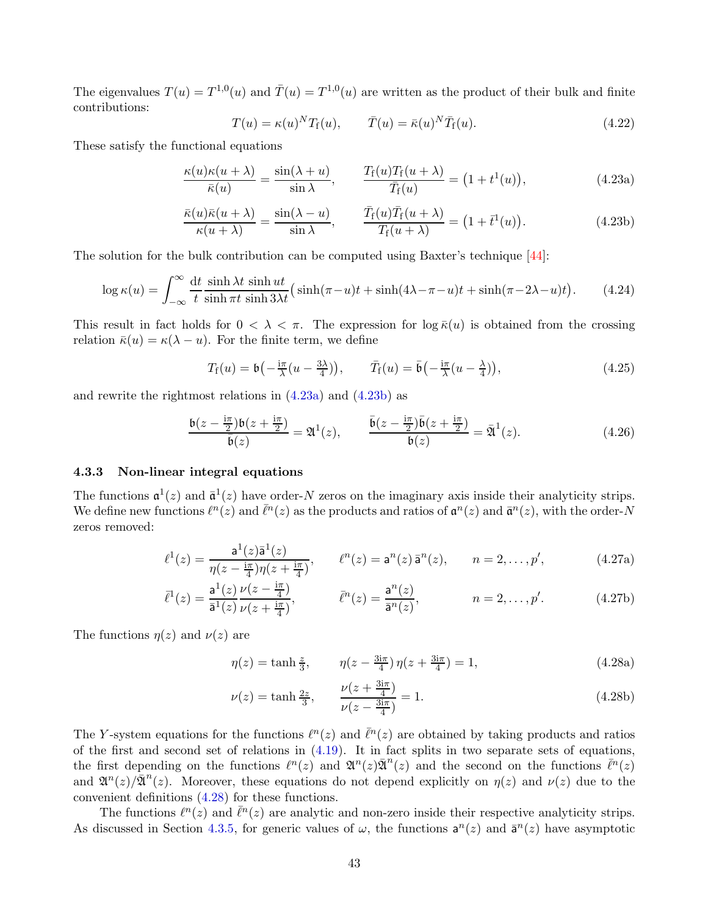The eigenvalues $T(u) = T^{1,0}(u)$ and $\bar{T}(u) = T^{1,0}(u)$ are written as the product of their bulk and finite contributions:

$$T(u) = \kappa(u)^N T_{\rm f}(u), \qquad \bar{T}(u) = \bar{\kappa}(u)^N \bar{T}_{\rm f}(u). \tag{4.22}$$

These satisfy the functional equations

$$\frac{\kappa(u)\kappa(u+\lambda)}{\bar{\kappa}(u)} = \frac{\sin(\lambda+u)}{\sin\lambda}, \qquad \frac{T_{\rm f}(u)T_{\rm f}(u+\lambda)}{\bar{T}_{\rm f}(u)} = \big(1+t^1(u)\big), \tag{4.23a}$$

$$\frac{\bar{\kappa}(u)\bar{\kappa}(u+\lambda)}{\kappa(u+\lambda)} = \frac{\sin(\lambda-u)}{\sin\lambda}, \qquad \frac{\bar{T}_{\rm f}(u)\bar{T}_{\rm f}(u+\lambda)}{T_{\rm f}(u+\lambda)} = \big(1+\bar{t}^1(u)\big). \tag{4.23b}$$

The solution for the bulk contribution can be computed using Baxter's technique [44]:

$$\log\kappa(u) = \int_{-\infty}^{\infty}\frac{{\rm d}t}{t}\frac{\sinh\lambda t\,\sinh ut}{\sinh\pi t\,\sinh 3\lambda t}\big(\sinh(\pi-u)t+\sinh(4\lambda-\pi-u)t+\sinh(\pi-2\lambda-u)t\big). \tag{4.24}$$

This result in fact holds for $0<\lambda<\pi$. The expression for $\log\bar{\kappa}(u)$ is obtained from the crossing relation $\bar{\kappa}(u) = \kappa(\lambda-u)$. For the finite term, we define

$$T_{\rm f}(u) = \mathfrak{b}\big(-\tfrac{{\rm i}\pi}{\lambda}(u-\tfrac{3\lambda}{4})\big), \qquad \bar{T}_{\rm f}(u) = \bar{\mathfrak{b}}\big(-\tfrac{{\rm i}\pi}{\lambda}(u-\tfrac{\lambda}{4})\big), \tag{4.25}$$

and rewrite the rightmost relations in (4.23a) and (4.23b) as

$$\frac{\mathfrak{b}(z-\frac{{\rm i}\pi}{2})\mathfrak{b}(z+\frac{{\rm i}\pi}{2})}{\bar{\mathfrak{b}}(z)} = \mathfrak{A}^1(z), \qquad \frac{\bar{\mathfrak{b}}(z-\frac{{\rm i}\pi}{2})\bar{\mathfrak{b}}(z+\frac{{\rm i}\pi}{2})}{\mathfrak{b}(z)} = \bar{\mathfrak{A}}^1(z). \tag{4.26}$$

### 4.3.3 Non-linear integral equations

The functions $\mathfrak{a}^1(z)$ and $\bar{\mathfrak{a}}^1(z)$ have order-$N$ zeros on the imaginary axis inside their analyticity strips. We define new functions $\ell^n(z)$ and $\bar{\ell}^n(z)$ as the products and ratios of $\mathfrak{a}^n(z)$ and $\bar{\mathfrak{a}}^n(z)$, with the order-$N$ zeros removed:

$$\ell^1(z) = \frac{\mathsf{a}^1(z)\bar{\mathsf{a}}^1(z)}{\eta(z-\frac{{\rm i}\pi}{4})\eta(z+\frac{{\rm i}\pi}{4})}, \qquad \ell^n(z) = \mathsf{a}^n(z)\,\bar{\mathsf{a}}^n(z), \qquad n=2,\dots,p', \tag{4.27a}$$

$$\bar{\ell}^1(z) = \frac{\mathsf{a}^1(z)}{\bar{\mathsf{a}}^1(z)}\frac{\nu(z-\frac{{\rm i}\pi}{4})}{\nu(z+\frac{{\rm i}\pi}{4})}, \qquad \bar{\ell}^n(z) = \frac{\mathsf{a}^n(z)}{\bar{\mathsf{a}}^n(z)}, \qquad n=2,\dots,p'. \tag{4.27b}$$

The functions $\eta(z)$ and $\nu(z)$ are

$$\eta(z) = \tanh\tfrac{z}{3}, \qquad \eta(z-\tfrac{3{\rm i}\pi}{4})\,\eta(z+\tfrac{3{\rm i}\pi}{4}) = 1, \tag{4.28a}$$

$$\nu(z) = \tanh\tfrac{2z}{3}, \qquad \frac{\nu(z+\frac{3{\rm i}\pi}{4})}{\nu(z-\frac{3{\rm i}\pi}{4})} = 1. \tag{4.28b}$$

The $Y$-system equations for the functions $\ell^n(z)$ and $\bar{\ell}^n(z)$ are obtained by taking products and ratios of the first and second set of relations in (4.19). It in fact splits in two separate sets of equations, the first depending on the functions $\ell^n(z)$ and $\mathfrak{A}^n(z)\bar{\mathfrak{A}}^n(z)$ and the second on the functions $\bar{\ell}^n(z)$ and $\mathfrak{A}^n(z)/\bar{\mathfrak{A}}^n(z)$. Moreover, these equations do not depend explicitly on $\eta(z)$ and $\nu(z)$ due to the convenient definitions (4.28) for these functions.

The functions $\ell^n(z)$ and $\bar{\ell}^n(z)$ are analytic and non-zero inside their respective analyticity strips. As discussed in Section 4.3.5, for generic values of $\omega$, the functions $\mathsf{a}^n(z)$ and $\bar{\mathsf{a}}^n(z)$ have asymptotic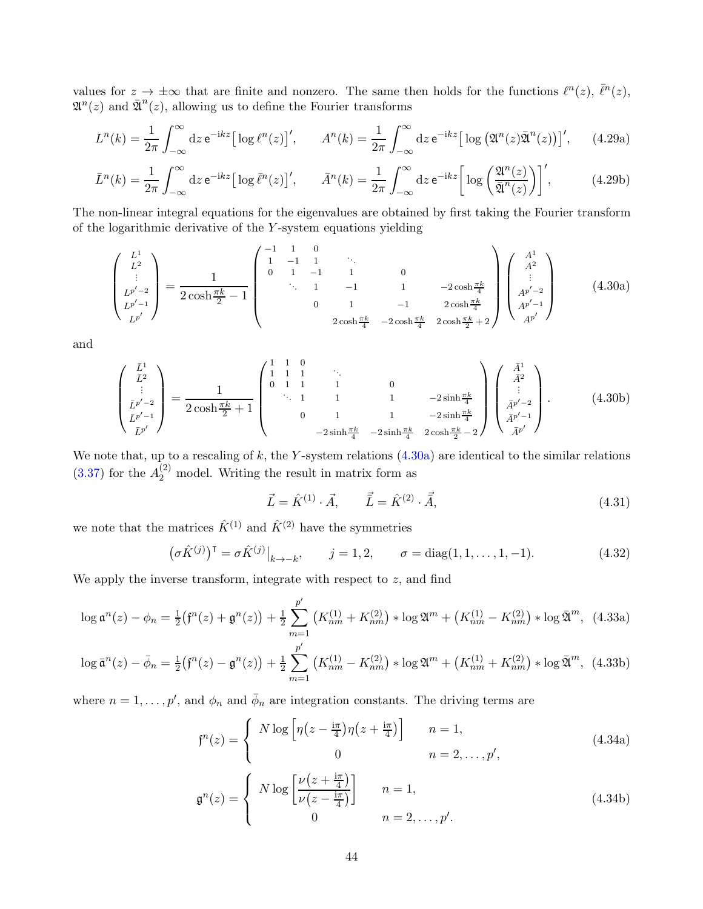values for $z \to \pm\infty$ that are finite and nonzero. The same then holds for the functions $\ell^n(z)$, $\bar\ell^n(z)$, $\mathfrak{A}^n(z)$ and $\bar{\mathfrak{A}}^n(z)$, allowing us to define the Fourier transforms

$$L^n(k) = \frac{1}{2\pi}\int_{-\infty}^{\infty} \mathrm{d}z\, \mathsf{e}^{-\mathrm{i}kz}\big[\log \ell^n(z)\big]', \qquad A^n(k) = \frac{1}{2\pi}\int_{-\infty}^{\infty} \mathrm{d}z\, \mathsf{e}^{-\mathrm{i}kz}\big[\log\big(\mathfrak{A}^n(z)\bar{\mathfrak{A}}^n(z)\big)\big]', \tag{4.29a}$$

$$\bar L^n(k) = \frac{1}{2\pi}\int_{-\infty}^{\infty} \mathrm{d}z\, \mathsf{e}^{-\mathrm{i}kz}\big[\log \bar\ell^n(z)\big]', \qquad \bar A^n(k) = \frac{1}{2\pi}\int_{-\infty}^{\infty} \mathrm{d}z\, \mathsf{e}^{-\mathrm{i}kz}\Big[\log\Big(\frac{\mathfrak{A}^n(z)}{\bar{\mathfrak{A}}^n(z)}\Big)\Big]', \tag{4.29b}$$

The non-linear integral equations for the eigenvalues are obtained by first taking the Fourier transform of the logarithmic derivative of the $Y$-system equations yielding

$$\begin{pmatrix} L^1 \\ L^2 \\ \vdots \\ L^{p'-2} \\ L^{p'-1} \\ L^{p'} \end{pmatrix} = \frac{1}{2\cosh\frac{\pi k}{2}-1}\begin{pmatrix} -1 & 1 & 0 & & & \\ 1 & -1 & 1 & \ddots & & \\ 0 & 1 & -1 & 1 & 0 & \\ & \ddots & 1 & -1 & 1 & -2\cosh\frac{\pi k}{4} \\ & & 0 & 1 & -1 & 2\cosh\frac{\pi k}{4} \\ & & & 2\cosh\frac{\pi k}{4} & -2\cosh\frac{\pi k}{4} & 2\cosh\frac{\pi k}{2}+2 \end{pmatrix}\begin{pmatrix} A^1 \\ A^2 \\ \vdots \\ A^{p'-2} \\ A^{p'-1} \\ A^{p'} \end{pmatrix} \tag{4.30a}$$

and

$$\begin{pmatrix} \bar L^1 \\ \bar L^2 \\ \vdots \\ \bar L^{p'-2} \\ \bar L^{p'-1} \\ \bar L^{p'} \end{pmatrix} = \frac{1}{2\cosh\frac{\pi k}{2}+1}\begin{pmatrix} 1 & 1 & 0 & & & \\ 1 & 1 & 1 & \ddots & & \\ 0 & 1 & 1 & 1 & 0 & \\ & \ddots & 1 & 1 & 1 & -2\sinh\frac{\pi k}{4} \\ & & 0 & 1 & 1 & -2\sinh\frac{\pi k}{4} \\ & & & -2\sinh\frac{\pi k}{4} & -2\sinh\frac{\pi k}{4} & 2\cosh\frac{\pi k}{2}-2 \end{pmatrix}\begin{pmatrix} \bar A^1 \\ \bar A^2 \\ \vdots \\ \bar A^{p'-2} \\ \bar A^{p'-1} \\ \bar A^{p'} \end{pmatrix}. \tag{4.30b}$$

We note that, up to a rescaling of $k$, the $Y$-system relations (4.30a) are identical to the similar relations (3.37) for the $A_2^{(2)}$ model. Writing the result in matrix form as

$$\vec L = \hat K^{(1)}\cdot \vec A, \qquad \vec{\bar L} = \hat K^{(2)}\cdot \vec{\bar A}, \tag{4.31}$$

we note that the matrices $\hat K^{(1)}$ and $\hat K^{(2)}$ have the symmetries

$$\big(\sigma \hat K^{(j)}\big)^{\mathsf T} = \sigma \hat K^{(j)}\big|_{k\to -k}, \qquad j=1,2, \qquad \sigma = \mathrm{diag}(1,1,\dots,1,-1). \tag{4.32}$$

We apply the inverse transform, integrate with respect to $z$, and find

$$\log \mathfrak{a}^n(z) - \phi_n = \tfrac12\big(\mathfrak{f}^n(z)+\mathfrak{g}^n(z)\big) + \tfrac12\sum_{m=1}^{p'}\big(K^{(1)}_{nm}+K^{(2)}_{nm}\big)*\log\mathfrak{A}^m + \big(K^{(1)}_{nm}-K^{(2)}_{nm}\big)*\log\bar{\mathfrak{A}}^m, \tag{4.33a}$$

$$\log \bar{\mathfrak{a}}^n(z) - \bar\phi_n = \tfrac12\big(\mathfrak{f}^n(z)-\mathfrak{g}^n(z)\big) + \tfrac12\sum_{m=1}^{p'}\big(K^{(1)}_{nm}-K^{(2)}_{nm}\big)*\log\mathfrak{A}^m + \big(K^{(1)}_{nm}+K^{(2)}_{nm}\big)*\log\bar{\mathfrak{A}}^m, \tag{4.33b}$$

where $n=1,\dots,p'$, and $\phi_n$ and $\bar\phi_n$ are integration constants. The driving terms are

$$\mathfrak{f}^n(z) = \begin{cases} N\log\Big[\eta\big(z-\frac{\mathrm{i}\pi}{4}\big)\eta\big(z+\frac{\mathrm{i}\pi}{4}\big)\Big] & n=1, \\ 0 & n=2,\dots,p', \end{cases} \tag{4.34a}$$

$$\mathfrak{g}^n(z) = \begin{cases} N\log\Bigg[\dfrac{\nu\big(z+\frac{\mathrm{i}\pi}{4}\big)}{\nu\big(z-\frac{\mathrm{i}\pi}{4}\big)}\Bigg] & n=1, \\ 0 & n=2,\dots,p'. \end{cases} \tag{4.34b}$$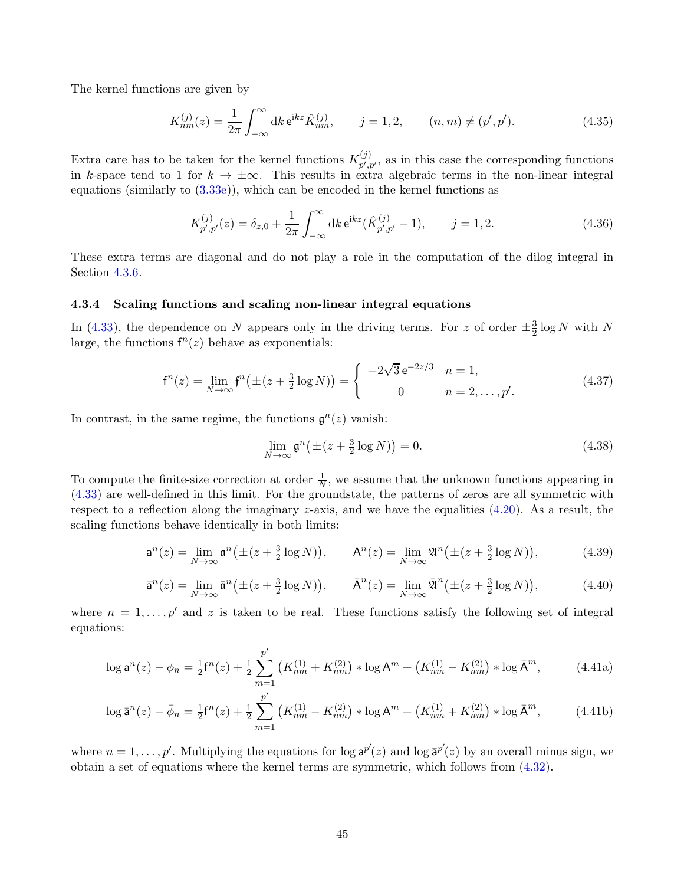The kernel functions are given by

$$K^{(j)}_{nm}(z) = \frac{1}{2\pi}\int_{-\infty}^{\infty} \mathrm{d}k\, \mathsf{e}^{\mathrm{i}kz}\hat{K}^{(j)}_{nm}, \qquad j=1,2, \qquad (n,m)\neq(p',p'). \tag{4.35}$$

Extra care has to be taken for the kernel functions $K^{(j)}_{p',p'}$, as in this case the corresponding functions in $k$-space tend to 1 for $k\to\pm\infty$. This results in extra algebraic terms in the non-linear integral equations (similarly to (3.33e)), which can be encoded in the kernel functions as

$$K^{(j)}_{p',p'}(z) = \delta_{z,0} + \frac{1}{2\pi}\int_{-\infty}^{\infty} \mathrm{d}k\, \mathsf{e}^{\mathrm{i}kz}(\hat{K}^{(j)}_{p',p'}-1), \qquad j=1,2. \tag{4.36}$$

These extra terms are diagonal and do not play a role in the computation of the dilog integral in Section 4.3.6.

### 4.3.4 Scaling functions and scaling non-linear integral equations

In (4.33), the dependence on $N$ appears only in the driving terms. For $z$ of order $\pm\frac{3}{2}\log N$ with $N$ large, the functions $\mathfrak{f}^n(z)$ behave as exponentials:

$$\mathsf{f}^n(z) = \lim_{N\to\infty}\mathfrak{f}^n\big(\pm(z+\tfrac{3}{2}\log N)\big) = \begin{cases} -2\sqrt{3}\,\mathsf{e}^{-2z/3} & n=1, \\ 0 & n=2,\dots,p'. \end{cases} \tag{4.37}$$

In contrast, in the same regime, the functions $\mathfrak{g}^n(z)$ vanish:

$$\lim_{N\to\infty}\mathfrak{g}^n\big(\pm(z+\tfrac{3}{2}\log N)\big) = 0. \tag{4.38}$$

To compute the finite-size correction at order $\frac{1}{N}$, we assume that the unknown functions appearing in (4.33) are well-defined in this limit. For the groundstate, the patterns of zeros are all symmetric with respect to a reflection along the imaginary $z$-axis, and we have the equalities (4.20). As a result, the scaling functions behave identically in both limits:

$$\mathsf{a}^n(z) = \lim_{N\to\infty}\mathfrak{a}^n\big(\pm(z+\tfrac{3}{2}\log N)\big), \qquad \mathsf{A}^n(z) = \lim_{N\to\infty}\mathfrak{A}^n\big(\pm(z+\tfrac{3}{2}\log N)\big), \tag{4.39}$$

$$\bar{\mathsf{a}}^n(z) = \lim_{N\to\infty}\bar{\mathfrak{a}}^n\big(\pm(z+\tfrac{3}{2}\log N)\big), \qquad \bar{\mathsf{A}}^n(z) = \lim_{N\to\infty}\bar{\mathfrak{A}}^n\big(\pm(z+\tfrac{3}{2}\log N)\big), \tag{4.40}$$

where $n=1,\dots,p'$ and $z$ is taken to be real. These functions satisfy the following set of integral equations:

$$\log\mathsf{a}^n(z) - \phi_n = \tfrac{1}{2}\mathsf{f}^n(z) + \tfrac{1}{2}\sum_{m=1}^{p'}\big(K^{(1)}_{nm}+K^{(2)}_{nm}\big)*\log\mathsf{A}^m + \big(K^{(1)}_{nm}-K^{(2)}_{nm}\big)*\log\bar{\mathsf{A}}^m, \tag{4.41a}$$

$$\log\bar{\mathsf{a}}^n(z) - \bar{\phi}_n = \tfrac{1}{2}\mathsf{f}^n(z) + \tfrac{1}{2}\sum_{m=1}^{p'}\big(K^{(1)}_{nm}-K^{(2)}_{nm}\big)*\log\mathsf{A}^m + \big(K^{(1)}_{nm}+K^{(2)}_{nm}\big)*\log\bar{\mathsf{A}}^m, \tag{4.41b}$$

where $n=1,\dots,p'$. Multiplying the equations for $\log\mathsf{a}^{p'}(z)$ and $\log\bar{\mathsf{a}}^{p'}(z)$ by an overall minus sign, we obtain a set of equations where the kernel terms are symmetric, which follows from (4.32).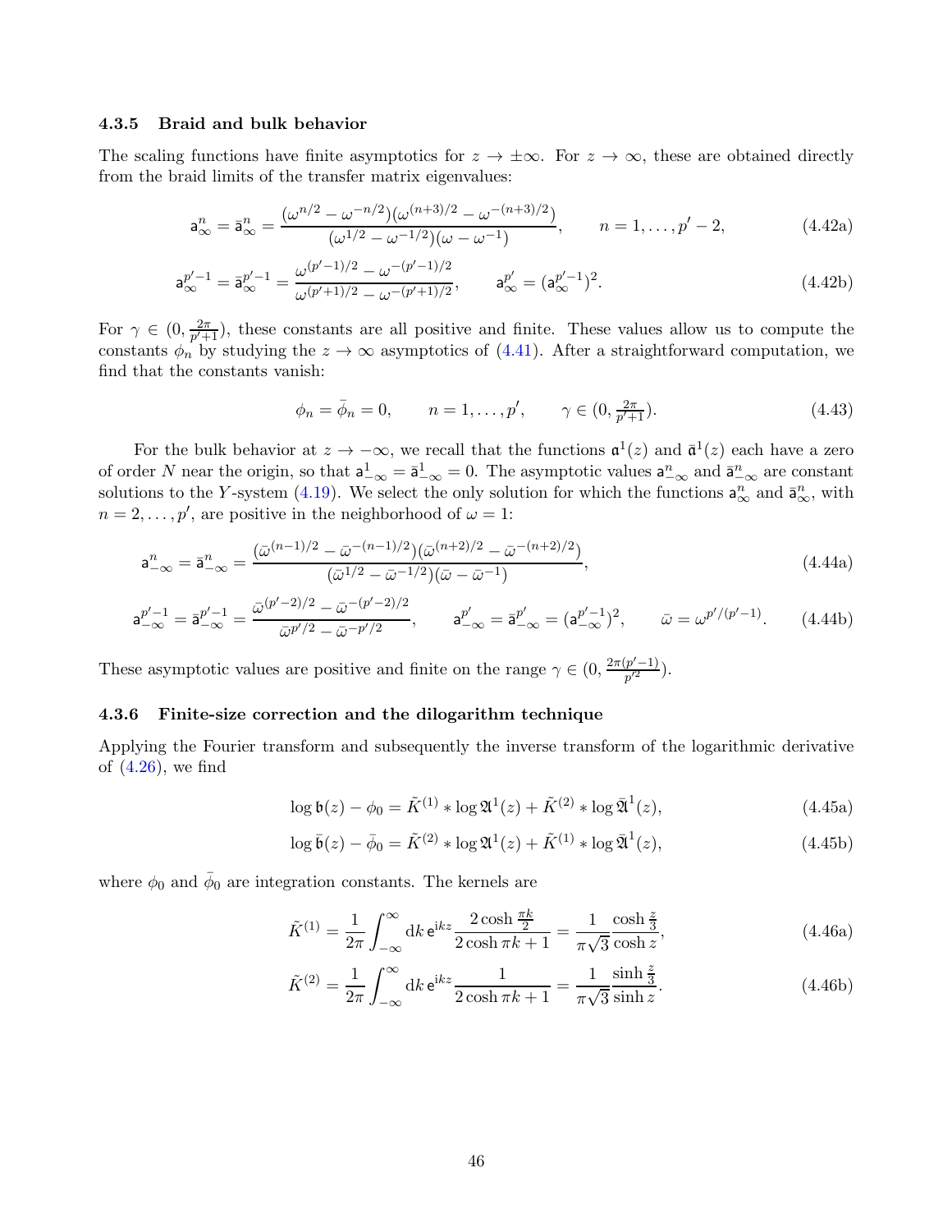### 4.3.5 Braid and bulk behavior

The scaling functions have finite asymptotics for $z \to \pm\infty$. For $z \to \infty$, these are obtained directly from the braid limits of the transfer matrix eigenvalues:

$$\mathsf{a}^n_\infty = \bar{\mathsf{a}}^n_\infty = \frac{(\omega^{n/2} - \omega^{-n/2})(\omega^{(n+3)/2} - \omega^{-(n+3)/2})}{(\omega^{1/2} - \omega^{-1/2})(\omega - \omega^{-1})}, \qquad n = 1, \dots, p' - 2, \tag{4.42a}$$

$$\mathsf{a}^{p'-1}_\infty = \bar{\mathsf{a}}^{p'-1}_\infty = \frac{\omega^{(p'-1)/2} - \omega^{-(p'-1)/2}}{\omega^{(p'+1)/2} - \omega^{-(p'+1)/2}}, \qquad \mathsf{a}^{p'}_\infty = (\mathsf{a}^{p'-1}_\infty)^2. \tag{4.42b}$$

For $\gamma \in (0, \frac{2\pi}{p'+1})$, these constants are all positive and finite. These values allow us to compute the constants $\phi_n$ by studying the $z \to \infty$ asymptotics of (4.41). After a straightforward computation, we find that the constants vanish:

$$\phi_n = \bar{\phi}_n = 0, \qquad n = 1, \dots, p', \qquad \gamma \in (0, \tfrac{2\pi}{p'+1}). \tag{4.43}$$

For the bulk behavior at $z \to -\infty$, we recall that the functions $\mathfrak{a}^1(z)$ and $\bar{\mathfrak{a}}^1(z)$ each have a zero of order $N$ near the origin, so that $\mathsf{a}^1_{-\infty} = \bar{\mathsf{a}}^1_{-\infty} = 0$. The asymptotic values $\mathsf{a}^n_{-\infty}$ and $\bar{\mathsf{a}}^n_{-\infty}$ are constant solutions to the $Y$-system (4.19). We select the only solution for which the functions $\mathsf{a}^n_\infty$ and $\bar{\mathsf{a}}^n_\infty$, with $n = 2, \dots, p'$, are positive in the neighborhood of $\omega = 1$:

$$\mathsf{a}^n_{-\infty} = \bar{\mathsf{a}}^n_{-\infty} = \frac{(\bar{\omega}^{(n-1)/2} - \bar{\omega}^{-(n-1)/2})(\bar{\omega}^{(n+2)/2} - \bar{\omega}^{-(n+2)/2})}{(\bar{\omega}^{1/2} - \bar{\omega}^{-1/2})(\bar{\omega} - \bar{\omega}^{-1})}, \tag{4.44a}$$

$$\mathsf{a}^{p'-1}_{-\infty} = \bar{\mathsf{a}}^{p'-1}_{-\infty} = \frac{\bar{\omega}^{(p'-2)/2} - \bar{\omega}^{-(p'-2)/2}}{\bar{\omega}^{p'/2} - \bar{\omega}^{-p'/2}}, \qquad \mathsf{a}^{p'}_{-\infty} = \bar{\mathsf{a}}^{p'}_{-\infty} = (\mathsf{a}^{p'-1}_{-\infty})^2, \qquad \bar{\omega} = \omega^{p'/(p'-1)}. \tag{4.44b}$$

These asymptotic values are positive and finite on the range $\gamma \in (0, \frac{2\pi(p'-1)}{p'^2})$.

### 4.3.6 Finite-size correction and the dilogarithm technique

Applying the Fourier transform and subsequently the inverse transform of the logarithmic derivative of (4.26), we find

$$\log \mathfrak{b}(z) - \phi_0 = \tilde{K}^{(1)} * \log \mathfrak{A}^1(z) + \tilde{K}^{(2)} * \log \bar{\mathfrak{A}}^1(z), \tag{4.45a}$$

$$\log \bar{\mathfrak{b}}(z) - \bar{\phi}_0 = \tilde{K}^{(2)} * \log \mathfrak{A}^1(z) + \tilde{K}^{(1)} * \log \bar{\mathfrak{A}}^1(z), \tag{4.45b}$$

where $\phi_0$ and $\bar{\phi}_0$ are integration constants. The kernels are

$$\tilde{K}^{(1)} = \frac{1}{2\pi} \int_{-\infty}^{\infty} \mathrm{d}k\, \mathrm{e}^{\mathrm{i}kz} \frac{2\cosh\frac{\pi k}{2}}{2\cosh \pi k + 1} = \frac{1}{\pi\sqrt{3}} \frac{\cosh\frac{z}{3}}{\cosh z}, \tag{4.46a}$$

$$\tilde{K}^{(2)} = \frac{1}{2\pi} \int_{-\infty}^{\infty} \mathrm{d}k\, \mathrm{e}^{\mathrm{i}kz} \frac{1}{2\cosh \pi k + 1} = \frac{1}{\pi\sqrt{3}} \frac{\sinh\frac{z}{3}}{\sinh z}. \tag{4.46b}$$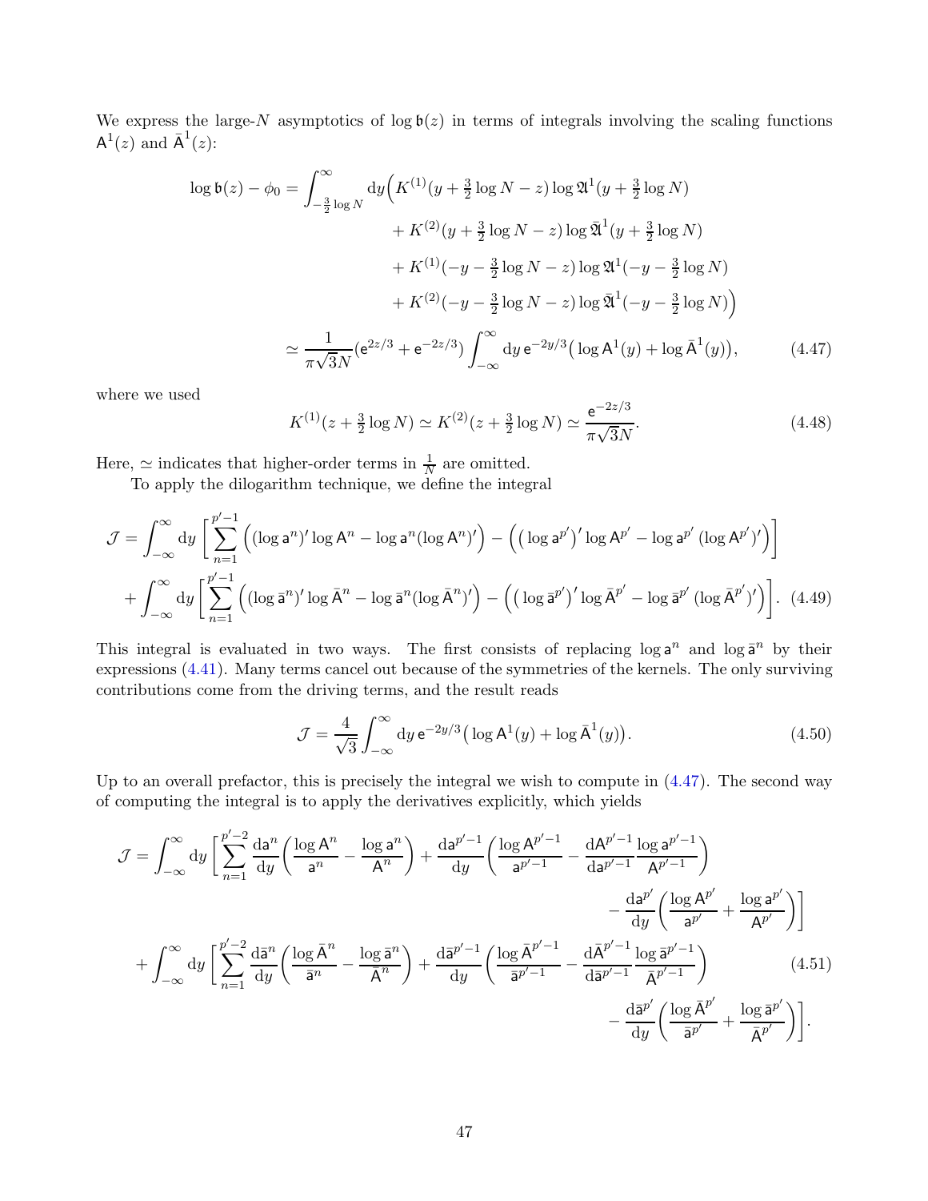We express the large-$N$ asymptotics of $\log \mathfrak{b}(z)$ in terms of integrals involving the scaling functions $\mathsf{A}^1(z)$ and $\bar{\mathsf{A}}^1(z)$:

$$
\begin{aligned}
\log \mathfrak{b}(z) - \phi_0 = \int_{-\frac{3}{2}\log N}^{\infty} \mathrm{d}y \Big( & K^{(1)}(y + \tfrac{3}{2}\log N - z) \log \mathfrak{A}^1(y + \tfrac{3}{2}\log N) \\
& + K^{(2)}(y + \tfrac{3}{2}\log N - z) \log \bar{\mathfrak{A}}^1(y + \tfrac{3}{2}\log N) \\
& + K^{(1)}(-y - \tfrac{3}{2}\log N - z) \log \mathfrak{A}^1(-y - \tfrac{3}{2}\log N) \\
& + K^{(2)}(-y - \tfrac{3}{2}\log N - z) \log \bar{\mathfrak{A}}^1(-y - \tfrac{3}{2}\log N) \Big) \\
\simeq \frac{1}{\pi\sqrt{3}N} (\mathsf{e}^{2z/3} + \mathsf{e}^{-2z/3}) & \int_{-\infty}^{\infty} \mathrm{d}y \, \mathsf{e}^{-2y/3} \big( \log \mathsf{A}^1(y) + \log \bar{\mathsf{A}}^1(y) \big),
\end{aligned} \tag{4.47}
$$

where we used

$$
K^{(1)}(z + \tfrac{3}{2}\log N) \simeq K^{(2)}(z + \tfrac{3}{2}\log N) \simeq \frac{\mathsf{e}^{-2z/3}}{\pi\sqrt{3}N}. \tag{4.48}
$$

Here, $\simeq$ indicates that higher-order terms in $\frac{1}{N}$ are omitted.

To apply the dilogarithm technique, we define the integral

$$
\begin{aligned}
\mathcal{J} = & \int_{-\infty}^{\infty} \mathrm{d}y \, \bigg[ \sum_{n=1}^{p'-1} \Big( (\log \mathsf{a}^n)' \log \mathsf{A}^n - \log \mathsf{a}^n (\log \mathsf{A}^n)' \Big) - \Big( \big(\log \mathsf{a}^{p'}\big)' \log \mathsf{A}^{p'} - \log \mathsf{a}^{p'} \, (\log \mathsf{A}^{p'})' \Big) \bigg] \\
& + \int_{-\infty}^{\infty} \mathrm{d}y \bigg[ \sum_{n=1}^{p'-1} \Big( (\log \bar{\mathsf{a}}^n)' \log \bar{\mathsf{A}}^n - \log \bar{\mathsf{a}}^n (\log \bar{\mathsf{A}}^n)' \Big) - \Big( \big(\log \bar{\mathsf{a}}^{p'}\big)' \log \bar{\mathsf{A}}^{p'} - \log \bar{\mathsf{a}}^{p'} \, (\log \bar{\mathsf{A}}^{p'})' \Big) \bigg].
\end{aligned} \tag{4.49}
$$

This integral is evaluated in two ways. The first consists of replacing $\log \mathsf{a}^n$ and $\log \bar{\mathsf{a}}^n$ by their expressions (4.41). Many terms cancel out because of the symmetries of the kernels. The only surviving contributions come from the driving terms, and the result reads

$$
\mathcal{J} = \frac{4}{\sqrt{3}} \int_{-\infty}^{\infty} \mathrm{d}y \, \mathsf{e}^{-2y/3} \big( \log \mathsf{A}^1(y) + \log \bar{\mathsf{A}}^1(y) \big). \tag{4.50}
$$

Up to an overall prefactor, this is precisely the integral we wish to compute in (4.47). The second way of computing the integral is to apply the derivatives explicitly, which yields

$$
\begin{aligned}
\mathcal{J} = \int_{-\infty}^{\infty} \mathrm{d}y \, \bigg[ & \sum_{n=1}^{p'-2} \frac{\mathrm{d}\mathsf{a}^n}{\mathrm{d}y} \bigg( \frac{\log \mathsf{A}^n}{\mathsf{a}^n} - \frac{\log \mathsf{a}^n}{\mathsf{A}^n} \bigg) + \frac{\mathrm{d}\mathsf{a}^{p'-1}}{\mathrm{d}y} \bigg( \frac{\log \mathsf{A}^{p'-1}}{\mathsf{a}^{p'-1}} - \frac{\mathrm{d}\mathsf{A}^{p'-1}}{\mathrm{d}\mathsf{a}^{p'-1}} \frac{\log \mathsf{a}^{p'-1}}{\mathsf{A}^{p'-1}} \bigg) \\
& - \frac{\mathrm{d}\mathsf{a}^{p'}}{\mathrm{d}y} \bigg( \frac{\log \mathsf{A}^{p'}}{\mathsf{a}^{p'}} + \frac{\log \mathsf{a}^{p'}}{\mathsf{A}^{p'}} \bigg) \bigg] \\
+ \int_{-\infty}^{\infty} \mathrm{d}y \, \bigg[ & \sum_{n=1}^{p'-2} \frac{\mathrm{d}\bar{\mathsf{a}}^n}{\mathrm{d}y} \bigg( \frac{\log \bar{\mathsf{A}}^n}{\bar{\mathsf{a}}^n} - \frac{\log \bar{\mathsf{a}}^n}{\bar{\mathsf{A}}^n} \bigg) + \frac{\mathrm{d}\bar{\mathsf{a}}^{p'-1}}{\mathrm{d}y} \bigg( \frac{\log \bar{\mathsf{A}}^{p'-1}}{\bar{\mathsf{a}}^{p'-1}} - \frac{\mathrm{d}\bar{\mathsf{A}}^{p'-1}}{\mathrm{d}\bar{\mathsf{a}}^{p'-1}} \frac{\log \bar{\mathsf{a}}^{p'-1}}{\bar{\mathsf{A}}^{p'-1}} \bigg) \\
& - \frac{\mathrm{d}\bar{\mathsf{a}}^{p'}}{\mathrm{d}y} \bigg( \frac{\log \bar{\mathsf{A}}^{p'}}{\bar{\mathsf{a}}^{p'}} + \frac{\log \bar{\mathsf{a}}^{p'}}{\bar{\mathsf{A}}^{p'}} \bigg) \bigg].
\end{aligned} \tag{4.51}
$$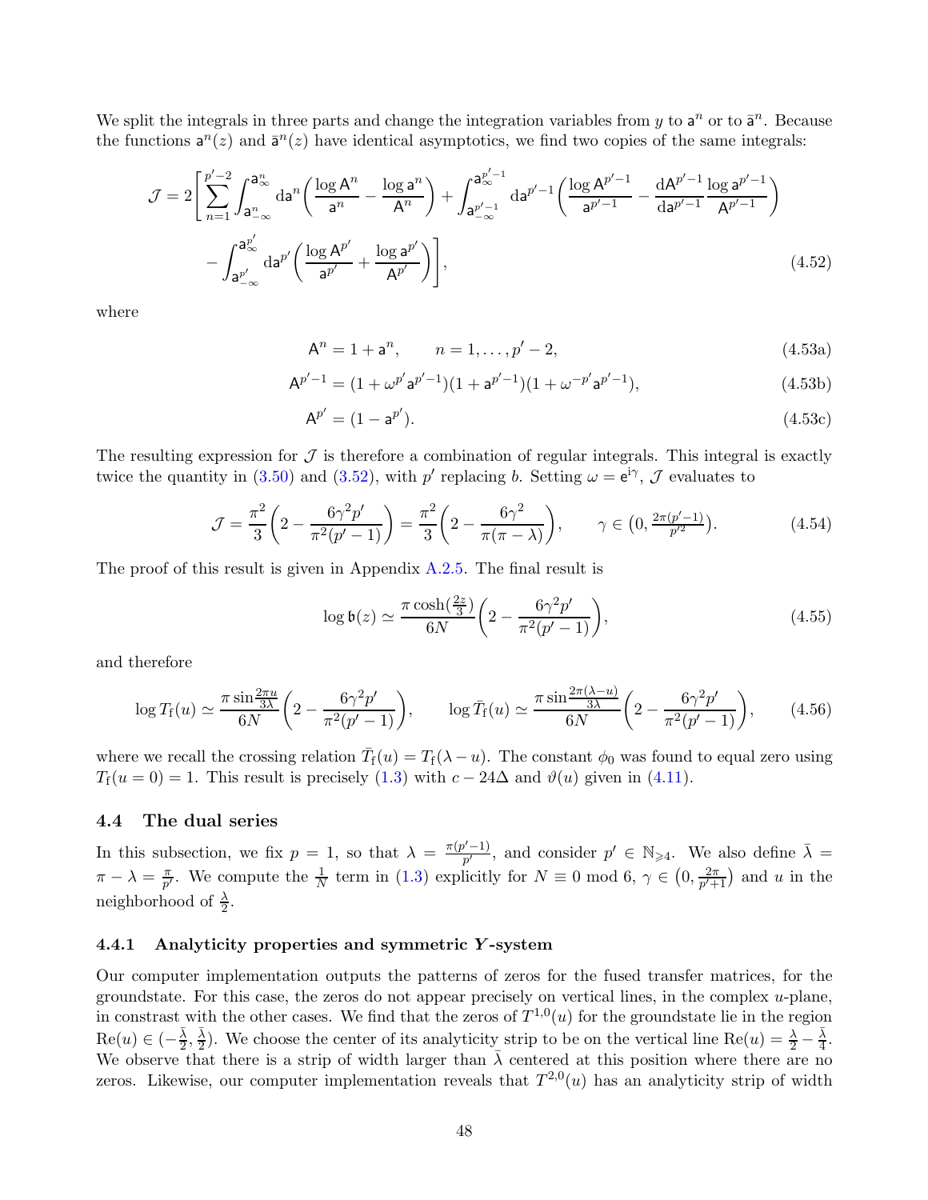We split the integrals in three parts and change the integration variables from $y$ to $\mathsf{a}^n$ or to $\bar{\mathsf{a}}^n$. Because the functions $\mathsf{a}^n(z)$ and $\bar{\mathsf{a}}^n(z)$ have identical asymptotics, we find two copies of the same integrals:

$$
\begin{aligned}
\mathcal{J} = 2\Bigg[\sum_{n=1}^{p'-2}\int_{\mathsf{a}^n_{-\infty}}^{\mathsf{a}^n_{\infty}} \mathrm{d}\mathsf{a}^n\bigg(\frac{\log \mathsf{A}^n}{\mathsf{a}^n} - \frac{\log \mathsf{a}^n}{\mathsf{A}^n}\bigg) + \int_{\mathsf{a}^{p'-1}_{-\infty}}^{\mathsf{a}^{p'-1}_{\infty}} \mathrm{d}\mathsf{a}^{p'-1}\bigg(\frac{\log \mathsf{A}^{p'-1}}{\mathsf{a}^{p'-1}} - \frac{\mathrm{d}\mathsf{A}^{p'-1}}{\mathrm{d}\mathsf{a}^{p'-1}}\frac{\log \mathsf{a}^{p'-1}}{\mathsf{A}^{p'-1}}\bigg) \\
- \int_{\mathsf{a}^{p'}_{-\infty}}^{\mathsf{a}^{p'}_{\infty}} \mathrm{d}\mathsf{a}^{p'}\bigg(\frac{\log \mathsf{A}^{p'}}{\mathsf{a}^{p'}} + \frac{\log \mathsf{a}^{p'}}{\mathsf{A}^{p'}}\bigg)\Bigg],
\end{aligned}
\tag{4.52}
$$

where

$$
\mathsf{A}^n = 1 + \mathsf{a}^n, \qquad n = 1,\dots,p'-2, \tag{4.53a}
$$

$$
\mathsf{A}^{p'-1} = (1+\omega^{p'}\mathsf{a}^{p'-1})(1+\mathsf{a}^{p'-1})(1+\omega^{-p'}\mathsf{a}^{p'-1}), \tag{4.53b}
$$

$$
\mathsf{A}^{p'} = (1-\mathsf{a}^{p'}). \tag{4.53c}
$$

The resulting expression for $\mathcal{J}$ is therefore a combination of regular integrals. This integral is exactly twice the quantity in (3.50) and (3.52), with $p'$ replacing $b$. Setting $\omega = \mathrm{e}^{\mathrm{i}\gamma}$, $\mathcal{J}$ evaluates to

$$
\mathcal{J} = \frac{\pi^2}{3}\bigg(2 - \frac{6\gamma^2 p'}{\pi^2(p'-1)}\bigg) = \frac{\pi^2}{3}\bigg(2 - \frac{6\gamma^2}{\pi(\pi-\lambda)}\bigg), \qquad \gamma \in \big(0, \tfrac{2\pi(p'-1)}{p'^2}\big). \tag{4.54}
$$

The proof of this result is given in Appendix A.2.5. The final result is

$$
\log \mathfrak{b}(z) \simeq \frac{\pi \cosh(\frac{2z}{3})}{6N}\bigg(2 - \frac{6\gamma^2 p'}{\pi^2(p'-1)}\bigg), \tag{4.55}
$$

and therefore

$$
\log T_{\mathrm{f}}(u) \simeq \frac{\pi \sin\frac{2\pi u}{3\lambda}}{6N}\bigg(2 - \frac{6\gamma^2 p'}{\pi^2(p'-1)}\bigg), \qquad \log \bar{T}_{\mathrm{f}}(u) \simeq \frac{\pi \sin\frac{2\pi(\lambda-u)}{3\lambda}}{6N}\bigg(2 - \frac{6\gamma^2 p'}{\pi^2(p'-1)}\bigg), \tag{4.56}
$$

where we recall the crossing relation $\bar{T}_{\mathrm{f}}(u) = T_{\mathrm{f}}(\lambda - u)$. The constant $\phi_0$ was found to equal zero using $T_{\mathrm{f}}(u=0) = 1$. This result is precisely (1.3) with $c - 24\Delta$ and $\vartheta(u)$ given in (4.11).

## 4.4 The dual series

In this subsection, we fix $p = 1$, so that $\lambda = \frac{\pi(p'-1)}{p'}$, and consider $p' \in \mathbb{N}_{\geqslant 4}$. We also define $\bar{\lambda} = \pi - \lambda = \frac{\pi}{p'}$. We compute the $\frac{1}{N}$ term in (1.3) explicitly for $N \equiv 0 \bmod 6$, $\gamma \in \big(0, \frac{2\pi}{p'+1}\big)$ and $u$ in the neighborhood of $\frac{\lambda}{2}$.

### 4.4.1 Analyticity properties and symmetric $\boldsymbol{Y}$-system

Our computer implementation outputs the patterns of zeros for the fused transfer matrices, for the groundstate. For this case, the zeros do not appear precisely on vertical lines, in the complex $u$-plane, in constrast with the other cases. We find that the zeros of $T^{1,0}(u)$ for the groundstate lie in the region $\mathrm{Re}(u) \in (-\frac{\bar{\lambda}}{2}, \frac{\bar{\lambda}}{2})$. We choose the center of its analyticity strip to be on the vertical line $\mathrm{Re}(u) = \frac{\lambda}{2} - \frac{\bar{\lambda}}{4}$. We observe that there is a strip of width larger than $\bar{\lambda}$ centered at this position where there are no zeros. Likewise, our computer implementation reveals that $T^{2,0}(u)$ has an analyticity strip of width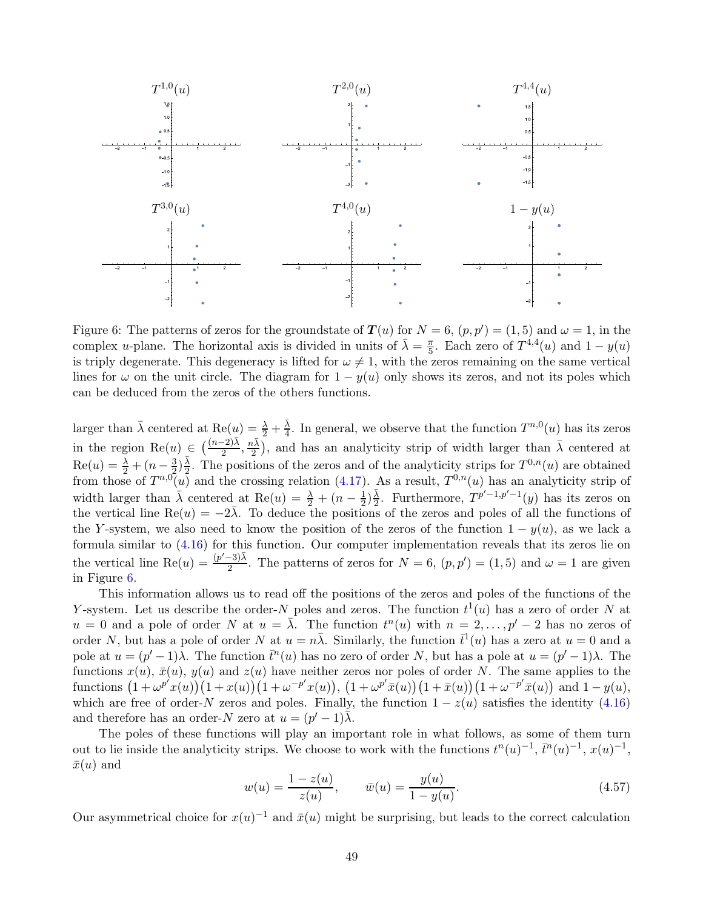Figure 6: The patterns of zeros for the groundstate of $\boldsymbol{T}(u)$ for $N = 6$, $(p, p') = (1, 5)$ and $\omega = 1$, in the complex $u$-plane. The horizontal axis is divided in units of $\bar{\lambda} = \frac{\pi}{5}$. Each zero of $T^{4,4}(u)$ and $1 - y(u)$ is triply degenerate. This degeneracy is lifted for $\omega \neq 1$, with the zeros remaining on the same vertical lines for $\omega$ on the unit circle. The diagram for $1 - y(u)$ only shows its zeros, and not its poles which can be deduced from the zeros of the others functions.

larger than $\bar{\lambda}$ centered at $\mathrm{Re}(u) = \frac{\lambda}{2} + \frac{\bar{\lambda}}{4}$. In general, we observe that the function $T^{n,0}(u)$ has its zeros in the region $\mathrm{Re}(u) \in \big(\frac{(n-2)\bar{\lambda}}{2}, \frac{n\bar{\lambda}}{2}\big)$, and has an analyticity strip of width larger than $\bar{\lambda}$ centered at $\mathrm{Re}(u) = \frac{\lambda}{2} + (n - \frac{3}{2})\frac{\bar{\lambda}}{2}$. The positions of the zeros and of the analyticity strips for $T^{0,n}(u)$ are obtained from those of $T^{n,0}(u)$ and the crossing relation (4.17). As a result, $T^{0,n}(u)$ has an analyticity strip of width larger than $\bar{\lambda}$ centered at $\mathrm{Re}(u) = \frac{\lambda}{2} + (n - \frac{1}{2})\frac{\bar{\lambda}}{2}$. Furthermore, $T^{p'-1,p'-1}(y)$ has its zeros on the vertical line $\mathrm{Re}(u) = -2\bar{\lambda}$. To deduce the positions of the zeros and poles of all the functions of the $Y$-system, we also need to know the position of the zeros of the function $1 - y(u)$, as we lack a formula similar to (4.16) for this function. Our computer implementation reveals that its zeros lie on the vertical line $\mathrm{Re}(u) = \frac{(p'-3)\bar{\lambda}}{2}$. The patterns of zeros for $N = 6$, $(p, p') = (1, 5)$ and $\omega = 1$ are given in Figure 6.

This information allows us to read off the positions of the zeros and poles of the functions of the $Y$-system. Let us describe the order-$N$ poles and zeros. The function $t^1(u)$ has a zero of order $N$ at $u = 0$ and a pole of order $N$ at $u = \bar{\lambda}$. The function $t^n(u)$ with $n = 2, \dots, p' - 2$ has no zeros of order $N$, but has a pole of order $N$ at $u = n\bar{\lambda}$. Similarly, the function $\bar{t}^1(u)$ has a zero at $u = 0$ and a pole at $u = (p' - 1)\lambda$. The function $\bar{t}^n(u)$ has no zero of order $N$, but has a pole at $u = (p' - 1)\lambda$. The functions $x(u)$, $\bar{x}(u)$, $y(u)$ and $z(u)$ have neither zeros nor poles of order $N$. The same applies to the functions $\big(1 + \omega^{p'}x(u)\big)\big(1 + x(u)\big)\big(1 + \omega^{-p'}x(u)\big)$, $\big(1 + \omega^{p'}\bar{x}(u)\big)\big(1 + \bar{x}(u)\big)\big(1 + \omega^{-p'}\bar{x}(u)\big)$ and $1 - y(u)$, which are free of order-$N$ zeros and poles. Finally, the function $1 - z(u)$ satisfies the identity (4.16) and therefore has an order-$N$ zero at $u = (p' - 1)\bar{\lambda}$.

The poles of these functions will play an important role in what follows, as some of them turn out to lie inside the analyticity strips. We choose to work with the functions $t^n(u)^{-1}$, $\bar{t}^n(u)^{-1}$, $x(u)^{-1}$, $\bar{x}(u)$ and

$$w(u) = \frac{1 - z(u)}{z(u)}, \qquad \bar{w}(u) = \frac{y(u)}{1 - y(u)}. \tag{4.57}$$

Our asymmetrical choice for $x(u)^{-1}$ and $\bar{x}(u)$ might be surprising, but leads to the correct calculation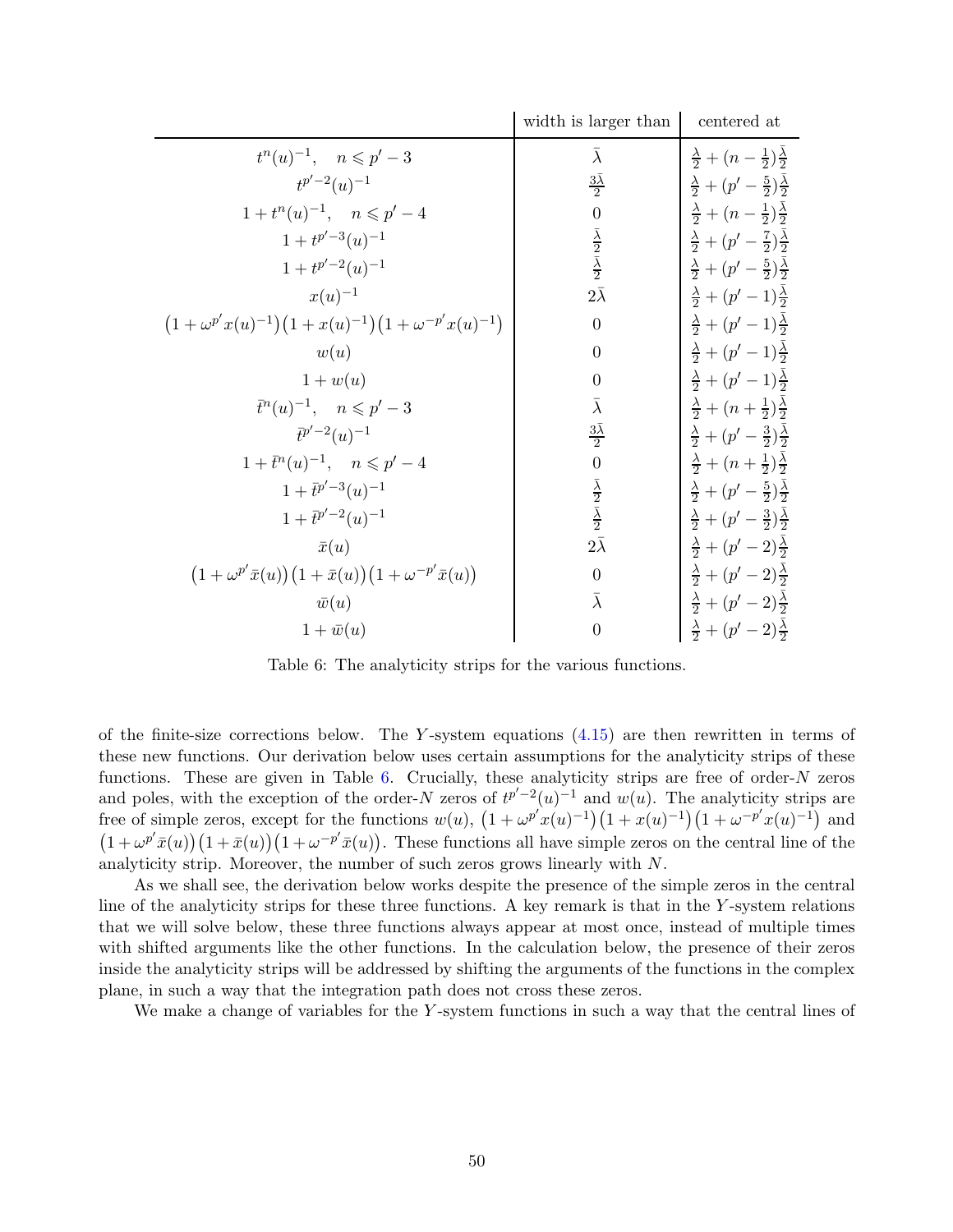| | width is larger than | centered at |
|---|---|---|
| $t^n(u)^{-1}, \quad n \leqslant p'-3$ | $\bar{\lambda}$ | $\frac{\lambda}{2} + (n - \frac{1}{2})\frac{\bar{\lambda}}{2}$ |
| $t^{p'-2}(u)^{-1}$ | $\frac{3\bar{\lambda}}{2}$ | $\frac{\lambda}{2} + (p' - \frac{5}{2})\frac{\bar{\lambda}}{2}$ |
| $1 + t^n(u)^{-1}, \quad n \leqslant p'-4$ | $0$ | $\frac{\lambda}{2} + (n - \frac{1}{2})\frac{\bar{\lambda}}{2}$ |
| $1 + t^{p'-3}(u)^{-1}$ | $\frac{\bar{\lambda}}{2}$ | $\frac{\lambda}{2} + (p' - \frac{7}{2})\frac{\bar{\lambda}}{2}$ |
| $1 + t^{p'-2}(u)^{-1}$ | $\frac{\bar{\lambda}}{2}$ | $\frac{\lambda}{2} + (p' - \frac{5}{2})\frac{\bar{\lambda}}{2}$ |
| $x(u)^{-1}$ | $2\bar{\lambda}$ | $\frac{\lambda}{2} + (p' - 1)\frac{\bar{\lambda}}{2}$ |
| $\big(1 + \omega^{p'} x(u)^{-1}\big)\big(1 + x(u)^{-1}\big)\big(1 + \omega^{-p'} x(u)^{-1}\big)$ | $0$ | $\frac{\lambda}{2} + (p' - 1)\frac{\bar{\lambda}}{2}$ |
| $w(u)$ | $0$ | $\frac{\lambda}{2} + (p' - 1)\frac{\bar{\lambda}}{2}$ |
| $1 + w(u)$ | $0$ | $\frac{\lambda}{2} + (p' - 1)\frac{\bar{\lambda}}{2}$ |
| $\bar{t}^n(u)^{-1}, \quad n \leqslant p'-3$ | $\bar{\lambda}$ | $\frac{\lambda}{2} + (n + \frac{1}{2})\frac{\bar{\lambda}}{2}$ |
| $\bar{t}^{p'-2}(u)^{-1}$ | $\frac{3\bar{\lambda}}{2}$ | $\frac{\lambda}{2} + (p' - \frac{3}{2})\frac{\bar{\lambda}}{2}$ |
| $1 + \bar{t}^n(u)^{-1}, \quad n \leqslant p'-4$ | $0$ | $\frac{\lambda}{2} + (n + \frac{1}{2})\frac{\bar{\lambda}}{2}$ |
| $1 + \bar{t}^{p'-3}(u)^{-1}$ | $\frac{\bar{\lambda}}{2}$ | $\frac{\lambda}{2} + (p' - \frac{5}{2})\frac{\bar{\lambda}}{2}$ |
| $1 + \bar{t}^{p'-2}(u)^{-1}$ | $\frac{\bar{\lambda}}{2}$ | $\frac{\lambda}{2} + (p' - \frac{3}{2})\frac{\bar{\lambda}}{2}$ |
| $\bar{x}(u)$ | $2\bar{\lambda}$ | $\frac{\lambda}{2} + (p' - 2)\frac{\bar{\lambda}}{2}$ |
| $\big(1 + \omega^{p'} \bar{x}(u)\big)\big(1 + \bar{x}(u)\big)\big(1 + \omega^{-p'} \bar{x}(u)\big)$ | $0$ | $\frac{\lambda}{2} + (p' - 2)\frac{\bar{\lambda}}{2}$ |
| $\bar{w}(u)$ | $\bar{\lambda}$ | $\frac{\lambda}{2} + (p' - 2)\frac{\bar{\lambda}}{2}$ |
| $1 + \bar{w}(u)$ | $0$ | $\frac{\lambda}{2} + (p' - 2)\frac{\bar{\lambda}}{2}$ |

Table 6: The analyticity strips for the various functions.

of the finite-size corrections below. The $Y$-system equations (4.15) are then rewritten in terms of these new functions. Our derivation below uses certain assumptions for the analyticity strips of these functions. These are given in Table 6. Crucially, these analyticity strips are free of order-$N$ zeros and poles, with the exception of the order-$N$ zeros of $t^{p'-2}(u)^{-1}$ and $w(u)$. The analyticity strips are free of simple zeros, except for the functions $w(u)$, $\big(1 + \omega^{p'} x(u)^{-1}\big)\big(1 + x(u)^{-1}\big)\big(1 + \omega^{-p'} x(u)^{-1}\big)$ and $\big(1 + \omega^{p'} \bar{x}(u)\big)\big(1 + \bar{x}(u)\big)\big(1 + \omega^{-p'} \bar{x}(u)\big)$. These functions all have simple zeros on the central line of the analyticity strip. Moreover, the number of such zeros grows linearly with $N$.

As we shall see, the derivation below works despite the presence of the simple zeros in the central line of the analyticity strips for these three functions. A key remark is that in the $Y$-system relations that we will solve below, these three functions always appear at most once, instead of multiple times with shifted arguments like the other functions. In the calculation below, the presence of their zeros inside the analyticity strips will be addressed by shifting the arguments of the functions in the complex plane, in such a way that the integration path does not cross these zeros.

We make a change of variables for the $Y$-system functions in such a way that the central lines of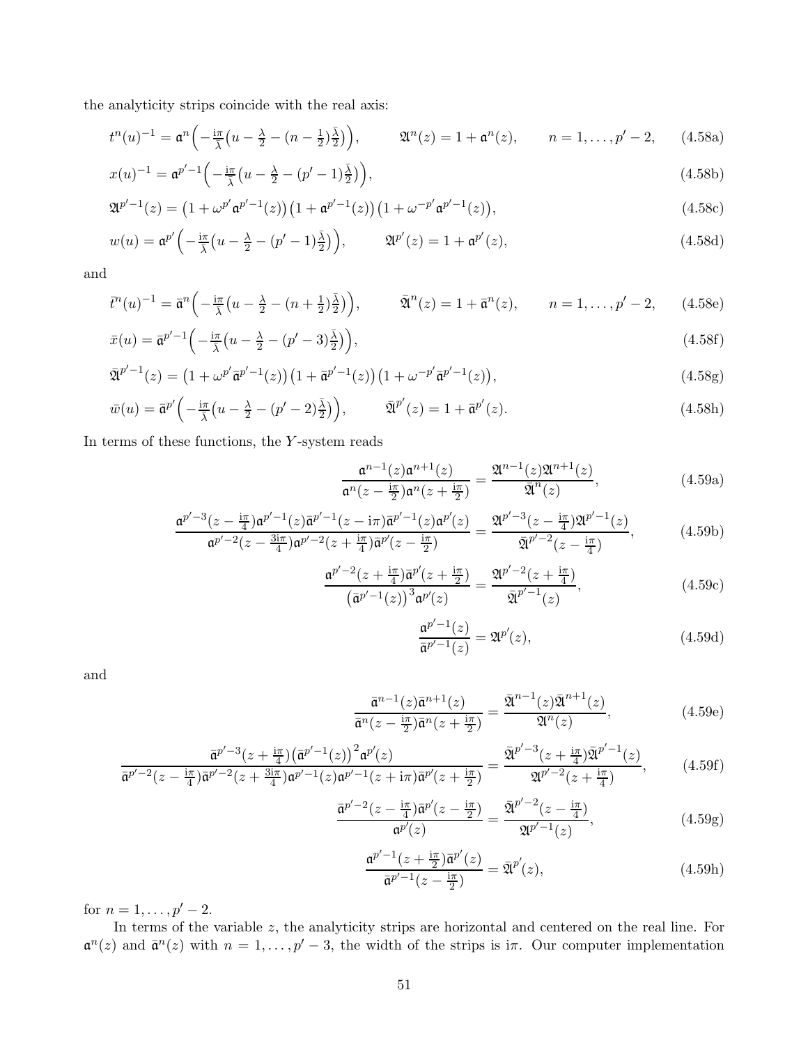the analyticity strips coincide with the real axis:

$$t^n(u)^{-1} = \mathfrak{a}^n\Big(-\tfrac{\mathrm{i}\pi}{\bar\lambda}\big(u - \tfrac{\lambda}{2} - (n-\tfrac12)\tfrac{\bar\lambda}{2}\big)\Big), \qquad \mathfrak{A}^n(z) = 1 + \mathfrak{a}^n(z), \qquad n = 1,\dots,p'-2, \tag{4.58a}$$

$$x(u)^{-1} = \mathfrak{a}^{p'-1}\Big(-\tfrac{\mathrm{i}\pi}{\bar\lambda}\big(u - \tfrac{\lambda}{2} - (p'-1)\tfrac{\bar\lambda}{2}\big)\Big), \tag{4.58b}$$

$$\mathfrak{A}^{p'-1}(z) = \big(1 + \omega^{p'}\mathfrak{a}^{p'-1}(z)\big)\big(1 + \mathfrak{a}^{p'-1}(z)\big)\big(1 + \omega^{-p'}\mathfrak{a}^{p'-1}(z)\big), \tag{4.58c}$$

$$w(u) = \mathfrak{a}^{p'}\Big(-\tfrac{\mathrm{i}\pi}{\bar\lambda}\big(u - \tfrac{\lambda}{2} - (p'-1)\tfrac{\bar\lambda}{2}\big)\Big), \qquad \mathfrak{A}^{p'}(z) = 1 + \mathfrak{a}^{p'}(z), \tag{4.58d}$$

and

$$\bar t^n(u)^{-1} = \bar{\mathfrak{a}}^n\Big(-\tfrac{\mathrm{i}\pi}{\bar\lambda}\big(u - \tfrac{\lambda}{2} - (n+\tfrac12)\tfrac{\bar\lambda}{2}\big)\Big), \qquad \bar{\mathfrak{A}}^n(z) = 1 + \bar{\mathfrak{a}}^n(z), \qquad n = 1,\dots,p'-2, \tag{4.58e}$$

$$\bar x(u) = \bar{\mathfrak{a}}^{p'-1}\Big(-\tfrac{\mathrm{i}\pi}{\bar\lambda}\big(u - \tfrac{\lambda}{2} - (p'-3)\tfrac{\bar\lambda}{2}\big)\Big), \tag{4.58f}$$

$$\bar{\mathfrak{A}}^{p'-1}(z) = \big(1 + \omega^{p'}\bar{\mathfrak{a}}^{p'-1}(z)\big)\big(1 + \bar{\mathfrak{a}}^{p'-1}(z)\big)\big(1 + \omega^{-p'}\bar{\mathfrak{a}}^{p'-1}(z)\big), \tag{4.58g}$$

$$\bar w(u) = \bar{\mathfrak{a}}^{p'}\Big(-\tfrac{\mathrm{i}\pi}{\bar\lambda}\big(u - \tfrac{\lambda}{2} - (p'-2)\tfrac{\bar\lambda}{2}\big)\Big), \qquad \bar{\mathfrak{A}}^{p'}(z) = 1 + \bar{\mathfrak{a}}^{p'}(z). \tag{4.58h}$$

In terms of these functions, the $Y$-system reads

$$\frac{\mathfrak{a}^{n-1}(z)\mathfrak{a}^{n+1}(z)}{\mathfrak{a}^n(z-\frac{\mathrm{i}\pi}{2})\mathfrak{a}^n(z+\frac{\mathrm{i}\pi}{2})} = \frac{\mathfrak{A}^{n-1}(z)\mathfrak{A}^{n+1}(z)}{\bar{\mathfrak{A}}^n(z)}, \tag{4.59a}$$

$$\frac{\mathfrak{a}^{p'-3}(z-\frac{\mathrm{i}\pi}{4})\mathfrak{a}^{p'-1}(z)\bar{\mathfrak{a}}^{p'-1}(z-\mathrm{i}\pi)\bar{\mathfrak{a}}^{p'-1}(z)\mathfrak{a}^{p'}(z)}{\mathfrak{a}^{p'-2}(z-\frac{3\mathrm{i}\pi}{4})\mathfrak{a}^{p'-2}(z+\frac{\mathrm{i}\pi}{4})\bar{\mathfrak{a}}^{p'}(z-\frac{\mathrm{i}\pi}{2})} = \frac{\mathfrak{A}^{p'-3}(z-\frac{\mathrm{i}\pi}{4})\mathfrak{A}^{p'-1}(z)}{\bar{\mathfrak{A}}^{p'-2}(z-\frac{\mathrm{i}\pi}{4})}, \tag{4.59b}$$

$$\frac{\mathfrak{a}^{p'-2}(z+\frac{\mathrm{i}\pi}{4})\bar{\mathfrak{a}}^{p'}(z+\frac{\mathrm{i}\pi}{2})}{\big(\bar{\mathfrak{a}}^{p'-1}(z)\big)^3\mathfrak{a}^{p'}(z)} = \frac{\mathfrak{A}^{p'-2}(z+\frac{\mathrm{i}\pi}{4})}{\bar{\mathfrak{A}}^{p'-1}(z)}, \tag{4.59c}$$

$$\frac{\mathfrak{a}^{p'-1}(z)}{\bar{\mathfrak{a}}^{p'-1}(z)} = \mathfrak{A}^{p'}(z), \tag{4.59d}$$

and

$$\frac{\bar{\mathfrak{a}}^{n-1}(z)\bar{\mathfrak{a}}^{n+1}(z)}{\bar{\mathfrak{a}}^n(z-\frac{\mathrm{i}\pi}{2})\bar{\mathfrak{a}}^n(z+\frac{\mathrm{i}\pi}{2})} = \frac{\bar{\mathfrak{A}}^{n-1}(z)\bar{\mathfrak{A}}^{n+1}(z)}{\mathfrak{A}^n(z)}, \tag{4.59e}$$

$$\frac{\bar{\mathfrak{a}}^{p'-3}(z+\frac{\mathrm{i}\pi}{4})\big(\bar{\mathfrak{a}}^{p'-1}(z)\big)^2\mathfrak{a}^{p'}(z)}{\bar{\mathfrak{a}}^{p'-2}(z-\frac{\mathrm{i}\pi}{4})\bar{\mathfrak{a}}^{p'-2}(z+\frac{3\mathrm{i}\pi}{4})\mathfrak{a}^{p'-1}(z)\mathfrak{a}^{p'-1}(z+\mathrm{i}\pi)\bar{\mathfrak{a}}^{p'}(z+\frac{\mathrm{i}\pi}{2})} = \frac{\bar{\mathfrak{A}}^{p'-3}(z+\frac{\mathrm{i}\pi}{4})\bar{\mathfrak{A}}^{p'-1}(z)}{\mathfrak{A}^{p'-2}(z+\frac{\mathrm{i}\pi}{4})}, \tag{4.59f}$$

$$\frac{\bar{\mathfrak{a}}^{p'-2}(z-\frac{\mathrm{i}\pi}{4})\bar{\mathfrak{a}}^{p'}(z-\frac{\mathrm{i}\pi}{2})}{\mathfrak{a}^{p'}(z)} = \frac{\bar{\mathfrak{A}}^{p'-2}(z-\frac{\mathrm{i}\pi}{4})}{\mathfrak{A}^{p'-1}(z)}, \tag{4.59g}$$

$$\frac{\mathfrak{a}^{p'-1}(z+\frac{\mathrm{i}\pi}{2})\bar{\mathfrak{a}}^{p'}(z)}{\bar{\mathfrak{a}}^{p'-1}(z-\frac{\mathrm{i}\pi}{2})} = \bar{\mathfrak{A}}^{p'}(z), \tag{4.59h}$$

for $n = 1,\dots,p'-2$.

In terms of the variable $z$, the analyticity strips are horizontal and centered on the real line. For $\mathfrak{a}^n(z)$ and $\bar{\mathfrak{a}}^n(z)$ with $n = 1,\dots,p'-3$, the width of the strips is $\mathrm{i}\pi$. Our computer implementation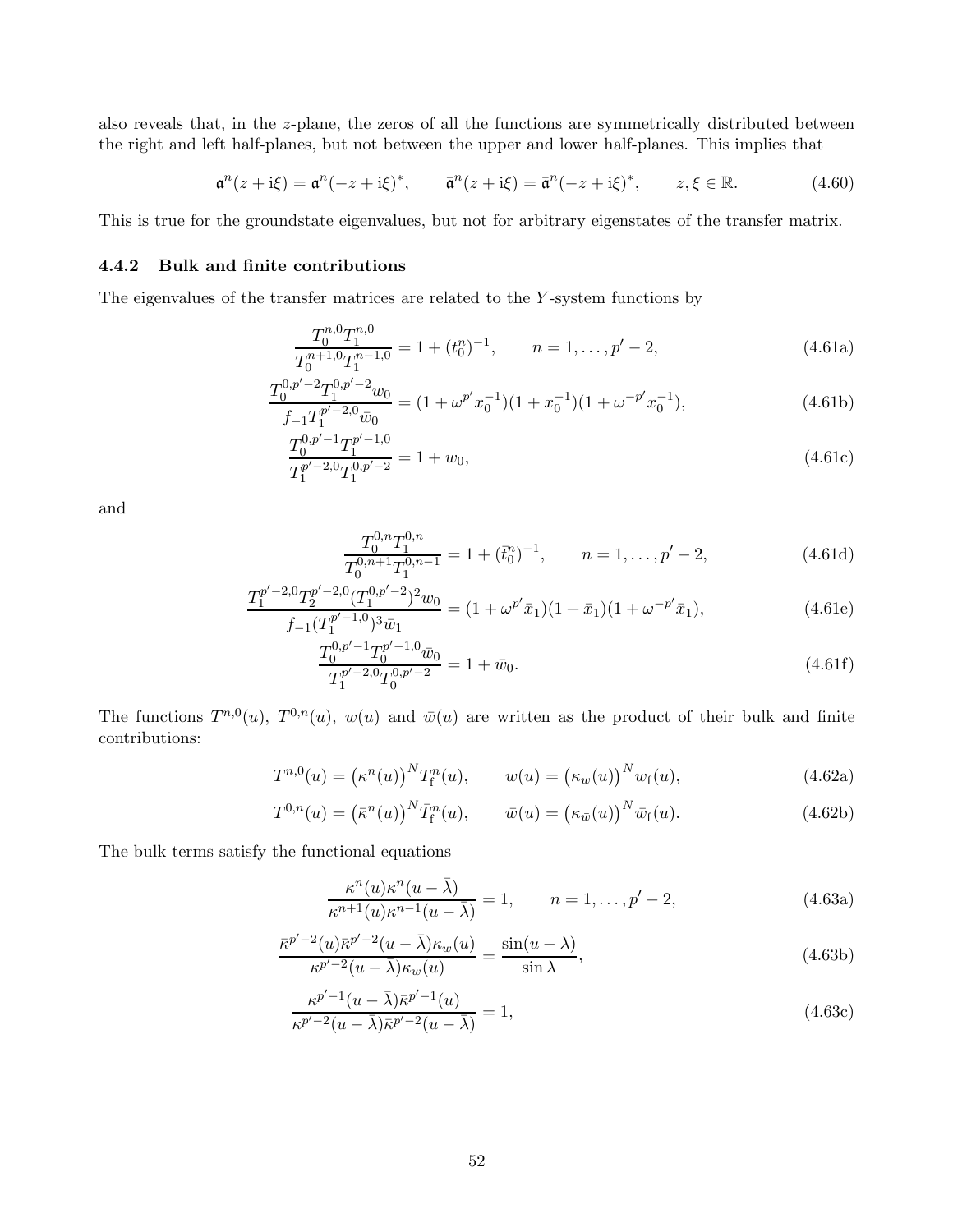also reveals that, in the $z$-plane, the zeros of all the functions are symmetrically distributed between the right and left half-planes, but not between the upper and lower half-planes. This implies that

$$\mathfrak{a}^n(z+\mathrm{i}\xi) = \mathfrak{a}^n(-z+\mathrm{i}\xi)^*, \qquad \bar{\mathfrak{a}}^n(z+\mathrm{i}\xi) = \bar{\mathfrak{a}}^n(-z+\mathrm{i}\xi)^*, \qquad z,\xi \in \mathbb{R}. \tag{4.60}$$

This is true for the groundstate eigenvalues, but not for arbitrary eigenstates of the transfer matrix.

### 4.4.2 Bulk and finite contributions

The eigenvalues of the transfer matrices are related to the $Y$-system functions by

$$\frac{T_0^{n,0}T_1^{n,0}}{T_0^{n+1,0}T_1^{n-1,0}} = 1 + (t_0^n)^{-1}, \qquad n = 1,\dots,p'-2, \tag{4.61a}$$

$$\frac{T_0^{0,p'-2}T_1^{0,p'-2}w_0}{f_{-1}T_1^{p'-2,0}\bar{w}_0} = (1+\omega^{p'}x_0^{-1})(1+x_0^{-1})(1+\omega^{-p'}x_0^{-1}), \tag{4.61b}$$

$$\frac{T_0^{0,p'-1}T_1^{p'-1,0}}{T_1^{p'-2,0}T_1^{0,p'-2}} = 1 + w_0, \tag{4.61c}$$

and

$$\frac{T_0^{0,n}T_1^{0,n}}{T_0^{0,n+1}T_1^{0,n-1}} = 1 + (\bar{t}_0^n)^{-1}, \qquad n = 1,\dots,p'-2, \tag{4.61d}$$

$$\frac{T_1^{p'-2,0}T_2^{p'-2,0}(T_1^{0,p'-2})^2w_0}{f_{-1}(T_1^{p'-1,0})^3\bar{w}_1} = (1+\omega^{p'}\bar{x}_1)(1+\bar{x}_1)(1+\omega^{-p'}\bar{x}_1), \tag{4.61e}$$

$$\frac{T_0^{0,p'-1}T_0^{p'-1,0}\bar{w}_0}{T_1^{p'-2,0}T_0^{0,p'-2}} = 1 + \bar{w}_0. \tag{4.61f}$$

The functions $T^{n,0}(u)$, $T^{0,n}(u)$, $w(u)$ and $\bar{w}(u)$ are written as the product of their bulk and finite contributions:

$$T^{n,0}(u) = \big(\kappa^n(u)\big)^N T_{\mathrm{f}}^n(u), \qquad w(u) = \big(\kappa_w(u)\big)^N w_{\mathrm{f}}(u), \tag{4.62a}$$

$$T^{0,n}(u) = \big(\bar{\kappa}^n(u)\big)^N \bar{T}_{\mathrm{f}}^n(u), \qquad \bar{w}(u) = \big(\kappa_{\bar{w}}(u)\big)^N \bar{w}_{\mathrm{f}}(u). \tag{4.62b}$$

The bulk terms satisfy the functional equations

$$\frac{\kappa^n(u)\kappa^n(u-\bar{\lambda})}{\kappa^{n+1}(u)\kappa^{n-1}(u-\bar{\lambda})} = 1, \qquad n = 1,\dots,p'-2, \tag{4.63a}$$

$$\frac{\bar{\kappa}^{p'-2}(u)\bar{\kappa}^{p'-2}(u-\bar{\lambda})\kappa_w(u)}{\kappa^{p'-2}(u-\bar{\lambda})\kappa_{\bar{w}}(u)} = \frac{\sin(u-\lambda)}{\sin\lambda}, \tag{4.63b}$$

$$\frac{\kappa^{p'-1}(u-\bar{\lambda})\bar{\kappa}^{p'-1}(u)}{\kappa^{p'-2}(u-\bar{\lambda})\bar{\kappa}^{p'-2}(u-\bar{\lambda})} = 1, \tag{4.63c}$$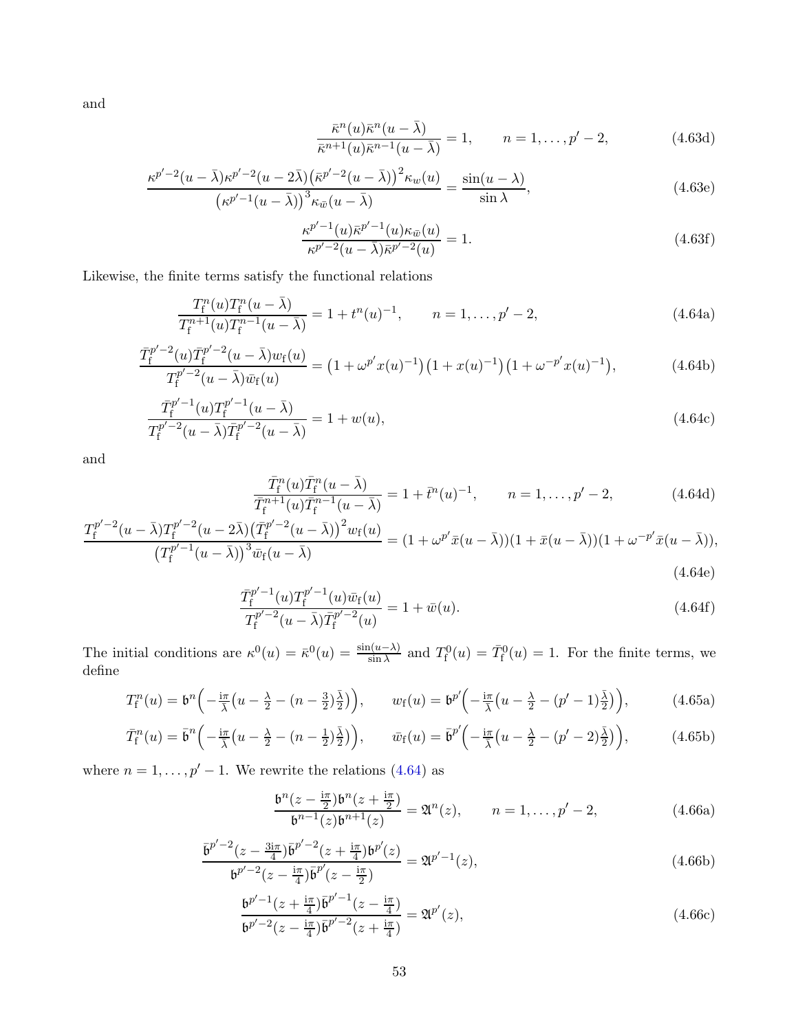and

$$\frac{\bar\kappa^n(u)\bar\kappa^n(u-\bar\lambda)}{\bar\kappa^{n+1}(u)\bar\kappa^{n-1}(u-\bar\lambda)} = 1, \qquad n=1,\dots,p'-2, \tag{4.63d}$$

$$\frac{\kappa^{p'-2}(u-\bar\lambda)\kappa^{p'-2}(u-2\bar\lambda)\big(\bar\kappa^{p'-2}(u-\bar\lambda)\big)^2\kappa_w(u)}{\big(\kappa^{p'-1}(u-\bar\lambda)\big)^3\kappa_{\bar w}(u-\bar\lambda)} = \frac{\sin(u-\lambda)}{\sin\lambda}, \tag{4.63e}$$

$$\frac{\kappa^{p'-1}(u)\bar\kappa^{p'-1}(u)\kappa_{\bar w}(u)}{\kappa^{p'-2}(u-\bar\lambda)\bar\kappa^{p'-2}(u)} = 1. \tag{4.63f}$$

Likewise, the finite terms satisfy the functional relations

$$\frac{T_{\rm f}^n(u)T_{\rm f}^n(u-\bar\lambda)}{T_{\rm f}^{n+1}(u)T_{\rm f}^{n-1}(u-\bar\lambda)} = 1+t^n(u)^{-1}, \qquad n=1,\dots,p'-2, \tag{4.64a}$$

$$\frac{\bar T_{\rm f}^{p'-2}(u)\bar T_{\rm f}^{p'-2}(u-\bar\lambda)w_{\rm f}(u)}{T_{\rm f}^{p'-2}(u-\bar\lambda)\bar w_{\rm f}(u)} = \big(1+\omega^{p'}x(u)^{-1}\big)\big(1+x(u)^{-1}\big)\big(1+\omega^{-p'}x(u)^{-1}\big), \tag{4.64b}$$

$$\frac{\bar T_{\rm f}^{p'-1}(u)T_{\rm f}^{p'-1}(u-\bar\lambda)}{T_{\rm f}^{p'-2}(u-\bar\lambda)\bar T_{\rm f}^{p'-2}(u-\bar\lambda)} = 1+w(u), \tag{4.64c}$$

and

$$\frac{\bar T_{\rm f}^n(u)\bar T_{\rm f}^n(u-\bar\lambda)}{\bar T_{\rm f}^{n+1}(u)\bar T_{\rm f}^{n-1}(u-\bar\lambda)} = 1+\bar t^n(u)^{-1}, \qquad n=1,\dots,p'-2, \tag{4.64d}$$

$$\frac{T_{\rm f}^{p'-2}(u-\bar\lambda)T_{\rm f}^{p'-2}(u-2\bar\lambda)\big(\bar T_{\rm f}^{p'-2}(u-\bar\lambda)\big)^2 w_{\rm f}(u)}{\big(T_{\rm f}^{p'-1}(u-\bar\lambda)\big)^3\bar w_{\rm f}(u-\bar\lambda)} = (1+\omega^{p'}\bar x(u-\bar\lambda))(1+\bar x(u-\bar\lambda))(1+\omega^{-p'}\bar x(u-\bar\lambda)), \tag{4.64e}$$

$$\frac{\bar T_{\rm f}^{p'-1}(u)T_{\rm f}^{p'-1}(u)\bar w_{\rm f}(u)}{T_{\rm f}^{p'-2}(u-\bar\lambda)\bar T_{\rm f}^{p'-2}(u)} = 1+\bar w(u). \tag{4.64f}$$

The initial conditions are $\kappa^0(u)=\bar\kappa^0(u)=\frac{\sin(u-\lambda)}{\sin\lambda}$ and $T_{\rm f}^0(u)=\bar T_{\rm f}^0(u)=1$. For the finite terms, we define

$$T_{\rm f}^n(u) = \mathfrak{b}^n\Big(-\tfrac{\mathrm{i}\pi}{\bar\lambda}\big(u-\tfrac{\lambda}{2}-(n-\tfrac32)\tfrac{\bar\lambda}{2}\big)\Big), \qquad w_{\rm f}(u) = \mathfrak{b}^{p'}\Big(-\tfrac{\mathrm{i}\pi}{\bar\lambda}\big(u-\tfrac{\lambda}{2}-(p'-1)\tfrac{\bar\lambda}{2}\big)\Big), \tag{4.65a}$$

$$\bar T_{\rm f}^n(u) = \bar{\mathfrak{b}}^n\Big(-\tfrac{\mathrm{i}\pi}{\bar\lambda}\big(u-\tfrac{\lambda}{2}-(n-\tfrac12)\tfrac{\bar\lambda}{2}\big)\Big), \qquad \bar w_{\rm f}(u) = \bar{\mathfrak{b}}^{p'}\Big(-\tfrac{\mathrm{i}\pi}{\bar\lambda}\big(u-\tfrac{\lambda}{2}-(p'-2)\tfrac{\bar\lambda}{2}\big)\Big), \tag{4.65b}$$

where $n=1,\dots,p'-1$. We rewrite the relations (4.64) as

$$\frac{\mathfrak{b}^n(z-\frac{\mathrm{i}\pi}{2})\mathfrak{b}^n(z+\frac{\mathrm{i}\pi}{2})}{\mathfrak{b}^{n-1}(z)\mathfrak{b}^{n+1}(z)} = \mathfrak{A}^n(z), \qquad n=1,\dots,p'-2, \tag{4.66a}$$

$$\frac{\bar{\mathfrak{b}}^{p'-2}(z-\frac{3\mathrm{i}\pi}{4})\bar{\mathfrak{b}}^{p'-2}(z+\frac{\mathrm{i}\pi}{4})\mathfrak{b}^{p'}(z)}{\mathfrak{b}^{p'-2}(z-\frac{\mathrm{i}\pi}{4})\bar{\mathfrak{b}}^{p'}(z-\frac{\mathrm{i}\pi}{2})} = \mathfrak{A}^{p'-1}(z), \tag{4.66b}$$

$$\frac{\mathfrak{b}^{p'-1}(z+\frac{\mathrm{i}\pi}{4})\bar{\mathfrak{b}}^{p'-1}(z-\frac{\mathrm{i}\pi}{4})}{\mathfrak{b}^{p'-2}(z-\frac{\mathrm{i}\pi}{4})\bar{\mathfrak{b}}^{p'-2}(z+\frac{\mathrm{i}\pi}{4})} = \mathfrak{A}^{p'}(z), \tag{4.66c}$$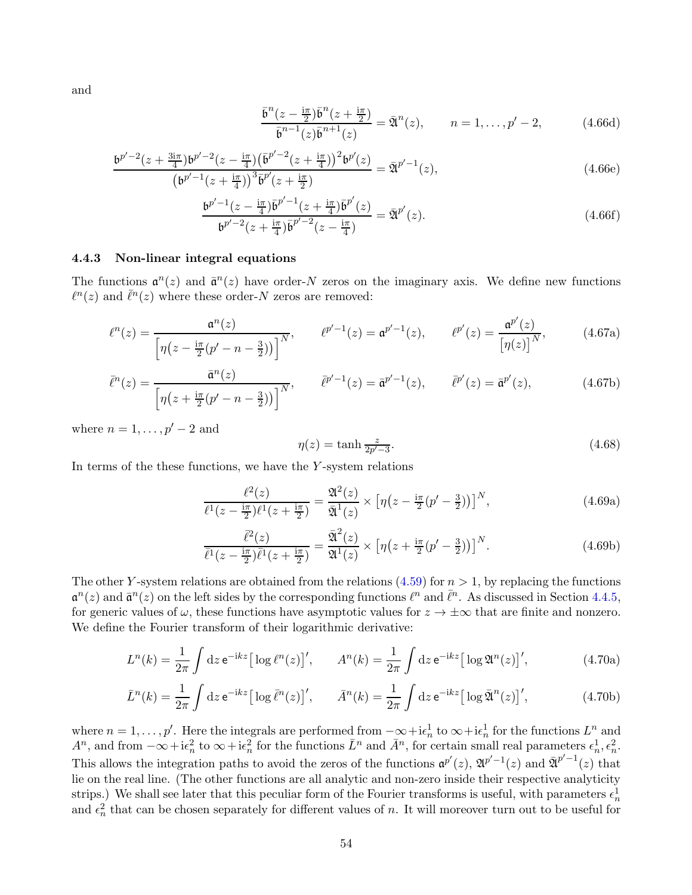and

$$\frac{\bar{\mathfrak{b}}^n(z-\frac{\mathrm{i}\pi}{2})\bar{\mathfrak{b}}^n(z+\frac{\mathrm{i}\pi}{2})}{\bar{\mathfrak{b}}^{n-1}(z)\bar{\mathfrak{b}}^{n+1}(z)} = \bar{\mathfrak{A}}^n(z), \qquad n=1,\dots,p'-2, \tag{4.66d}$$

$$\frac{\mathfrak{b}^{p'-2}(z+\frac{3\mathrm{i}\pi}{4})\mathfrak{b}^{p'-2}(z-\frac{\mathrm{i}\pi}{4})\big(\bar{\mathfrak{b}}^{p'-2}(z+\frac{\mathrm{i}\pi}{4})\big)^2\mathfrak{b}^{p'}(z)}{\big(\mathfrak{b}^{p'-1}(z+\frac{\mathrm{i}\pi}{4})\big)^3\bar{\mathfrak{b}}^{p'}(z+\frac{\mathrm{i}\pi}{2})} = \bar{\mathfrak{A}}^{p'-1}(z), \tag{4.66e}$$

$$\frac{\mathfrak{b}^{p'-1}(z-\frac{\mathrm{i}\pi}{4})\bar{\mathfrak{b}}^{p'-1}(z+\frac{\mathrm{i}\pi}{4})\bar{\mathfrak{b}}^{p'}(z)}{\mathfrak{b}^{p'-2}(z+\frac{\mathrm{i}\pi}{4})\bar{\mathfrak{b}}^{p'-2}(z-\frac{\mathrm{i}\pi}{4})} = \bar{\mathfrak{A}}^{p'}(z). \tag{4.66f}$$

### 4.4.3 Non-linear integral equations

The functions $\mathfrak{a}^n(z)$ and $\bar{\mathfrak{a}}^n(z)$ have order-$N$ zeros on the imaginary axis. We define new functions $\ell^n(z)$ and $\bar{\ell}^n(z)$ where these order-$N$ zeros are removed:

$$\ell^n(z) = \frac{\mathfrak{a}^n(z)}{\Big[\eta\big(z-\frac{\mathrm{i}\pi}{2}(p'-n-\frac{3}{2})\big)\Big]^N}, \qquad \ell^{p'-1}(z) = \mathfrak{a}^{p'-1}(z), \qquad \ell^{p'}(z) = \frac{\mathfrak{a}^{p'}(z)}{\big[\eta(z)\big]^N}, \tag{4.67a}$$

$$\bar{\ell}^n(z) = \frac{\bar{\mathfrak{a}}^n(z)}{\Big[\eta\big(z+\frac{\mathrm{i}\pi}{2}(p'-n-\frac{3}{2})\big)\Big]^N}, \qquad \bar{\ell}^{p'-1}(z) = \bar{\mathfrak{a}}^{p'-1}(z), \qquad \bar{\ell}^{p'}(z) = \bar{\mathfrak{a}}^{p'}(z), \tag{4.67b}$$

where $n=1,\dots,p'-2$ and

$$\eta(z) = \tanh\tfrac{z}{2p'-3}. \tag{4.68}$$

In terms of the these functions, we have the $Y$-system relations

$$\frac{\ell^2(z)}{\ell^1(z-\frac{\mathrm{i}\pi}{2})\ell^1(z+\frac{\mathrm{i}\pi}{2})} = \frac{\mathfrak{A}^2(z)}{\bar{\mathfrak{A}}^1(z)} \times \big[\eta\big(z-\tfrac{\mathrm{i}\pi}{2}(p'-\tfrac{3}{2})\big)\big]^N, \tag{4.69a}$$

$$\frac{\bar{\ell}^2(z)}{\bar{\ell}^1(z-\frac{\mathrm{i}\pi}{2})\bar{\ell}^1(z+\frac{\mathrm{i}\pi}{2})} = \frac{\bar{\mathfrak{A}}^2(z)}{\mathfrak{A}^1(z)} \times \big[\eta\big(z+\tfrac{\mathrm{i}\pi}{2}(p'-\tfrac{3}{2})\big)\big]^N. \tag{4.69b}$$

The other $Y$-system relations are obtained from the relations (4.59) for $n>1$, by replacing the functions $\mathfrak{a}^n(z)$ and $\bar{\mathfrak{a}}^n(z)$ on the left sides by the corresponding functions $\ell^n$ and $\bar{\ell}^n$. As discussed in Section 4.4.5, for generic values of $\omega$, these functions have asymptotic values for $z\to\pm\infty$ that are finite and nonzero. We define the Fourier transform of their logarithmic derivative:

$$L^n(k) = \frac{1}{2\pi}\int \mathrm{d}z\, \mathsf{e}^{-\mathrm{i}kz}\big[\log\ell^n(z)\big]', \qquad A^n(k) = \frac{1}{2\pi}\int \mathrm{d}z\, \mathsf{e}^{-\mathrm{i}kz}\big[\log\mathfrak{A}^n(z)\big]', \tag{4.70a}$$

$$\bar{L}^n(k) = \frac{1}{2\pi}\int \mathrm{d}z\, \mathsf{e}^{-\mathrm{i}kz}\big[\log\bar{\ell}^n(z)\big]', \qquad \bar{A}^n(k) = \frac{1}{2\pi}\int \mathrm{d}z\, \mathsf{e}^{-\mathrm{i}kz}\big[\log\bar{\mathfrak{A}}^n(z)\big]', \tag{4.70b}$$

where $n=1,\dots,p'$. Here the integrals are performed from $-\infty+\mathrm{i}\epsilon_n^1$ to $\infty+\mathrm{i}\epsilon_n^1$ for the functions $L^n$ and $A^n$, and from $-\infty+\mathrm{i}\epsilon_n^2$ to $\infty+\mathrm{i}\epsilon_n^2$ for the functions $\bar{L}^n$ and $\bar{A}^n$, for certain small real parameters $\epsilon_n^1,\epsilon_n^2$. This allows the integration paths to avoid the zeros of the functions $\mathfrak{a}^{p'}(z)$, $\mathfrak{A}^{p'-1}(z)$ and $\bar{\mathfrak{A}}^{p'-1}(z)$ that lie on the real line. (The other functions are all analytic and non-zero inside their respective analyticity strips.) We shall see later that this peculiar form of the Fourier transforms is useful, with parameters $\epsilon_n^1$ and $\epsilon_n^2$ that can be chosen separately for different values of $n$. It will moreover turn out to be useful for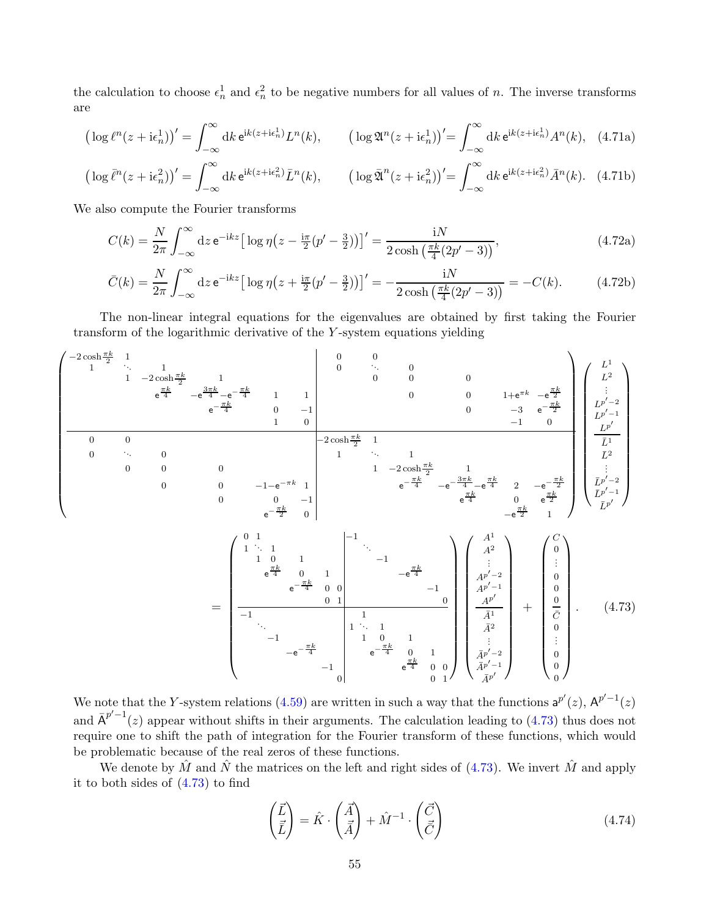the calculation to choose $\epsilon_n^1$ and $\epsilon_n^2$ to be negative numbers for all values of $n$. The inverse transforms are

$$\big(\log \ell^n(z+\mathrm{i}\epsilon_n^1)\big)' = \int_{-\infty}^{\infty} \mathrm{d}k\, \mathsf{e}^{\mathrm{i}k(z+\mathrm{i}\epsilon_n^1)} L^n(k), \qquad \big(\log \mathfrak{A}^n(z+\mathrm{i}\epsilon_n^1)\big)' = \int_{-\infty}^{\infty} \mathrm{d}k\, \mathsf{e}^{\mathrm{i}k(z+\mathrm{i}\epsilon_n^1)} A^n(k), \tag{4.71a}$$

$$\big(\log \bar{\ell}^n(z+\mathrm{i}\epsilon_n^2)\big)' = \int_{-\infty}^{\infty} \mathrm{d}k\, \mathsf{e}^{\mathrm{i}k(z+\mathrm{i}\epsilon_n^2)} \bar{L}^n(k), \qquad \big(\log \bar{\mathfrak{A}}^n(z+\mathrm{i}\epsilon_n^2)\big)' = \int_{-\infty}^{\infty} \mathrm{d}k\, \mathsf{e}^{\mathrm{i}k(z+\mathrm{i}\epsilon_n^2)} \bar{A}^n(k). \tag{4.71b}$$

We also compute the Fourier transforms

$$C(k) = \frac{N}{2\pi}\int_{-\infty}^{\infty} \mathrm{d}z\, \mathsf{e}^{-\mathrm{i}kz}\big[\log \eta\big(z - \tfrac{\mathrm{i}\pi}{2}(p'-\tfrac{3}{2})\big)\big]' = \frac{\mathrm{i}N}{2\cosh\big(\frac{\pi k}{4}(2p'-3)\big)}, \tag{4.72a}$$

$$\bar{C}(k) = \frac{N}{2\pi}\int_{-\infty}^{\infty} \mathrm{d}z\, \mathsf{e}^{-\mathrm{i}kz}\big[\log \eta\big(z + \tfrac{\mathrm{i}\pi}{2}(p'-\tfrac{3}{2})\big)\big]' = -\frac{\mathrm{i}N}{2\cosh\big(\frac{\pi k}{4}(2p'-3)\big)} = -C(k). \tag{4.72b}$$

The non-linear integral equations for the eigenvalues are obtained by first taking the Fourier transform of the logarithmic derivative of the $Y$-system equations yielding

$$
\left(\begin{array}{cccccc|cccccc}
-2\cosh\frac{\pi k}{2} & 1 & & & & & 0 & 0 & & & & \\
1 & \ddots & 1 & & & & 0 & \ddots & 0 & & & \\
 & 1 & -2\cosh\frac{\pi k}{2} & 1 & & & & 0 & 0 & 0 & & \\
 & & \mathsf{e}^{\frac{\pi k}{4}} & -\mathsf{e}^{\frac{3\pi k}{4}}-\mathsf{e}^{-\frac{\pi k}{4}} & 1 & 1 & & & 0 & 0 & 1+\mathsf{e}^{\pi k} & -\mathsf{e}^{\frac{\pi k}{2}} \\
 & & & \mathsf{e}^{-\frac{\pi k}{4}} & 0 & -1 & & & & 0 & -3 & \mathsf{e}^{-\frac{\pi k}{2}} \\
 & & & & 1 & 0 & & & & & -1 & 0 \\
\hline
0 & 0 & & & & & -2\cosh\frac{\pi k}{2} & 1 & & & & \\
0 & \ddots & 0 & & & & 1 & \ddots & 1 & & & \\
 & 0 & 0 & 0 & & & & 1 & -2\cosh\frac{\pi k}{2} & 1 & & \\
 & & 0 & 0 & -1-\mathsf{e}^{-\pi k} & 1 & & & \mathsf{e}^{-\frac{\pi k}{4}} & -\mathsf{e}^{-\frac{3\pi k}{4}}-\mathsf{e}^{\frac{\pi k}{4}} & 2 & -\mathsf{e}^{-\frac{\pi k}{2}} \\
 & & & 0 & 0 & -1 & & & & \mathsf{e}^{\frac{\pi k}{4}} & 0 & \mathsf{e}^{\frac{\pi k}{2}} \\
 & & & & \mathsf{e}^{-\frac{\pi k}{2}} & 0 & & & & & -\mathsf{e}^{\frac{\pi k}{2}} & 1
\end{array}\right)
\left(\begin{array}{c}
L^1 \\ L^2 \\ \vdots \\ L^{p'-2} \\ L^{p'-1} \\ L^{p'} \\ \hline \bar{L}^1 \\ \bar{L}^2 \\ \vdots \\ \bar{L}^{p'-2} \\ \bar{L}^{p'-1} \\ \bar{L}^{p'}
\end{array}\right)
$$

$$
= \left(\begin{array}{cccccc|cccccc}
0 & 1 & & & & & -1 & & & & & \\
1 & \ddots & 1 & & & & & \ddots & & & & \\
 & 1 & 0 & 1 & & & & & -1 & & & \\
 & & \mathsf{e}^{\frac{\pi k}{4}} & 0 & 1 & & & & & -\mathsf{e}^{\frac{\pi k}{4}} & & \\
 & & & \mathsf{e}^{-\frac{\pi k}{4}} & 0 & 0 & & & & & -1 & \\
 & & & & 0 & 1 & & & & & & 0 \\
\hline
-1 & & & & & & & 1 & & & & \\
 & \ddots & & & & & 1 & \ddots & 1 & & & \\
 & & -1 & & & & & 1 & 0 & 1 & & \\
 & & & -\mathsf{e}^{-\frac{\pi k}{4}} & & & & & \mathsf{e}^{-\frac{\pi k}{4}} & 0 & 1 & \\
 & & & & -1 & & & & & \mathsf{e}^{\frac{\pi k}{4}} & 0 & 0 \\
 & & & & & 0 & & & & & 0 & 1
\end{array}\right)
\left(\begin{array}{c}
A^1 \\ A^2 \\ \vdots \\ A^{p'-2} \\ A^{p'-1} \\ A^{p'} \\ \hline \bar{A}^1 \\ \bar{A}^2 \\ \vdots \\ \bar{A}^{p'-2} \\ \bar{A}^{p'-1} \\ \bar{A}^{p'}
\end{array}\right)
+
\left(\begin{array}{c}
C \\ 0 \\ \vdots \\ 0 \\ 0 \\ 0 \\ \hline \bar{C} \\ 0 \\ \vdots \\ 0 \\ 0 \\ 0
\end{array}\right). \tag{4.73}
$$

We note that the $Y$-system relations (4.59) are written in such a way that the functions $\mathsf{a}^{p'}(z)$, $\mathsf{A}^{p'-1}(z)$ and $\bar{\mathsf{A}}^{p'-1}(z)$ appear without shifts in their arguments. The calculation leading to (4.73) thus does not require one to shift the path of integration for the Fourier transform of these functions, which would be problematic because of the real zeros of these functions.

We denote by $\hat{M}$ and $\hat{N}$ the matrices on the left and right sides of (4.73). We invert $\hat{M}$ and apply it to both sides of (4.73) to find

$$\begin{pmatrix} \vec{L} \\ \vec{\bar{L}} \end{pmatrix} = \hat{K}\cdot\begin{pmatrix} \vec{A} \\ \vec{\bar{A}} \end{pmatrix} + \hat{M}^{-1}\cdot\begin{pmatrix} \vec{C} \\ \vec{\bar{C}} \end{pmatrix} \tag{4.74}$$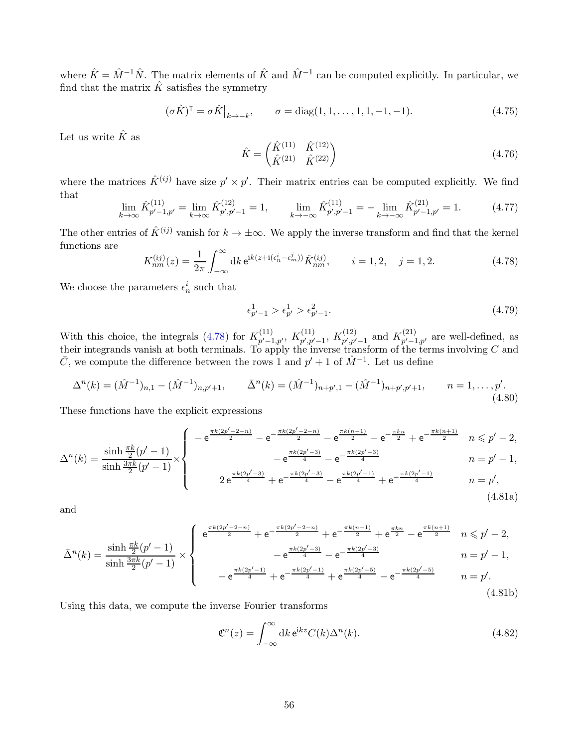where $\hat{K} = \hat{M}^{-1}\hat{N}$. The matrix elements of $\hat{K}$ and $\hat{M}^{-1}$ can be computed explicitly. In particular, we find that the matrix $\hat{K}$ satisfies the symmetry

$$(\sigma\hat{K})^{\mathsf{T}} = \sigma\hat{K}\big|_{k\to -k}, \qquad \sigma = \mathrm{diag}(1,1,\dots,1,1,-1,-1). \tag{4.75}$$

Let us write $\hat{K}$ as

$$\hat{K} = \begin{pmatrix} \hat{K}^{(11)} & \hat{K}^{(12)} \\ \hat{K}^{(21)} & \hat{K}^{(22)} \end{pmatrix} \tag{4.76}$$

where the matrices $\hat{K}^{(ij)}$ have size $p'\times p'$. Their matrix entries can be computed explicitly. We find that

$$\lim_{k\to\infty}\hat{K}^{(11)}_{p'-1,p'} = \lim_{k\to\infty}\hat{K}^{(12)}_{p',p'-1} = 1, \qquad \lim_{k\to-\infty}\hat{K}^{(11)}_{p',p'-1} = -\lim_{k\to-\infty}\hat{K}^{(21)}_{p'-1,p'} = 1. \tag{4.77}$$

The other entries of $\hat{K}^{(ij)}$ vanish for $k\to\pm\infty$. We apply the inverse transform and find that the kernel functions are

$$K^{(ij)}_{nm}(z) = \frac{1}{2\pi}\int_{-\infty}^{\infty}\mathrm{d}k\,\mathsf{e}^{\mathrm{i}k(z+\mathrm{i}(\epsilon^i_n-\epsilon^j_m))}\hat{K}^{(ij)}_{nm}, \qquad i=1,2, \quad j=1,2. \tag{4.78}$$

We choose the parameters $\epsilon^i_n$ such that

$$\epsilon^1_{p'-1} > \epsilon^1_{p'} > \epsilon^2_{p'-1}. \tag{4.79}$$

With this choice, the integrals (4.78) for $K^{(11)}_{p'-1,p'}$, $K^{(11)}_{p',p'-1}$, $K^{(12)}_{p',p'-1}$ and $K^{(21)}_{p'-1,p'}$ are well-defined, as their integrands vanish at both terminals. To apply the inverse transform of the terms involving $C$ and $\bar{C}$, we compute the difference between the rows 1 and $p'+1$ of $\hat{M}^{-1}$. Let us define

$$\Delta^n(k) = (\hat{M}^{-1})_{n,1} - (\hat{M}^{-1})_{n,p'+1}, \qquad \bar{\Delta}^n(k) = (\hat{M}^{-1})_{n+p',1} - (\hat{M}^{-1})_{n+p',p'+1}, \qquad n=1,\dots,p'. \tag{4.80}$$

These functions have the explicit expressions

$$\Delta^n(k) = \frac{\sinh\frac{\pi k}{2}(p'-1)}{\sinh\frac{3\pi k}{2}(p'-1)}\times\begin{cases} -\mathsf{e}^{\frac{\pi k(2p'-2-n)}{2}} - \mathsf{e}^{-\frac{\pi k(2p'-2-n)}{2}} - \mathsf{e}^{\frac{\pi k(n-1)}{2}} - \mathsf{e}^{-\frac{\pi k n}{2}} + \mathsf{e}^{-\frac{\pi k(n+1)}{2}} & n\leqslant p'-2, \\ -\mathsf{e}^{\frac{\pi k(2p'-3)}{4}} - \mathsf{e}^{-\frac{\pi k(2p'-3)}{4}} & n=p'-1, \\ 2\,\mathsf{e}^{\frac{\pi k(2p'-3)}{4}} + \mathsf{e}^{-\frac{\pi k(2p'-3)}{4}} - \mathsf{e}^{\frac{\pi k(2p'-1)}{4}} + \mathsf{e}^{-\frac{\pi k(2p'-1)}{4}} & n=p', \end{cases} \tag{4.81a}$$

and

$$\bar{\Delta}^n(k) = \frac{\sinh\frac{\pi k}{2}(p'-1)}{\sinh\frac{3\pi k}{2}(p'-1)}\times\begin{cases} \mathsf{e}^{\frac{\pi k(2p'-2-n)}{2}} + \mathsf{e}^{-\frac{\pi k(2p'-2-n)}{2}} + \mathsf{e}^{-\frac{\pi k(n-1)}{2}} + \mathsf{e}^{\frac{\pi k n}{2}} - \mathsf{e}^{\frac{\pi k(n+1)}{2}} & n\leqslant p'-2, \\ -\mathsf{e}^{\frac{\pi k(2p'-3)}{4}} - \mathsf{e}^{-\frac{\pi k(2p'-3)}{4}} & n=p'-1, \\ -\mathsf{e}^{\frac{\pi k(2p'-1)}{4}} + \mathsf{e}^{-\frac{\pi k(2p'-1)}{4}} + \mathsf{e}^{\frac{\pi k(2p'-5)}{4}} - \mathsf{e}^{-\frac{\pi k(2p'-5)}{4}} & n=p'. \end{cases} \tag{4.81b}$$

Using this data, we compute the inverse Fourier transforms

$$\mathfrak{C}^n(z) = \int_{-\infty}^{\infty}\mathrm{d}k\,\mathsf{e}^{\mathrm{i}kz}C(k)\Delta^n(k). \tag{4.82}$$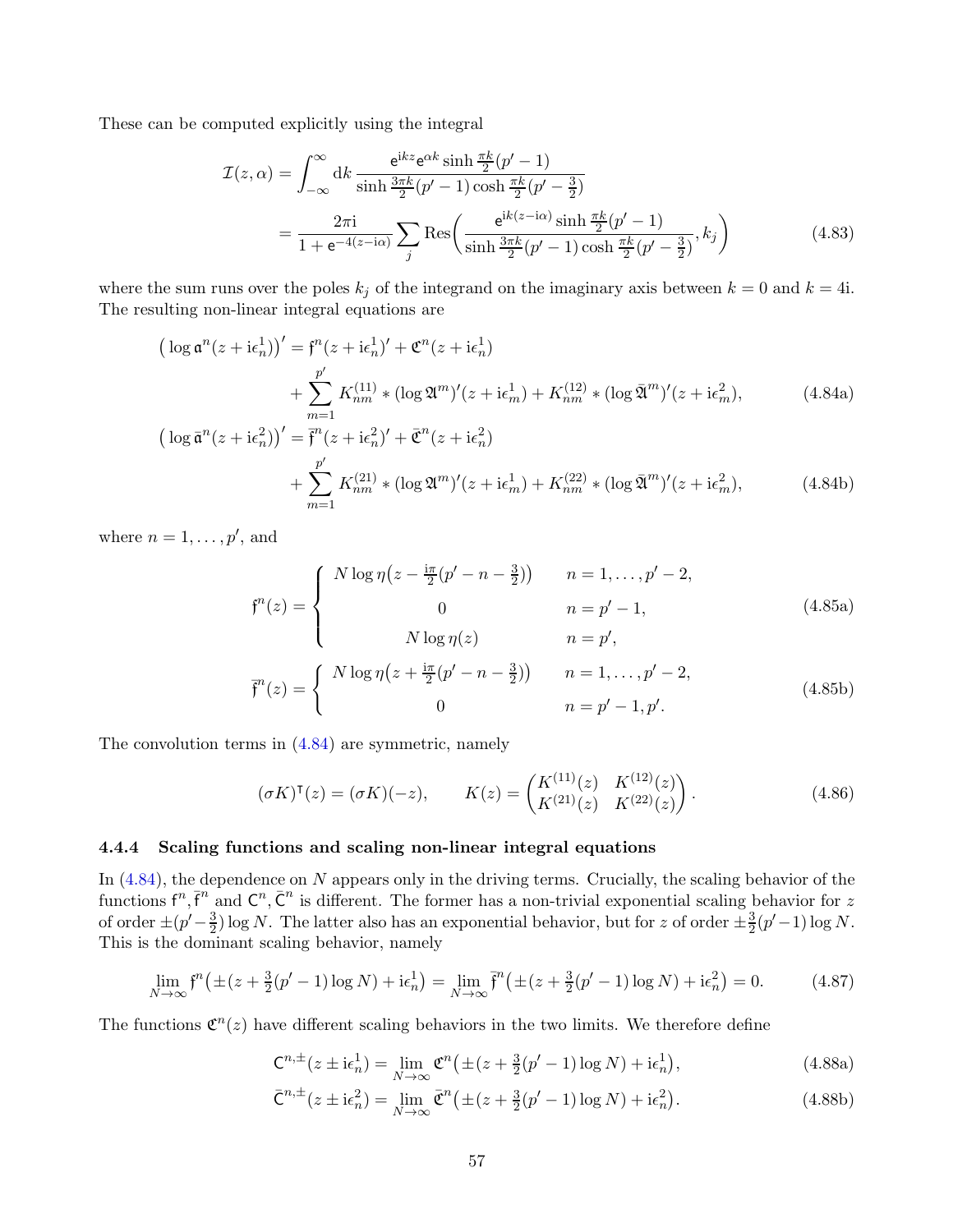These can be computed explicitly using the integral

$$
\begin{aligned}
\mathcal{I}(z,\alpha) &= \int_{-\infty}^{\infty} \mathrm{d}k \, \frac{\mathsf{e}^{\mathrm{i}kz}\mathsf{e}^{\alpha k}\sinh\frac{\pi k}{2}(p'-1)}{\sinh\frac{3\pi k}{2}(p'-1)\cosh\frac{\pi k}{2}(p'-\frac{3}{2})} \\
&= \frac{2\pi\mathrm{i}}{1+\mathsf{e}^{-4(z-\mathrm{i}\alpha)}} \sum_j \mathrm{Res}\bigg(\frac{\mathsf{e}^{\mathrm{i}k(z-\mathrm{i}\alpha)}\sinh\frac{\pi k}{2}(p'-1)}{\sinh\frac{3\pi k}{2}(p'-1)\cosh\frac{\pi k}{2}(p'-\frac{3}{2})}, k_j\bigg)
\end{aligned} \tag{4.83}
$$

where the sum runs over the poles $k_j$ of the integrand on the imaginary axis between $k=0$ and $k=4\mathrm{i}$. The resulting non-linear integral equations are

$$
\begin{aligned}
\big(\log \mathfrak{a}^n(z+\mathrm{i}\epsilon_n^1)\big)' &= \mathfrak{f}^n(z+\mathrm{i}\epsilon_n^1)' + \mathfrak{C}^n(z+\mathrm{i}\epsilon_n^1) \\
&\quad + \sum_{m=1}^{p'} K_{nm}^{(11)} * (\log \mathfrak{A}^m)'(z+\mathrm{i}\epsilon_m^1) + K_{nm}^{(12)} * (\log \bar{\mathfrak{A}}^m)'(z+\mathrm{i}\epsilon_m^2),
\end{aligned} \tag{4.84a}
$$

$$
\begin{aligned}
\big(\log \bar{\mathfrak{a}}^n(z+\mathrm{i}\epsilon_n^2)\big)' &= \bar{\mathfrak{f}}^n(z+\mathrm{i}\epsilon_n^2)' + \bar{\mathfrak{C}}^n(z+\mathrm{i}\epsilon_n^2) \\
&\quad + \sum_{m=1}^{p'} K_{nm}^{(21)} * (\log \mathfrak{A}^m)'(z+\mathrm{i}\epsilon_m^1) + K_{nm}^{(22)} * (\log \bar{\mathfrak{A}}^m)'(z+\mathrm{i}\epsilon_m^2),
\end{aligned} \tag{4.84b}
$$

where $n=1,\dots,p'$, and

$$
\mathfrak{f}^n(z) = \begin{cases} N\log\eta\big(z-\frac{\mathrm{i}\pi}{2}(p'-n-\frac{3}{2})\big) & n=1,\dots,p'-2, \\ 0 & n=p'-1, \\ N\log\eta(z) & n=p', \end{cases} \tag{4.85a}
$$

$$
\bar{\mathfrak{f}}^n(z) = \begin{cases} N\log\eta\big(z+\frac{\mathrm{i}\pi}{2}(p'-n-\frac{3}{2})\big) & n=1,\dots,p'-2, \\ 0 & n=p'-1,p'. \end{cases} \tag{4.85b}
$$

The convolution terms in (4.84) are symmetric, namely

$$
(\sigma K)^{\mathsf{T}}(z) = (\sigma K)(-z), \qquad K(z) = \begin{pmatrix} K^{(11)}(z) & K^{(12)}(z) \\ K^{(21)}(z) & K^{(22)}(z) \end{pmatrix}. \tag{4.86}
$$

### 4.4.4 Scaling functions and scaling non-linear integral equations

In (4.84), the dependence on $N$ appears only in the driving terms. Crucially, the scaling behavior of the functions $\mathfrak{f}^n, \bar{\mathfrak{f}}^n$ and $\mathsf{C}^n, \bar{\mathsf{C}}^n$ is different. The former has a non-trivial exponential scaling behavior for $z$ of order $\pm(p'-\frac{3}{2})\log N$. The latter also has an exponential behavior, but for $z$ of order $\pm\frac{3}{2}(p'-1)\log N$. This is the dominant scaling behavior, namely

$$
\lim_{N\to\infty} \mathfrak{f}^n\big(\pm(z+\tfrac{3}{2}(p'-1)\log N)+\mathrm{i}\epsilon_n^1\big) = \lim_{N\to\infty} \bar{\mathfrak{f}}^n\big(\pm(z+\tfrac{3}{2}(p'-1)\log N)+\mathrm{i}\epsilon_n^2\big) = 0. \tag{4.87}
$$

The functions $\mathfrak{C}^n(z)$ have different scaling behaviors in the two limits. We therefore define

$$
\mathsf{C}^{n,\pm}(z\pm\mathrm{i}\epsilon_n^1) = \lim_{N\to\infty} \mathfrak{C}^n\big(\pm(z+\tfrac{3}{2}(p'-1)\log N)+\mathrm{i}\epsilon_n^1\big), \tag{4.88a}
$$

$$
\bar{\mathsf{C}}^{n,\pm}(z\pm\mathrm{i}\epsilon_n^2) = \lim_{N\to\infty} \bar{\mathfrak{C}}^n\big(\pm(z+\tfrac{3}{2}(p'-1)\log N)+\mathrm{i}\epsilon_n^2\big). \tag{4.88b}
$$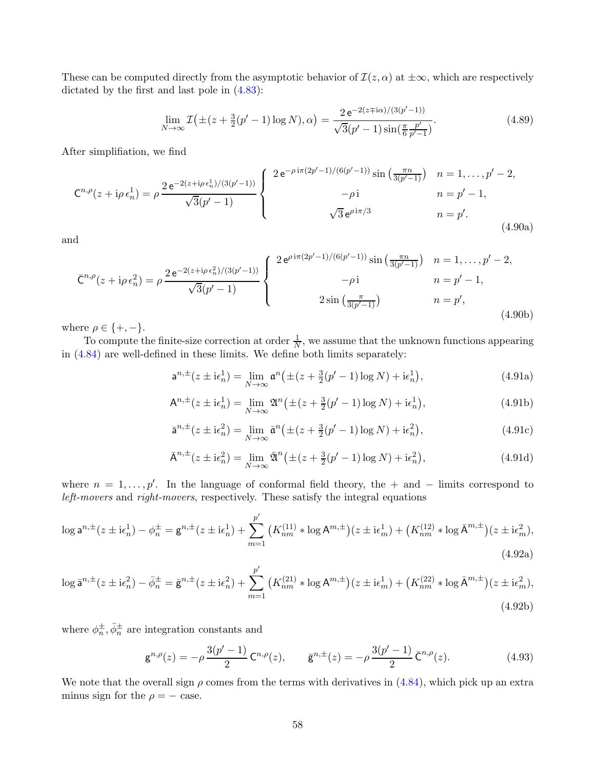These can be computed directly from the asymptotic behavior of $\mathcal{I}(z,\alpha)$ at $\pm\infty$, which are respectively dictated by the first and last pole in (4.83):

$$\lim_{N\to\infty} \mathcal{I}\big(\pm(z+\tfrac{3}{2}(p'-1)\log N),\alpha\big) = \frac{2\,\mathrm{e}^{-2(z\mp \mathrm{i}\alpha)/(3(p'-1))}}{\sqrt{3}(p'-1)\sin(\frac{\pi}{6}\frac{p'}{p'-1})}. \tag{4.89}$$

After simplification, we find

$$\mathsf{C}^{n,\rho}(z+\mathrm{i}\rho\,\epsilon_n^1) = \rho\,\frac{2\,\mathrm{e}^{-2(z+\mathrm{i}\rho\,\epsilon_n^1)/(3(p'-1))}}{\sqrt{3}(p'-1)} \begin{cases} 2\,\mathrm{e}^{-\rho\,\mathrm{i}\pi(2p'-1)/(6(p'-1))}\sin\big(\frac{\pi n}{3(p'-1)}\big) & n=1,\dots,p'-2,\\ -\rho\,\mathrm{i} & n=p'-1,\\ \sqrt{3}\,\mathrm{e}^{\rho\,\mathrm{i}\pi/3} & n=p'. \end{cases} \tag{4.90a}$$

and

$$\bar{\mathsf{C}}^{n,\rho}(z+\mathrm{i}\rho\,\epsilon_n^2) = \rho\,\frac{2\,\mathrm{e}^{-2(z+\mathrm{i}\rho\,\epsilon_n^2)/(3(p'-1))}}{\sqrt{3}(p'-1)} \begin{cases} 2\,\mathrm{e}^{\rho\,\mathrm{i}\pi(2p'-1)/(6(p'-1))}\sin\big(\frac{\pi n}{3(p'-1)}\big) & n=1,\dots,p'-2,\\ -\rho\,\mathrm{i} & n=p'-1,\\ 2\sin\big(\frac{\pi}{3(p'-1)}\big) & n=p', \end{cases} \tag{4.90b}$$

where $\rho\in\{+,-\}$.

To compute the finite-size correction at order $\frac{1}{N}$, we assume that the unknown functions appearing in (4.84) are well-defined in these limits. We define both limits separately:

$$\mathsf{a}^{n,\pm}(z\pm\mathrm{i}\epsilon_n^1) = \lim_{N\to\infty}\mathfrak{a}^n\big(\pm(z+\tfrac{3}{2}(p'-1)\log N)+\mathrm{i}\epsilon_n^1\big), \tag{4.91a}$$

$$\mathsf{A}^{n,\pm}(z\pm\mathrm{i}\epsilon_n^1) = \lim_{N\to\infty}\mathfrak{A}^n\big(\pm(z+\tfrac{3}{2}(p'-1)\log N)+\mathrm{i}\epsilon_n^1\big), \tag{4.91b}$$

$$\bar{\mathsf{a}}^{n,\pm}(z\pm\mathrm{i}\epsilon_n^2) = \lim_{N\to\infty}\bar{\mathfrak{a}}^n\big(\pm(z+\tfrac{3}{2}(p'-1)\log N)+\mathrm{i}\epsilon_n^2\big), \tag{4.91c}$$

$$\bar{\mathsf{A}}^{n,\pm}(z\pm\mathrm{i}\epsilon_n^2) = \lim_{N\to\infty}\bar{\mathfrak{A}}^n\big(\pm(z+\tfrac{3}{2}(p'-1)\log N)+\mathrm{i}\epsilon_n^2\big), \tag{4.91d}$$

where $n=1,\dots,p'$. In the language of conformal field theory, the $+$ and $-$ limits correspond to *left-movers* and *right-movers*, respectively. These satisfy the integral equations

$$\log\mathsf{a}^{n,\pm}(z\pm\mathrm{i}\epsilon_n^1)-\phi_n^\pm = \mathsf{g}^{n,\pm}(z\pm\mathrm{i}\epsilon_n^1)+\sum_{m=1}^{p'}\big(K_{nm}^{(11)}*\log\mathsf{A}^{m,\pm}\big)(z\pm\mathrm{i}\epsilon_m^1)+\big(K_{nm}^{(12)}*\log\bar{\mathsf{A}}^{m,\pm}\big)(z\pm\mathrm{i}\epsilon_m^2), \tag{4.92a}$$

$$\log\bar{\mathsf{a}}^{n,\pm}(z\pm\mathrm{i}\epsilon_n^2)-\bar\phi_n^\pm = \bar{\mathsf{g}}^{n,\pm}(z\pm\mathrm{i}\epsilon_n^2)+\sum_{m=1}^{p'}\big(K_{nm}^{(21)}*\log\mathsf{A}^{m,\pm}\big)(z\pm\mathrm{i}\epsilon_m^1)+\big(K_{nm}^{(22)}*\log\bar{\mathsf{A}}^{m,\pm}\big)(z\pm\mathrm{i}\epsilon_m^2), \tag{4.92b}$$

where $\phi_n^\pm,\bar\phi_n^\pm$ are integration constants and

$$\mathsf{g}^{n,\rho}(z) = -\rho\,\frac{3(p'-1)}{2}\,\mathsf{C}^{n,\rho}(z), \qquad \bar{\mathsf{g}}^{n,\pm}(z) = -\rho\,\frac{3(p'-1)}{2}\,\bar{\mathsf{C}}^{n,\rho}(z). \tag{4.93}$$

We note that the overall sign $\rho$ comes from the terms with derivatives in (4.84), which pick up an extra minus sign for the $\rho=-$ case.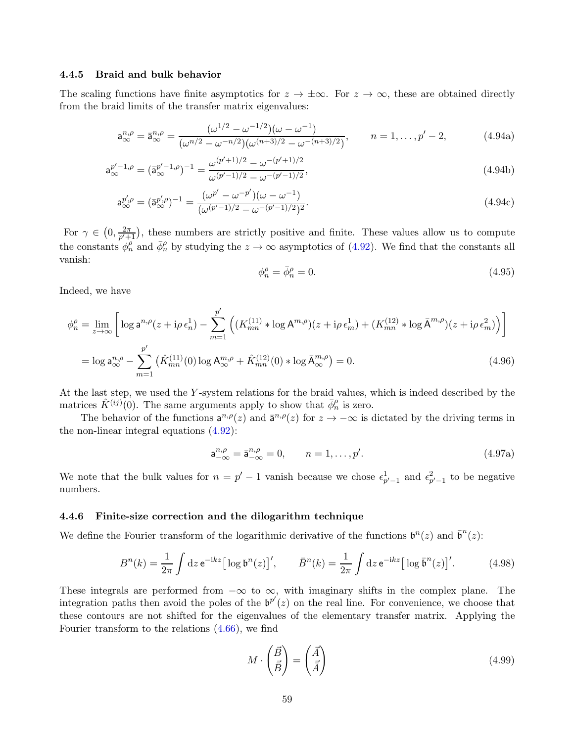### 4.4.5 Braid and bulk behavior

The scaling functions have finite asymptotics for $z \to \pm\infty$. For $z \to \infty$, these are obtained directly from the braid limits of the transfer matrix eigenvalues:

$$\mathsf{a}_\infty^{n,\rho} = \bar{\mathsf{a}}_\infty^{n,\rho} = \frac{(\omega^{1/2} - \omega^{-1/2})(\omega - \omega^{-1})}{(\omega^{n/2} - \omega^{-n/2})(\omega^{(n+3)/2} - \omega^{-(n+3)/2})}, \qquad n = 1, \dots, p'-2, \tag{4.94a}$$

$$\mathsf{a}_\infty^{p'-1,\rho} = (\bar{\mathsf{a}}_\infty^{p'-1,\rho})^{-1} = \frac{\omega^{(p'+1)/2} - \omega^{-(p'+1)/2}}{\omega^{(p'-1)/2} - \omega^{-(p'-1)/2}}, \tag{4.94b}$$

$$\mathsf{a}_\infty^{p',\rho} = (\bar{\mathsf{a}}_\infty^{p',\rho})^{-1} = \frac{(\omega^{p'} - \omega^{-p'})(\omega - \omega^{-1})}{(\omega^{(p'-1)/2} - \omega^{-(p'-1)/2})^2}. \tag{4.94c}$$

For $\gamma \in \big(0, \frac{2\pi}{p'+1}\big)$, these numbers are strictly positive and finite. These values allow us to compute the constants $\phi_n^\rho$ and $\bar{\phi}_n^\rho$ by studying the $z \to \infty$ asymptotics of (4.92). We find that the constants all vanish:

$$\phi_n^\rho = \bar{\phi}_n^\rho = 0. \tag{4.95}$$

Indeed, we have

$$\begin{aligned}
\phi_n^\rho &= \lim_{z\to\infty} \bigg[ \log \mathsf{a}^{n,\rho}(z + \mathrm{i}\rho\, \epsilon_n^1) - \sum_{m=1}^{p'} \Big( (K_{mn}^{(11)} * \log \mathsf{A}^{m,\rho})(z + \mathrm{i}\rho\, \epsilon_m^1) + (K_{mn}^{(12)} * \log \bar{\mathsf{A}}^{m,\rho})(z + \mathrm{i}\rho\, \epsilon_m^2) \Big) \bigg] \\
&= \log \mathsf{a}_\infty^{n,\rho} - \sum_{m=1}^{p'} \big( \hat{K}_{mn}^{(11)}(0) \log \mathsf{A}_\infty^{m,\rho} + \hat{K}_{mn}^{(12)}(0) * \log \bar{\mathsf{A}}_\infty^{m,\rho} \big) = 0.
\end{aligned} \tag{4.96}$$

At the last step, we used the $Y$-system relations for the braid values, which is indeed described by the matrices $\hat{K}^{(ij)}(0)$. The same arguments apply to show that $\bar{\phi}_n^\rho$ is zero.

The behavior of the functions $\mathsf{a}^{n,\rho}(z)$ and $\bar{\mathsf{a}}^{n,\rho}(z)$ for $z \to -\infty$ is dictated by the driving terms in the non-linear integral equations (4.92):

$$\mathsf{a}_{-\infty}^{n,\rho} = \bar{\mathsf{a}}_{-\infty}^{n,\rho} = 0, \qquad n = 1, \dots, p'. \tag{4.97a}$$

We note that the bulk values for $n = p'-1$ vanish because we chose $\epsilon_{p'-1}^1$ and $\epsilon_{p'-1}^2$ to be negative numbers.

### 4.4.6 Finite-size correction and the dilogarithm technique

We define the Fourier transform of the logarithmic derivative of the functions $\mathfrak{b}^n(z)$ and $\bar{\mathfrak{b}}^n(z)$:

$$B^n(k) = \frac{1}{2\pi} \int \mathrm{d}z\, \mathrm{e}^{-\mathrm{i}kz} \big[\log \mathfrak{b}^n(z)\big]', \qquad \bar{B}^n(k) = \frac{1}{2\pi} \int \mathrm{d}z\, \mathrm{e}^{-\mathrm{i}kz} \big[\log \bar{\mathfrak{b}}^n(z)\big]'. \tag{4.98}$$

These integrals are performed from $-\infty$ to $\infty$, with imaginary shifts in the complex plane. The integration paths then avoid the poles of the $\mathfrak{b}^{p'}(z)$ on the real line. For convenience, we choose that these contours are not shifted for the eigenvalues of the elementary transfer matrix. Applying the Fourier transform to the relations (4.66), we find

$$M \cdot \begin{pmatrix} \vec{B} \\ \vec{\bar{B}} \end{pmatrix} = \begin{pmatrix} \vec{A} \\ \vec{\bar{A}} \end{pmatrix} \tag{4.99}$$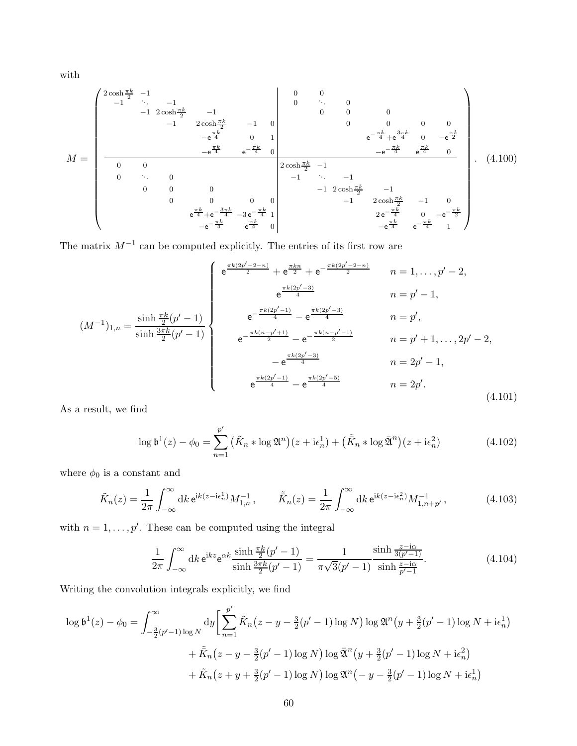with

$$
M = \left(\begin{array}{cccccc|cccccc}
2\cosh\frac{\pi k}{2} & -1 & & & & & 0 & 0 & & & & \\
-1 & \ddots & -1 & & & & 0 & \ddots & 0 & & & \\
 & -1 & 2\cosh\frac{\pi k}{2} & -1 & & & & 0 & 0 & 0 & & \\
 & & -1 & 2\cosh\frac{\pi k}{2} & -1 & 0 & & & 0 & 0 & 0 & 0 \\
 & & & -\mathsf{e}^{\frac{\pi k}{4}} & 0 & 1 & & & & \mathsf{e}^{-\frac{\pi k}{4}}+\mathsf{e}^{\frac{3\pi k}{4}} & 0 & -\mathsf{e}^{\frac{\pi k}{2}} \\
 & & & -\mathsf{e}^{\frac{\pi k}{4}} & \mathsf{e}^{-\frac{\pi k}{4}} & 0 & & & & -\mathsf{e}^{-\frac{\pi k}{4}} & \mathsf{e}^{\frac{\pi k}{4}} & 0 \\
\hline
0 & 0 & & & & & 2\cosh\frac{\pi k}{2} & -1 & & & & \\
0 & \ddots & 0 & & & & -1 & \ddots & -1 & & & \\
 & 0 & 0 & 0 & & & & -1 & 2\cosh\frac{\pi k}{2} & -1 & & \\
 & & 0 & 0 & 0 & 0 & & & -1 & 2\cosh\frac{\pi k}{2} & -1 & 0 \\
 & & & \mathsf{e}^{\frac{\pi k}{4}}+\mathsf{e}^{-\frac{3\pi k}{4}} & -3\,\mathsf{e}^{-\frac{\pi k}{4}} & 1 & & & & 2\,\mathsf{e}^{-\frac{\pi k}{4}} & 0 & -\mathsf{e}^{-\frac{\pi k}{2}} \\
 & & & -\mathsf{e}^{-\frac{\pi k}{4}} & \mathsf{e}^{\frac{\pi k}{4}} & 0 & & & & -\mathsf{e}^{\frac{\pi k}{4}} & \mathsf{e}^{-\frac{\pi k}{4}} & 1
\end{array}\right). \tag{4.100}
$$

The matrix $M^{-1}$ can be computed explicitly. The entries of its first row are

$$
(M^{-1})_{1,n} = \frac{\sinh\frac{\pi k}{2}(p'-1)}{\sinh\frac{3\pi k}{2}(p'-1)}
\begin{cases}
\mathsf{e}^{\frac{\pi k(2p'-2-n)}{2}} + \mathsf{e}^{\frac{\pi k n}{2}} + \mathsf{e}^{-\frac{\pi k(2p'-2-n)}{2}} & n = 1,\ldots,p'-2, \\
\mathsf{e}^{\frac{\pi k(2p'-3)}{4}} & n = p'-1, \\
\mathsf{e}^{-\frac{\pi k(2p'-1)}{4}} - \mathsf{e}^{\frac{\pi k(2p'-3)}{4}} & n = p', \\
\mathsf{e}^{-\frac{\pi k(n-p'+1)}{2}} - \mathsf{e}^{-\frac{\pi k(n-p'-1)}{2}} & n = p'+1,\ldots,2p'-2, \\
-\,\mathsf{e}^{\frac{\pi k(2p'-3)}{4}} & n = 2p'-1, \\
\mathsf{e}^{\frac{\pi k(2p'-1)}{4}} - \mathsf{e}^{\frac{\pi k(2p'-5)}{4}} & n = 2p'.
\end{cases} \tag{4.101}
$$

As a result, we find

$$
\log\mathfrak{b}^1(z) - \phi_0 = \sum_{n=1}^{p'} \big(\tilde{K}_n * \log\mathfrak{A}^n\big)(z+\mathrm{i}\epsilon_n^1) + \big(\tilde{\bar{K}}_n * \log\bar{\mathfrak{A}}^n\big)(z+\mathrm{i}\epsilon_n^2) \tag{4.102}
$$

where $\phi_0$ is a constant and

$$
\tilde{K}_n(z) = \frac{1}{2\pi}\int_{-\infty}^{\infty}\mathrm{d}k\,\mathsf{e}^{\mathrm{i}k(z-\mathrm{i}\epsilon_n^1)}M^{-1}_{1,n}\,, \qquad \tilde{\bar{K}}_n(z) = \frac{1}{2\pi}\int_{-\infty}^{\infty}\mathrm{d}k\,\mathsf{e}^{\mathrm{i}k(z-\mathrm{i}\epsilon_n^2)}M^{-1}_{1,n+p'}\,, \tag{4.103}
$$

with $n = 1,\ldots,p'$. These can be computed using the integral

$$
\frac{1}{2\pi}\int_{-\infty}^{\infty}\mathrm{d}k\,\mathsf{e}^{\mathrm{i}kz}\mathsf{e}^{\alpha k}\frac{\sinh\frac{\pi k}{2}(p'-1)}{\sinh\frac{3\pi k}{2}(p'-1)} = \frac{1}{\pi\sqrt{3}(p'-1)}\frac{\sinh\frac{z-\mathrm{i}\alpha}{3(p'-1)}}{\sinh\frac{z-\mathrm{i}\alpha}{p'-1}}. \tag{4.104}
$$

Writing the convolution integrals explicitly, we find

$$
\begin{aligned}
\log\mathfrak{b}^1(z) - \phi_0 = \int_{-\frac{3}{2}(p'-1)\log N}^{\infty}\mathrm{d}y\Big[&\sum_{n=1}^{p'}\tilde{K}_n\big(z-y-\tfrac{3}{2}(p'-1)\log N\big)\log\mathfrak{A}^n\big(y+\tfrac{3}{2}(p'-1)\log N+\mathrm{i}\epsilon_n^1\big) \\
&+\tilde{\bar{K}}_n\big(z-y-\tfrac{3}{2}(p'-1)\log N\big)\log\bar{\mathfrak{A}}^n\big(y+\tfrac{3}{2}(p'-1)\log N+\mathrm{i}\epsilon_n^2\big) \\
&+\tilde{K}_n\big(z+y+\tfrac{3}{2}(p'-1)\log N\big)\log\mathfrak{A}^n\big(-y-\tfrac{3}{2}(p'-1)\log N+\mathrm{i}\epsilon_n^1\big)
\end{aligned}
$$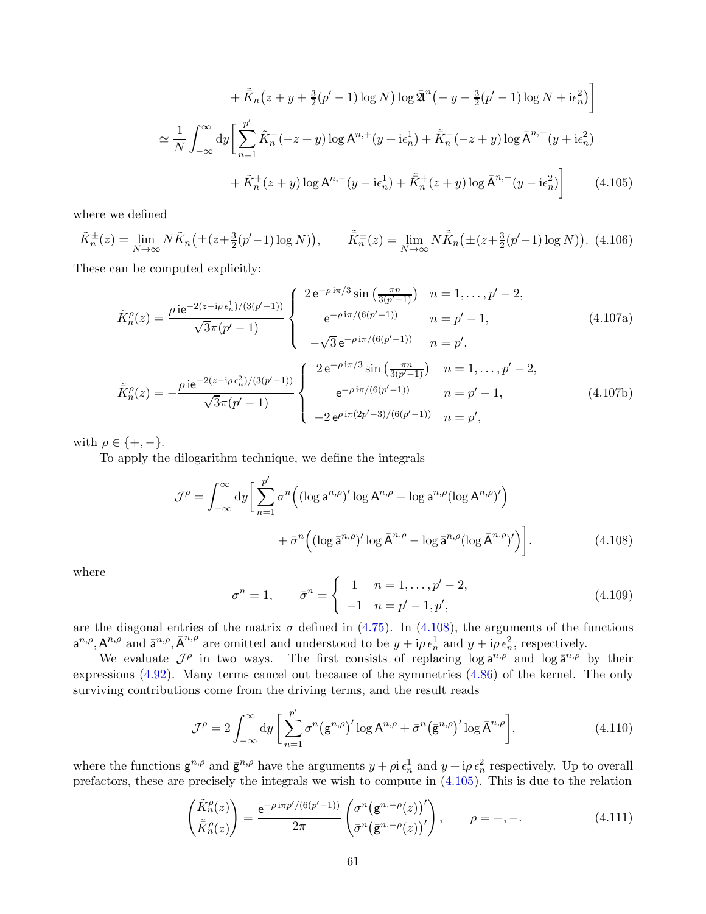$$
+ \tilde{\bar{K}}_n\big(z+y+\tfrac{3}{2}(p'-1)\log N\big)\log \bar{\mathfrak{A}}^n\big(-y-\tfrac{3}{2}(p'-1)\log N+\mathrm{i}\epsilon_n^2\big)\Bigg]
$$

$$
\simeq \frac{1}{N}\int_{-\infty}^{\infty}\mathrm{d}y\Bigg[\sum_{n=1}^{p'}\tilde{K}_n^-(-z+y)\log \mathsf{A}^{n,+}(y+\mathrm{i}\epsilon_n^1)+\tilde{\bar{K}}_n^-(-z+y)\log \bar{\mathsf{A}}^{n,+}(y+\mathrm{i}\epsilon_n^2)
$$

$$
+\tilde{K}_n^+(z+y)\log \mathsf{A}^{n,-}(y-\mathrm{i}\epsilon_n^1)+\tilde{\bar{K}}_n^+(z+y)\log \bar{\mathsf{A}}^{n,-}(y-\mathrm{i}\epsilon_n^2)\Bigg] \qquad (4.105)
$$

where we defined

$$
\tilde{K}_n^{\pm}(z)=\lim_{N\to\infty}N\tilde{K}_n\big(\pm(z+\tfrac{3}{2}(p'-1)\log N)\big),\qquad \tilde{\bar{K}}_n^{\pm}(z)=\lim_{N\to\infty}N\tilde{\bar{K}}_n\big(\pm(z+\tfrac{3}{2}(p'-1)\log N)\big). \quad (4.106)
$$

These can be computed explicitly:

$$
\tilde{K}_n^{\rho}(z)=\frac{\rho\,\mathrm{i}\mathrm{e}^{-2(z-\mathrm{i}\rho\,\epsilon_n^1)/(3(p'-1))}}{\sqrt{3}\pi(p'-1)}\begin{cases}2\,\mathrm{e}^{-\rho\,\mathrm{i}\pi/3}\sin\left(\frac{\pi n}{3(p'-1)}\right) & n=1,\dots,p'-2,\\ \mathrm{e}^{-\rho\,\mathrm{i}\pi/(6(p'-1))} & n=p'-1,\\ -\sqrt{3}\,\mathrm{e}^{-\rho\,\mathrm{i}\pi/(6(p'-1))} & n=p',\end{cases} \qquad (4.107\text{a})
$$

$$
\tilde{\bar{K}}_n^{\rho}(z)=-\frac{\rho\,\mathrm{i}\mathrm{e}^{-2(z-\mathrm{i}\rho\,\epsilon_n^2)/(3(p'-1))}}{\sqrt{3}\pi(p'-1)}\begin{cases}2\,\mathrm{e}^{-\rho\,\mathrm{i}\pi/3}\sin\left(\frac{\pi n}{3(p'-1)}\right) & n=1,\dots,p'-2,\\ \mathrm{e}^{-\rho\,\mathrm{i}\pi/(6(p'-1))} & n=p'-1,\\ -2\,\mathrm{e}^{\rho\,\mathrm{i}\pi(2p'-3)/(6(p'-1))} & n=p',\end{cases} \qquad (4.107\text{b})
$$

with $\rho\in\{+,-\}$.

To apply the dilogarithm technique, we define the integrals

$$
\mathcal{J}^{\rho}=\int_{-\infty}^{\infty}\mathrm{d}y\Bigg[\sum_{n=1}^{p'}\sigma^n\Big((\log \mathsf{a}^{n,\rho})'\log \mathsf{A}^{n,\rho}-\log \mathsf{a}^{n,\rho}(\log \mathsf{A}^{n,\rho})'\Big)
$$

$$
+\bar{\sigma}^n\Big((\log \bar{\mathsf{a}}^{n,\rho})'\log \bar{\mathsf{A}}^{n,\rho}-\log \bar{\mathsf{a}}^{n,\rho}(\log \bar{\mathsf{A}}^{n,\rho})'\Big)\Bigg]. \qquad (4.108)
$$

where

$$
\sigma^n=1,\qquad \bar{\sigma}^n=\begin{cases}1 & n=1,\dots,p'-2,\\ -1 & n=p'-1,p',\end{cases} \qquad (4.109)
$$

are the diagonal entries of the matrix $\sigma$ defined in (4.75). In (4.108), the arguments of the functions $\mathsf{a}^{n,\rho},\mathsf{A}^{n,\rho}$ and $\bar{\mathsf{a}}^{n,\rho},\bar{\mathsf{A}}^{n,\rho}$ are omitted and understood to be $y+\mathrm{i}\rho\,\epsilon_n^1$ and $y+\mathrm{i}\rho\,\epsilon_n^2$, respectively.

We evaluate $\mathcal{J}^{\rho}$ in two ways. The first consists of replacing $\log \mathsf{a}^{n,\rho}$ and $\log \bar{\mathsf{a}}^{n,\rho}$ by their expressions (4.92). Many terms cancel out because of the symmetries (4.86) of the kernel. The only surviving contributions come from the driving terms, and the result reads

$$
\mathcal{J}^{\rho}=2\int_{-\infty}^{\infty}\mathrm{d}y\,\Bigg[\sum_{n=1}^{p'}\sigma^n\big(\mathsf{g}^{n,\rho}\big)'\log \mathsf{A}^{n,\rho}+\bar{\sigma}^n\big(\bar{\mathsf{g}}^{n,\rho}\big)'\log \bar{\mathsf{A}}^{n,\rho}\Bigg], \qquad (4.110)
$$

where the functions $\mathsf{g}^{n,\rho}$ and $\bar{\mathsf{g}}^{n,\rho}$ have the arguments $y+\rho\mathrm{i}\,\epsilon_n^1$ and $y+\mathrm{i}\rho\,\epsilon_n^2$ respectively. Up to overall prefactors, these are precisely the integrals we wish to compute in (4.105). This is due to the relation

$$
\begin{pmatrix}\tilde{K}_n^{\rho}(z)\\ \tilde{\bar{K}}_n^{\rho}(z)\end{pmatrix}=\frac{\mathrm{e}^{-\rho\,\mathrm{i}\pi p'/(6(p'-1))}}{2\pi}\begin{pmatrix}\sigma^n\big(\mathsf{g}^{n,-\rho}(z)\big)'\\ \bar{\sigma}^n\big(\bar{\mathsf{g}}^{n,-\rho}(z)\big)'\end{pmatrix},\qquad \rho=+,-. \qquad (4.111)
$$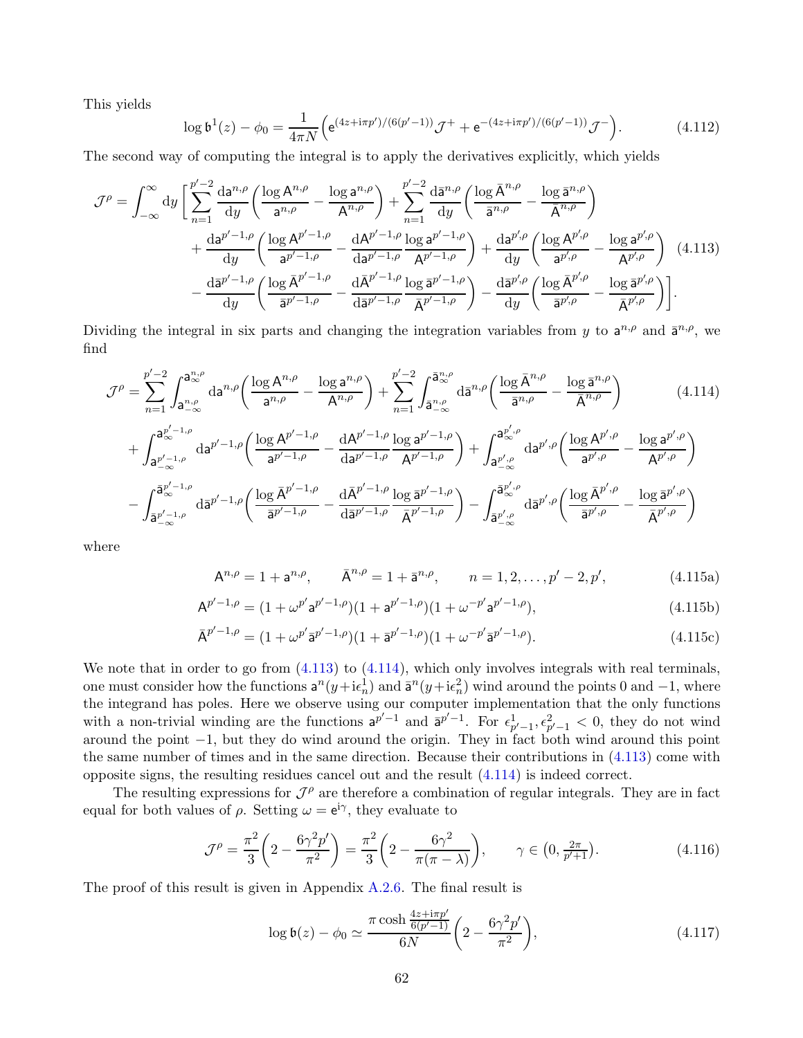This yields

$$\log \mathfrak{b}^1(z) - \phi_0 = \frac{1}{4\pi N}\Big(\mathsf{e}^{(4z+\mathrm{i}\pi p')/(6(p'-1))}\mathcal{J}^+ + \mathsf{e}^{-(4z+\mathrm{i}\pi p')/(6(p'-1))}\mathcal{J}^-\Big). \tag{4.112}$$

The second way of computing the integral is to apply the derivatives explicitly, which yields

$$\begin{aligned}\mathcal{J}^\rho = \int_{-\infty}^{\infty}\mathrm{d}y\,\bigg[&\sum_{n=1}^{p'-2}\frac{\mathrm{d}\mathsf{a}^{n,\rho}}{\mathrm{d}y}\bigg(\frac{\log \mathsf{A}^{n,\rho}}{\mathsf{a}^{n,\rho}} - \frac{\log \mathsf{a}^{n,\rho}}{\mathsf{A}^{n,\rho}}\bigg) + \sum_{n=1}^{p'-2}\frac{\mathrm{d}\bar{\mathsf{a}}^{n,\rho}}{\mathrm{d}y}\bigg(\frac{\log \bar{\mathsf{A}}^{n,\rho}}{\bar{\mathsf{a}}^{n,\rho}} - \frac{\log \bar{\mathsf{a}}^{n,\rho}}{\bar{\mathsf{A}}^{n,\rho}}\bigg)\\
&+\frac{\mathrm{d}\mathsf{a}^{p'-1,\rho}}{\mathrm{d}y}\bigg(\frac{\log \mathsf{A}^{p'-1,\rho}}{\mathsf{a}^{p'-1,\rho}} - \frac{\mathrm{d}\mathsf{A}^{p'-1,\rho}}{\mathrm{d}\mathsf{a}^{p'-1,\rho}}\frac{\log \mathsf{a}^{p'-1,\rho}}{\mathsf{A}^{p'-1,\rho}}\bigg) + \frac{\mathrm{d}\mathsf{a}^{p',\rho}}{\mathrm{d}y}\bigg(\frac{\log \mathsf{A}^{p',\rho}}{\mathsf{a}^{p',\rho}} - \frac{\log \mathsf{a}^{p',\rho}}{\mathsf{A}^{p',\rho}}\bigg)\\
&-\frac{\mathrm{d}\bar{\mathsf{a}}^{p'-1,\rho}}{\mathrm{d}y}\bigg(\frac{\log \bar{\mathsf{A}}^{p'-1,\rho}}{\bar{\mathsf{a}}^{p'-1,\rho}} - \frac{\mathrm{d}\bar{\mathsf{A}}^{p'-1,\rho}}{\mathrm{d}\bar{\mathsf{a}}^{p'-1,\rho}}\frac{\log \bar{\mathsf{a}}^{p'-1,\rho}}{\bar{\mathsf{A}}^{p'-1,\rho}}\bigg) - \frac{\mathrm{d}\bar{\mathsf{a}}^{p',\rho}}{\mathrm{d}y}\bigg(\frac{\log \bar{\mathsf{A}}^{p',\rho}}{\bar{\mathsf{a}}^{p',\rho}} - \frac{\log \bar{\mathsf{a}}^{p',\rho}}{\bar{\mathsf{A}}^{p',\rho}}\bigg)\bigg].\end{aligned} \tag{4.113}$$

Dividing the integral in six parts and changing the integration variables from $y$ to $\mathsf{a}^{n,\rho}$ and $\bar{\mathsf{a}}^{n,\rho}$, we find

$$\begin{aligned}\mathcal{J}^\rho = &\sum_{n=1}^{p'-2}\int_{\mathsf{a}^{n,\rho}_{-\infty}}^{\mathsf{a}^{n,\rho}_{\infty}}\mathrm{d}\mathsf{a}^{n,\rho}\bigg(\frac{\log \mathsf{A}^{n,\rho}}{\mathsf{a}^{n,\rho}} - \frac{\log \mathsf{a}^{n,\rho}}{\mathsf{A}^{n,\rho}}\bigg) + \sum_{n=1}^{p'-2}\int_{\bar{\mathsf{a}}^{n,\rho}_{-\infty}}^{\bar{\mathsf{a}}^{n,\rho}_{\infty}}\mathrm{d}\bar{\mathsf{a}}^{n,\rho}\bigg(\frac{\log \bar{\mathsf{A}}^{n,\rho}}{\bar{\mathsf{a}}^{n,\rho}} - \frac{\log \bar{\mathsf{a}}^{n,\rho}}{\bar{\mathsf{A}}^{n,\rho}}\bigg)\\
&+\int_{\mathsf{a}^{p'-1,\rho}_{-\infty}}^{\mathsf{a}^{p'-1,\rho}_{\infty}}\mathrm{d}\mathsf{a}^{p'-1,\rho}\bigg(\frac{\log \mathsf{A}^{p'-1,\rho}}{\mathsf{a}^{p'-1,\rho}} - \frac{\mathrm{d}\mathsf{A}^{p'-1,\rho}}{\mathrm{d}\mathsf{a}^{p'-1,\rho}}\frac{\log \mathsf{a}^{p'-1,\rho}}{\mathsf{A}^{p'-1,\rho}}\bigg) + \int_{\mathsf{a}^{p',\rho}_{-\infty}}^{\mathsf{a}^{p',\rho}_{\infty}}\mathrm{d}\mathsf{a}^{p',\rho}\bigg(\frac{\log \mathsf{A}^{p',\rho}}{\mathsf{a}^{p',\rho}} - \frac{\log \mathsf{a}^{p',\rho}}{\mathsf{A}^{p',\rho}}\bigg)\\
&-\int_{\bar{\mathsf{a}}^{p'-1,\rho}_{-\infty}}^{\bar{\mathsf{a}}^{p'-1,\rho}_{\infty}}\mathrm{d}\bar{\mathsf{a}}^{p'-1,\rho}\bigg(\frac{\log \bar{\mathsf{A}}^{p'-1,\rho}}{\bar{\mathsf{a}}^{p'-1,\rho}} - \frac{\mathrm{d}\bar{\mathsf{A}}^{p'-1,\rho}}{\mathrm{d}\bar{\mathsf{a}}^{p'-1,\rho}}\frac{\log \bar{\mathsf{a}}^{p'-1,\rho}}{\bar{\mathsf{A}}^{p'-1,\rho}}\bigg) - \int_{\bar{\mathsf{a}}^{p',\rho}_{-\infty}}^{\bar{\mathsf{a}}^{p',\rho}_{\infty}}\mathrm{d}\bar{\mathsf{a}}^{p',\rho}\bigg(\frac{\log \bar{\mathsf{A}}^{p',\rho}}{\bar{\mathsf{a}}^{p',\rho}} - \frac{\log \bar{\mathsf{a}}^{p',\rho}}{\bar{\mathsf{A}}^{p',\rho}}\bigg)\end{aligned} \tag{4.114}$$

where

$$\mathsf{A}^{n,\rho} = 1 + \mathsf{a}^{n,\rho}, \qquad \bar{\mathsf{A}}^{n,\rho} = 1 + \bar{\mathsf{a}}^{n,\rho}, \qquad n = 1, 2, \dots, p'-2, p', \tag{4.115a}$$

$$\mathsf{A}^{p'-1,\rho} = (1 + \omega^{p'}\mathsf{a}^{p'-1,\rho})(1 + \mathsf{a}^{p'-1,\rho})(1 + \omega^{-p'}\mathsf{a}^{p'-1,\rho}), \tag{4.115b}$$

$$\bar{\mathsf{A}}^{p'-1,\rho} = (1 + \omega^{p'}\bar{\mathsf{a}}^{p'-1,\rho})(1 + \bar{\mathsf{a}}^{p'-1,\rho})(1 + \omega^{-p'}\bar{\mathsf{a}}^{p'-1,\rho}). \tag{4.115c}$$

We note that in order to go from (4.113) to (4.114), which only involves integrals with real terminals, one must consider how the functions $\mathsf{a}^n(y+\mathrm{i}\epsilon_n^1)$ and $\bar{\mathsf{a}}^n(y+\mathrm{i}\epsilon_n^2)$ wind around the points 0 and $-1$, where the integrand has poles. Here we observe using our computer implementation that the only functions with a non-trivial winding are the functions $\mathsf{a}^{p'-1}$ and $\bar{\mathsf{a}}^{p'-1}$. For $\epsilon^1_{p'-1}, \epsilon^2_{p'-1} < 0$, they do not wind around the point $-1$, but they do wind around the origin. They in fact both wind around this point the same number of times and in the same direction. Because their contributions in (4.113) come with opposite signs, the resulting residues cancel out and the result (4.114) is indeed correct.

The resulting expressions for $\mathcal{J}^\rho$ are therefore a combination of regular integrals. They are in fact equal for both values of $\rho$. Setting $\omega = \mathsf{e}^{\mathrm{i}\gamma}$, they evaluate to

$$\mathcal{J}^\rho = \frac{\pi^2}{3}\bigg(2 - \frac{6\gamma^2 p'}{\pi^2}\bigg) = \frac{\pi^2}{3}\bigg(2 - \frac{6\gamma^2}{\pi(\pi-\lambda)}\bigg), \qquad \gamma \in \big(0, \tfrac{2\pi}{p'+1}\big). \tag{4.116}$$

The proof of this result is given in Appendix A.2.6. The final result is

$$\log \mathfrak{b}(z) - \phi_0 \simeq \frac{\pi \cosh \frac{4z+\mathrm{i}\pi p'}{6(p'-1)}}{6N}\bigg(2 - \frac{6\gamma^2 p'}{\pi^2}\bigg), \tag{4.117}$$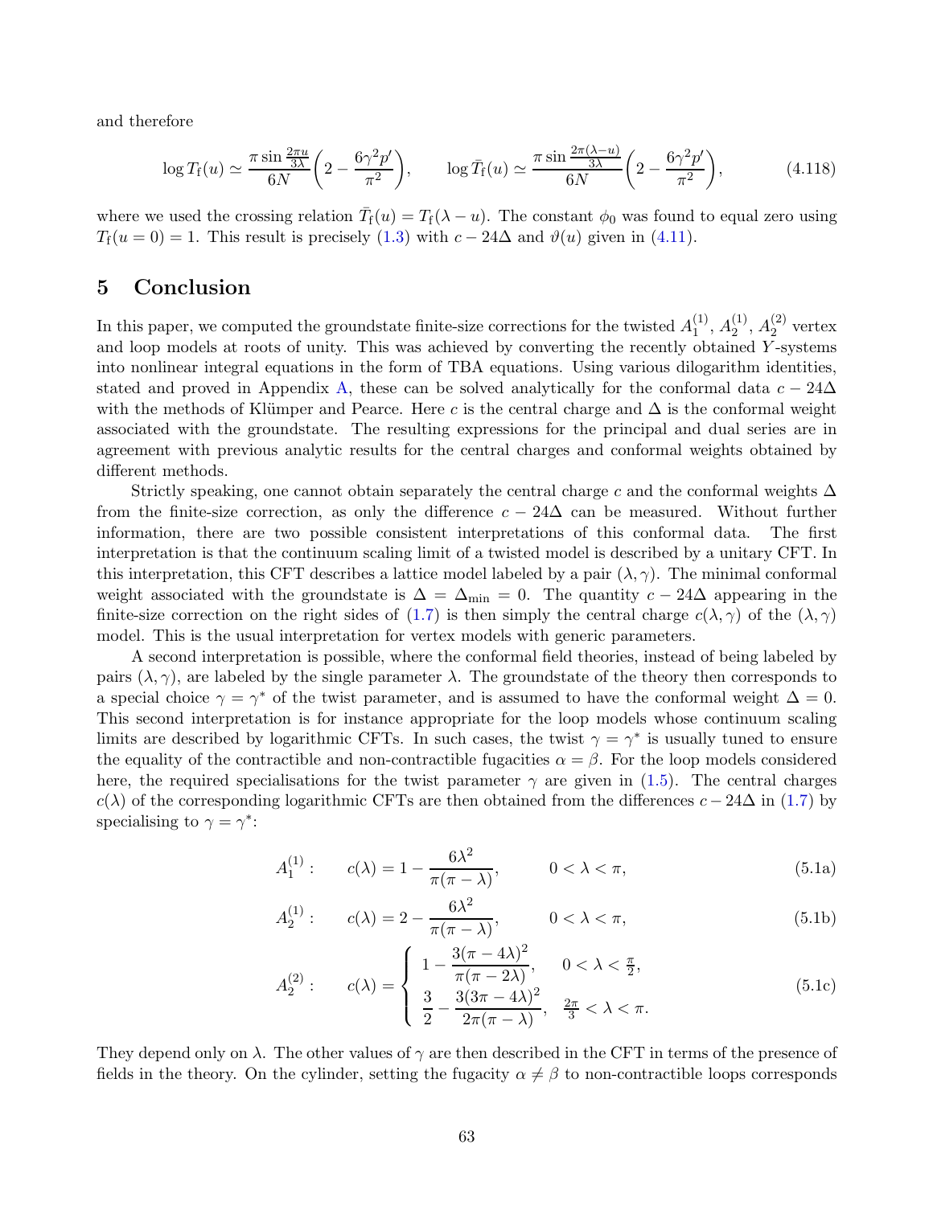and therefore

$$\log T_{\rm f}(u) \simeq \frac{\pi \sin \frac{2\pi u}{3\lambda}}{6N}\left(2 - \frac{6\gamma^2 p'}{\pi^2}\right), \qquad \log \bar{T}_{\rm f}(u) \simeq \frac{\pi \sin \frac{2\pi(\lambda - u)}{3\lambda}}{6N}\left(2 - \frac{6\gamma^2 p'}{\pi^2}\right), \tag{4.118}$$

where we used the crossing relation $\bar{T}_{\rm f}(u) = T_{\rm f}(\lambda - u)$. The constant $\phi_0$ was found to equal zero using $T_{\rm f}(u=0) = 1$. This result is precisely (1.3) with $c - 24\Delta$ and $\vartheta(u)$ given in (4.11).

## 5 Conclusion

In this paper, we computed the groundstate finite-size corrections for the twisted $A_1^{(1)}$, $A_2^{(1)}$, $A_2^{(2)}$ vertex and loop models at roots of unity. This was achieved by converting the recently obtained $Y$-systems into nonlinear integral equations in the form of TBA equations. Using various dilogarithm identities, stated and proved in Appendix A, these can be solved analytically for the conformal data $c - 24\Delta$ with the methods of Klümper and Pearce. Here $c$ is the central charge and $\Delta$ is the conformal weight associated with the groundstate. The resulting expressions for the principal and dual series are in agreement with previous analytic results for the central charges and conformal weights obtained by different methods.

Strictly speaking, one cannot obtain separately the central charge $c$ and the conformal weights $\Delta$ from the finite-size correction, as only the difference $c - 24\Delta$ can be measured. Without further information, there are two possible consistent interpretations of this conformal data. The first interpretation is that the continuum scaling limit of a twisted model is described by a unitary CFT. In this interpretation, this CFT describes a lattice model labeled by a pair $(\lambda, \gamma)$. The minimal conformal weight associated with the groundstate is $\Delta = \Delta_{\rm min} = 0$. The quantity $c - 24\Delta$ appearing in the finite-size correction on the right sides of (1.7) is then simply the central charge $c(\lambda, \gamma)$ of the $(\lambda, \gamma)$ model. This is the usual interpretation for vertex models with generic parameters.

A second interpretation is possible, where the conformal field theories, instead of being labeled by pairs $(\lambda, \gamma)$, are labeled by the single parameter $\lambda$. The groundstate of the theory then corresponds to a special choice $\gamma = \gamma^*$ of the twist parameter, and is assumed to have the conformal weight $\Delta = 0$. This second interpretation is for instance appropriate for the loop models whose continuum scaling limits are described by logarithmic CFTs. In such cases, the twist $\gamma = \gamma^*$ is usually tuned to ensure the equality of the contractible and non-contractible fugacities $\alpha = \beta$. For the loop models considered here, the required specialisations for the twist parameter $\gamma$ are given in (1.5). The central charges $c(\lambda)$ of the corresponding logarithmic CFTs are then obtained from the differences $c - 24\Delta$ in (1.7) by specialising to $\gamma = \gamma^*$:

$$A_1^{(1)}: \qquad c(\lambda) = 1 - \frac{6\lambda^2}{\pi(\pi - \lambda)}, \qquad 0 < \lambda < \pi, \tag{5.1a}$$

$$A_2^{(1)}: \qquad c(\lambda) = 2 - \frac{6\lambda^2}{\pi(\pi - \lambda)}, \qquad 0 < \lambda < \pi, \tag{5.1b}$$

$$A_2^{(2)}: \qquad c(\lambda) = \begin{cases} 1 - \dfrac{3(\pi - 4\lambda)^2}{\pi(\pi - 2\lambda)}, & 0 < \lambda < \frac{\pi}{2}, \\[2ex] \dfrac{3}{2} - \dfrac{3(3\pi - 4\lambda)^2}{2\pi(\pi - \lambda)}, & \frac{2\pi}{3} < \lambda < \pi. \end{cases} \tag{5.1c}$$

They depend only on $\lambda$. The other values of $\gamma$ are then described in the CFT in terms of the presence of fields in the theory. On the cylinder, setting the fugacity $\alpha \neq \beta$ to non-contractible loops corresponds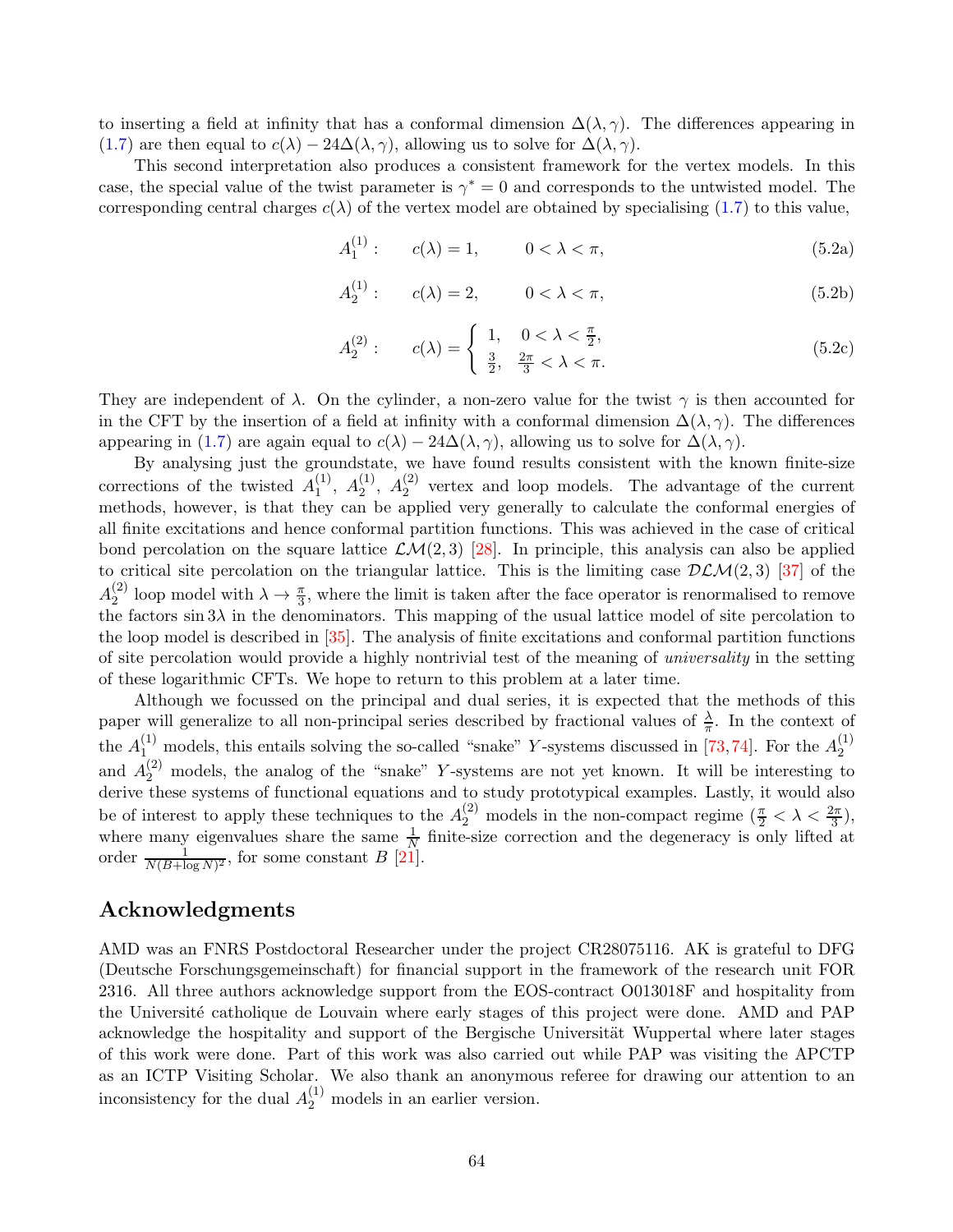to inserting a field at infinity that has a conformal dimension $\Delta(\lambda,\gamma)$. The differences appearing in (1.7) are then equal to $c(\lambda) - 24\Delta(\lambda,\gamma)$, allowing us to solve for $\Delta(\lambda,\gamma)$.

This second interpretation also produces a consistent framework for the vertex models. In this case, the special value of the twist parameter is $\gamma^* = 0$ and corresponds to the untwisted model. The corresponding central charges $c(\lambda)$ of the vertex model are obtained by specialising (1.7) to this value,

$$A_1^{(1)}: \qquad c(\lambda) = 1, \qquad 0 < \lambda < \pi, \tag{5.2a}$$

$$A_2^{(1)}: \qquad c(\lambda) = 2, \qquad 0 < \lambda < \pi, \tag{5.2b}$$

$$A_2^{(2)}: \qquad c(\lambda) = \begin{cases} 1, & 0 < \lambda < \frac{\pi}{2}, \\ \frac{3}{2}, & \frac{2\pi}{3} < \lambda < \pi. \end{cases} \tag{5.2c}$$

They are independent of $\lambda$. On the cylinder, a non-zero value for the twist $\gamma$ is then accounted for in the CFT by the insertion of a field at infinity with a conformal dimension $\Delta(\lambda,\gamma)$. The differences appearing in (1.7) are again equal to $c(\lambda) - 24\Delta(\lambda,\gamma)$, allowing us to solve for $\Delta(\lambda,\gamma)$.

By analysing just the groundstate, we have found results consistent with the known finite-size corrections of the twisted $A_1^{(1)}$, $A_2^{(1)}$, $A_2^{(2)}$ vertex and loop models. The advantage of the current methods, however, is that they can be applied very generally to calculate the conformal energies of all finite excitations and hence conformal partition functions. This was achieved in the case of critical bond percolation on the square lattice $\mathcal{LM}(2,3)$ [28]. In principle, this analysis can also be applied to critical site percolation on the triangular lattice. This is the limiting case $\mathcal{DLM}(2,3)$ [37] of the $A_2^{(2)}$ loop model with $\lambda \to \frac{\pi}{3}$, where the limit is taken after the face operator is renormalised to remove the factors $\sin 3\lambda$ in the denominators. This mapping of the usual lattice model of site percolation to the loop model is described in [35]. The analysis of finite excitations and conformal partition functions of site percolation would provide a highly nontrivial test of the meaning of *universality* in the setting of these logarithmic CFTs. We hope to return to this problem at a later time.

Although we focussed on the principal and dual series, it is expected that the methods of this paper will generalize to all non-principal series described by fractional values of $\frac{\lambda}{\pi}$. In the context of the $A_1^{(1)}$ models, this entails solving the so-called "snake" $Y$-systems discussed in [73,74]. For the $A_2^{(1)}$ and $A_2^{(2)}$ models, the analog of the "snake" $Y$-systems are not yet known. It will be interesting to derive these systems of functional equations and to study prototypical examples. Lastly, it would also be of interest to apply these techniques to the $A_2^{(2)}$ models in the non-compact regime ($\frac{\pi}{2} < \lambda < \frac{2\pi}{3}$), where many eigenvalues share the same $\frac{1}{N}$ finite-size correction and the degeneracy is only lifted at order $\frac{1}{N(B+\log N)^2}$, for some constant $B$ [21].

## Acknowledgments

AMD was an FNRS Postdoctoral Researcher under the project CR28075116. AK is grateful to DFG (Deutsche Forschungsgemeinschaft) for financial support in the framework of the research unit FOR 2316. All three authors acknowledge support from the EOS-contract O013018F and hospitality from the Université catholique de Louvain where early stages of this project were done. AMD and PAP acknowledge the hospitality and support of the Bergische Universität Wuppertal where later stages of this work were done. Part of this work was also carried out while PAP was visiting the APCTP as an ICTP Visiting Scholar. We also thank an anonymous referee for drawing our attention to an inconsistency for the dual $A_2^{(1)}$ models in an earlier version.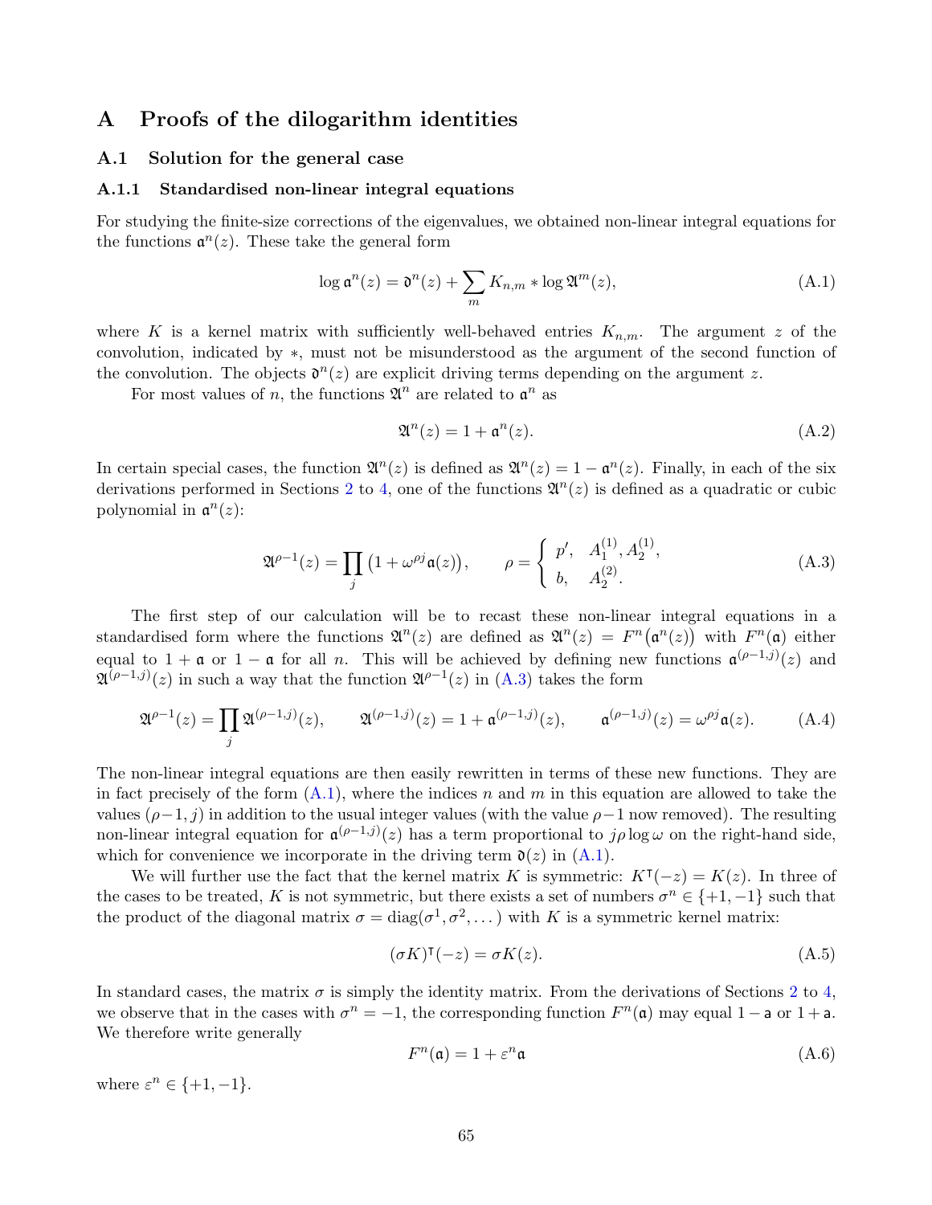# A Proofs of the dilogarithm identities

## A.1 Solution for the general case

### A.1.1 Standardised non-linear integral equations

For studying the finite-size corrections of the eigenvalues, we obtained non-linear integral equations for the functions $\mathfrak{a}^n(z)$. These take the general form

$$\log \mathfrak{a}^n(z) = \mathfrak{d}^n(z) + \sum_m K_{n,m} * \log \mathfrak{A}^m(z), \tag{A.1}$$

where $K$ is a kernel matrix with sufficiently well-behaved entries $K_{n,m}$. The argument $z$ of the convolution, indicated by $*$, must not be misunderstood as the argument of the second function of the convolution. The objects $\mathfrak{d}^n(z)$ are explicit driving terms depending on the argument $z$.

For most values of $n$, the functions $\mathfrak{A}^n$ are related to $\mathfrak{a}^n$ as

$$\mathfrak{A}^n(z) = 1 + \mathfrak{a}^n(z). \tag{A.2}$$

In certain special cases, the function $\mathfrak{A}^n(z)$ is defined as $\mathfrak{A}^n(z) = 1 - \mathfrak{a}^n(z)$. Finally, in each of the six derivations performed in Sections 2 to 4, one of the functions $\mathfrak{A}^n(z)$ is defined as a quadratic or cubic polynomial in $\mathfrak{a}^n(z)$:

$$\mathfrak{A}^{\rho-1}(z) = \prod_j \big(1 + \omega^{\rho j} \mathfrak{a}(z)\big), \qquad \rho = \begin{cases} p', & A_1^{(1)}, A_2^{(1)}, \\ b, & A_2^{(2)}. \end{cases} \tag{A.3}$$

The first step of our calculation will be to recast these non-linear integral equations in a standardised form where the functions $\mathfrak{A}^n(z)$ are defined as $\mathfrak{A}^n(z) = F^n\big(\mathfrak{a}^n(z)\big)$ with $F^n(\mathfrak{a})$ either equal to $1+\mathfrak{a}$ or $1-\mathfrak{a}$ for all $n$. This will be achieved by defining new functions $\mathfrak{a}^{(\rho-1,j)}(z)$ and $\mathfrak{A}^{(\rho-1,j)}(z)$ in such a way that the function $\mathfrak{A}^{\rho-1}(z)$ in (A.3) takes the form

$$\mathfrak{A}^{\rho-1}(z) = \prod_j \mathfrak{A}^{(\rho-1,j)}(z), \qquad \mathfrak{A}^{(\rho-1,j)}(z) = 1 + \mathfrak{a}^{(\rho-1,j)}(z), \qquad \mathfrak{a}^{(\rho-1,j)}(z) = \omega^{\rho j} \mathfrak{a}(z). \tag{A.4}$$

The non-linear integral equations are then easily rewritten in terms of these new functions. They are in fact precisely of the form (A.1), where the indices $n$ and $m$ in this equation are allowed to take the values $(\rho-1, j)$ in addition to the usual integer values (with the value $\rho-1$ now removed). The resulting non-linear integral equation for $\mathfrak{a}^{(\rho-1,j)}(z)$ has a term proportional to $j\rho \log \omega$ on the right-hand side, which for convenience we incorporate in the driving term $\mathfrak{d}(z)$ in (A.1).

We will further use the fact that the kernel matrix $K$ is symmetric: $K^\mathsf{T}(-z) = K(z)$. In three of the cases to be treated, $K$ is not symmetric, but there exists a set of numbers $\sigma^n \in \{+1, -1\}$ such that the product of the diagonal matrix $\sigma = \mathrm{diag}(\sigma^1, \sigma^2, \dots)$ with $K$ is a symmetric kernel matrix:

$$(\sigma K)^\mathsf{T}(-z) = \sigma K(z). \tag{A.5}$$

In standard cases, the matrix $\sigma$ is simply the identity matrix. From the derivations of Sections 2 to 4, we observe that in the cases with $\sigma^n = -1$, the corresponding function $F^n(\mathfrak{a})$ may equal $1 - \mathsf{a}$ or $1 + \mathsf{a}$. We therefore write generally

$$F^n(\mathfrak{a}) = 1 + \varepsilon^n \mathfrak{a} \tag{A.6}$$

where $\varepsilon^n \in \{+1, -1\}$.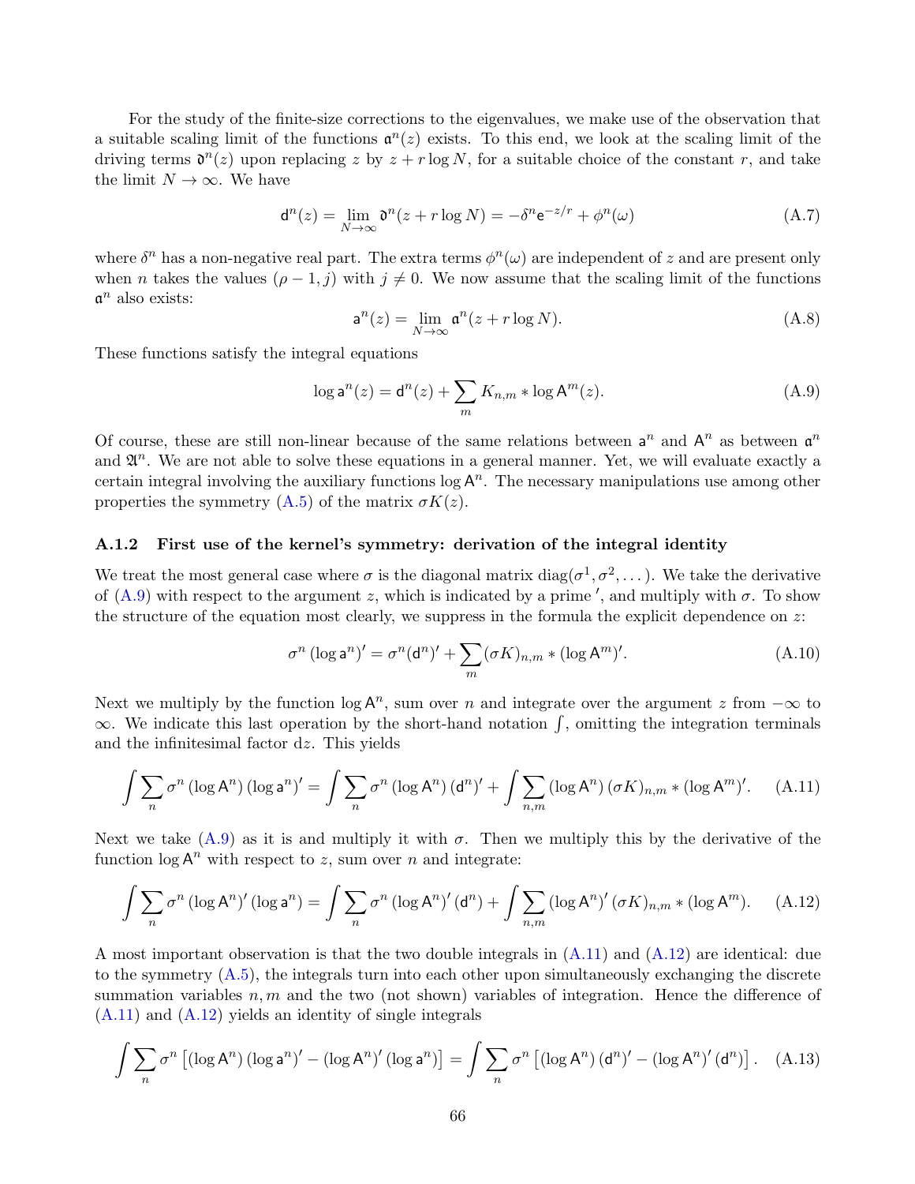For the study of the finite-size corrections to the eigenvalues, we make use of the observation that a suitable scaling limit of the functions $\mathfrak{a}^n(z)$ exists. To this end, we look at the scaling limit of the driving terms $\mathfrak{d}^n(z)$ upon replacing $z$ by $z + r \log N$, for a suitable choice of the constant $r$, and take the limit $N \to \infty$. We have

$$\mathsf{d}^n(z) = \lim_{N\to\infty} \mathfrak{d}^n(z + r\log N) = -\delta^n \mathrm{e}^{-z/r} + \phi^n(\omega) \tag{A.7}$$

where $\delta^n$ has a non-negative real part. The extra terms $\phi^n(\omega)$ are independent of $z$ and are present only when $n$ takes the values $(\rho-1, j)$ with $j \neq 0$. We now assume that the scaling limit of the functions $\mathfrak{a}^n$ also exists:

$$\mathsf{a}^n(z) = \lim_{N\to\infty} \mathfrak{a}^n(z + r\log N). \tag{A.8}$$

These functions satisfy the integral equations

$$\log \mathsf{a}^n(z) = \mathsf{d}^n(z) + \sum_m K_{n,m} * \log \mathsf{A}^m(z). \tag{A.9}$$

Of course, these are still non-linear because of the same relations between $\mathsf{a}^n$ and $\mathsf{A}^n$ as between $\mathfrak{a}^n$ and $\mathfrak{A}^n$. We are not able to solve these equations in a general manner. Yet, we will evaluate exactly a certain integral involving the auxiliary functions $\log \mathsf{A}^n$. The necessary manipulations use among other properties the symmetry (A.5) of the matrix $\sigma K(z)$.

### A.1.2 First use of the kernel's symmetry: derivation of the integral identity

We treat the most general case where $\sigma$ is the diagonal matrix $\mathrm{diag}(\sigma^1, \sigma^2, \dots)$. We take the derivative of (A.9) with respect to the argument $z$, which is indicated by a prime $'$, and multiply with $\sigma$. To show the structure of the equation most clearly, we suppress in the formula the explicit dependence on $z$:

$$\sigma^n \left(\log \mathsf{a}^n\right)' = \sigma^n (\mathsf{d}^n)' + \sum_m (\sigma K)_{n,m} * (\log \mathsf{A}^m)'. \tag{A.10}$$

Next we multiply by the function $\log \mathsf{A}^n$, sum over $n$ and integrate over the argument $z$ from $-\infty$ to $\infty$. We indicate this last operation by the short-hand notation $\int$, omitting the integration terminals and the infinitesimal factor $\mathrm{d}z$. This yields

$$\int \sum_n \sigma^n \left(\log \mathsf{A}^n\right) \left(\log \mathsf{a}^n\right)' = \int \sum_n \sigma^n \left(\log \mathsf{A}^n\right) (\mathsf{d}^n)' + \int \sum_{n,m} \left(\log \mathsf{A}^n\right) (\sigma K)_{n,m} * (\log \mathsf{A}^m)'. \tag{A.11}$$

Next we take (A.9) as it is and multiply it with $\sigma$. Then we multiply this by the derivative of the function $\log \mathsf{A}^n$ with respect to $z$, sum over $n$ and integrate:

$$\int \sum_n \sigma^n \left(\log \mathsf{A}^n\right)' \left(\log \mathsf{a}^n\right) = \int \sum_n \sigma^n \left(\log \mathsf{A}^n\right)' (\mathsf{d}^n) + \int \sum_{n,m} \left(\log \mathsf{A}^n\right)' (\sigma K)_{n,m} * (\log \mathsf{A}^m). \tag{A.12}$$

A most important observation is that the two double integrals in (A.11) and (A.12) are identical: due to the symmetry (A.5), the integrals turn into each other upon simultaneously exchanging the discrete summation variables $n, m$ and the two (not shown) variables of integration. Hence the difference of (A.11) and (A.12) yields an identity of single integrals

$$\int \sum_n \sigma^n \left[ \left(\log \mathsf{A}^n\right) \left(\log \mathsf{a}^n\right)' - \left(\log \mathsf{A}^n\right)' \left(\log \mathsf{a}^n\right) \right] = \int \sum_n \sigma^n \left[ \left(\log \mathsf{A}^n\right) (\mathsf{d}^n)' - \left(\log \mathsf{A}^n\right)' (\mathsf{d}^n) \right]. \tag{A.13}$$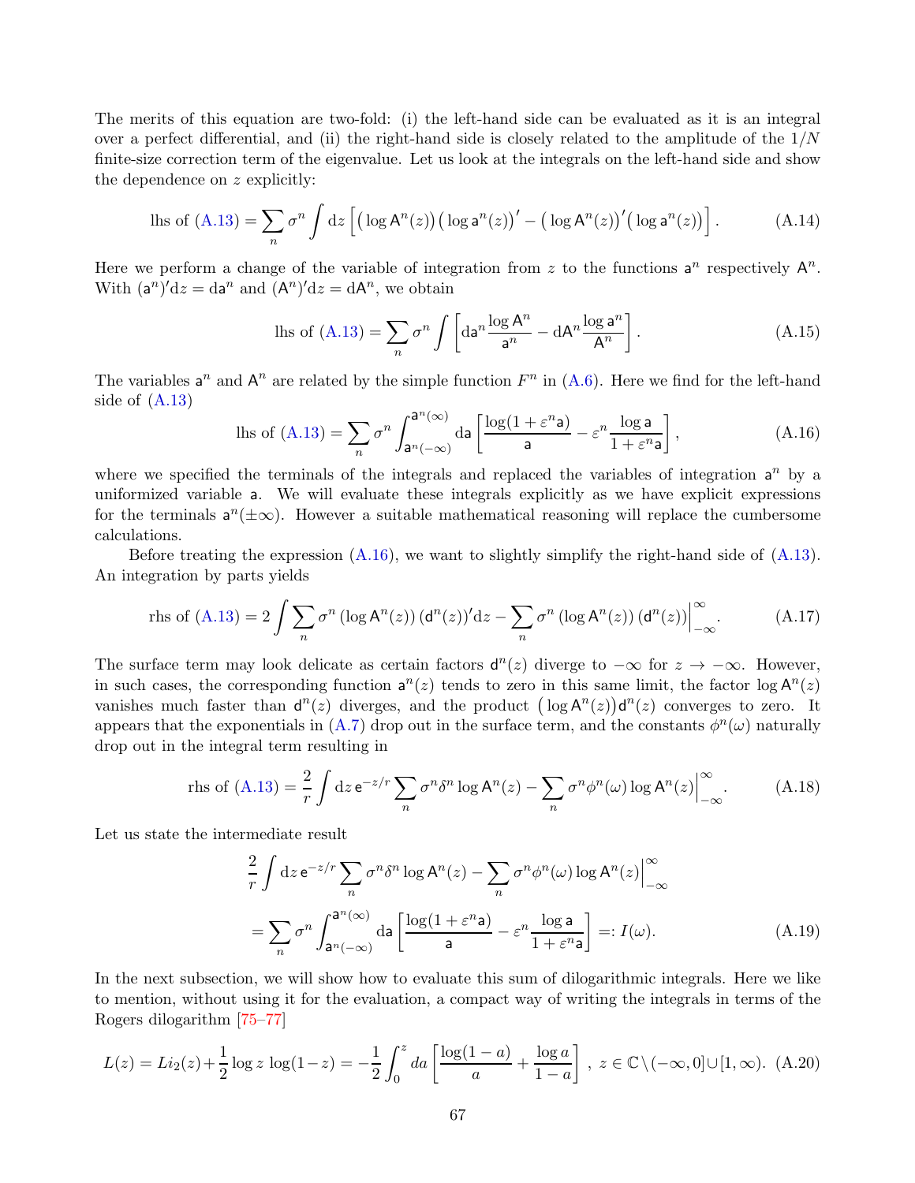The merits of this equation are two-fold: (i) the left-hand side can be evaluated as it is an integral over a perfect differential, and (ii) the right-hand side is closely related to the amplitude of the $1/N$ finite-size correction term of the eigenvalue. Let us look at the integrals on the left-hand side and show the dependence on $z$ explicitly:

$$\text{lhs of (A.13)} = \sum_n \sigma^n \int \mathrm{d}z \left[ \big(\log \mathsf{A}^n(z)\big)\big(\log \mathsf{a}^n(z)\big)' - \big(\log \mathsf{A}^n(z)\big)'\big(\log \mathsf{a}^n(z)\big) \right]. \tag{A.14}$$

Here we perform a change of the variable of integration from $z$ to the functions $\mathsf{a}^n$ respectively $\mathsf{A}^n$. With $(\mathsf{a}^n)'\mathrm{d}z = \mathrm{d}\mathsf{a}^n$ and $(\mathsf{A}^n)'\mathrm{d}z = \mathrm{d}\mathsf{A}^n$, we obtain

$$\text{lhs of (A.13)} = \sum_n \sigma^n \int \left[ \mathrm{d}\mathsf{a}^n \frac{\log \mathsf{A}^n}{\mathsf{a}^n} - \mathrm{d}\mathsf{A}^n \frac{\log \mathsf{a}^n}{\mathsf{A}^n} \right]. \tag{A.15}$$

The variables $\mathsf{a}^n$ and $\mathsf{A}^n$ are related by the simple function $F^n$ in (A.6). Here we find for the left-hand side of (A.13)

$$\text{lhs of (A.13)} = \sum_n \sigma^n \int_{\mathsf{a}^n(-\infty)}^{\mathsf{a}^n(\infty)} \mathrm{d}\mathsf{a} \left[ \frac{\log(1+\varepsilon^n \mathsf{a})}{\mathsf{a}} - \varepsilon^n \frac{\log \mathsf{a}}{1+\varepsilon^n \mathsf{a}} \right], \tag{A.16}$$

where we specified the terminals of the integrals and replaced the variables of integration $\mathsf{a}^n$ by a uniformized variable $\mathsf{a}$. We will evaluate these integrals explicitly as we have explicit expressions for the terminals $\mathsf{a}^n(\pm\infty)$. However a suitable mathematical reasoning will replace the cumbersome calculations.

Before treating the expression (A.16), we want to slightly simplify the right-hand side of (A.13). An integration by parts yields

$$\text{rhs of (A.13)} = 2 \int \sum_n \sigma^n \left(\log \mathsf{A}^n(z)\right) (\mathsf{d}^n(z))' \mathrm{d}z - \sum_n \sigma^n \left(\log \mathsf{A}^n(z)\right) (\mathsf{d}^n(z)) \Big|_{-\infty}^{\infty}. \tag{A.17}$$

The surface term may look delicate as certain factors $\mathsf{d}^n(z)$ diverge to $-\infty$ for $z \to -\infty$. However, in such cases, the corresponding function $\mathsf{a}^n(z)$ tends to zero in this same limit, the factor $\log \mathsf{A}^n(z)$ vanishes much faster than $\mathsf{d}^n(z)$ diverges, and the product $\big(\log \mathsf{A}^n(z)\big)\mathsf{d}^n(z)$ converges to zero. It appears that the exponentials in (A.7) drop out in the surface term, and the constants $\phi^n(\omega)$ naturally drop out in the integral term resulting in

$$\text{rhs of (A.13)} = \frac{2}{r} \int \mathrm{d}z\, \mathsf{e}^{-z/r} \sum_n \sigma^n \delta^n \log \mathsf{A}^n(z) - \sum_n \sigma^n \phi^n(\omega) \log \mathsf{A}^n(z) \Big|_{-\infty}^{\infty}. \tag{A.18}$$

Let us state the intermediate result

$$\begin{aligned} &\frac{2}{r} \int \mathrm{d}z\, \mathsf{e}^{-z/r} \sum_n \sigma^n \delta^n \log \mathsf{A}^n(z) - \sum_n \sigma^n \phi^n(\omega) \log \mathsf{A}^n(z) \Big|_{-\infty}^{\infty} \\ &= \sum_n \sigma^n \int_{\mathsf{a}^n(-\infty)}^{\mathsf{a}^n(\infty)} \mathrm{d}\mathsf{a} \left[ \frac{\log(1+\varepsilon^n \mathsf{a})}{\mathsf{a}} - \varepsilon^n \frac{\log \mathsf{a}}{1+\varepsilon^n \mathsf{a}} \right] =: I(\omega). \end{aligned} \tag{A.19}$$

In the next subsection, we will show how to evaluate this sum of dilogarithmic integrals. Here we like to mention, without using it for the evaluation, a compact way of writing the integrals in terms of the Rogers dilogarithm [75–77]

$$L(z) = Li_2(z) + \frac{1}{2}\log z\, \log(1-z) = -\frac{1}{2}\int_0^z da \left[ \frac{\log(1-a)}{a} + \frac{\log a}{1-a} \right],\ z \in \mathbb{C}\setminus(-\infty, 0] \cup [1, \infty). \tag{A.20}$$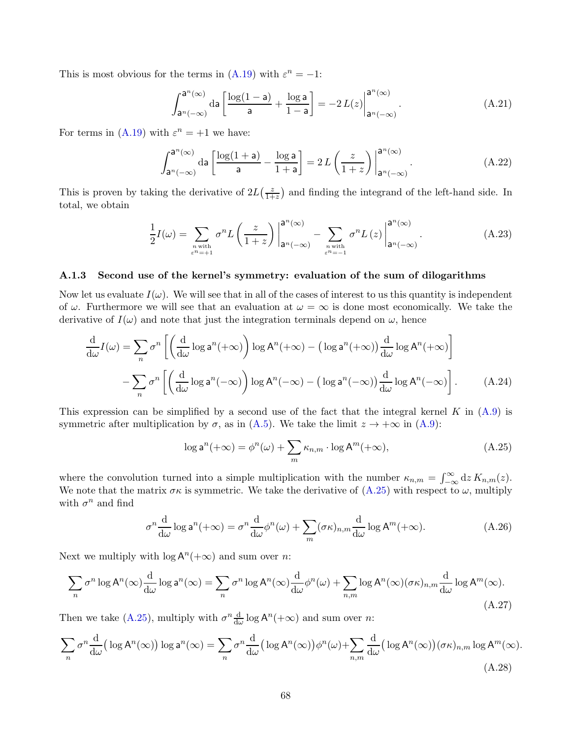This is most obvious for the terms in (A.19) with $\varepsilon^n = -1$:

$$\int_{\mathsf{a}^n(-\infty)}^{\mathsf{a}^n(\infty)} \mathrm{d}\mathsf{a} \left[ \frac{\log(1-\mathsf{a})}{\mathsf{a}} + \frac{\log \mathsf{a}}{1-\mathsf{a}} \right] = -2\, L(z) \Big|_{\mathsf{a}^n(-\infty)}^{\mathsf{a}^n(\infty)} . \tag{A.21}$$

For terms in (A.19) with $\varepsilon^n = +1$ we have:

$$\int_{\mathsf{a}^n(-\infty)}^{\mathsf{a}^n(\infty)} \mathrm{d}\mathsf{a} \left[ \frac{\log(1+\mathsf{a})}{\mathsf{a}} - \frac{\log \mathsf{a}}{1+\mathsf{a}} \right] = 2\, L\left(\frac{z}{1+z}\right) \Big|_{\mathsf{a}^n(-\infty)}^{\mathsf{a}^n(\infty)} . \tag{A.22}$$

This is proven by taking the derivative of $2L\big(\frac{z}{1+z}\big)$ and finding the integrand of the left-hand side. In total, we obtain

$$\frac{1}{2} I(\omega) = \sum_{\substack{n \text{ with} \\ \varepsilon^n = +1}} \sigma^n L\left(\frac{z}{1+z}\right) \Big|_{\mathsf{a}^n(-\infty)}^{\mathsf{a}^n(\infty)} - \sum_{\substack{n \text{ with} \\ \varepsilon^n = -1}} \sigma^n L\left(z\right) \Big|_{\mathsf{a}^n(-\infty)}^{\mathsf{a}^n(\infty)} . \tag{A.23}$$

### A.1.3 Second use of the kernel's symmetry: evaluation of the sum of dilogarithms

Now let us evaluate $I(\omega)$. We will see that in all of the cases of interest to us this quantity is independent of $\omega$. Furthermore we will see that an evaluation at $\omega = \infty$ is done most economically. We take the derivative of $I(\omega)$ and note that just the integration terminals depend on $\omega$, hence

$$\begin{aligned} \frac{\mathrm{d}}{\mathrm{d}\omega} I(\omega) = &\sum_n \sigma^n \left[ \left( \frac{\mathrm{d}}{\mathrm{d}\omega} \log \mathsf{a}^n(+\infty) \right) \log \mathsf{A}^n(+\infty) - \big( \log \mathsf{a}^n(+\infty) \big) \frac{\mathrm{d}}{\mathrm{d}\omega} \log \mathsf{A}^n(+\infty) \right] \\ &- \sum_n \sigma^n \left[ \left( \frac{\mathrm{d}}{\mathrm{d}\omega} \log \mathsf{a}^n(-\infty) \right) \log \mathsf{A}^n(-\infty) - \big( \log \mathsf{a}^n(-\infty) \big) \frac{\mathrm{d}}{\mathrm{d}\omega} \log \mathsf{A}^n(-\infty) \right] . \end{aligned} \tag{A.24}$$

This expression can be simplified by a second use of the fact that the integral kernel $K$ in (A.9) is symmetric after multiplication by $\sigma$, as in (A.5). We take the limit $z \to +\infty$ in (A.9):

$$\log \mathsf{a}^n(+\infty) = \phi^n(\omega) + \sum_m \kappa_{n,m} \cdot \log \mathsf{A}^m(+\infty), \tag{A.25}$$

where the convolution turned into a simple multiplication with the number $\kappa_{n,m} = \int_{-\infty}^{\infty} \mathrm{d}z\, K_{n,m}(z)$. We note that the matrix $\sigma\kappa$ is symmetric. We take the derivative of (A.25) with respect to $\omega$, multiply with $\sigma^n$ and find

$$\sigma^n \frac{\mathrm{d}}{\mathrm{d}\omega} \log \mathsf{a}^n(+\infty) = \sigma^n \frac{\mathrm{d}}{\mathrm{d}\omega} \phi^n(\omega) + \sum_m (\sigma\kappa)_{n,m} \frac{\mathrm{d}}{\mathrm{d}\omega} \log \mathsf{A}^m(+\infty). \tag{A.26}$$

Next we multiply with $\log \mathsf{A}^n(+\infty)$ and sum over $n$:

$$\sum_n \sigma^n \log \mathsf{A}^n(\infty) \frac{\mathrm{d}}{\mathrm{d}\omega} \log \mathsf{a}^n(\infty) = \sum_n \sigma^n \log \mathsf{A}^n(\infty) \frac{\mathrm{d}}{\mathrm{d}\omega} \phi^n(\omega) + \sum_{n,m} \log \mathsf{A}^n(\infty) (\sigma\kappa)_{n,m} \frac{\mathrm{d}}{\mathrm{d}\omega} \log \mathsf{A}^m(\infty). \tag{A.27}$$

Then we take (A.25), multiply with $\sigma^n \frac{\mathrm{d}}{\mathrm{d}\omega} \log \mathsf{A}^n(+\infty)$ and sum over $n$:

$$\sum_n \sigma^n \frac{\mathrm{d}}{\mathrm{d}\omega} \big( \log \mathsf{A}^n(\infty) \big) \log \mathsf{a}^n(\infty) = \sum_n \sigma^n \frac{\mathrm{d}}{\mathrm{d}\omega} \big( \log \mathsf{A}^n(\infty) \big) \phi^n(\omega) + \sum_{n,m} \frac{\mathrm{d}}{\mathrm{d}\omega} \big( \log \mathsf{A}^n(\infty) \big) (\sigma\kappa)_{n,m} \log \mathsf{A}^m(\infty). \tag{A.28}$$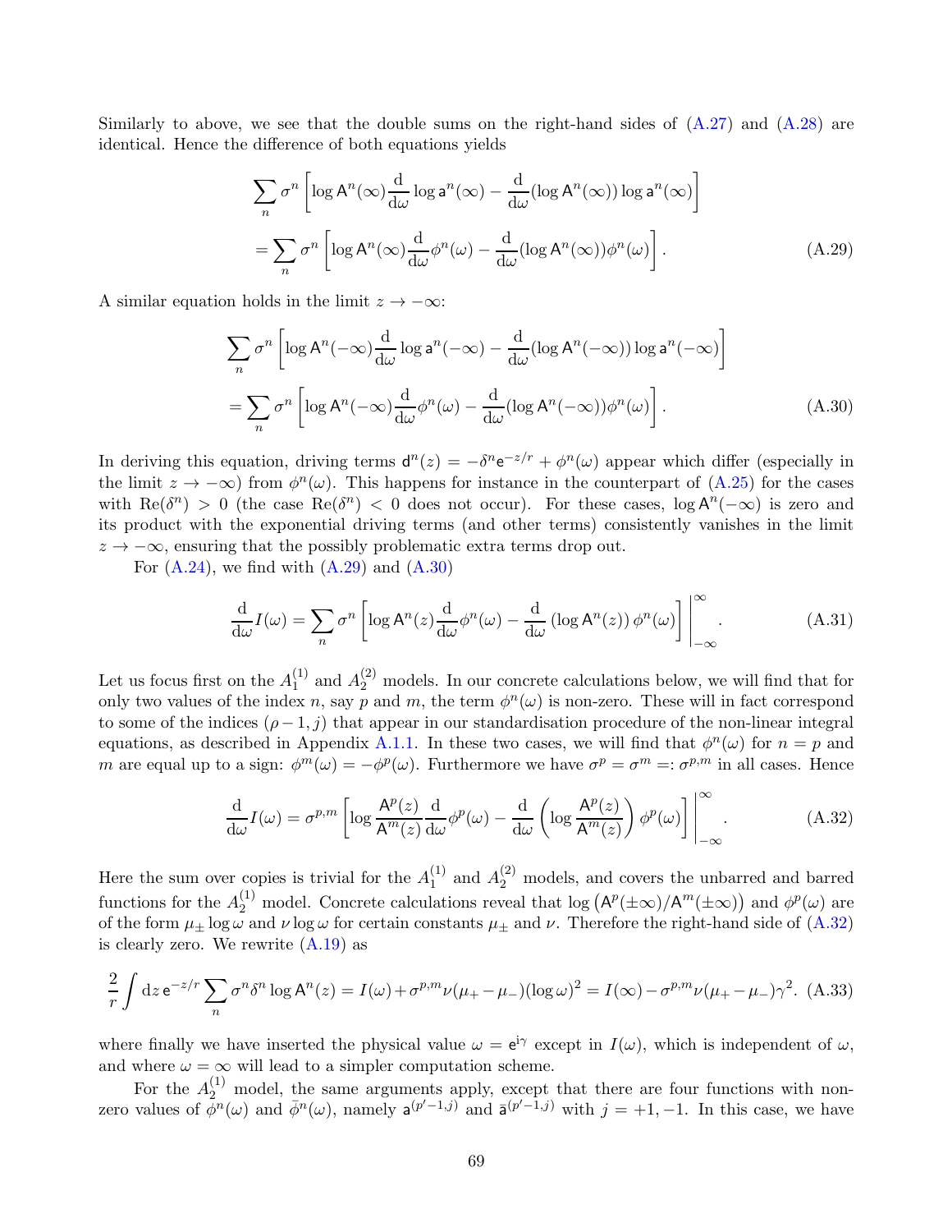Similarly to above, we see that the double sums on the right-hand sides of (A.27) and (A.28) are identical. Hence the difference of both equations yields

$$\sum_n \sigma^n \left[\log \mathsf{A}^n(\infty)\frac{\mathrm{d}}{\mathrm{d}\omega}\log \mathsf{a}^n(\infty) - \frac{\mathrm{d}}{\mathrm{d}\omega}(\log \mathsf{A}^n(\infty))\log \mathsf{a}^n(\infty)\right]$$
$$= \sum_n \sigma^n \left[\log \mathsf{A}^n(\infty)\frac{\mathrm{d}}{\mathrm{d}\omega}\phi^n(\omega) - \frac{\mathrm{d}}{\mathrm{d}\omega}(\log \mathsf{A}^n(\infty))\phi^n(\omega)\right]. \tag{A.29}$$

A similar equation holds in the limit $z \to -\infty$:

$$\sum_n \sigma^n \left[\log \mathsf{A}^n(-\infty)\frac{\mathrm{d}}{\mathrm{d}\omega}\log \mathsf{a}^n(-\infty) - \frac{\mathrm{d}}{\mathrm{d}\omega}(\log \mathsf{A}^n(-\infty))\log \mathsf{a}^n(-\infty)\right]$$
$$= \sum_n \sigma^n \left[\log \mathsf{A}^n(-\infty)\frac{\mathrm{d}}{\mathrm{d}\omega}\phi^n(\omega) - \frac{\mathrm{d}}{\mathrm{d}\omega}(\log \mathsf{A}^n(-\infty))\phi^n(\omega)\right]. \tag{A.30}$$

In deriving this equation, driving terms $\mathsf{d}^n(z) = -\delta^n \mathrm{e}^{-z/r} + \phi^n(\omega)$ appear which differ (especially in the limit $z \to -\infty$) from $\phi^n(\omega)$. This happens for instance in the counterpart of (A.25) for the cases with $\mathrm{Re}(\delta^n) > 0$ (the case $\mathrm{Re}(\delta^n) < 0$ does not occur). For these cases, $\log \mathsf{A}^n(-\infty)$ is zero and its product with the exponential driving terms (and other terms) consistently vanishes in the limit $z \to -\infty$, ensuring that the possibly problematic extra terms drop out.

For (A.24), we find with (A.29) and (A.30)

$$\frac{\mathrm{d}}{\mathrm{d}\omega}I(\omega) = \sum_n \sigma^n \left[\log \mathsf{A}^n(z)\frac{\mathrm{d}}{\mathrm{d}\omega}\phi^n(\omega) - \frac{\mathrm{d}}{\mathrm{d}\omega}\left(\log \mathsf{A}^n(z)\right)\phi^n(\omega)\right]\Bigg|_{-\infty}^{\infty}. \tag{A.31}$$

Let us focus first on the $A_1^{(1)}$ and $A_2^{(2)}$ models. In our concrete calculations below, we will find that for only two values of the index $n$, say $p$ and $m$, the term $\phi^n(\omega)$ is non-zero. These will in fact correspond to some of the indices $(\rho - 1, j)$ that appear in our standardisation procedure of the non-linear integral equations, as described in Appendix A.1.1. In these two cases, we will find that $\phi^n(\omega)$ for $n = p$ and $m$ are equal up to a sign: $\phi^m(\omega) = -\phi^p(\omega)$. Furthermore we have $\sigma^p = \sigma^m =: \sigma^{p,m}$ in all cases. Hence

$$\frac{\mathrm{d}}{\mathrm{d}\omega}I(\omega) = \sigma^{p,m}\left[\log \frac{\mathsf{A}^p(z)}{\mathsf{A}^m(z)}\frac{\mathrm{d}}{\mathrm{d}\omega}\phi^p(\omega) - \frac{\mathrm{d}}{\mathrm{d}\omega}\left(\log \frac{\mathsf{A}^p(z)}{\mathsf{A}^m(z)}\right)\phi^p(\omega)\right]\Bigg|_{-\infty}^{\infty}. \tag{A.32}$$

Here the sum over copies is trivial for the $A_1^{(1)}$ and $A_2^{(2)}$ models, and covers the unbarred and barred functions for the $A_2^{(1)}$ model. Concrete calculations reveal that $\log\left(\mathsf{A}^p(\pm\infty)/\mathsf{A}^m(\pm\infty)\right)$ and $\phi^p(\omega)$ are of the form $\mu_\pm \log \omega$ and $\nu \log \omega$ for certain constants $\mu_\pm$ and $\nu$. Therefore the right-hand side of (A.32) is clearly zero. We rewrite (A.19) as

$$\frac{2}{r}\int \mathrm{d}z\, \mathrm{e}^{-z/r}\sum_n \sigma^n \delta^n \log \mathsf{A}^n(z) = I(\omega) + \sigma^{p,m}\nu(\mu_+ - \mu_-)(\log\omega)^2 = I(\infty) - \sigma^{p,m}\nu(\mu_+ - \mu_-)\gamma^2. \tag{A.33}$$

where finally we have inserted the physical value $\omega = \mathrm{e}^{\mathrm{i}\gamma}$ except in $I(\omega)$, which is independent of $\omega$, and where $\omega = \infty$ will lead to a simpler computation scheme.

For the $A_2^{(1)}$ model, the same arguments apply, except that there are four functions with non-zero values of $\phi^n(\omega)$ and $\bar{\phi}^n(\omega)$, namely $\mathsf{a}^{(p'-1,j)}$ and $\bar{\mathsf{a}}^{(p'-1,j)}$ with $j = +1, -1$. In this case, we have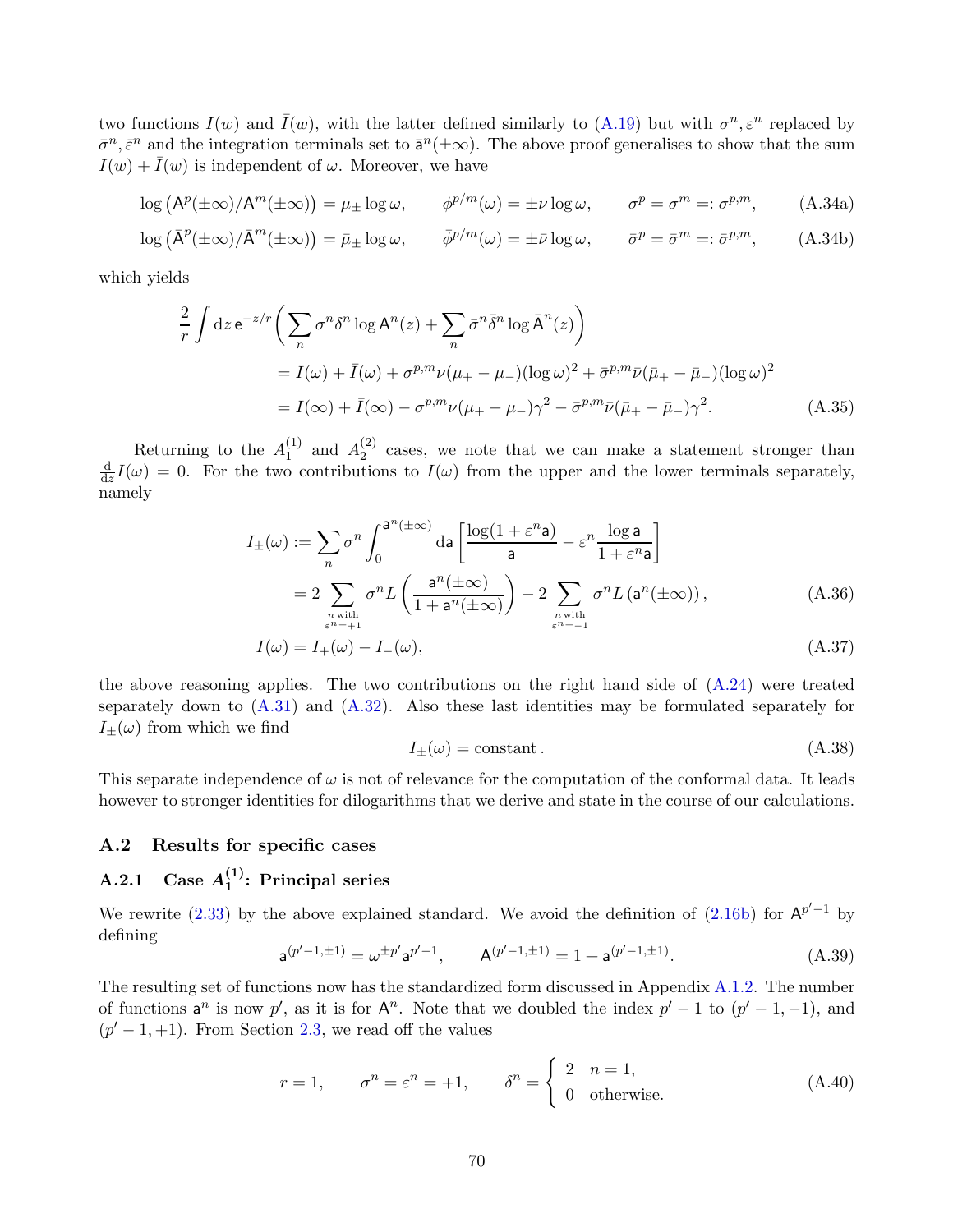two functions $I(w)$ and $\bar{I}(w)$, with the latter defined similarly to (A.19) but with $\sigma^n, \varepsilon^n$ replaced by $\bar{\sigma}^n, \bar{\varepsilon}^n$ and the integration terminals set to $\bar{\mathsf{a}}^n(\pm\infty)$. The above proof generalises to show that the sum $I(w) + \bar{I}(w)$ is independent of $\omega$. Moreover, we have

$$\log\left(\mathsf{A}^p(\pm\infty)/\mathsf{A}^m(\pm\infty)\right) = \mu_\pm \log\omega, \qquad \phi^{p/m}(\omega) = \pm\nu\log\omega, \qquad \sigma^p = \sigma^m =: \sigma^{p,m}, \tag{A.34a}$$

$$\log\left(\bar{\mathsf{A}}^p(\pm\infty)/\bar{\mathsf{A}}^m(\pm\infty)\right) = \bar{\mu}_\pm \log\omega, \qquad \bar{\phi}^{p/m}(\omega) = \pm\bar{\nu}\log\omega, \qquad \bar{\sigma}^p = \bar{\sigma}^m =: \bar{\sigma}^{p,m}, \tag{A.34b}$$

which yields

$$\begin{aligned}
\frac{2}{r}\int \mathrm{d}z\, \mathsf{e}^{-z/r}\bigg(\sum_n \sigma^n\delta^n \log\mathsf{A}^n(z) + \sum_n \bar{\sigma}^n\bar{\delta}^n\log\bar{\mathsf{A}}^n(z)\bigg)& \\
= I(\omega) + \bar{I}(\omega) + \sigma^{p,m}\nu(\mu_+ - \mu_-)(\log\omega)^2 + \bar{\sigma}^{p,m}\bar{\nu}(\bar{\mu}_+ - \bar{\mu}_-)(\log\omega)^2& \\
= I(\infty) + \bar{I}(\infty) - \sigma^{p,m}\nu(\mu_+ - \mu_-)\gamma^2 - \bar{\sigma}^{p,m}\bar{\nu}(\bar{\mu}_+ - \bar{\mu}_-)\gamma^2.&
\end{aligned}\tag{A.35}$$

Returning to the $A_1^{(1)}$ and $A_2^{(2)}$ cases, we note that we can make a statement stronger than $\frac{\mathrm{d}}{\mathrm{d}z}I(\omega) = 0$. For the two contributions to $I(\omega)$ from the upper and the lower terminals separately, namely

$$\begin{aligned}
I_\pm(\omega) &:= \sum_n \sigma^n \int_0^{\mathsf{a}^n(\pm\infty)} \mathrm{d}\mathsf{a}\left[\frac{\log(1+\varepsilon^n\mathsf{a})}{\mathsf{a}} - \varepsilon^n\frac{\log\mathsf{a}}{1+\varepsilon^n\mathsf{a}}\right] \\
&= 2\sum_{\substack{n\text{ with}\\ \varepsilon^n=+1}} \sigma^n L\left(\frac{\mathsf{a}^n(\pm\infty)}{1+\mathsf{a}^n(\pm\infty)}\right) - 2\sum_{\substack{n\text{ with}\\ \varepsilon^n=-1}} \sigma^n L\left(\mathsf{a}^n(\pm\infty)\right),
\end{aligned}\tag{A.36}$$

$$I(\omega) = I_+(\omega) - I_-(\omega), \tag{A.37}$$

the above reasoning applies. The two contributions on the right hand side of (A.24) were treated separately down to (A.31) and (A.32). Also these last identities may be formulated separately for $I_\pm(\omega)$ from which we find

$$I_\pm(\omega) = \text{constant}\,. \tag{A.38}$$

This separate independence of $\omega$ is not of relevance for the computation of the conformal data. It leads however to stronger identities for dilogarithms that we derive and state in the course of our calculations.

## A.2 Results for specific cases

### A.2.1 Case $A_1^{(1)}$: Principal series

We rewrite (2.33) by the above explained standard. We avoid the definition of (2.16b) for $\mathsf{A}^{p'-1}$ by defining

$$\mathsf{a}^{(p'-1,\pm1)} = \omega^{\pm p'}\mathsf{a}^{p'-1}, \qquad \mathsf{A}^{(p'-1,\pm1)} = 1 + \mathsf{a}^{(p'-1,\pm1)}. \tag{A.39}$$

The resulting set of functions now has the standardized form discussed in Appendix A.1.2. The number of functions $\mathsf{a}^n$ is now $p'$, as it is for $\mathsf{A}^n$. Note that we doubled the index $p'-1$ to $(p'-1,-1)$, and $(p'-1,+1)$. From Section 2.3, we read off the values

$$r = 1, \qquad \sigma^n = \varepsilon^n = +1, \qquad \delta^n = \begin{cases} 2 & n = 1, \\ 0 & \text{otherwise.}\end{cases} \tag{A.40}$$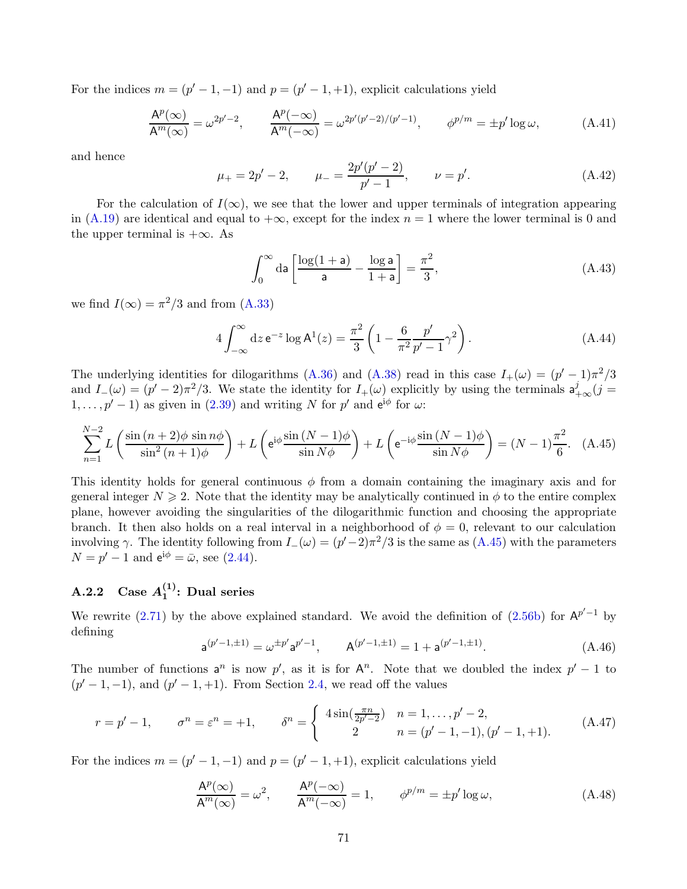For the indices $m = (p'-1,-1)$ and $p = (p'-1,+1)$, explicit calculations yield

$$\frac{\mathsf{A}^p(\infty)}{\mathsf{A}^m(\infty)} = \omega^{2p'-2}, \qquad \frac{\mathsf{A}^p(-\infty)}{\mathsf{A}^m(-\infty)} = \omega^{2p'(p'-2)/(p'-1)}, \qquad \phi^{p/m} = \pm p' \log \omega, \tag{A.41}$$

and hence

$$\mu_+ = 2p'-2, \qquad \mu_- = \frac{2p'(p'-2)}{p'-1}, \qquad \nu = p'. \tag{A.42}$$

For the calculation of $I(\infty)$, we see that the lower and upper terminals of integration appearing in (A.19) are identical and equal to $+\infty$, except for the index $n=1$ where the lower terminal is 0 and the upper terminal is $+\infty$. As

$$\int_0^\infty \mathrm{d}\mathsf{a} \left[\frac{\log(1+\mathsf{a})}{\mathsf{a}} - \frac{\log \mathsf{a}}{1+\mathsf{a}}\right] = \frac{\pi^2}{3}, \tag{A.43}$$

we find $I(\infty) = \pi^2/3$ and from (A.33)

$$4\int_{-\infty}^{\infty} \mathrm{d}z\, \mathsf{e}^{-z} \log \mathsf{A}^1(z) = \frac{\pi^2}{3}\left(1 - \frac{6}{\pi^2}\frac{p'}{p'-1}\gamma^2\right). \tag{A.44}$$

The underlying identities for dilogarithms (A.36) and (A.38) read in this case $I_+(\omega) = (p'-1)\pi^2/3$ and $I_-(\omega) = (p'-2)\pi^2/3$. We state the identity for $I_+(\omega)$ explicitly by using the terminals $\mathsf{a}^j_{+\infty} (j = 1,\ldots,p'-1)$ as given in (2.39) and writing $N$ for $p'$ and $\mathsf{e}^{\mathrm{i}\phi}$ for $\omega$:

$$\sum_{n=1}^{N-2} L\left(\frac{\sin(n+2)\phi\, \sin n\phi}{\sin^2(n+1)\phi}\right) + L\left(\mathsf{e}^{\mathrm{i}\phi}\frac{\sin(N-1)\phi}{\sin N\phi}\right) + L\left(\mathsf{e}^{-\mathrm{i}\phi}\frac{\sin(N-1)\phi}{\sin N\phi}\right) = (N-1)\frac{\pi^2}{6}. \tag{A.45}$$

This identity holds for general continuous $\phi$ from a domain containing the imaginary axis and for general integer $N \geqslant 2$. Note that the identity may be analytically continued in $\phi$ to the entire complex plane, however avoiding the singularities of the dilogarithmic function and choosing the appropriate branch. It then also holds on a real interval in a neighborhood of $\phi = 0$, relevant to our calculation involving $\gamma$. The identity following from $I_-(\omega) = (p'-2)\pi^2/3$ is the same as (A.45) with the parameters $N = p'-1$ and $\mathsf{e}^{\mathrm{i}\phi} = \bar{\omega}$, see (2.44).

### A.2.2 Case $A_1^{(1)}$: Dual series

We rewrite (2.71) by the above explained standard. We avoid the definition of (2.56b) for $\mathsf{A}^{p'-1}$ by defining

$$\mathsf{a}^{(p'-1,\pm 1)} = \omega^{\pm p'}\mathsf{a}^{p'-1}, \qquad \mathsf{A}^{(p'-1,\pm 1)} = 1 + \mathsf{a}^{(p'-1,\pm 1)}. \tag{A.46}$$

The number of functions $\mathsf{a}^n$ is now $p'$, as it is for $\mathsf{A}^n$. Note that we doubled the index $p'-1$ to $(p'-1,-1)$, and $(p'-1,+1)$. From Section 2.4, we read off the values

$$r = p'-1, \qquad \sigma^n = \varepsilon^n = +1, \qquad \delta^n = \begin{cases} 4\sin(\frac{\pi n}{2p'-2}) & n = 1,\ldots,p'-2, \\ 2 & n = (p'-1,-1),(p'-1,+1). \end{cases} \tag{A.47}$$

For the indices $m = (p'-1,-1)$ and $p = (p'-1,+1)$, explicit calculations yield

$$\frac{\mathsf{A}^p(\infty)}{\mathsf{A}^m(\infty)} = \omega^2, \qquad \frac{\mathsf{A}^p(-\infty)}{\mathsf{A}^m(-\infty)} = 1, \qquad \phi^{p/m} = \pm p' \log \omega, \tag{A.48}$$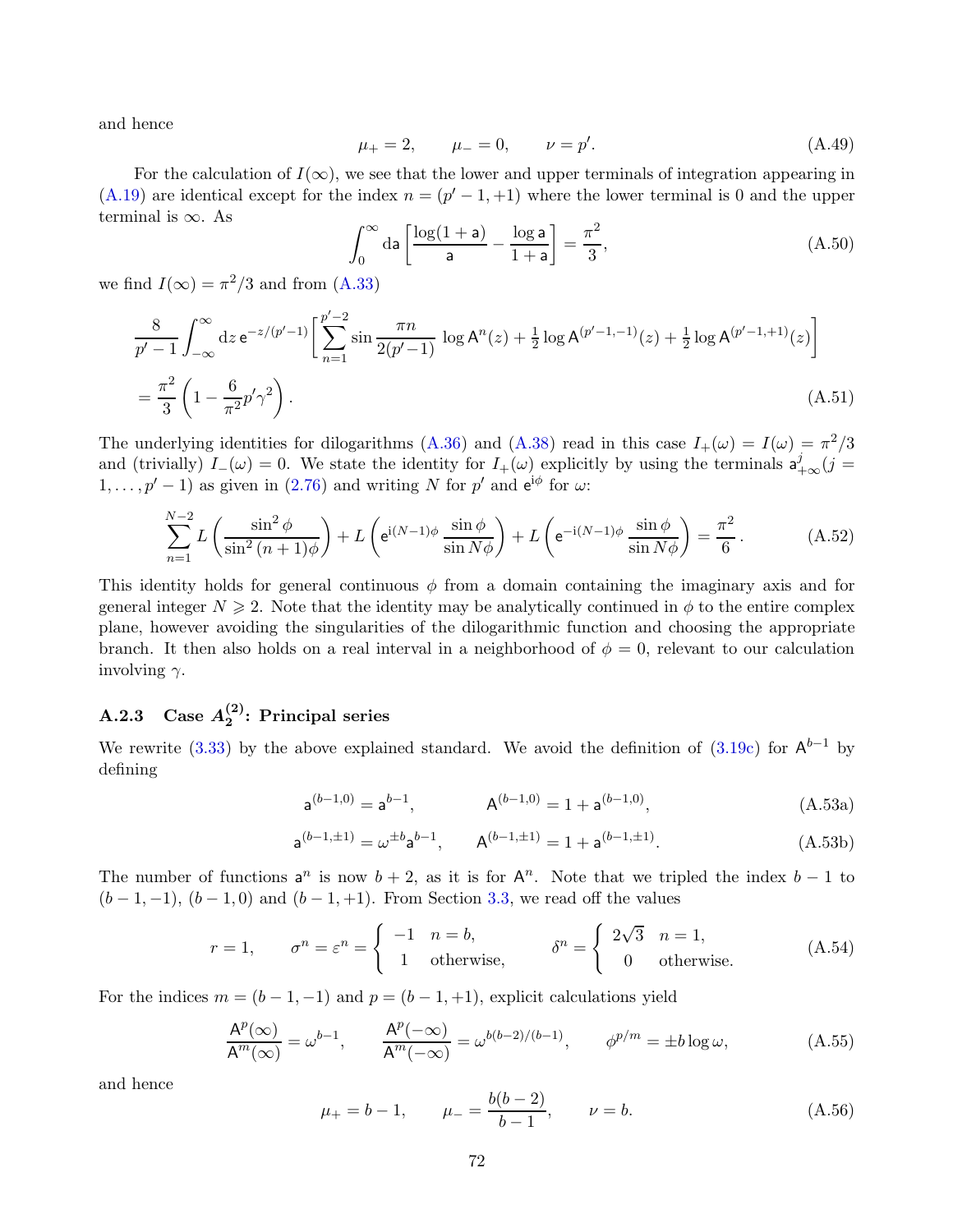and hence

$$\mu_+ = 2, \qquad \mu_- = 0, \qquad \nu = p'. \tag{A.49}$$

For the calculation of $I(\infty)$, we see that the lower and upper terminals of integration appearing in (A.19) are identical except for the index $n = (p'-1, +1)$ where the lower terminal is 0 and the upper terminal is $\infty$. As

$$\int_0^\infty \mathrm{d}\mathsf{a} \left[ \frac{\log(1+\mathsf{a})}{\mathsf{a}} - \frac{\log \mathsf{a}}{1+\mathsf{a}} \right] = \frac{\pi^2}{3}, \tag{A.50}$$

we find $I(\infty) = \pi^2/3$ and from (A.33)

$$\begin{aligned} &\frac{8}{p'-1} \int_{-\infty}^{\infty} \mathrm{d}z\, \mathrm{e}^{-z/(p'-1)} \left[ \sum_{n=1}^{p'-2} \sin \frac{\pi n}{2(p'-1)}\, \log \mathsf{A}^n(z) + \tfrac{1}{2} \log \mathsf{A}^{(p'-1,-1)}(z) + \tfrac{1}{2} \log \mathsf{A}^{(p'-1,+1)}(z) \right] \\ &= \frac{\pi^2}{3} \left( 1 - \frac{6}{\pi^2} p' \gamma^2 \right). \end{aligned} \tag{A.51}$$

The underlying identities for dilogarithms (A.36) and (A.38) read in this case $I_+(\omega) = I(\omega) = \pi^2/3$ and (trivially) $I_-(\omega) = 0$. We state the identity for $I_+(\omega)$ explicitly by using the terminals $\mathsf{a}^j_{+\infty} (j = 1, \ldots, p'-1)$ as given in (2.76) and writing $N$ for $p'$ and $\mathrm{e}^{\mathrm{i}\phi}$ for $\omega$:

$$\sum_{n=1}^{N-2} L\left( \frac{\sin^2 \phi}{\sin^2 (n+1)\phi} \right) + L\left( \mathrm{e}^{\mathrm{i}(N-1)\phi}\, \frac{\sin \phi}{\sin N\phi} \right) + L\left( \mathrm{e}^{-\mathrm{i}(N-1)\phi}\, \frac{\sin \phi}{\sin N\phi} \right) = \frac{\pi^2}{6}. \tag{A.52}$$

This identity holds for general continuous $\phi$ from a domain containing the imaginary axis and for general integer $N \geqslant 2$. Note that the identity may be analytically continued in $\phi$ to the entire complex plane, however avoiding the singularities of the dilogarithmic function and choosing the appropriate branch. It then also holds on a real interval in a neighborhood of $\phi = 0$, relevant to our calculation involving $\gamma$.

### A.2.3 Case $A_2^{(2)}$: Principal series

We rewrite (3.33) by the above explained standard. We avoid the definition of (3.19c) for $\mathsf{A}^{b-1}$ by defining

$$\mathsf{a}^{(b-1,0)} = \mathsf{a}^{b-1}, \qquad \mathsf{A}^{(b-1,0)} = 1 + \mathsf{a}^{(b-1,0)}, \tag{A.53a}$$

$$\mathsf{a}^{(b-1,\pm 1)} = \omega^{\pm b} \mathsf{a}^{b-1}, \qquad \mathsf{A}^{(b-1,\pm 1)} = 1 + \mathsf{a}^{(b-1,\pm 1)}. \tag{A.53b}$$

The number of functions $\mathsf{a}^n$ is now $b+2$, as it is for $\mathsf{A}^n$. Note that we tripled the index $b-1$ to $(b-1,-1)$, $(b-1,0)$ and $(b-1,+1)$. From Section 3.3, we read off the values

$$r = 1, \qquad \sigma^n = \varepsilon^n = \begin{cases} -1 & n = b, \\ \ \ 1 & \text{otherwise}, \end{cases} \qquad \delta^n = \begin{cases} 2\sqrt{3} & n = 1, \\ \ \ 0 & \text{otherwise}. \end{cases} \tag{A.54}$$

For the indices $m = (b-1,-1)$ and $p = (b-1,+1)$, explicit calculations yield

$$\frac{\mathsf{A}^p(\infty)}{\mathsf{A}^m(\infty)} = \omega^{b-1}, \qquad \frac{\mathsf{A}^p(-\infty)}{\mathsf{A}^m(-\infty)} = \omega^{b(b-2)/(b-1)}, \qquad \phi^{p/m} = \pm b \log \omega, \tag{A.55}$$

and hence

$$\mu_+ = b-1, \qquad \mu_- = \frac{b(b-2)}{b-1}, \qquad \nu = b. \tag{A.56}$$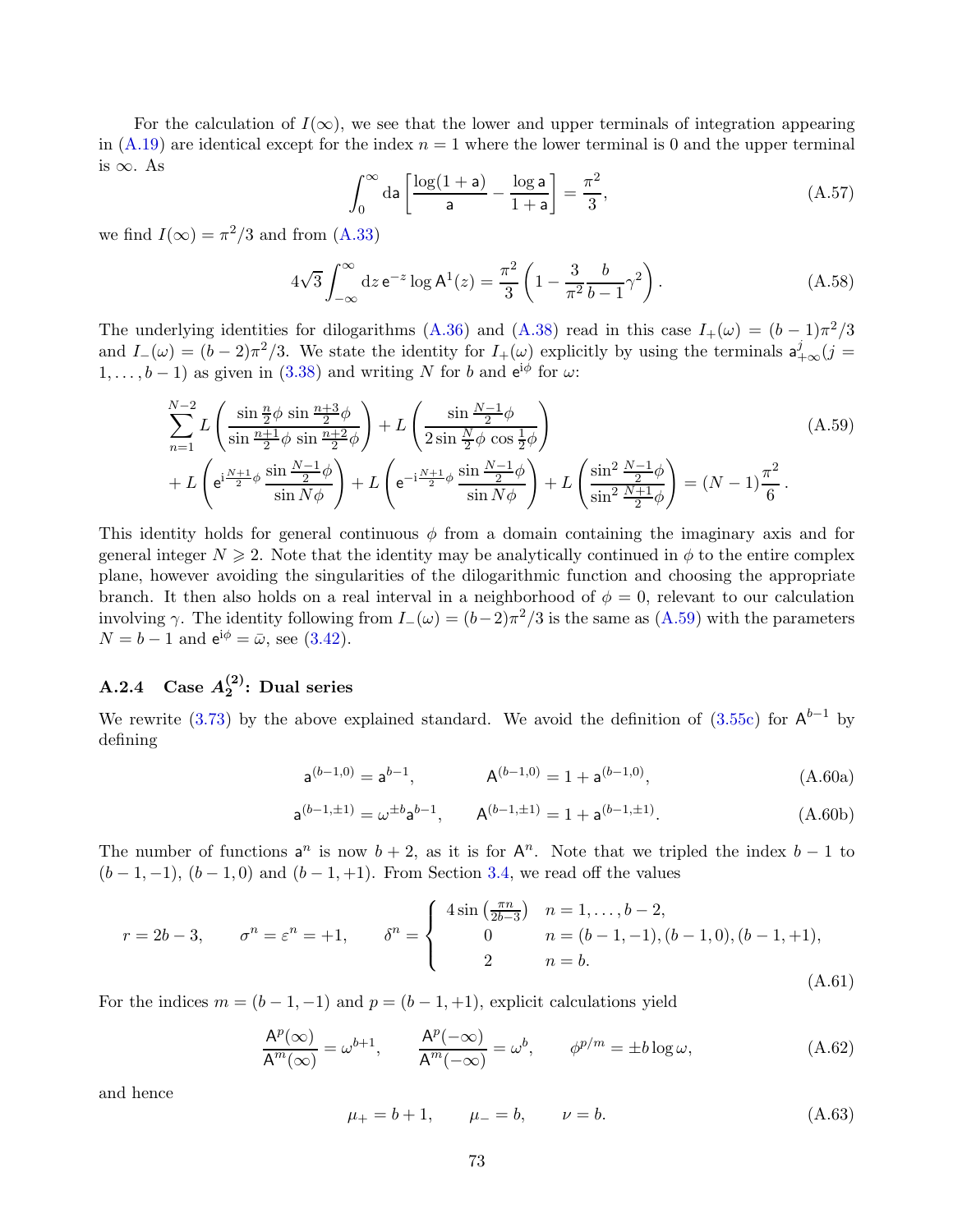For the calculation of $I(\infty)$, we see that the lower and upper terminals of integration appearing in (A.19) are identical except for the index $n = 1$ where the lower terminal is 0 and the upper terminal is $\infty$. As

$$\int_0^\infty \mathrm{d}\mathsf{a} \left[\frac{\log(1+\mathsf{a})}{\mathsf{a}} - \frac{\log \mathsf{a}}{1+\mathsf{a}}\right] = \frac{\pi^2}{3}, \tag{A.57}$$

we find $I(\infty) = \pi^2/3$ and from (A.33)

$$4\sqrt{3}\int_{-\infty}^{\infty} \mathrm{d}z\, \mathsf{e}^{-z} \log \mathsf{A}^1(z) = \frac{\pi^2}{3}\left(1 - \frac{3}{\pi^2}\frac{b}{b-1}\gamma^2\right). \tag{A.58}$$

The underlying identities for dilogarithms (A.36) and (A.38) read in this case $I_+(\omega) = (b-1)\pi^2/3$ and $I_-(\omega) = (b-2)\pi^2/3$. We state the identity for $I_+(\omega)$ explicitly by using the terminals $\mathsf{a}^j_{+\infty}(j = 1, \ldots, b-1)$ as given in (3.38) and writing $N$ for $b$ and $\mathsf{e}^{\mathrm{i}\phi}$ for $\omega$:

$$\begin{aligned}
&\sum_{n=1}^{N-2} L\left(\frac{\sin\frac{n}{2}\phi\,\sin\frac{n+3}{2}\phi}{\sin\frac{n+1}{2}\phi\,\sin\frac{n+2}{2}\phi}\right) + L\left(\frac{\sin\frac{N-1}{2}\phi}{2\sin\frac{N}{2}\phi\,\cos\frac{1}{2}\phi}\right) \\
&+ L\left(\mathsf{e}^{\mathrm{i}\frac{N+1}{2}\phi}\,\frac{\sin\frac{N-1}{2}\phi}{\sin N\phi}\right) + L\left(\mathsf{e}^{-\mathrm{i}\frac{N+1}{2}\phi}\,\frac{\sin\frac{N-1}{2}\phi}{\sin N\phi}\right) + L\left(\frac{\sin^2\frac{N-1}{2}\phi}{\sin^2\frac{N+1}{2}\phi}\right) = (N-1)\frac{\pi^2}{6}\,.
\end{aligned} \tag{A.59}$$

This identity holds for general continuous $\phi$ from a domain containing the imaginary axis and for general integer $N \geqslant 2$. Note that the identity may be analytically continued in $\phi$ to the entire complex plane, however avoiding the singularities of the dilogarithmic function and choosing the appropriate branch. It then also holds on a real interval in a neighborhood of $\phi = 0$, relevant to our calculation involving $\gamma$. The identity following from $I_-(\omega) = (b-2)\pi^2/3$ is the same as (A.59) with the parameters $N = b-1$ and $\mathsf{e}^{\mathrm{i}\phi} = \bar{\omega}$, see (3.42).

### A.2.4 Case $A_2^{(2)}$: Dual series

We rewrite (3.73) by the above explained standard. We avoid the definition of (3.55c) for $\mathsf{A}^{b-1}$ by defining

$$\mathsf{a}^{(b-1,0)} = \mathsf{a}^{b-1}, \qquad \mathsf{A}^{(b-1,0)} = 1 + \mathsf{a}^{(b-1,0)}, \tag{A.60a}$$

$$\mathsf{a}^{(b-1,\pm1)} = \omega^{\pm b}\mathsf{a}^{b-1}, \qquad \mathsf{A}^{(b-1,\pm1)} = 1 + \mathsf{a}^{(b-1,\pm1)}. \tag{A.60b}$$

The number of functions $\mathsf{a}^n$ is now $b+2$, as it is for $\mathsf{A}^n$. Note that we tripled the index $b-1$ to $(b-1,-1)$, $(b-1,0)$ and $(b-1,+1)$. From Section 3.4, we read off the values

$$r = 2b-3, \qquad \sigma^n = \varepsilon^n = +1, \qquad \delta^n = \begin{cases} 4\sin\left(\frac{\pi n}{2b-3}\right) & n = 1, \ldots, b-2, \\ 0 & n = (b-1,-1), (b-1,0), (b-1,+1), \\ 2 & n = b. \end{cases} \tag{A.61}$$

For the indices $m = (b-1,-1)$ and $p = (b-1,+1)$, explicit calculations yield

$$\frac{\mathsf{A}^p(\infty)}{\mathsf{A}^m(\infty)} = \omega^{b+1}, \qquad \frac{\mathsf{A}^p(-\infty)}{\mathsf{A}^m(-\infty)} = \omega^b, \qquad \phi^{p/m} = \pm b\log\omega, \tag{A.62}$$

and hence

$$\mu_+ = b+1, \qquad \mu_- = b, \qquad \nu = b. \tag{A.63}$$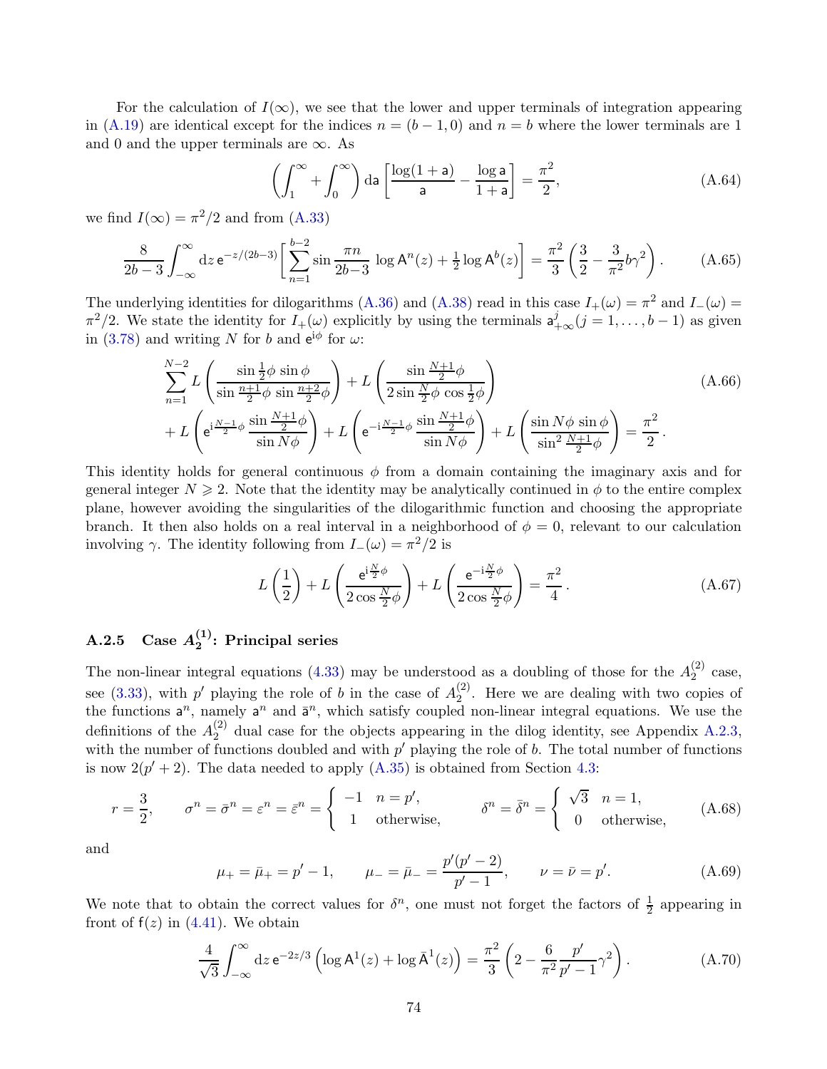For the calculation of $I(\infty)$, we see that the lower and upper terminals of integration appearing in (A.19) are identical except for the indices $n = (b-1, 0)$ and $n = b$ where the lower terminals are 1 and 0 and the upper terminals are $\infty$. As

$$\left(\int_1^\infty + \int_0^\infty\right) \mathrm{d}\mathsf{a} \left[\frac{\log(1+\mathsf{a})}{\mathsf{a}} - \frac{\log \mathsf{a}}{1+\mathsf{a}}\right] = \frac{\pi^2}{2}, \tag{A.64}$$

we find $I(\infty) = \pi^2/2$ and from (A.33)

$$\frac{8}{2b-3}\int_{-\infty}^{\infty} \mathrm{d}z\, \mathrm{e}^{-z/(2b-3)} \left[\sum_{n=1}^{b-2} \sin\frac{\pi n}{2b-3}\, \log \mathsf{A}^n(z) + \tfrac{1}{2}\log \mathsf{A}^b(z)\right] = \frac{\pi^2}{3}\left(\frac{3}{2} - \frac{3}{\pi^2} b\gamma^2\right). \tag{A.65}$$

The underlying identities for dilogarithms (A.36) and (A.38) read in this case $I_+(\omega) = \pi^2$ and $I_-(\omega) = \pi^2/2$. We state the identity for $I_+(\omega)$ explicitly by using the terminals $\mathsf{a}^j_{+\infty} (j = 1, \ldots, b-1)$ as given in (3.78) and writing $N$ for $b$ and $\mathrm{e}^{\mathrm{i}\phi}$ for $\omega$:

$$\begin{aligned}
&\sum_{n=1}^{N-2} L\left(\frac{\sin\frac{1}{2}\phi\,\sin\phi}{\sin\frac{n+1}{2}\phi\,\sin\frac{n+2}{2}\phi}\right) + L\left(\frac{\sin\frac{N+1}{2}\phi}{2\sin\frac{N}{2}\phi\,\cos\frac{1}{2}\phi}\right) \\
&+ L\left(\mathrm{e}^{\mathrm{i}\frac{N-1}{2}\phi}\,\frac{\sin\frac{N+1}{2}\phi}{\sin N\phi}\right) + L\left(\mathrm{e}^{-\mathrm{i}\frac{N-1}{2}\phi}\,\frac{\sin\frac{N+1}{2}\phi}{\sin N\phi}\right) + L\left(\frac{\sin N\phi\,\sin\phi}{\sin^2\frac{N+1}{2}\phi}\right) = \frac{\pi^2}{2}\,.
\end{aligned} \tag{A.66}$$

This identity holds for general continuous $\phi$ from a domain containing the imaginary axis and for general integer $N \geqslant 2$. Note that the identity may be analytically continued in $\phi$ to the entire complex plane, however avoiding the singularities of the dilogarithmic function and choosing the appropriate branch. It then also holds on a real interval in a neighborhood of $\phi = 0$, relevant to our calculation involving $\gamma$. The identity following from $I_-(\omega) = \pi^2/2$ is

$$L\left(\frac{1}{2}\right) + L\left(\frac{\mathrm{e}^{\mathrm{i}\frac{N}{2}\phi}}{2\cos\frac{N}{2}\phi}\right) + L\left(\frac{\mathrm{e}^{-\mathrm{i}\frac{N}{2}\phi}}{2\cos\frac{N}{2}\phi}\right) = \frac{\pi^2}{4}\,. \tag{A.67}$$

### A.2.5 Case $A_2^{(1)}$: Principal series

The non-linear integral equations (4.33) may be understood as a doubling of those for the $A_2^{(2)}$ case, see (3.33), with $p'$ playing the role of $b$ in the case of $A_2^{(2)}$. Here we are dealing with two copies of the functions $\mathsf{a}^n$, namely $\mathsf{a}^n$ and $\bar{\mathsf{a}}^n$, which satisfy coupled non-linear integral equations. We use the definitions of the $A_2^{(2)}$ dual case for the objects appearing in the dilog identity, see Appendix A.2.3, with the number of functions doubled and with $p'$ playing the role of $b$. The total number of functions is now $2(p'+2)$. The data needed to apply (A.35) is obtained from Section 4.3:

$$r = \frac{3}{2}, \qquad \sigma^n = \bar{\sigma}^n = \varepsilon^n = \bar{\varepsilon}^n = \begin{cases} -1 & n = p', \\ 1 & \text{otherwise}, \end{cases} \qquad \delta^n = \bar{\delta}^n = \begin{cases} \sqrt{3} & n = 1, \\ 0 & \text{otherwise}, \end{cases} \tag{A.68}$$

and

$$\mu_+ = \bar{\mu}_+ = p' - 1, \qquad \mu_- = \bar{\mu}_- = \frac{p'(p'-2)}{p'-1}, \qquad \nu = \bar{\nu} = p'. \tag{A.69}$$

We note that to obtain the correct values for $\delta^n$, one must not forget the factors of $\frac{1}{2}$ appearing in front of $\mathsf{f}(z)$ in (4.41). We obtain

$$\frac{4}{\sqrt{3}}\int_{-\infty}^{\infty} \mathrm{d}z\, \mathrm{e}^{-2z/3}\left(\log \mathsf{A}^1(z) + \log \bar{\mathsf{A}}^1(z)\right) = \frac{\pi^2}{3}\left(2 - \frac{6}{\pi^2}\frac{p'}{p'-1}\gamma^2\right). \tag{A.70}$$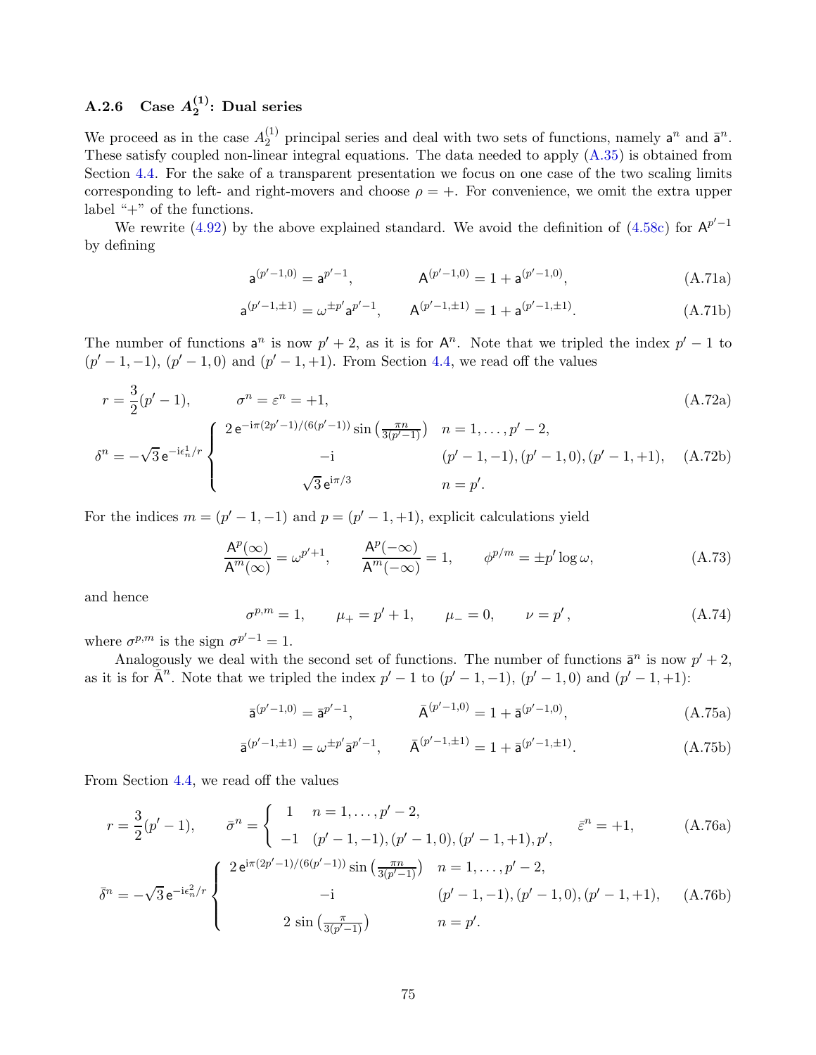### A.2.6 Case $A_2^{(1)}$: Dual series

We proceed as in the case $A_2^{(1)}$ principal series and deal with two sets of functions, namely $\mathsf{a}^n$ and $\bar{\mathsf{a}}^n$. These satisfy coupled non-linear integral equations. The data needed to apply (A.35) is obtained from Section 4.4. For the sake of a transparent presentation we focus on one case of the two scaling limits corresponding to left- and right-movers and choose $\rho = +$. For convenience, we omit the extra upper label "+" of the functions.

We rewrite (4.92) by the above explained standard. We avoid the definition of (4.58c) for $\mathsf{A}^{p'-1}$ by defining

$$\mathsf{a}^{(p'-1,0)} = \mathsf{a}^{p'-1}, \qquad \mathsf{A}^{(p'-1,0)} = 1 + \mathsf{a}^{(p'-1,0)}, \tag{A.71a}$$

$$\mathsf{a}^{(p'-1,\pm1)} = \omega^{\pm p'}\mathsf{a}^{p'-1}, \qquad \mathsf{A}^{(p'-1,\pm1)} = 1 + \mathsf{a}^{(p'-1,\pm1)}. \tag{A.71b}$$

The number of functions $\mathsf{a}^n$ is now $p'+2$, as it is for $\mathsf{A}^n$. Note that we tripled the index $p'-1$ to $(p'-1,-1)$, $(p'-1,0)$ and $(p'-1,+1)$. From Section 4.4, we read off the values

$$r = \frac{3}{2}(p'-1), \qquad \sigma^n = \varepsilon^n = +1, \tag{A.72a}$$

$$\delta^n = -\sqrt{3}\,\mathrm{e}^{-\mathrm{i}\epsilon_n^1/r}\begin{cases} 2\,\mathrm{e}^{-\mathrm{i}\pi(2p'-1)/(6(p'-1))}\sin\left(\frac{\pi n}{3(p'-1)}\right) & n = 1,\dots,p'-2, \\ -\mathrm{i} & (p'-1,-1),(p'-1,0),(p'-1,+1), \\ \sqrt{3}\,\mathrm{e}^{\mathrm{i}\pi/3} & n = p'. \end{cases} \tag{A.72b}$$

For the indices $m = (p'-1,-1)$ and $p = (p'-1,+1)$, explicit calculations yield

$$\frac{\mathsf{A}^p(\infty)}{\mathsf{A}^m(\infty)} = \omega^{p'+1}, \qquad \frac{\mathsf{A}^p(-\infty)}{\mathsf{A}^m(-\infty)} = 1, \qquad \phi^{p/m} = \pm p'\log\omega, \tag{A.73}$$

and hence

$$\sigma^{p,m} = 1, \qquad \mu_+ = p'+1, \qquad \mu_- = 0, \qquad \nu = p', \tag{A.74}$$

where $\sigma^{p,m}$ is the sign $\sigma^{p'-1} = 1$.

Analogously we deal with the second set of functions. The number of functions $\bar{\mathsf{a}}^n$ is now $p'+2$, as it is for $\bar{\mathsf{A}}^n$. Note that we tripled the index $p'-1$ to $(p'-1,-1)$, $(p'-1,0)$ and $(p'-1,+1)$:

$$\bar{\mathsf{a}}^{(p'-1,0)} = \bar{\mathsf{a}}^{p'-1}, \qquad \bar{\mathsf{A}}^{(p'-1,0)} = 1 + \bar{\mathsf{a}}^{(p'-1,0)}, \tag{A.75a}$$

$$\bar{\mathsf{a}}^{(p'-1,\pm1)} = \omega^{\pm p'}\bar{\mathsf{a}}^{p'-1}, \qquad \bar{\mathsf{A}}^{(p'-1,\pm1)} = 1 + \bar{\mathsf{a}}^{(p'-1,\pm1)}. \tag{A.75b}$$

From Section 4.4, we read off the values

$$r = \frac{3}{2}(p'-1), \qquad \bar{\sigma}^n = \begin{cases} 1 & n = 1,\dots,p'-2, \\ -1 & (p'-1,-1),(p'-1,0),(p'-1,+1),p', \end{cases} \qquad \bar{\varepsilon}^n = +1, \tag{A.76a}$$

$$\bar{\delta}^n = -\sqrt{3}\,\mathrm{e}^{-\mathrm{i}\epsilon_n^2/r}\begin{cases} 2\,\mathrm{e}^{\mathrm{i}\pi(2p'-1)/(6(p'-1))}\sin\left(\frac{\pi n}{3(p'-1)}\right) & n = 1,\dots,p'-2, \\ -\mathrm{i} & (p'-1,-1),(p'-1,0),(p'-1,+1), \\ 2\sin\left(\frac{\pi}{3(p'-1)}\right) & n = p'. \end{cases} \tag{A.76b}$$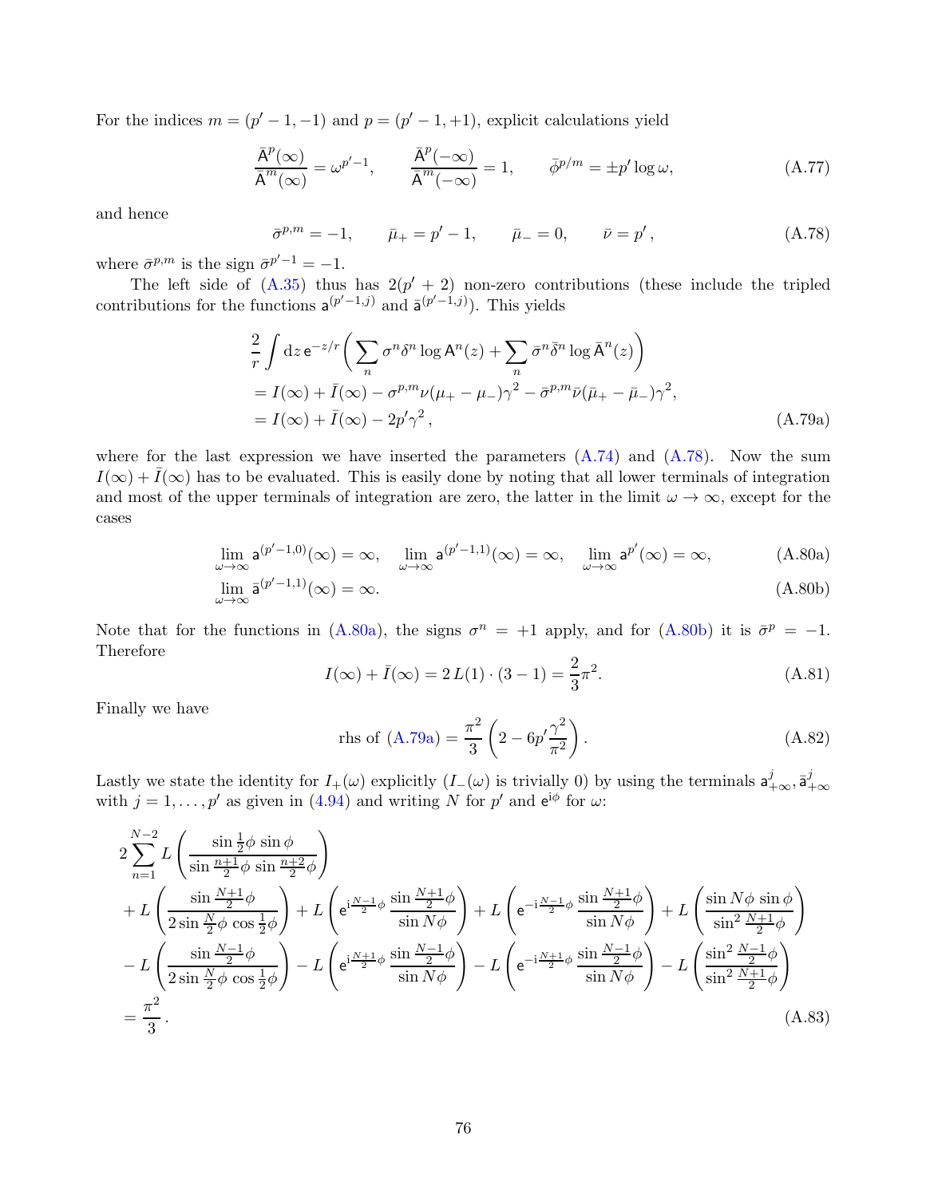For the indices $m = (p'-1,-1)$ and $p = (p'-1,+1)$, explicit calculations yield

$$\frac{\bar{\mathsf{A}}^p(\infty)}{\bar{\mathsf{A}}^m(\infty)} = \omega^{p'-1}, \qquad \frac{\bar{\mathsf{A}}^p(-\infty)}{\bar{\mathsf{A}}^m(-\infty)} = 1, \qquad \bar{\phi}^{p/m} = \pm p' \log\omega, \tag{A.77}$$

and hence

$$\bar{\sigma}^{p,m} = -1, \qquad \bar{\mu}_+ = p'-1, \qquad \bar{\mu}_- = 0, \qquad \bar{\nu} = p', \tag{A.78}$$

where $\bar{\sigma}^{p,m}$ is the sign $\bar{\sigma}^{p'-1} = -1$.

The left side of (A.35) thus has $2(p'+2)$ non-zero contributions (these include the tripled contributions for the functions $\mathsf{a}^{(p'-1,j)}$ and $\bar{\mathsf{a}}^{(p'-1,j)}$). This yields

$$\begin{aligned}
&\frac{2}{r}\int \mathrm{d}z\, \mathsf{e}^{-z/r}\left(\sum_n \sigma^n \delta^n \log \mathsf{A}^n(z) + \sum_n \bar{\sigma}^n \bar{\delta}^n \log \bar{\mathsf{A}}^n(z)\right) \\
&= I(\infty) + \bar{I}(\infty) - \sigma^{p,m}\nu(\mu_+ - \mu_-)\gamma^2 - \bar{\sigma}^{p,m}\bar{\nu}(\bar{\mu}_+ - \bar{\mu}_-)\gamma^2, \\
&= I(\infty) + \bar{I}(\infty) - 2p'\gamma^2,
\end{aligned} \tag{A.79a}$$

where for the last expression we have inserted the parameters (A.74) and (A.78). Now the sum $I(\infty) + \bar{I}(\infty)$ has to be evaluated. This is easily done by noting that all lower terminals of integration and most of the upper terminals of integration are zero, the latter in the limit $\omega \to \infty$, except for the cases

$$\lim_{\omega\to\infty} \mathsf{a}^{(p'-1,0)}(\infty) = \infty, \quad \lim_{\omega\to\infty} \mathsf{a}^{(p'-1,1)}(\infty) = \infty, \quad \lim_{\omega\to\infty} \mathsf{a}^{p'}(\infty) = \infty, \tag{A.80a}$$

$$\lim_{\omega\to\infty} \bar{\mathsf{a}}^{(p'-1,1)}(\infty) = \infty. \tag{A.80b}$$

Note that for the functions in (A.80a), the signs $\sigma^n = +1$ apply, and for (A.80b) it is $\bar{\sigma}^p = -1$. Therefore

$$I(\infty) + \bar{I}(\infty) = 2\,L(1)\cdot(3-1) = \frac{2}{3}\pi^2. \tag{A.81}$$

Finally we have

$$\text{rhs of (A.79a)} = \frac{\pi^2}{3}\left(2 - 6p'\frac{\gamma^2}{\pi^2}\right). \tag{A.82}$$

Lastly we state the identity for $I_+(\omega)$ explicitly ($I_-(\omega)$ is trivially 0) by using the terminals $\mathsf{a}^j_{+\infty}, \bar{\mathsf{a}}^j_{+\infty}$ with $j = 1, \ldots, p'$ as given in (4.94) and writing $N$ for $p'$ and $\mathsf{e}^{\mathrm{i}\phi}$ for $\omega$:

$$\begin{aligned}
&2\sum_{n=1}^{N-2} L\left(\frac{\sin\frac{1}{2}\phi\,\sin\phi}{\sin\frac{n+1}{2}\phi\,\sin\frac{n+2}{2}\phi}\right) \\
&+ L\left(\frac{\sin\frac{N+1}{2}\phi}{2\sin\frac{N}{2}\phi\,\cos\frac{1}{2}\phi}\right) + L\left(\mathsf{e}^{\mathrm{i}\frac{N-1}{2}\phi}\,\frac{\sin\frac{N+1}{2}\phi}{\sin N\phi}\right) + L\left(\mathsf{e}^{-\mathrm{i}\frac{N-1}{2}\phi}\,\frac{\sin\frac{N+1}{2}\phi}{\sin N\phi}\right) + L\left(\frac{\sin N\phi\,\sin\phi}{\sin^2\frac{N+1}{2}\phi}\right) \\
&- L\left(\frac{\sin\frac{N-1}{2}\phi}{2\sin\frac{N}{2}\phi\,\cos\frac{1}{2}\phi}\right) - L\left(\mathsf{e}^{\mathrm{i}\frac{N+1}{2}\phi}\,\frac{\sin\frac{N-1}{2}\phi}{\sin N\phi}\right) - L\left(\mathsf{e}^{-\mathrm{i}\frac{N+1}{2}\phi}\,\frac{\sin\frac{N-1}{2}\phi}{\sin N\phi}\right) - L\left(\frac{\sin^2\frac{N-1}{2}\phi}{\sin^2\frac{N+1}{2}\phi}\right) \\
&= \frac{\pi^2}{3}.
\end{aligned} \tag{A.83}$$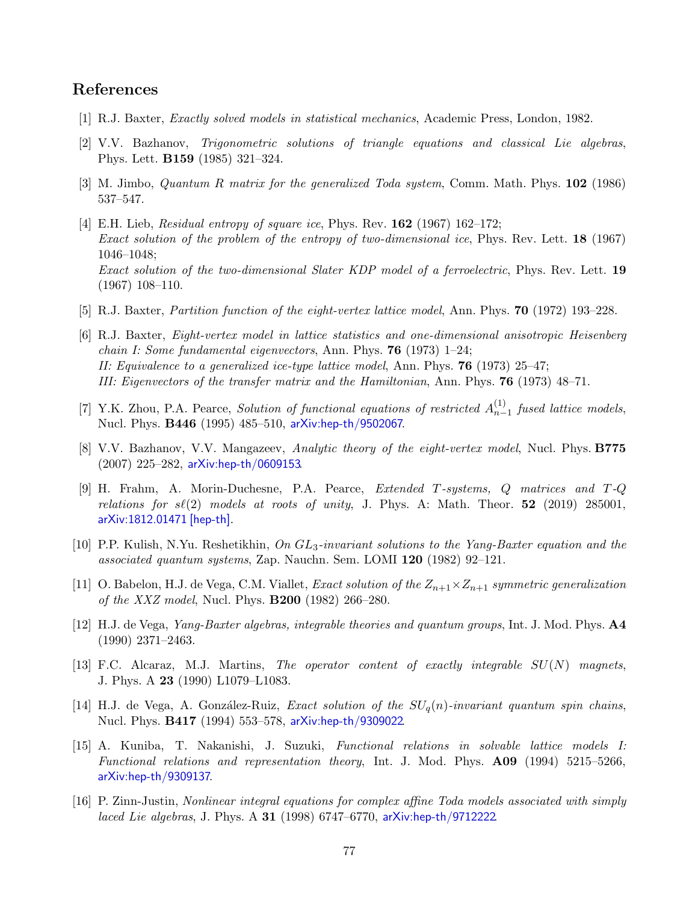## References

[1] R.J. Baxter, *Exactly solved models in statistical mechanics*, Academic Press, London, 1982.

[2] V.V. Bazhanov, *Trigonometric solutions of triangle equations and classical Lie algebras*, Phys. Lett. **B159** (1985) 321–324.

[3] M. Jimbo, *Quantum R matrix for the generalized Toda system*, Comm. Math. Phys. **102** (1986) 537–547.

[4] E.H. Lieb, *Residual entropy of square ice*, Phys. Rev. **162** (1967) 162–172;
*Exact solution of the problem of the entropy of two-dimensional ice*, Phys. Rev. Lett. **18** (1967) 1046–1048;
*Exact solution of the two-dimensional Slater KDP model of a ferroelectric*, Phys. Rev. Lett. **19** (1967) 108–110.

[5] R.J. Baxter, *Partition function of the eight-vertex lattice model*, Ann. Phys. **70** (1972) 193–228.

[6] R.J. Baxter, *Eight-vertex model in lattice statistics and one-dimensional anisotropic Heisenberg chain I: Some fundamental eigenvectors*, Ann. Phys. **76** (1973) 1–24;
*II: Equivalence to a generalized ice-type lattice model*, Ann. Phys. **76** (1973) 25–47;
*III: Eigenvectors of the transfer matrix and the Hamiltonian*, Ann. Phys. **76** (1973) 48–71.

[7] Y.K. Zhou, P.A. Pearce, *Solution of functional equations of restricted $A^{(1)}_{n-1}$ fused lattice models*, Nucl. Phys. **B446** (1995) 485–510, arXiv:hep-th/9502067.

[8] V.V. Bazhanov, V.V. Mangazeev, *Analytic theory of the eight-vertex model*, Nucl. Phys. **B775** (2007) 225–282, arXiv:hep-th/0609153.

[9] H. Frahm, A. Morin-Duchesne, P.A. Pearce, *Extended T-systems, Q matrices and T-Q relations for $s\ell(2)$ models at roots of unity*, J. Phys. A: Math. Theor. **52** (2019) 285001, arXiv:1812.01471 [hep-th].

[10] P.P. Kulish, N.Yu. Reshetikhin, *On $GL_3$-invariant solutions to the Yang-Baxter equation and the associated quantum systems*, Zap. Nauchn. Sem. LOMI **120** (1982) 92–121.

[11] O. Babelon, H.J. de Vega, C.M. Viallet, *Exact solution of the $Z_{n+1}\times Z_{n+1}$ symmetric generalization of the XXZ model*, Nucl. Phys. **B200** (1982) 266–280.

[12] H.J. de Vega, *Yang-Baxter algebras, integrable theories and quantum groups*, Int. J. Mod. Phys. **A4** (1990) 2371–2463.

[13] F.C. Alcaraz, M.J. Martins, *The operator content of exactly integrable $SU(N)$ magnets*, J. Phys. A **23** (1990) L1079–L1083.

[14] H.J. de Vega, A. González-Ruiz, *Exact solution of the $SU_q(n)$-invariant quantum spin chains*, Nucl. Phys. **B417** (1994) 553–578, arXiv:hep-th/9309022.

[15] A. Kuniba, T. Nakanishi, J. Suzuki, *Functional relations in solvable lattice models I: Functional relations and representation theory*, Int. J. Mod. Phys. **A09** (1994) 5215–5266, arXiv:hep-th/9309137.

[16] P. Zinn-Justin, *Nonlinear integral equations for complex affine Toda models associated with simply laced Lie algebras*, J. Phys. A **31** (1998) 6747–6770, arXiv:hep-th/9712222.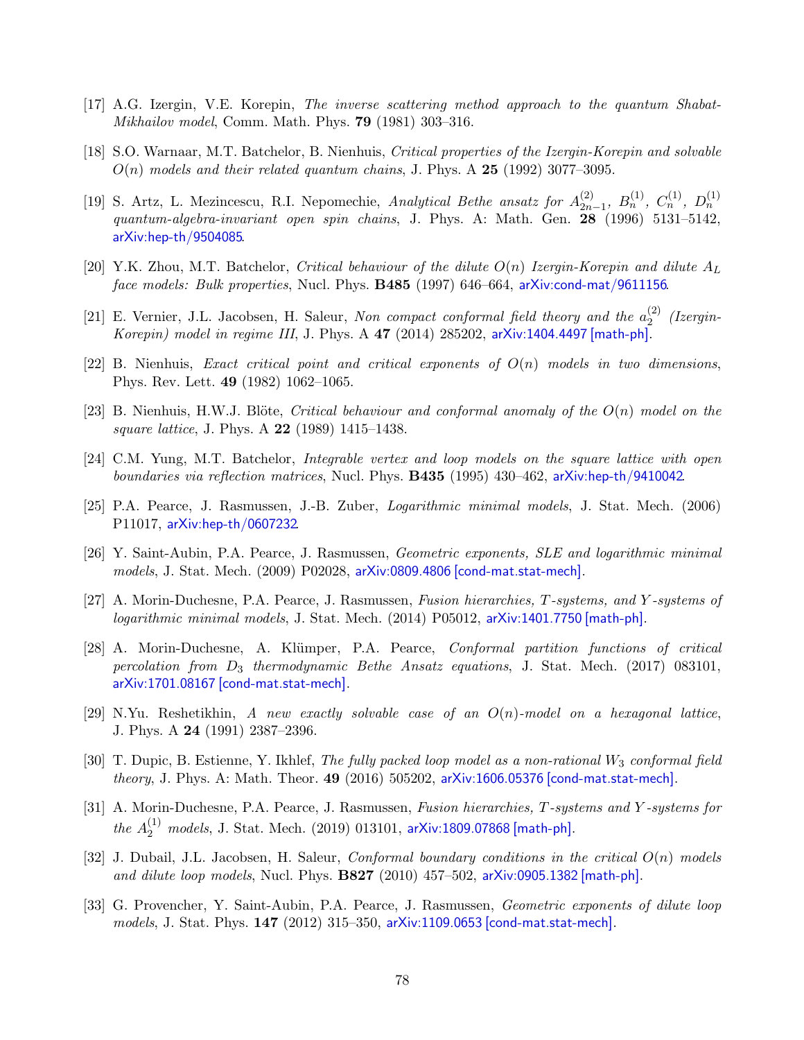[17] A.G. Izergin, V.E. Korepin, *The inverse scattering method approach to the quantum Shabat-Mikhailov model*, Comm. Math. Phys. **79** (1981) 303–316.

[18] S.O. Warnaar, M.T. Batchelor, B. Nienhuis, *Critical properties of the Izergin-Korepin and solvable $O(n)$ models and their related quantum chains*, J. Phys. A **25** (1992) 3077–3095.

[19] S. Artz, L. Mezincescu, R.I. Nepomechie, *Analytical Bethe ansatz for $A_{2n-1}^{(2)}$, $B_n^{(1)}$, $C_n^{(1)}$, $D_n^{(1)}$ quantum-algebra-invariant open spin chains*, J. Phys. A: Math. Gen. **28** (1996) 5131–5142, arXiv:hep-th/9504085.

[20] Y.K. Zhou, M.T. Batchelor, *Critical behaviour of the dilute $O(n)$ Izergin-Korepin and dilute $A_L$ face models: Bulk properties*, Nucl. Phys. **B485** (1997) 646–664, arXiv:cond-mat/9611156.

[21] E. Vernier, J.L. Jacobsen, H. Saleur, *Non compact conformal field theory and the $a_2^{(2)}$ (Izergin-Korepin) model in regime III*, J. Phys. A **47** (2014) 285202, arXiv:1404.4497 [math-ph].

[22] B. Nienhuis, *Exact critical point and critical exponents of $O(n)$ models in two dimensions*, Phys. Rev. Lett. **49** (1982) 1062–1065.

[23] B. Nienhuis, H.W.J. Blöte, *Critical behaviour and conformal anomaly of the $O(n)$ model on the square lattice*, J. Phys. A **22** (1989) 1415–1438.

[24] C.M. Yung, M.T. Batchelor, *Integrable vertex and loop models on the square lattice with open boundaries via reflection matrices*, Nucl. Phys. **B435** (1995) 430–462, arXiv:hep-th/9410042.

[25] P.A. Pearce, J. Rasmussen, J.-B. Zuber, *Logarithmic minimal models*, J. Stat. Mech. (2006) P11017, arXiv:hep-th/0607232.

[26] Y. Saint-Aubin, P.A. Pearce, J. Rasmussen, *Geometric exponents, SLE and logarithmic minimal models*, J. Stat. Mech. (2009) P02028, arXiv:0809.4806 [cond-mat.stat-mech].

[27] A. Morin-Duchesne, P.A. Pearce, J. Rasmussen, *Fusion hierarchies, $T$-systems, and $Y$-systems of logarithmic minimal models*, J. Stat. Mech. (2014) P05012, arXiv:1401.7750 [math-ph].

[28] A. Morin-Duchesne, A. Klümper, P.A. Pearce, *Conformal partition functions of critical percolation from $D_3$ thermodynamic Bethe Ansatz equations*, J. Stat. Mech. (2017) 083101, arXiv:1701.08167 [cond-mat.stat-mech].

[29] N.Yu. Reshetikhin, *A new exactly solvable case of an $O(n)$-model on a hexagonal lattice*, J. Phys. A **24** (1991) 2387–2396.

[30] T. Dupic, B. Estienne, Y. Ikhlef, *The fully packed loop model as a non-rational $W_3$ conformal field theory*, J. Phys. A: Math. Theor. **49** (2016) 505202, arXiv:1606.05376 [cond-mat.stat-mech].

[31] A. Morin-Duchesne, P.A. Pearce, J. Rasmussen, *Fusion hierarchies, $T$-systems and $Y$-systems for the $A_2^{(1)}$ models*, J. Stat. Mech. (2019) 013101, arXiv:1809.07868 [math-ph].

[32] J. Dubail, J.L. Jacobsen, H. Saleur, *Conformal boundary conditions in the critical $O(n)$ models and dilute loop models*, Nucl. Phys. **B827** (2010) 457–502, arXiv:0905.1382 [math-ph].

[33] G. Provencher, Y. Saint-Aubin, P.A. Pearce, J. Rasmussen, *Geometric exponents of dilute loop models*, J. Stat. Phys. **147** (2012) 315–350, arXiv:1109.0653 [cond-mat.stat-mech].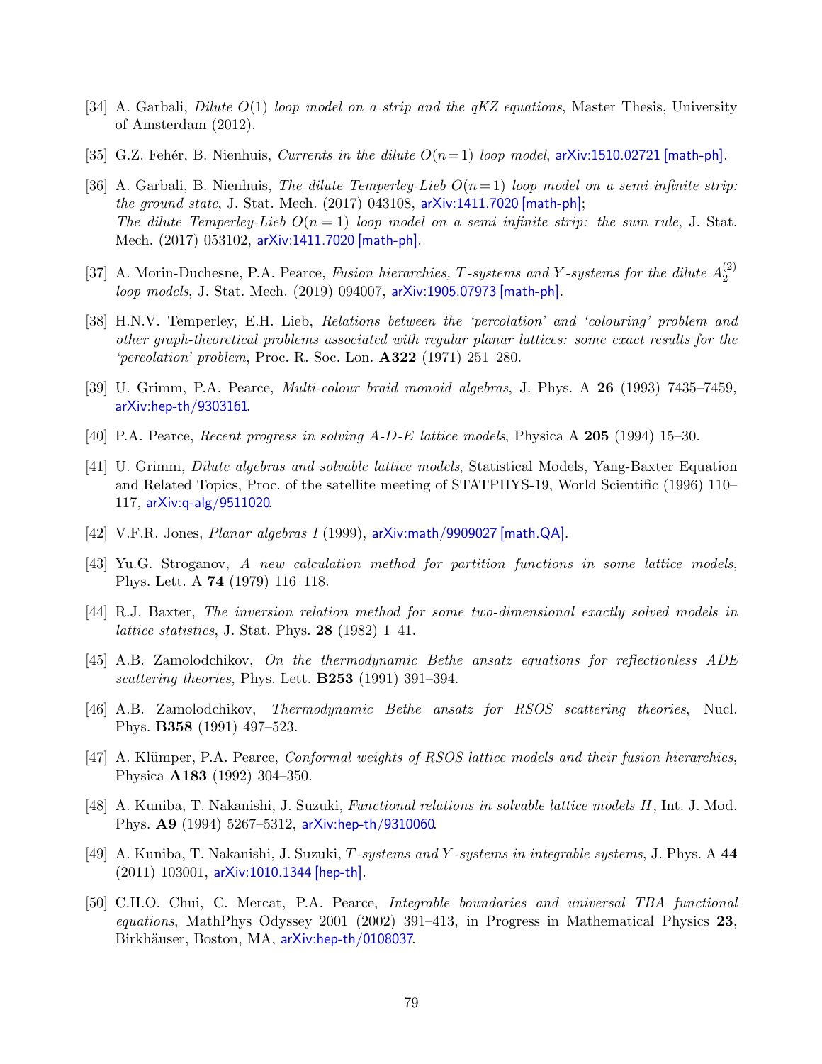[34] A. Garbali, *Dilute $O(1)$ loop model on a strip and the qKZ equations*, Master Thesis, University of Amsterdam (2012).

[35] G.Z. Fehér, B. Nienhuis, *Currents in the dilute $O(n\!=\!1)$ loop model*, arXiv:1510.02721 [math-ph].

[36] A. Garbali, B. Nienhuis, *The dilute Temperley-Lieb $O(n\!=\!1)$ loop model on a semi infinite strip: the ground state*, J. Stat. Mech. (2017) 043108, arXiv:1411.7020 [math-ph];
*The dilute Temperley-Lieb $O(n = 1)$ loop model on a semi infinite strip: the sum rule*, J. Stat. Mech. (2017) 053102, arXiv:1411.7020 [math-ph].

[37] A. Morin-Duchesne, P.A. Pearce, *Fusion hierarchies, $T$-systems and $Y$-systems for the dilute $A_2^{(2)}$ loop models*, J. Stat. Mech. (2019) 094007, arXiv:1905.07973 [math-ph].

[38] H.N.V. Temperley, E.H. Lieb, *Relations between the 'percolation' and 'colouring' problem and other graph-theoretical problems associated with regular planar lattices: some exact results for the 'percolation' problem*, Proc. R. Soc. Lon. **A322** (1971) 251–280.

[39] U. Grimm, P.A. Pearce, *Multi-colour braid monoid algebras*, J. Phys. A **26** (1993) 7435–7459, arXiv:hep-th/9303161.

[40] P.A. Pearce, *Recent progress in solving A-D-E lattice models*, Physica A **205** (1994) 15–30.

[41] U. Grimm, *Dilute algebras and solvable lattice models*, Statistical Models, Yang-Baxter Equation and Related Topics, Proc. of the satellite meeting of STATPHYS-19, World Scientific (1996) 110–117, arXiv:q-alg/9511020.

[42] V.F.R. Jones, *Planar algebras I* (1999), arXiv:math/9909027 [math.QA].

[43] Yu.G. Stroganov, *A new calculation method for partition functions in some lattice models*, Phys. Lett. A **74** (1979) 116–118.

[44] R.J. Baxter, *The inversion relation method for some two-dimensional exactly solved models in lattice statistics*, J. Stat. Phys. **28** (1982) 1–41.

[45] A.B. Zamolodchikov, *On the thermodynamic Bethe ansatz equations for reflectionless ADE scattering theories*, Phys. Lett. **B253** (1991) 391–394.

[46] A.B. Zamolodchikov, *Thermodynamic Bethe ansatz for RSOS scattering theories*, Nucl. Phys. **B358** (1991) 497–523.

[47] A. Klümper, P.A. Pearce, *Conformal weights of RSOS lattice models and their fusion hierarchies*, Physica **A183** (1992) 304–350.

[48] A. Kuniba, T. Nakanishi, J. Suzuki, *Functional relations in solvable lattice models II*, Int. J. Mod. Phys. **A9** (1994) 5267–5312, arXiv:hep-th/9310060.

[49] A. Kuniba, T. Nakanishi, J. Suzuki, *$T$-systems and $Y$-systems in integrable systems*, J. Phys. A **44** (2011) 103001, arXiv:1010.1344 [hep-th].

[50] C.H.O. Chui, C. Mercat, P.A. Pearce, *Integrable boundaries and universal TBA functional equations*, MathPhys Odyssey 2001 (2002) 391–413, in Progress in Mathematical Physics **23**, Birkhäuser, Boston, MA, arXiv:hep-th/0108037.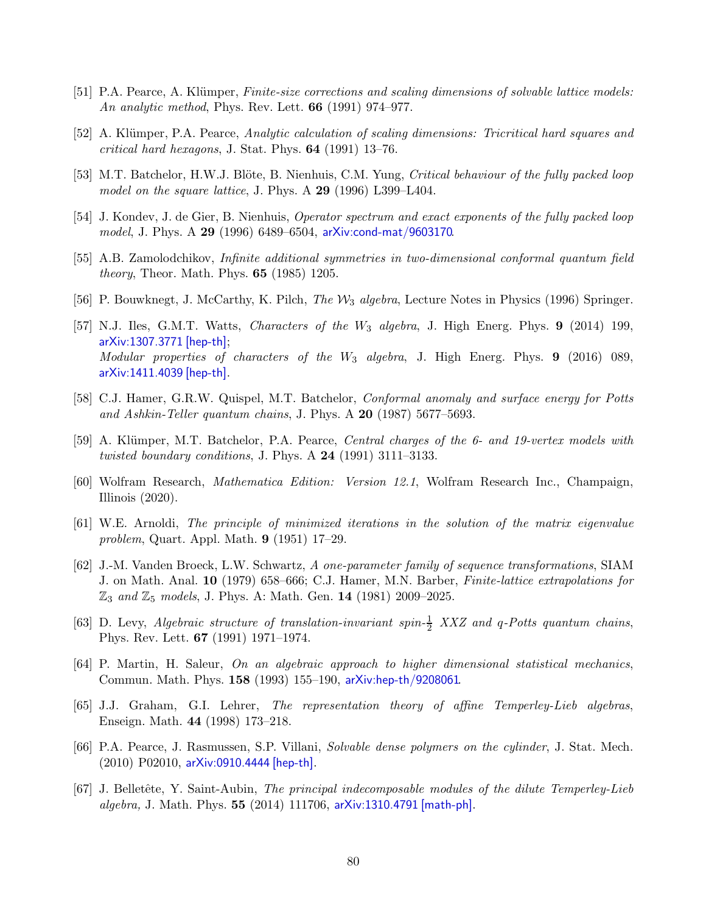[51] P.A. Pearce, A. Klümper, *Finite-size corrections and scaling dimensions of solvable lattice models: An analytic method*, Phys. Rev. Lett. **66** (1991) 974–977.

[52] A. Klümper, P.A. Pearce, *Analytic calculation of scaling dimensions: Tricritical hard squares and critical hard hexagons*, J. Stat. Phys. **64** (1991) 13–76.

[53] M.T. Batchelor, H.W.J. Blöte, B. Nienhuis, C.M. Yung, *Critical behaviour of the fully packed loop model on the square lattice*, J. Phys. A **29** (1996) L399–L404.

[54] J. Kondev, J. de Gier, B. Nienhuis, *Operator spectrum and exact exponents of the fully packed loop model*, J. Phys. A **29** (1996) 6489–6504, arXiv:cond-mat/9603170.

[55] A.B. Zamolodchikov, *Infinite additional symmetries in two-dimensional conformal quantum field theory*, Theor. Math. Phys. **65** (1985) 1205.

[56] P. Bouwknegt, J. McCarthy, K. Pilch, *The $\mathcal{W}_3$ algebra*, Lecture Notes in Physics (1996) Springer.

[57] N.J. Iles, G.M.T. Watts, *Characters of the $W_3$ algebra*, J. High Energ. Phys. **9** (2014) 199, arXiv:1307.3771 [hep-th];
*Modular properties of characters of the $W_3$ algebra*, J. High Energ. Phys. **9** (2016) 089, arXiv:1411.4039 [hep-th].

[58] C.J. Hamer, G.R.W. Quispel, M.T. Batchelor, *Conformal anomaly and surface energy for Potts and Ashkin-Teller quantum chains*, J. Phys. A **20** (1987) 5677–5693.

[59] A. Klümper, M.T. Batchelor, P.A. Pearce, *Central charges of the 6- and 19-vertex models with twisted boundary conditions*, J. Phys. A **24** (1991) 3111–3133.

[60] Wolfram Research, *Mathematica Edition: Version 12.1*, Wolfram Research Inc., Champaign, Illinois (2020).

[61] W.E. Arnoldi, *The principle of minimized iterations in the solution of the matrix eigenvalue problem*, Quart. Appl. Math. **9** (1951) 17–29.

[62] J.-M. Vanden Broeck, L.W. Schwartz, *A one-parameter family of sequence transformations*, SIAM J. on Math. Anal. **10** (1979) 658–666; C.J. Hamer, M.N. Barber, *Finite-lattice extrapolations for $\mathbb{Z}_3$ and $\mathbb{Z}_5$ models*, J. Phys. A: Math. Gen. **14** (1981) 2009–2025.

[63] D. Levy, *Algebraic structure of translation-invariant spin-$\frac{1}{2}$ XXZ and q-Potts quantum chains*, Phys. Rev. Lett. **67** (1991) 1971–1974.

[64] P. Martin, H. Saleur, *On an algebraic approach to higher dimensional statistical mechanics*, Commun. Math. Phys. **158** (1993) 155–190, arXiv:hep-th/9208061.

[65] J.J. Graham, G.I. Lehrer, *The representation theory of affine Temperley-Lieb algebras*, Enseign. Math. **44** (1998) 173–218.

[66] P.A. Pearce, J. Rasmussen, S.P. Villani, *Solvable dense polymers on the cylinder*, J. Stat. Mech. (2010) P02010, arXiv:0910.4444 [hep-th].

[67] J. Belletête, Y. Saint-Aubin, *The principal indecomposable modules of the dilute Temperley-Lieb algebra,* J. Math. Phys. **55** (2014) 111706, arXiv:1310.4791 [math-ph].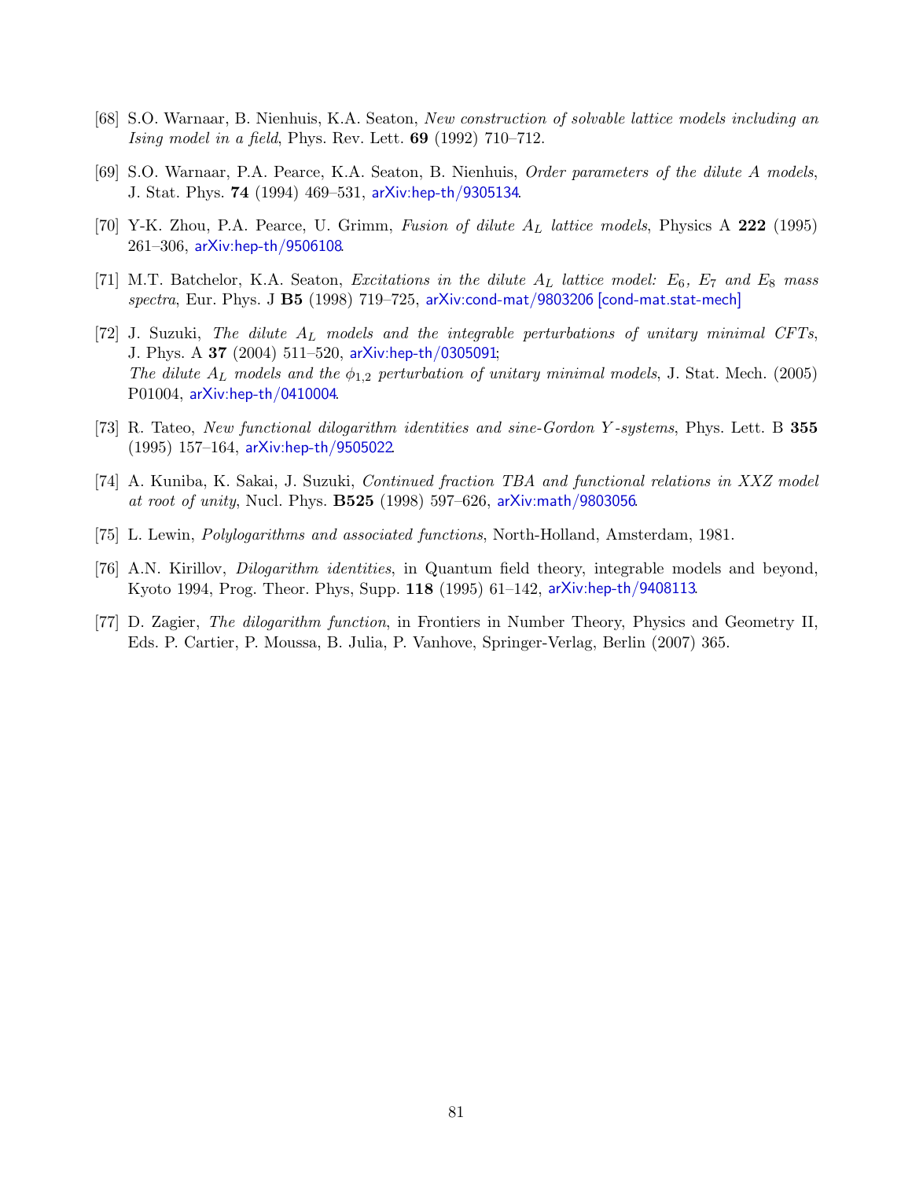[68] S.O. Warnaar, B. Nienhuis, K.A. Seaton, *New construction of solvable lattice models including an Ising model in a field*, Phys. Rev. Lett. **69** (1992) 710–712.

[69] S.O. Warnaar, P.A. Pearce, K.A. Seaton, B. Nienhuis, *Order parameters of the dilute A models*, J. Stat. Phys. **74** (1994) 469–531, arXiv:hep-th/9305134.

[70] Y-K. Zhou, P.A. Pearce, U. Grimm, *Fusion of dilute $A_L$ lattice models*, Physics A **222** (1995) 261–306, arXiv:hep-th/9506108.

[71] M.T. Batchelor, K.A. Seaton, *Excitations in the dilute $A_L$ lattice model: $E_6$, $E_7$ and $E_8$ mass spectra*, Eur. Phys. J **B5** (1998) 719–725, arXiv:cond-mat/9803206 [cond-mat.stat-mech]

[72] J. Suzuki, *The dilute $A_L$ models and the integrable perturbations of unitary minimal CFTs*, J. Phys. A **37** (2004) 511–520, arXiv:hep-th/0305091;
*The dilute $A_L$ models and the $\phi_{1,2}$ perturbation of unitary minimal models*, J. Stat. Mech. (2005) P01004, arXiv:hep-th/0410004.

[73] R. Tateo, *New functional dilogarithm identities and sine-Gordon $Y$-systems*, Phys. Lett. B **355** (1995) 157–164, arXiv:hep-th/9505022.

[74] A. Kuniba, K. Sakai, J. Suzuki, *Continued fraction TBA and functional relations in XXZ model at root of unity*, Nucl. Phys. **B525** (1998) 597–626, arXiv:math/9803056.

[75] L. Lewin, *Polylogarithms and associated functions*, North-Holland, Amsterdam, 1981.

[76] A.N. Kirillov, *Dilogarithm identities*, in Quantum field theory, integrable models and beyond, Kyoto 1994, Prog. Theor. Phys, Supp. **118** (1995) 61–142, arXiv:hep-th/9408113.

[77] D. Zagier, *The dilogarithm function*, in Frontiers in Number Theory, Physics and Geometry II, Eds. P. Cartier, P. Moussa, B. Julia, P. Vanhove, Springer-Verlag, Berlin (2007) 365.